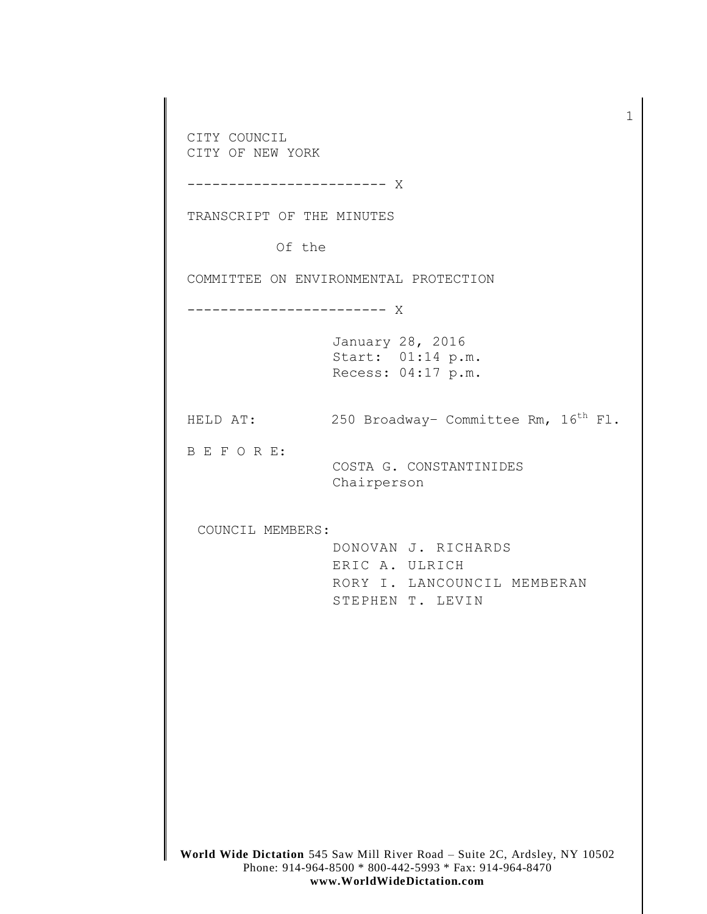CITY COUNCIL
CITY OF NEW YORK

------------------------ X

TRANSCRIPT OF THE MINUTES

Of the

COMMITTEE ON ENVIRONMENTAL PROTECTION

------------------------ X

January 28, 2016
Start: 01:14 p.m.
Recess: 04:17 p.m.

HELD AT: 250 Broadway– Committee Rm, 16th Fl.

B E F O R E:

COSTA G. CONSTANTINIDES
Chairperson

COUNCIL MEMBERS:

DONOVAN J. RICHARDS
ERIC A. ULRICH
RORY I. LANCOUNCIL MEMBERAN
STEPHEN T. LEVIN

**World Wide Dictation** 545 Saw Mill River Road – Suite 2C, Ardsley, NY 10502
Phone: 914-964-8500 * 800-442-5993 * Fax: 914-964-8470
**www.WorldWideDictation.com**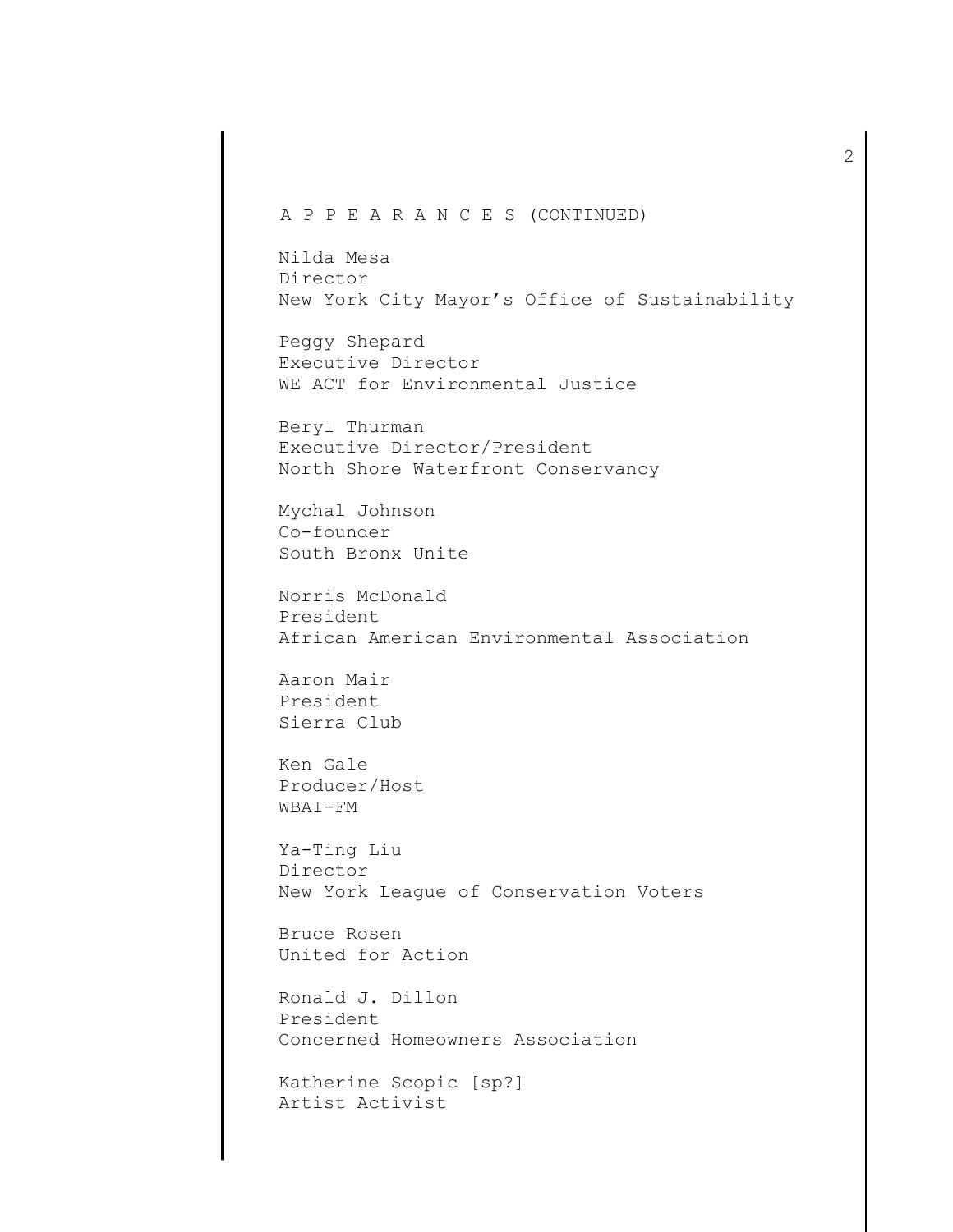A P P E A R A N C E S (CONTINUED)

Nilda Mesa
Director
New York City Mayor's Office of Sustainability

Peggy Shepard
Executive Director
WE ACT for Environmental Justice

Beryl Thurman
Executive Director/President
North Shore Waterfront Conservancy

Mychal Johnson
Co-founder
South Bronx Unite

Norris McDonald
President
African American Environmental Association

Aaron Mair
President
Sierra Club

Ken Gale
Producer/Host
WBAI-FM

Ya-Ting Liu
Director
New York League of Conservation Voters

Bruce Rosen
United for Action

Ronald J. Dillon
President
Concerned Homeowners Association

Katherine Scopic [sp?]
Artist Activist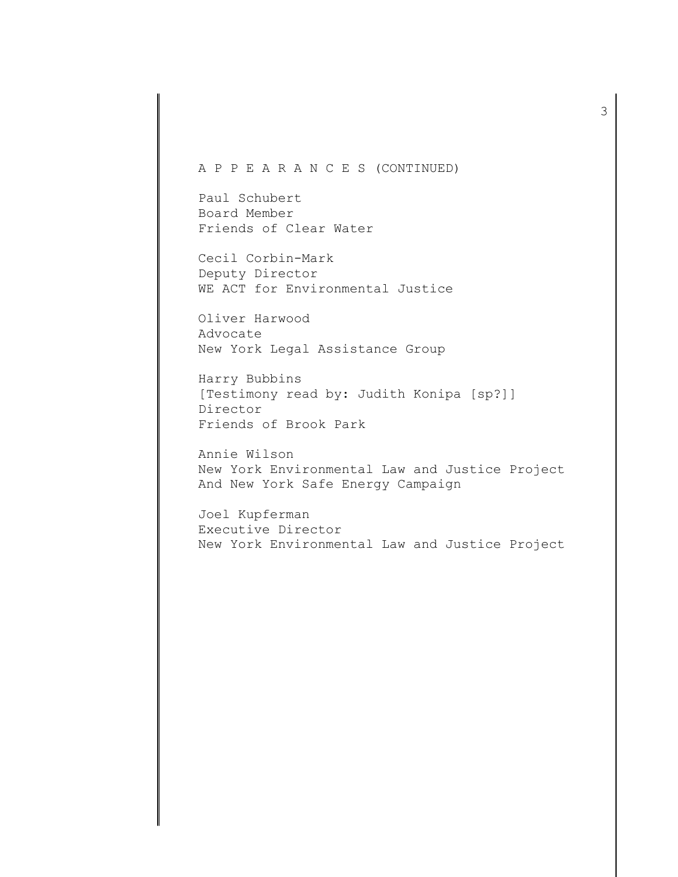A P P E A R A N C E S (CONTINUED)

Paul Schubert
Board Member
Friends of Clear Water

Cecil Corbin-Mark
Deputy Director
WE ACT for Environmental Justice

Oliver Harwood
Advocate
New York Legal Assistance Group

Harry Bubbins
[Testimony read by: Judith Konipa [sp?]]
Director
Friends of Brook Park

Annie Wilson
New York Environmental Law and Justice Project
And New York Safe Energy Campaign

Joel Kupferman
Executive Director
New York Environmental Law and Justice Project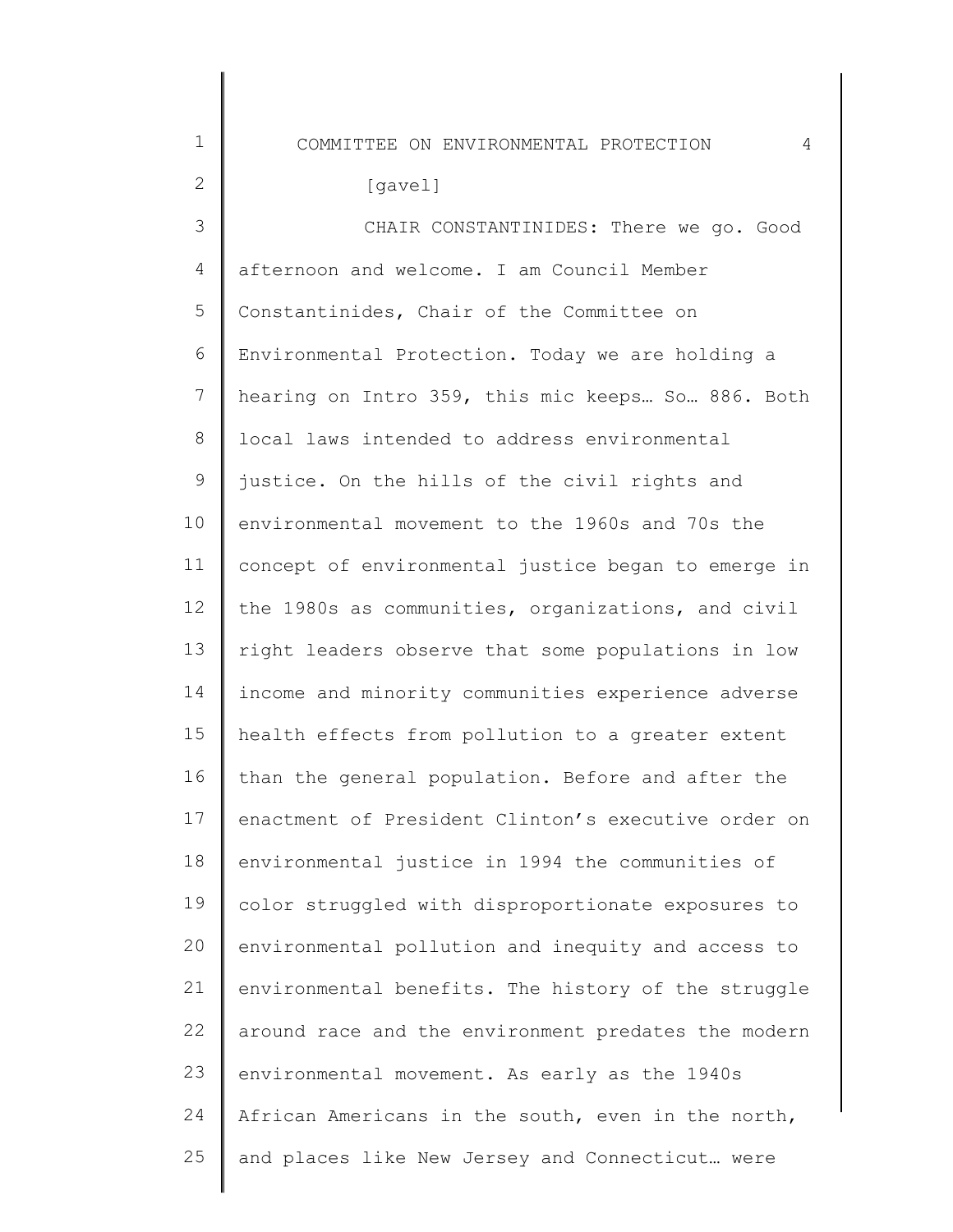[gavel]

CHAIR CONSTANTINIDES: There we go. Good afternoon and welcome. I am Council Member Constantinides, Chair of the Committee on Environmental Protection. Today we are holding a hearing on Intro 359, this mic keeps… So… 886. Both local laws intended to address environmental justice. On the hills of the civil rights and environmental movement to the 1960s and 70s the concept of environmental justice began to emerge in the 1980s as communities, organizations, and civil right leaders observe that some populations in low income and minority communities experience adverse health effects from pollution to a greater extent than the general population. Before and after the enactment of President Clinton's executive order on environmental justice in 1994 the communities of color struggled with disproportionate exposures to environmental pollution and inequity and access to environmental benefits. The history of the struggle around race and the environment predates the modern environmental movement. As early as the 1940s African Americans in the south, even in the north, and places like New Jersey and Connecticut… were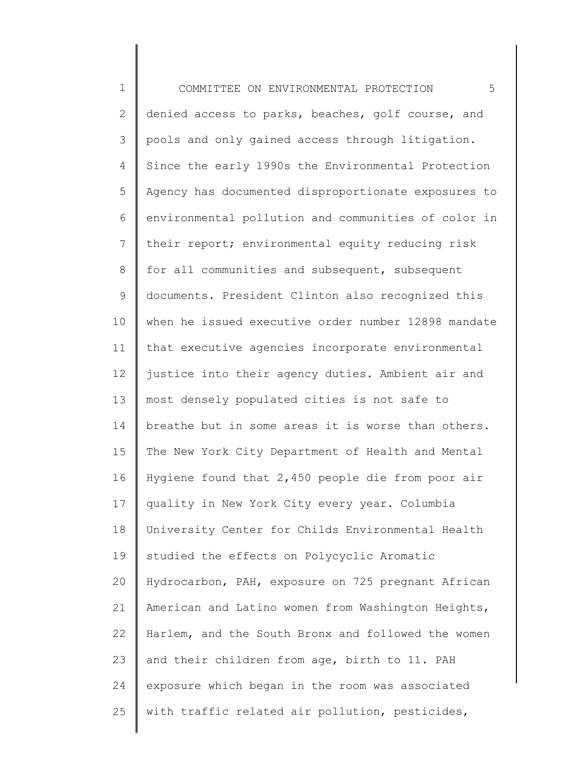denied access to parks, beaches, golf course, and pools and only gained access through litigation. Since the early 1990s the Environmental Protection Agency has documented disproportionate exposures to environmental pollution and communities of color in their report; environmental equity reducing risk for all communities and subsequent, subsequent documents. President Clinton also recognized this when he issued executive order number 12898 mandate that executive agencies incorporate environmental justice into their agency duties. Ambient air and most densely populated cities is not safe to breathe but in some areas it is worse than others. The New York City Department of Health and Mental Hygiene found that 2,450 people die from poor air quality in New York City every year. Columbia University Center for Childs Environmental Health studied the effects on Polycyclic Aromatic Hydrocarbon, PAH, exposure on 725 pregnant African American and Latino women from Washington Heights, Harlem, and the South Bronx and followed the women and their children from age, birth to 11. PAH exposure which began in the room was associated with traffic related air pollution, pesticides,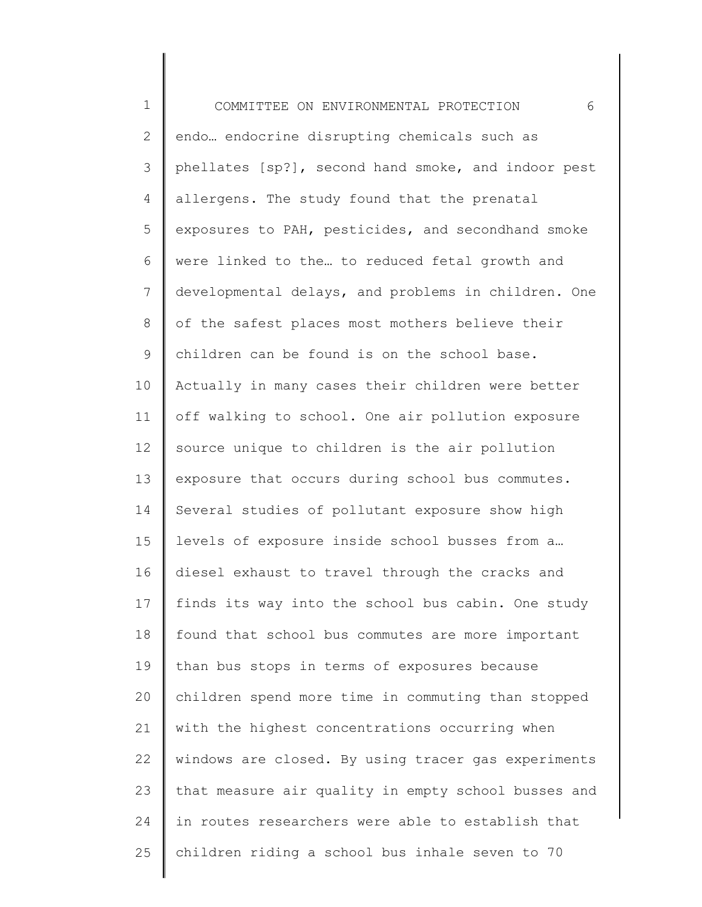endo… endocrine disrupting chemicals such as phellates [sp?], second hand smoke, and indoor pest allergens. The study found that the prenatal exposures to PAH, pesticides, and secondhand smoke were linked to the… to reduced fetal growth and developmental delays, and problems in children. One of the safest places most mothers believe their children can be found is on the school base. Actually in many cases their children were better off walking to school. One air pollution exposure source unique to children is the air pollution exposure that occurs during school bus commutes. Several studies of pollutant exposure show high levels of exposure inside school busses from a… diesel exhaust to travel through the cracks and finds its way into the school bus cabin. One study found that school bus commutes are more important than bus stops in terms of exposures because children spend more time in commuting than stopped with the highest concentrations occurring when windows are closed. By using tracer gas experiments that measure air quality in empty school busses and in routes researchers were able to establish that children riding a school bus inhale seven to 70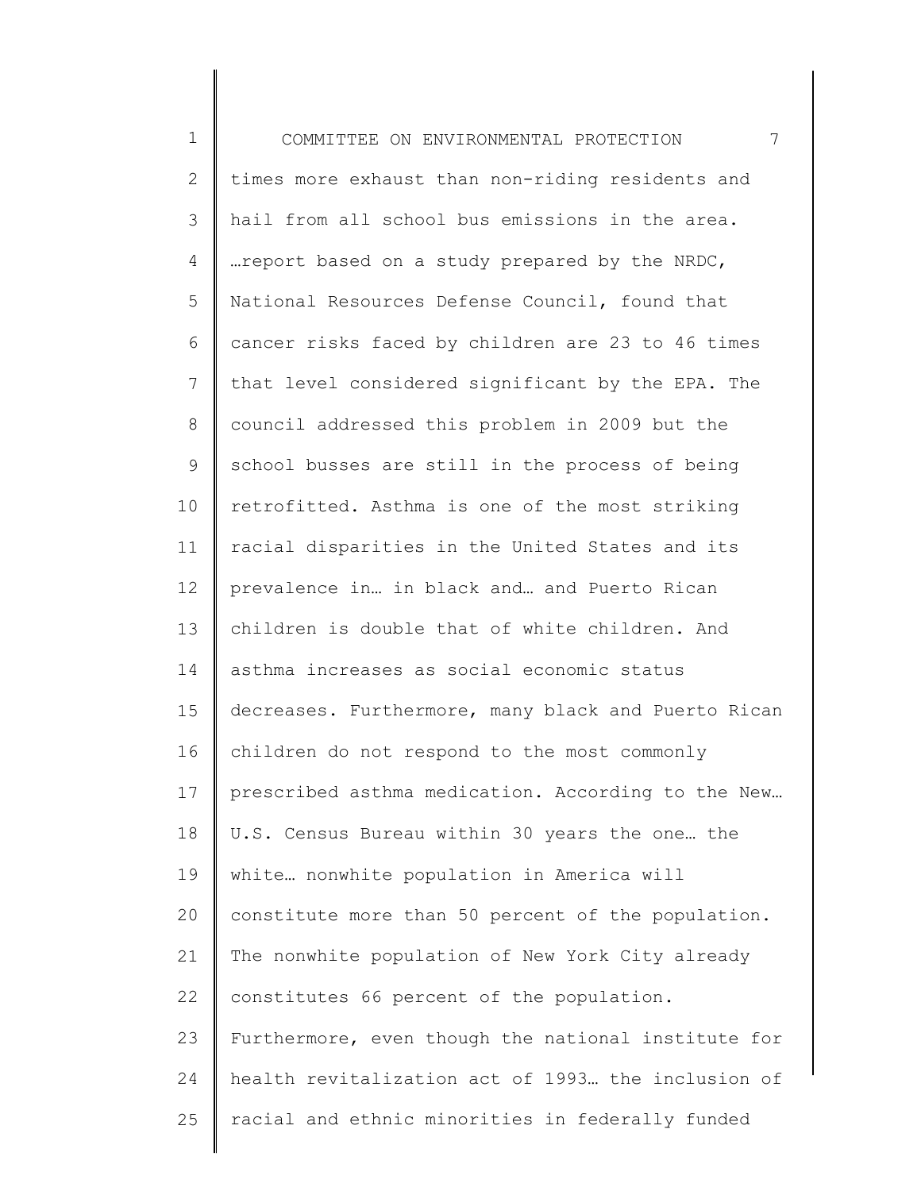times more exhaust than non-riding residents and hail from all school bus emissions in the area. …report based on a study prepared by the NRDC, National Resources Defense Council, found that cancer risks faced by children are 23 to 46 times that level considered significant by the EPA. The council addressed this problem in 2009 but the school busses are still in the process of being retrofitted. Asthma is one of the most striking racial disparities in the United States and its prevalence in… in black and… and Puerto Rican children is double that of white children. And asthma increases as social economic status decreases. Furthermore, many black and Puerto Rican children do not respond to the most commonly prescribed asthma medication. According to the New… U.S. Census Bureau within 30 years the one… the white… nonwhite population in America will constitute more than 50 percent of the population. The nonwhite population of New York City already constitutes 66 percent of the population. Furthermore, even though the national institute for health revitalization act of 1993… the inclusion of racial and ethnic minorities in federally funded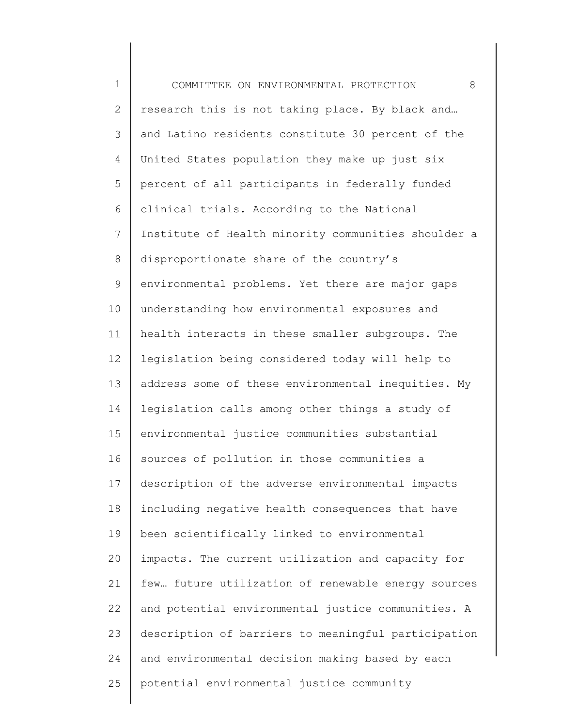research this is not taking place. By black and… and Latino residents constitute 30 percent of the United States population they make up just six percent of all participants in federally funded clinical trials. According to the National Institute of Health minority communities shoulder a disproportionate share of the country's environmental problems. Yet there are major gaps understanding how environmental exposures and health interacts in these smaller subgroups. The legislation being considered today will help to address some of these environmental inequities. My legislation calls among other things a study of environmental justice communities substantial sources of pollution in those communities a description of the adverse environmental impacts including negative health consequences that have been scientifically linked to environmental impacts. The current utilization and capacity for few… future utilization of renewable energy sources and potential environmental justice communities. A description of barriers to meaningful participation and environmental decision making based by each potential environmental justice community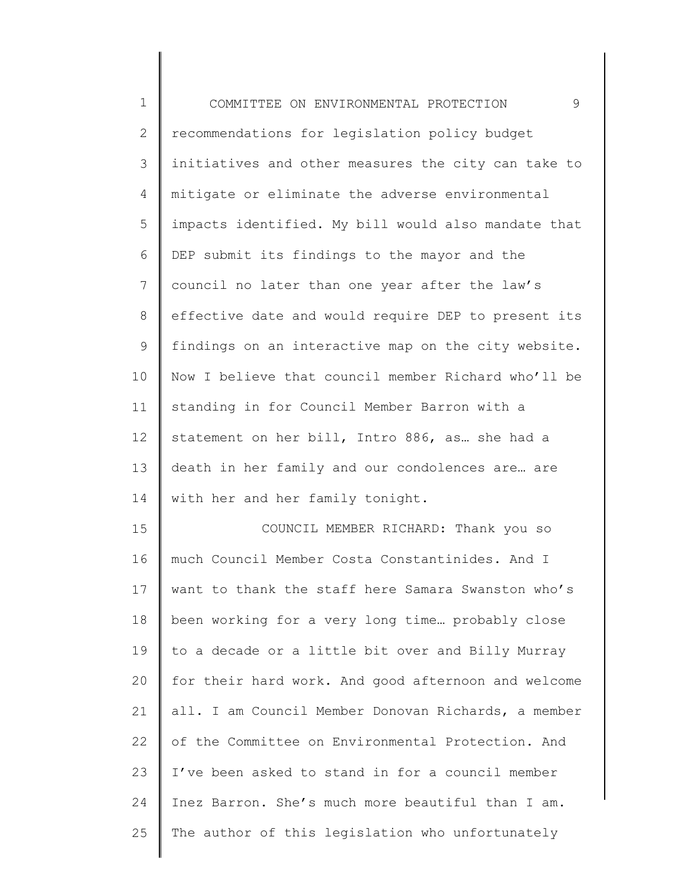recommendations for legislation policy budget initiatives and other measures the city can take to mitigate or eliminate the adverse environmental impacts identified. My bill would also mandate that DEP submit its findings to the mayor and the council no later than one year after the law's effective date and would require DEP to present its findings on an interactive map on the city website. Now I believe that council member Richard who'll be standing in for Council Member Barron with a statement on her bill, Intro 886, as… she had a death in her family and our condolences are… are with her and her family tonight.

COUNCIL MEMBER RICHARD: Thank you so much Council Member Costa Constantinides. And I want to thank the staff here Samara Swanston who's been working for a very long time… probably close to a decade or a little bit over and Billy Murray for their hard work. And good afternoon and welcome all. I am Council Member Donovan Richards, a member of the Committee on Environmental Protection. And I've been asked to stand in for a council member Inez Barron. She's much more beautiful than I am. The author of this legislation who unfortunately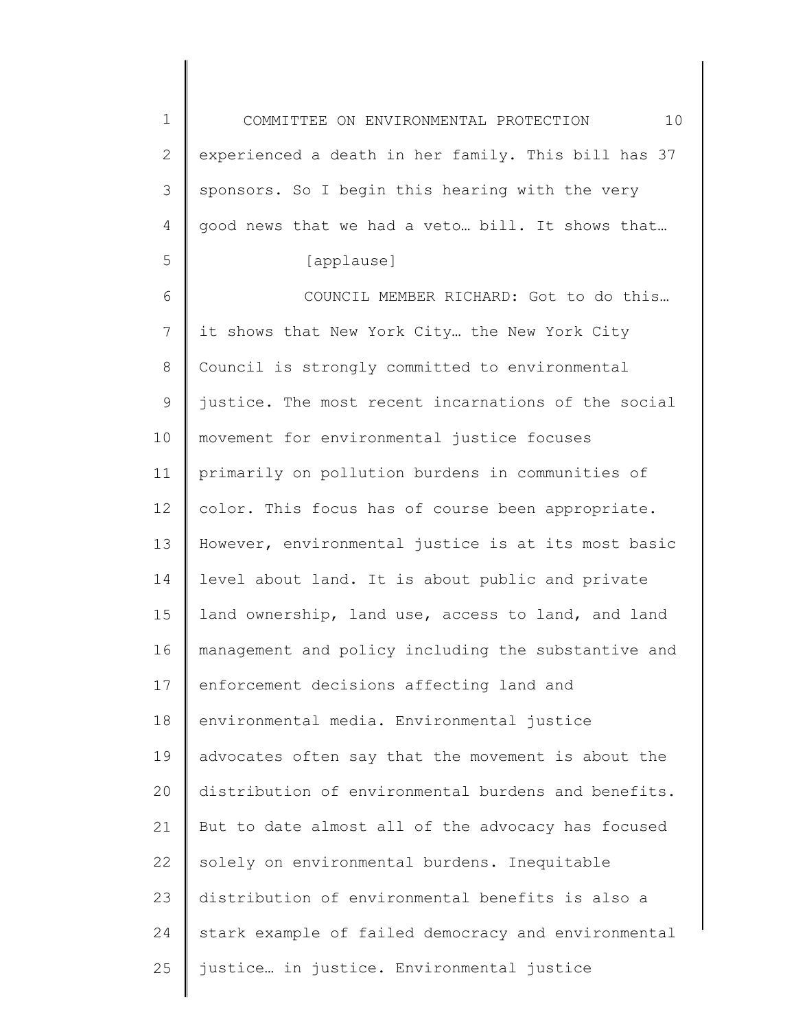experienced a death in her family. This bill has 37 sponsors. So I begin this hearing with the very good news that we had a veto… bill. It shows that…

[applause]

COUNCIL MEMBER RICHARD: Got to do this… it shows that New York City… the New York City Council is strongly committed to environmental justice. The most recent incarnations of the social movement for environmental justice focuses primarily on pollution burdens in communities of color. This focus has of course been appropriate. However, environmental justice is at its most basic level about land. It is about public and private land ownership, land use, access to land, and land management and policy including the substantive and enforcement decisions affecting land and environmental media. Environmental justice advocates often say that the movement is about the distribution of environmental burdens and benefits. But to date almost all of the advocacy has focused solely on environmental burdens. Inequitable distribution of environmental benefits is also a stark example of failed democracy and environmental justice… in justice. Environmental justice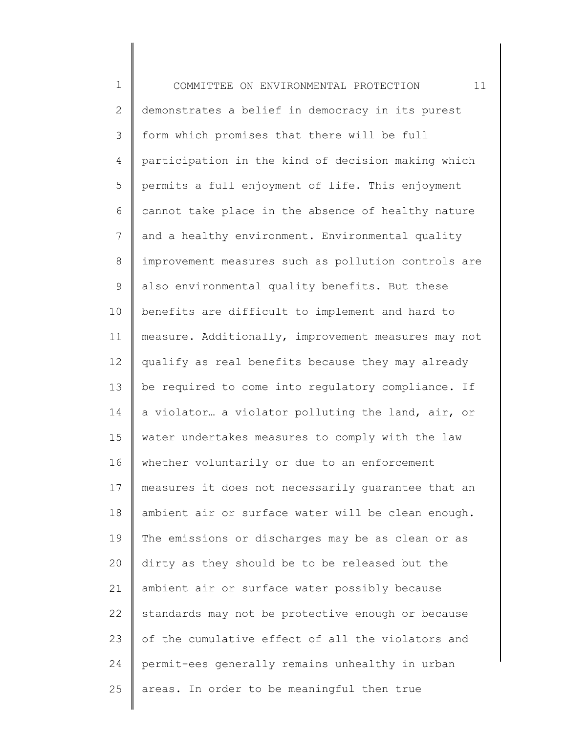demonstrates a belief in democracy in its purest form which promises that there will be full participation in the kind of decision making which permits a full enjoyment of life. This enjoyment cannot take place in the absence of healthy nature and a healthy environment. Environmental quality improvement measures such as pollution controls are also environmental quality benefits. But these benefits are difficult to implement and hard to measure. Additionally, improvement measures may not qualify as real benefits because they may already be required to come into regulatory compliance. If a violator… a violator polluting the land, air, or water undertakes measures to comply with the law whether voluntarily or due to an enforcement measures it does not necessarily guarantee that an ambient air or surface water will be clean enough. The emissions or discharges may be as clean or as dirty as they should be to be released but the ambient air or surface water possibly because standards may not be protective enough or because of the cumulative effect of all the violators and permit-ees generally remains unhealthy in urban areas. In order to be meaningful then true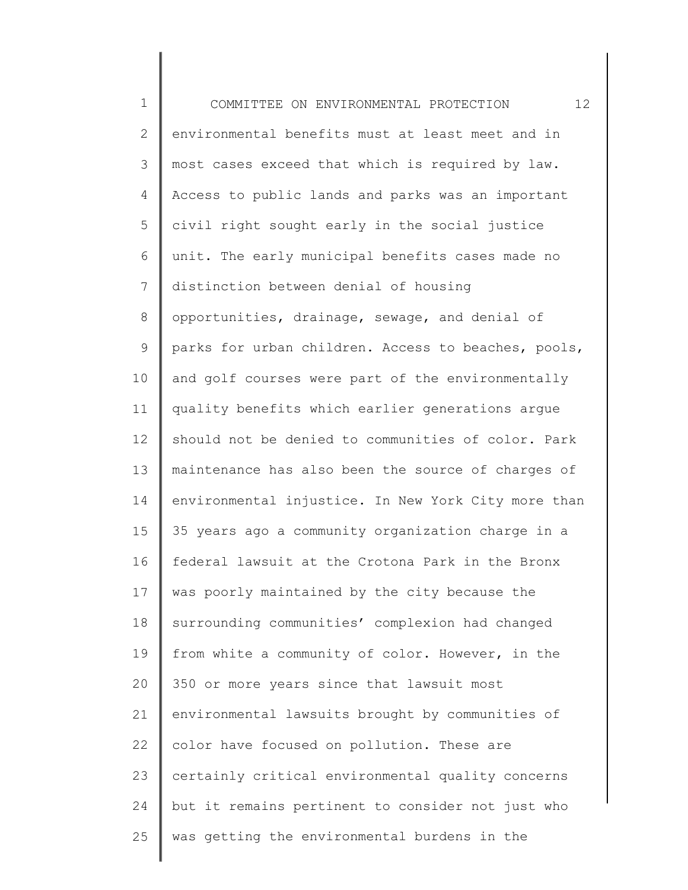environmental benefits must at least meet and in most cases exceed that which is required by law. Access to public lands and parks was an important civil right sought early in the social justice unit. The early municipal benefits cases made no distinction between denial of housing opportunities, drainage, sewage, and denial of parks for urban children. Access to beaches, pools, and golf courses were part of the environmentally quality benefits which earlier generations argue should not be denied to communities of color. Park maintenance has also been the source of charges of environmental injustice. In New York City more than 35 years ago a community organization charge in a federal lawsuit at the Crotona Park in the Bronx was poorly maintained by the city because the surrounding communities' complexion had changed from white a community of color. However, in the 350 or more years since that lawsuit most environmental lawsuits brought by communities of color have focused on pollution. These are certainly critical environmental quality concerns but it remains pertinent to consider not just who was getting the environmental burdens in the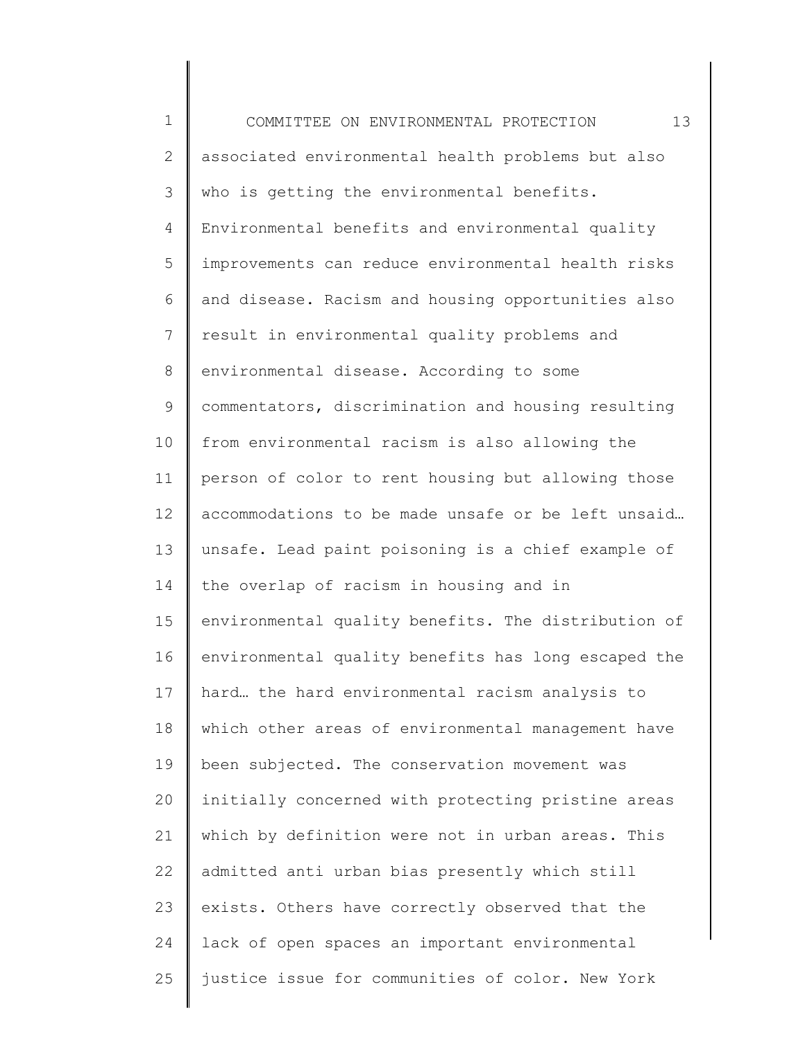associated environmental health problems but also who is getting the environmental benefits. Environmental benefits and environmental quality improvements can reduce environmental health risks and disease. Racism and housing opportunities also result in environmental quality problems and environmental disease. According to some commentators, discrimination and housing resulting from environmental racism is also allowing the person of color to rent housing but allowing those accommodations to be made unsafe or be left unsaid… unsafe. Lead paint poisoning is a chief example of the overlap of racism in housing and in environmental quality benefits. The distribution of environmental quality benefits has long escaped the hard… the hard environmental racism analysis to which other areas of environmental management have been subjected. The conservation movement was initially concerned with protecting pristine areas which by definition were not in urban areas. This admitted anti urban bias presently which still exists. Others have correctly observed that the lack of open spaces an important environmental justice issue for communities of color. New York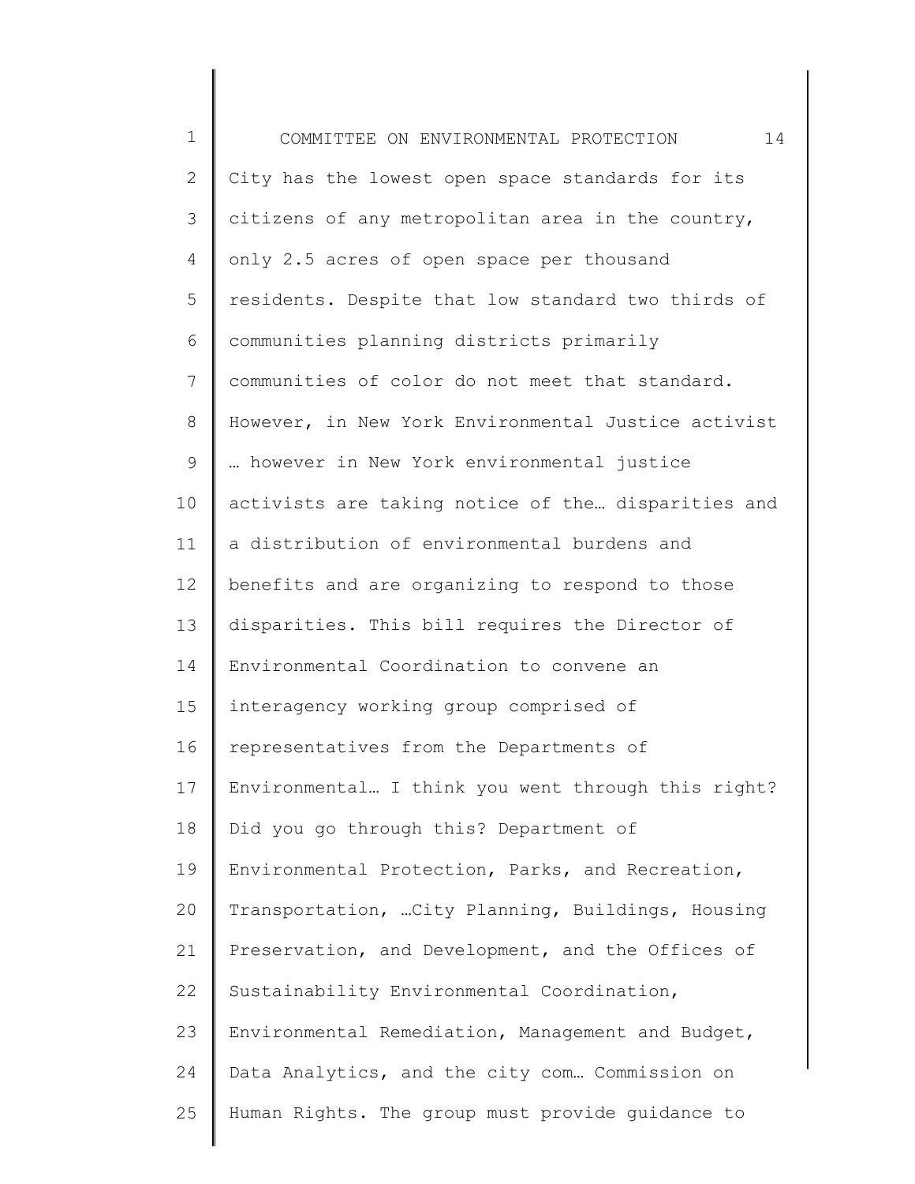City has the lowest open space standards for its citizens of any metropolitan area in the country, only 2.5 acres of open space per thousand residents. Despite that low standard two thirds of communities planning districts primarily communities of color do not meet that standard. However, in New York Environmental Justice activist … however in New York environmental justice activists are taking notice of the… disparities and a distribution of environmental burdens and benefits and are organizing to respond to those disparities. This bill requires the Director of Environmental Coordination to convene an interagency working group comprised of representatives from the Departments of Environmental… I think you went through this right? Did you go through this? Department of Environmental Protection, Parks, and Recreation, Transportation, …City Planning, Buildings, Housing Preservation, and Development, and the Offices of Sustainability Environmental Coordination, Environmental Remediation, Management and Budget, Data Analytics, and the city com… Commission on Human Rights. The group must provide guidance to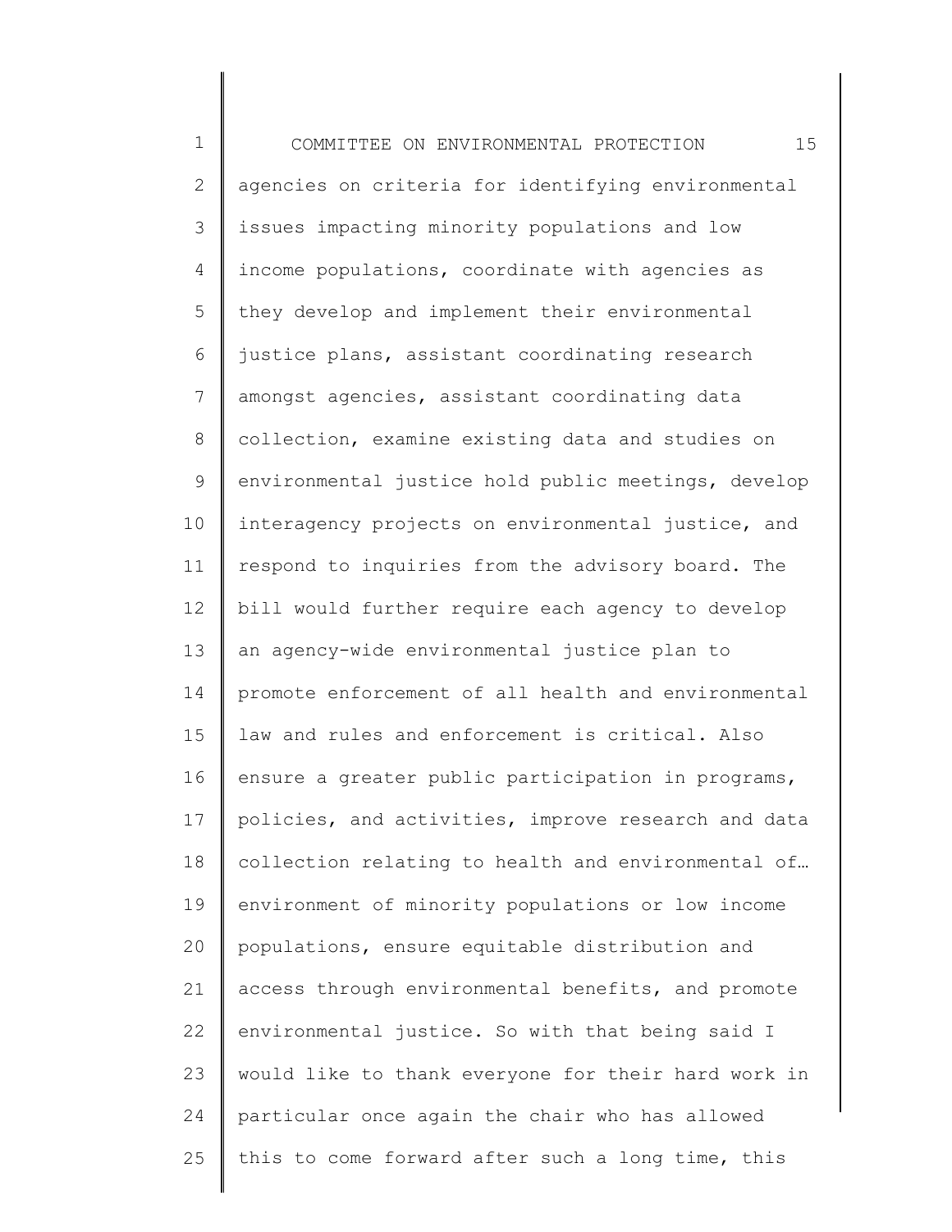agencies on criteria for identifying environmental issues impacting minority populations and low income populations, coordinate with agencies as they develop and implement their environmental justice plans, assistant coordinating research amongst agencies, assistant coordinating data collection, examine existing data and studies on environmental justice hold public meetings, develop interagency projects on environmental justice, and respond to inquiries from the advisory board. The bill would further require each agency to develop an agency-wide environmental justice plan to promote enforcement of all health and environmental law and rules and enforcement is critical. Also ensure a greater public participation in programs, policies, and activities, improve research and data collection relating to health and environmental of… environment of minority populations or low income populations, ensure equitable distribution and access through environmental benefits, and promote environmental justice. So with that being said I would like to thank everyone for their hard work in particular once again the chair who has allowed this to come forward after such a long time, this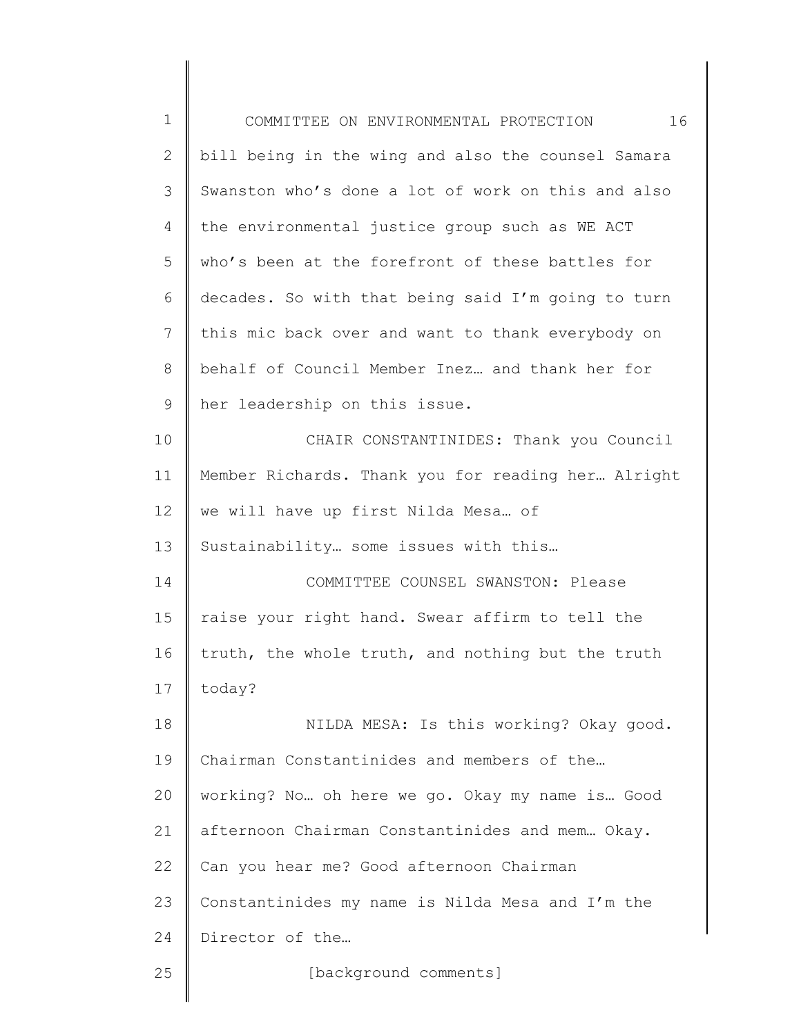bill being in the wing and also the counsel Samara Swanston who's done a lot of work on this and also the environmental justice group such as WE ACT who's been at the forefront of these battles for decades. So with that being said I'm going to turn this mic back over and want to thank everybody on behalf of Council Member Inez… and thank her for her leadership on this issue.

CHAIR CONSTANTINIDES: Thank you Council Member Richards. Thank you for reading her… Alright we will have up first Nilda Mesa… of Sustainability… some issues with this…

COMMITTEE COUNSEL SWANSTON: Please raise your right hand. Swear affirm to tell the truth, the whole truth, and nothing but the truth today?

NILDA MESA: Is this working? Okay good. Chairman Constantinides and members of the… working? No… oh here we go. Okay my name is… Good afternoon Chairman Constantinides and mem… Okay. Can you hear me? Good afternoon Chairman Constantinides my name is Nilda Mesa and I'm the Director of the…

[background comments]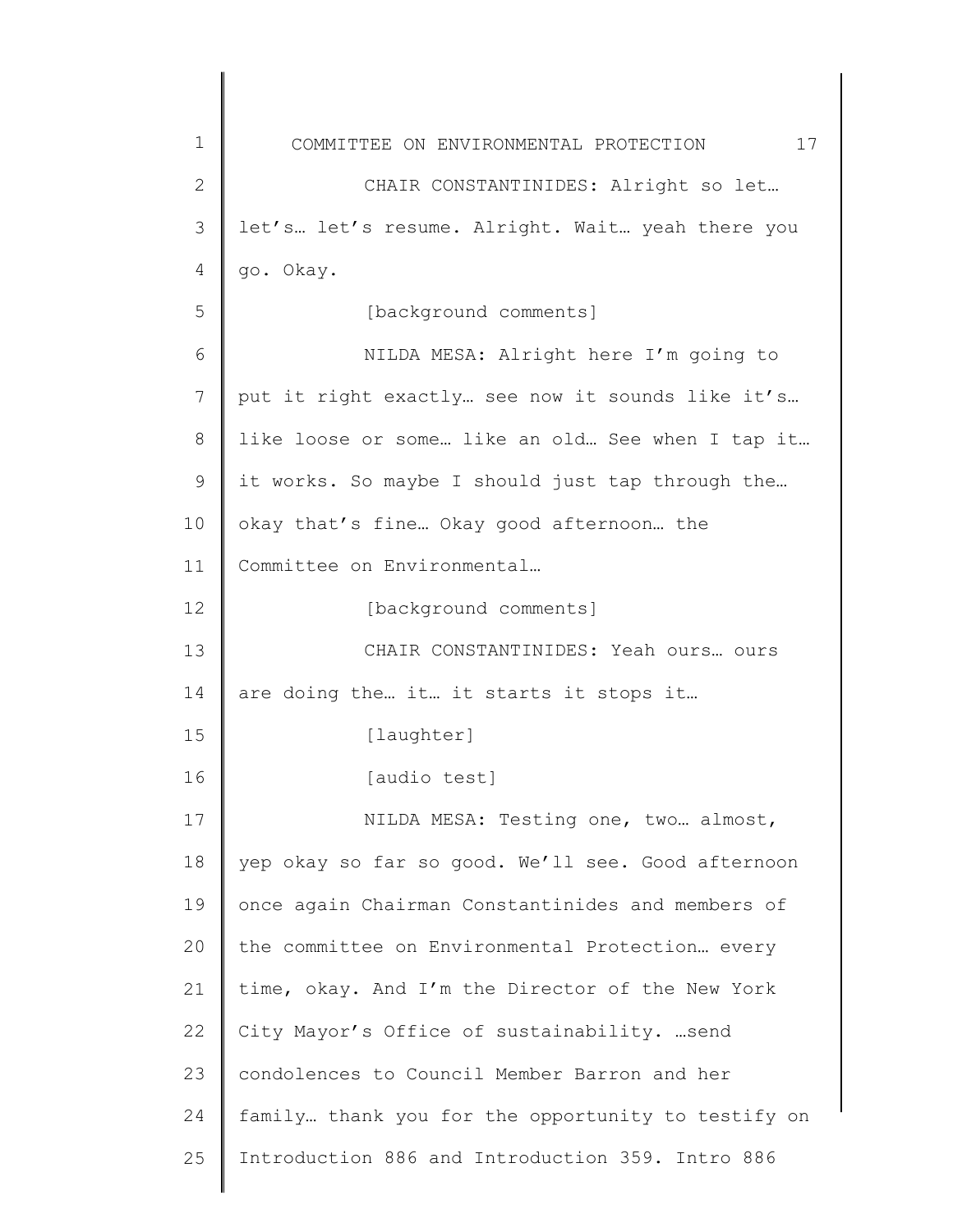CHAIR CONSTANTINIDES: Alright so let… let's… let's resume. Alright. Wait… yeah there you go. Okay.

[background comments]

NILDA MESA: Alright here I'm going to put it right exactly… see now it sounds like it's… like loose or some… like an old… See when I tap it… it works. So maybe I should just tap through the… okay that's fine… Okay good afternoon… the Committee on Environmental…

[background comments]

CHAIR CONSTANTINIDES: Yeah ours… ours are doing the… it… it starts it stops it…

[laughter]

[audio test]

NILDA MESA: Testing one, two… almost, yep okay so far so good. We'll see. Good afternoon once again Chairman Constantinides and members of the committee on Environmental Protection… every time, okay. And I'm the Director of the New York City Mayor's Office of sustainability. …send condolences to Council Member Barron and her family… thank you for the opportunity to testify on Introduction 886 and Introduction 359. Intro 886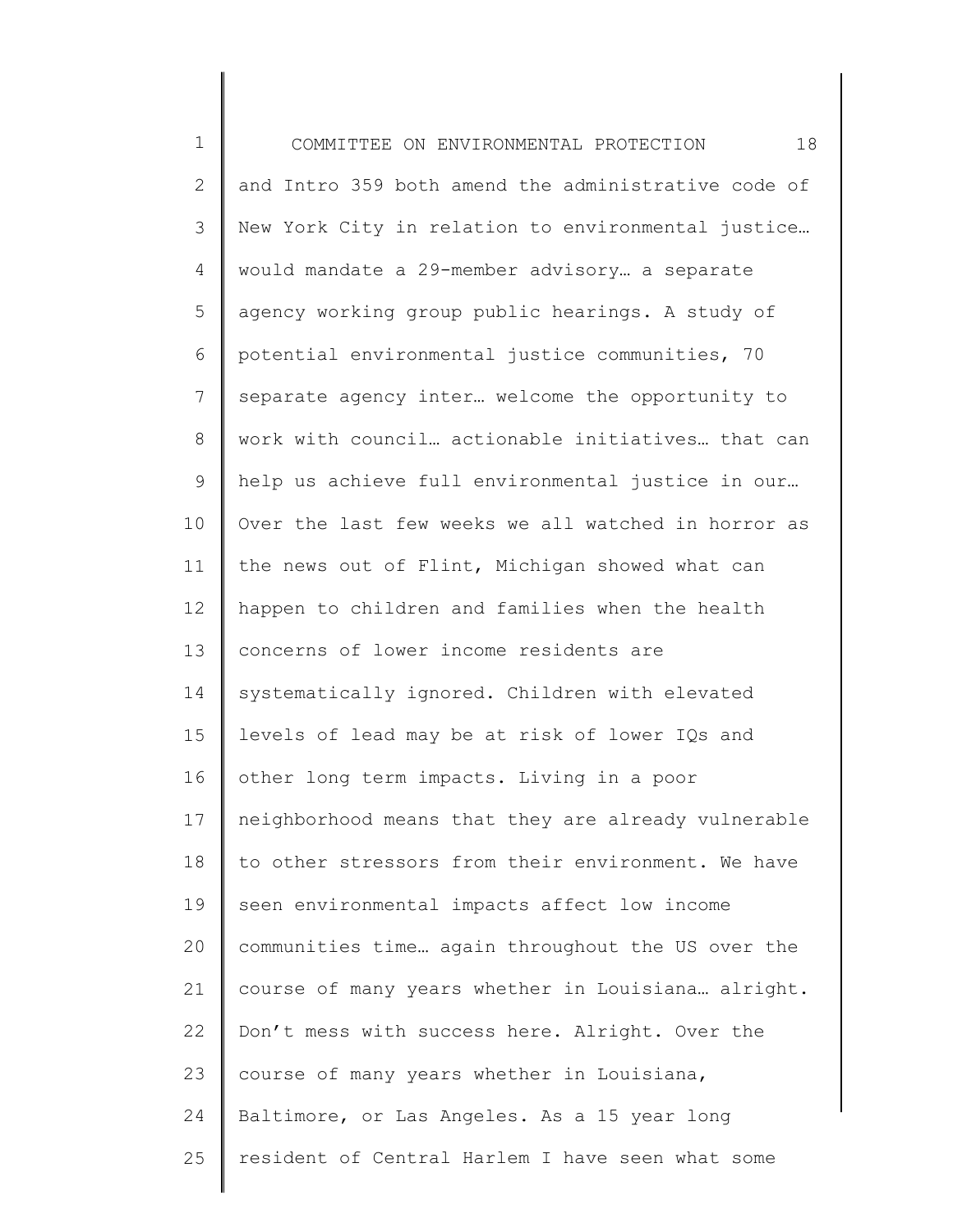and Intro 359 both amend the administrative code of New York City in relation to environmental justice… would mandate a 29-member advisory… a separate agency working group public hearings. A study of potential environmental justice communities, 70 separate agency inter… welcome the opportunity to work with council… actionable initiatives… that can help us achieve full environmental justice in our… Over the last few weeks we all watched in horror as the news out of Flint, Michigan showed what can happen to children and families when the health concerns of lower income residents are systematically ignored. Children with elevated levels of lead may be at risk of lower IQs and other long term impacts. Living in a poor neighborhood means that they are already vulnerable to other stressors from their environment. We have seen environmental impacts affect low income communities time… again throughout the US over the course of many years whether in Louisiana… alright. Don't mess with success here. Alright. Over the course of many years whether in Louisiana, Baltimore, or Las Angeles. As a 15 year long resident of Central Harlem I have seen what some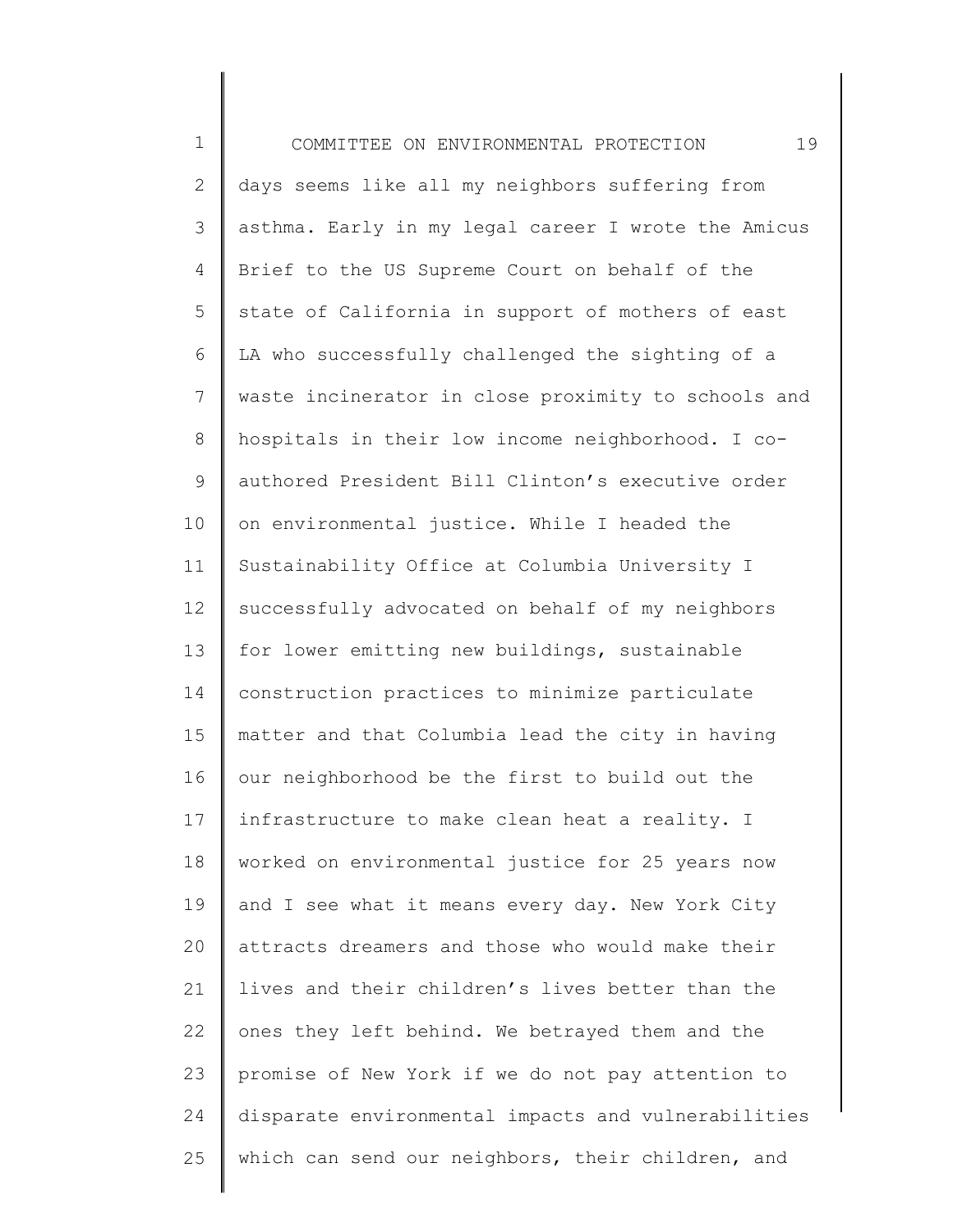days seems like all my neighbors suffering from asthma. Early in my legal career I wrote the Amicus Brief to the US Supreme Court on behalf of the state of California in support of mothers of east LA who successfully challenged the sighting of a waste incinerator in close proximity to schools and hospitals in their low income neighborhood. I co-authored President Bill Clinton's executive order on environmental justice. While I headed the Sustainability Office at Columbia University I successfully advocated on behalf of my neighbors for lower emitting new buildings, sustainable construction practices to minimize particulate matter and that Columbia lead the city in having our neighborhood be the first to build out the infrastructure to make clean heat a reality. I worked on environmental justice for 25 years now and I see what it means every day. New York City attracts dreamers and those who would make their lives and their children's lives better than the ones they left behind. We betrayed them and the promise of New York if we do not pay attention to disparate environmental impacts and vulnerabilities which can send our neighbors, their children, and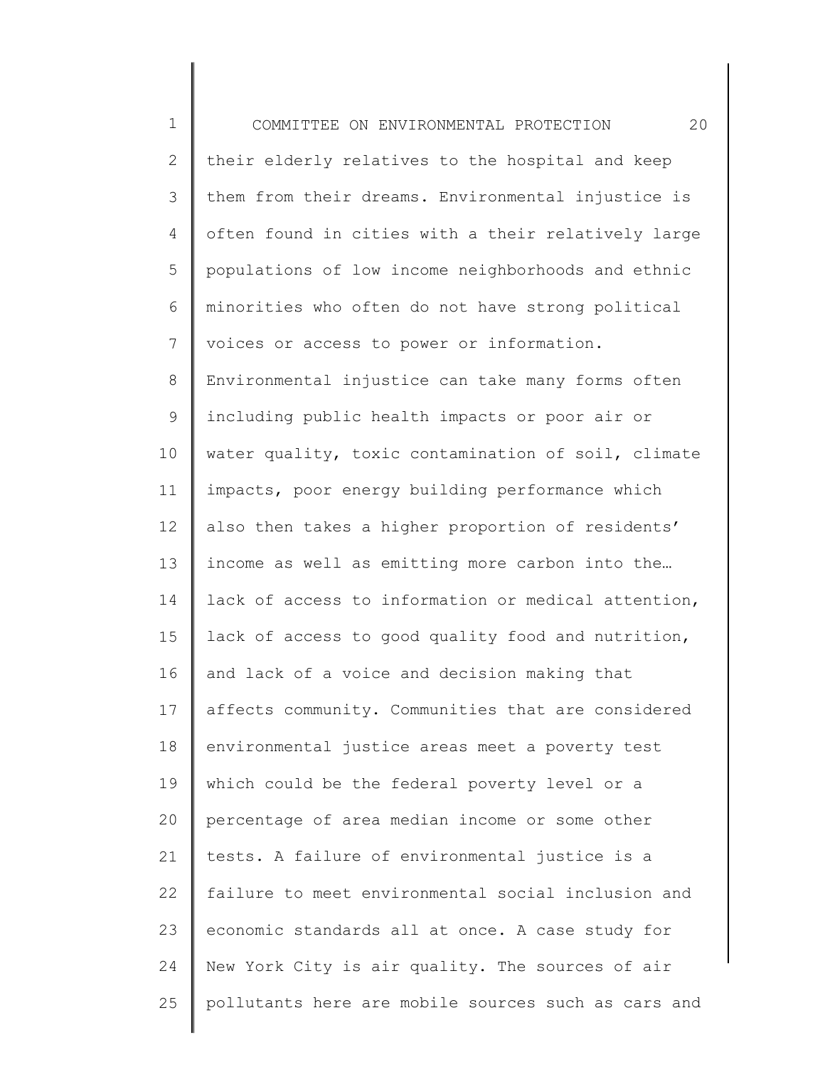their elderly relatives to the hospital and keep them from their dreams. Environmental injustice is often found in cities with a their relatively large populations of low income neighborhoods and ethnic minorities who often do not have strong political voices or access to power or information. Environmental injustice can take many forms often including public health impacts or poor air or water quality, toxic contamination of soil, climate impacts, poor energy building performance which also then takes a higher proportion of residents' income as well as emitting more carbon into the… lack of access to information or medical attention, lack of access to good quality food and nutrition, and lack of a voice and decision making that affects community. Communities that are considered environmental justice areas meet a poverty test which could be the federal poverty level or a percentage of area median income or some other tests. A failure of environmental justice is a failure to meet environmental social inclusion and economic standards all at once. A case study for New York City is air quality. The sources of air pollutants here are mobile sources such as cars and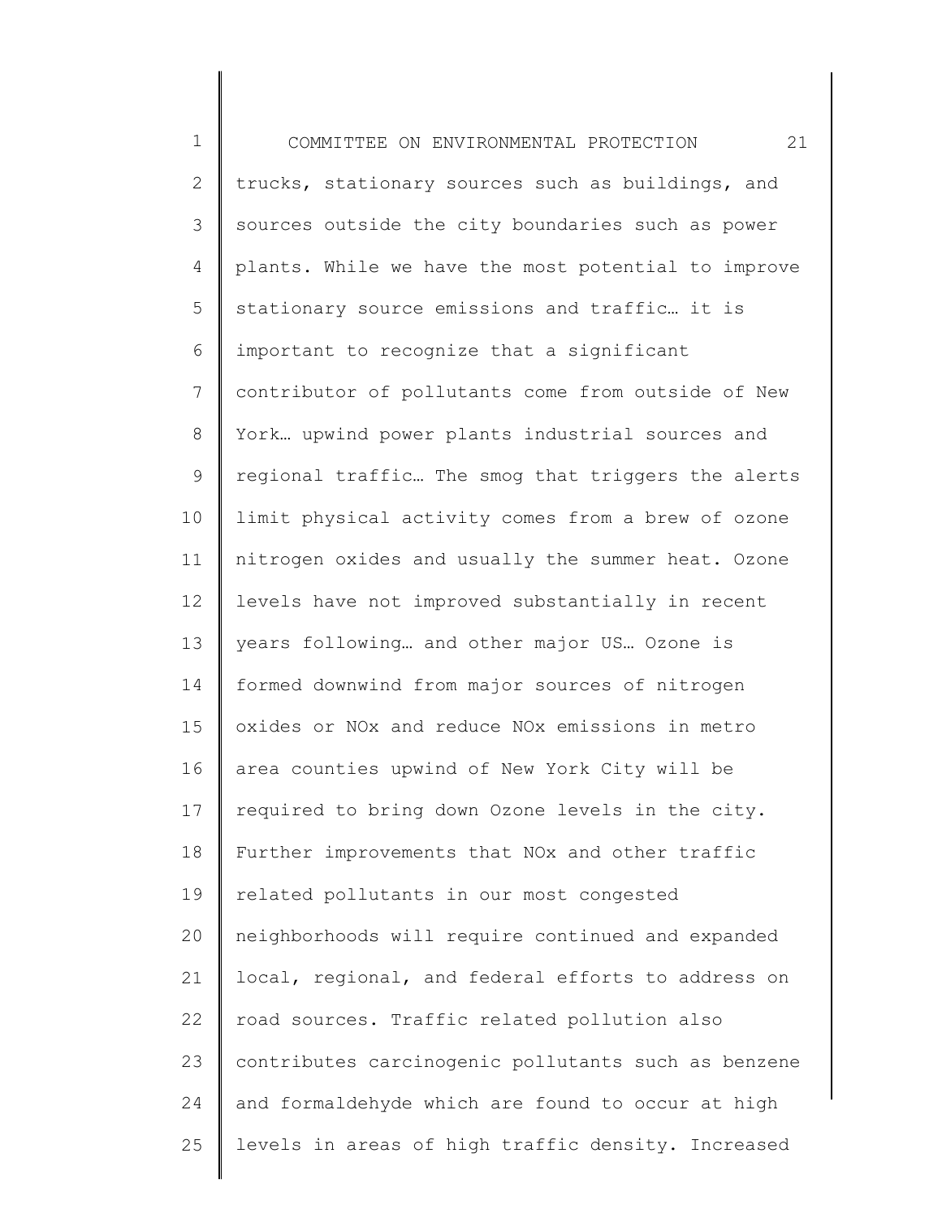trucks, stationary sources such as buildings, and sources outside the city boundaries such as power plants. While we have the most potential to improve stationary source emissions and traffic… it is important to recognize that a significant contributor of pollutants come from outside of New York… upwind power plants industrial sources and regional traffic… The smog that triggers the alerts limit physical activity comes from a brew of ozone nitrogen oxides and usually the summer heat. Ozone levels have not improved substantially in recent years following… and other major US… Ozone is formed downwind from major sources of nitrogen oxides or NOx and reduce NOx emissions in metro area counties upwind of New York City will be required to bring down Ozone levels in the city. Further improvements that NOx and other traffic related pollutants in our most congested neighborhoods will require continued and expanded local, regional, and federal efforts to address on road sources. Traffic related pollution also contributes carcinogenic pollutants such as benzene and formaldehyde which are found to occur at high levels in areas of high traffic density. Increased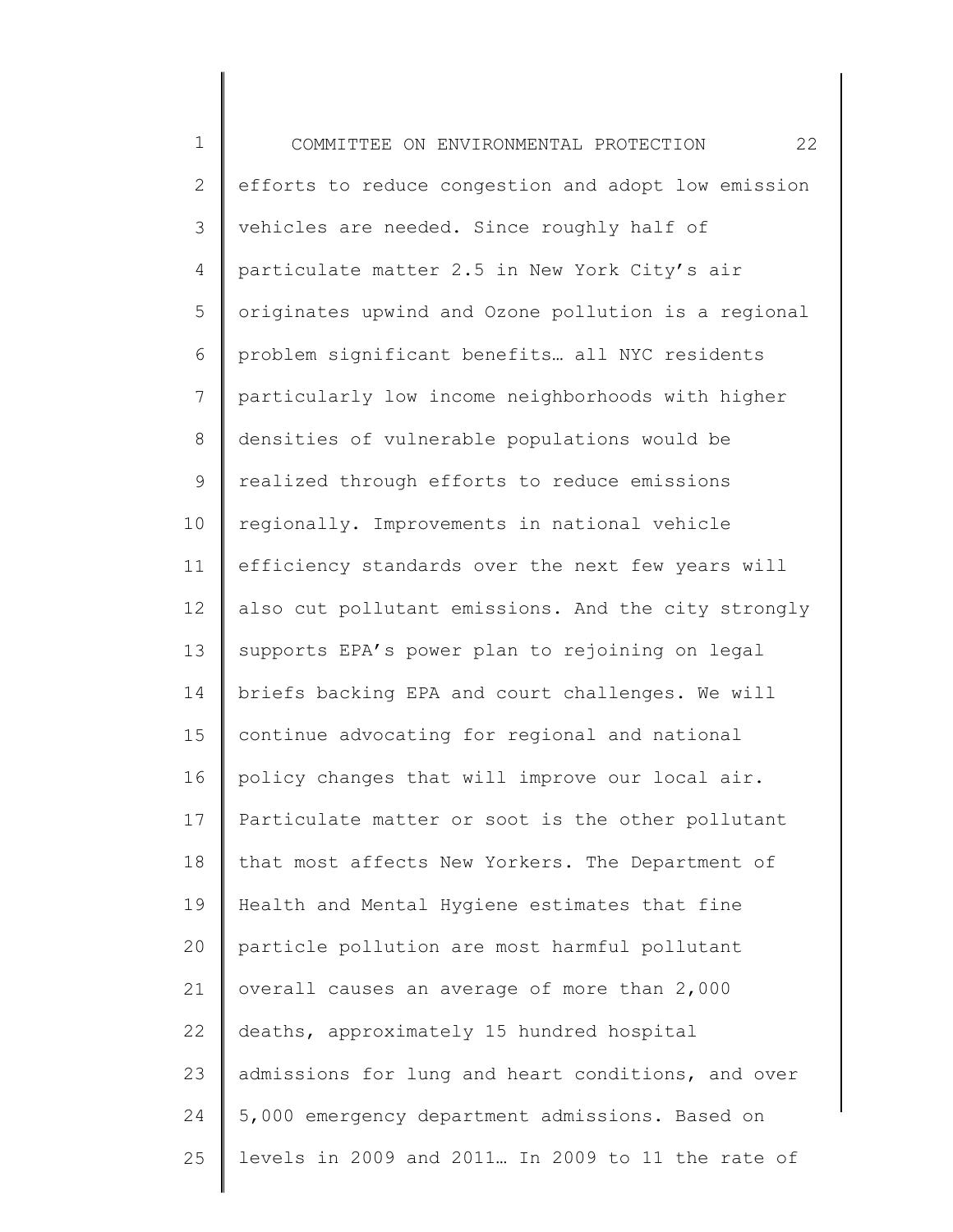efforts to reduce congestion and adopt low emission vehicles are needed. Since roughly half of particulate matter 2.5 in New York City's air originates upwind and Ozone pollution is a regional problem significant benefits… all NYC residents particularly low income neighborhoods with higher densities of vulnerable populations would be realized through efforts to reduce emissions regionally. Improvements in national vehicle efficiency standards over the next few years will also cut pollutant emissions. And the city strongly supports EPA's power plan to rejoining on legal briefs backing EPA and court challenges. We will continue advocating for regional and national policy changes that will improve our local air. Particulate matter or soot is the other pollutant that most affects New Yorkers. The Department of Health and Mental Hygiene estimates that fine particle pollution are most harmful pollutant overall causes an average of more than 2,000 deaths, approximately 15 hundred hospital admissions for lung and heart conditions, and over 5,000 emergency department admissions. Based on levels in 2009 and 2011… In 2009 to 11 the rate of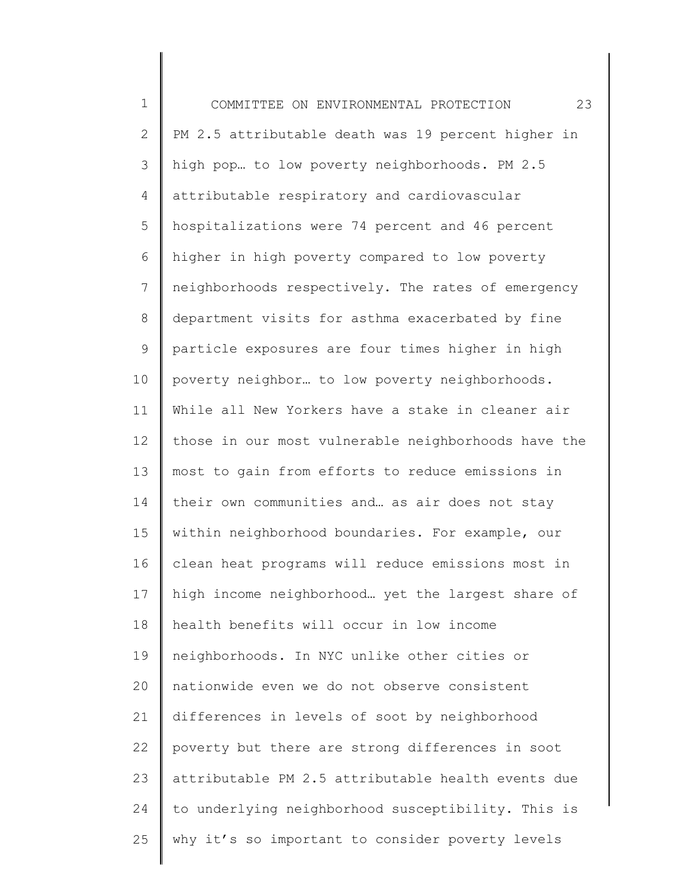PM 2.5 attributable death was 19 percent higher in high pop… to low poverty neighborhoods. PM 2.5 attributable respiratory and cardiovascular hospitalizations were 74 percent and 46 percent higher in high poverty compared to low poverty neighborhoods respectively. The rates of emergency department visits for asthma exacerbated by fine particle exposures are four times higher in high poverty neighbor… to low poverty neighborhoods. While all New Yorkers have a stake in cleaner air those in our most vulnerable neighborhoods have the most to gain from efforts to reduce emissions in their own communities and… as air does not stay within neighborhood boundaries. For example, our clean heat programs will reduce emissions most in high income neighborhood… yet the largest share of health benefits will occur in low income neighborhoods. In NYC unlike other cities or nationwide even we do not observe consistent differences in levels of soot by neighborhood poverty but there are strong differences in soot attributable PM 2.5 attributable health events due to underlying neighborhood susceptibility. This is why it's so important to consider poverty levels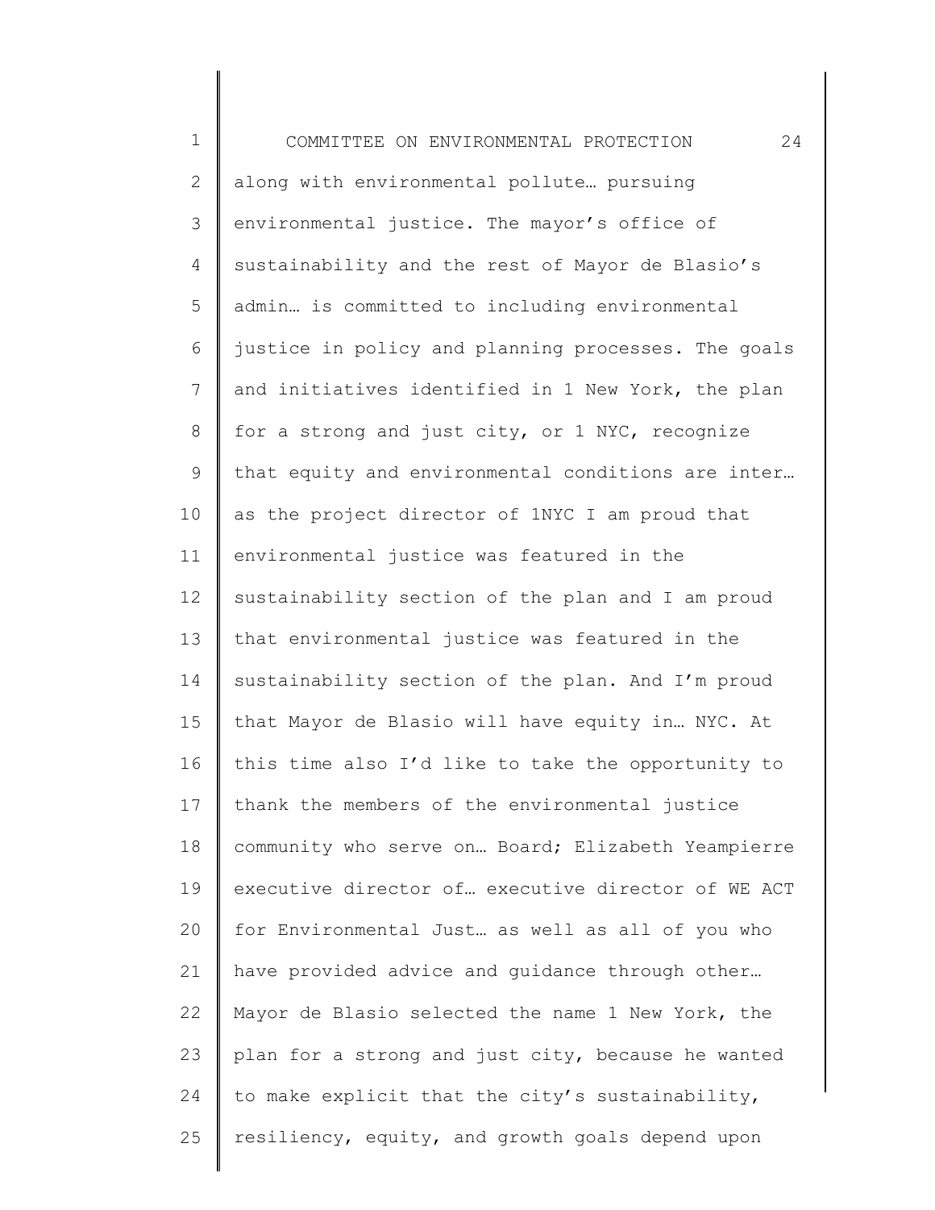along with environmental pollute… pursuing environmental justice. The mayor's office of sustainability and the rest of Mayor de Blasio's admin… is committed to including environmental justice in policy and planning processes. The goals and initiatives identified in 1 New York, the plan for a strong and just city, or 1 NYC, recognize that equity and environmental conditions are inter… as the project director of 1NYC I am proud that environmental justice was featured in the sustainability section of the plan and I am proud that environmental justice was featured in the sustainability section of the plan. And I'm proud that Mayor de Blasio will have equity in… NYC. At this time also I'd like to take the opportunity to thank the members of the environmental justice community who serve on… Board; Elizabeth Yeampierre executive director of… executive director of WE ACT for Environmental Just… as well as all of you who have provided advice and guidance through other… Mayor de Blasio selected the name 1 New York, the plan for a strong and just city, because he wanted to make explicit that the city's sustainability, resiliency, equity, and growth goals depend upon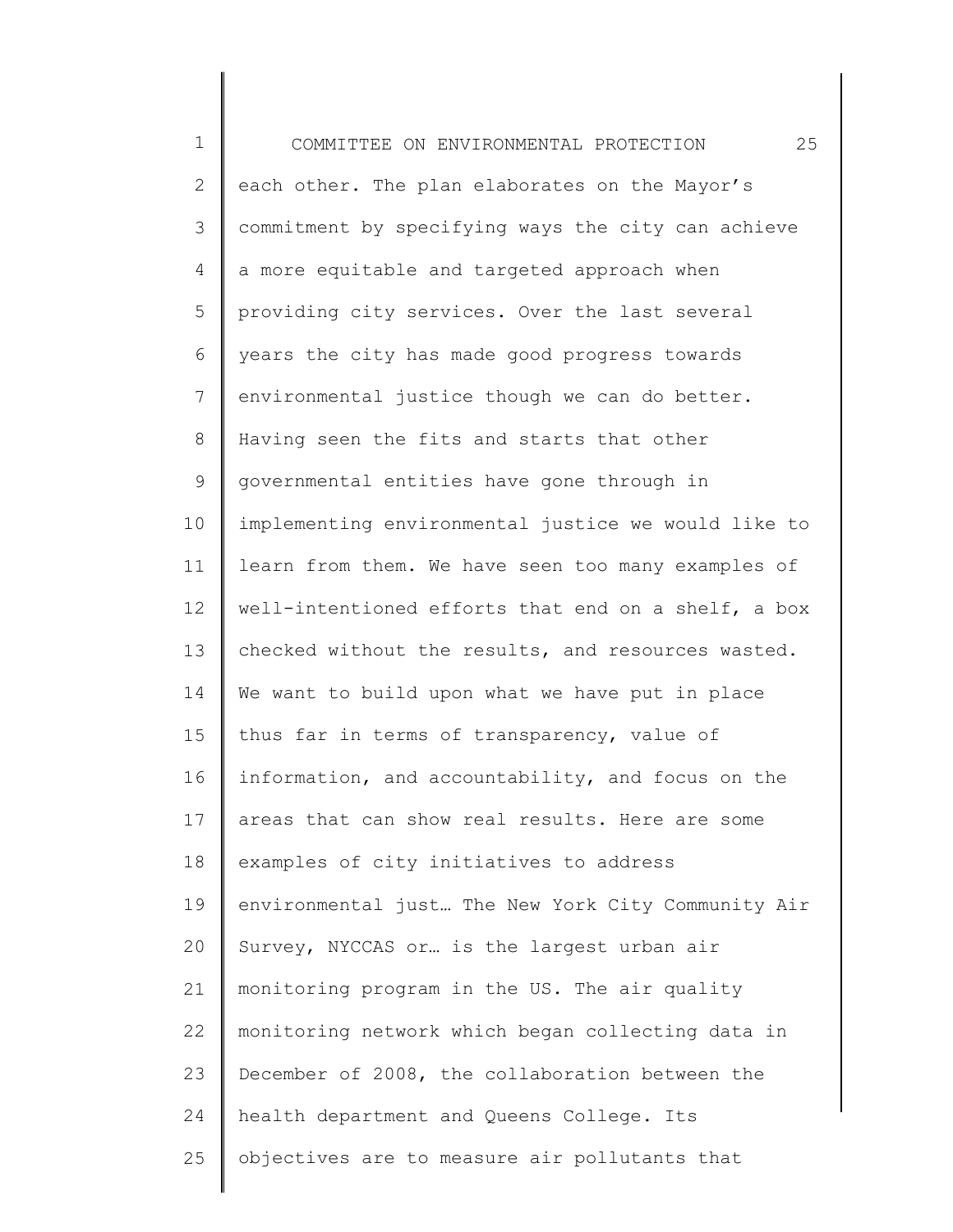each other. The plan elaborates on the Mayor's commitment by specifying ways the city can achieve a more equitable and targeted approach when providing city services. Over the last several years the city has made good progress towards environmental justice though we can do better. Having seen the fits and starts that other governmental entities have gone through in implementing environmental justice we would like to learn from them. We have seen too many examples of well-intentioned efforts that end on a shelf, a box checked without the results, and resources wasted. We want to build upon what we have put in place thus far in terms of transparency, value of information, and accountability, and focus on the areas that can show real results. Here are some examples of city initiatives to address environmental just… The New York City Community Air Survey, NYCCAS or… is the largest urban air monitoring program in the US. The air quality monitoring network which began collecting data in December of 2008, the collaboration between the health department and Queens College. Its objectives are to measure air pollutants that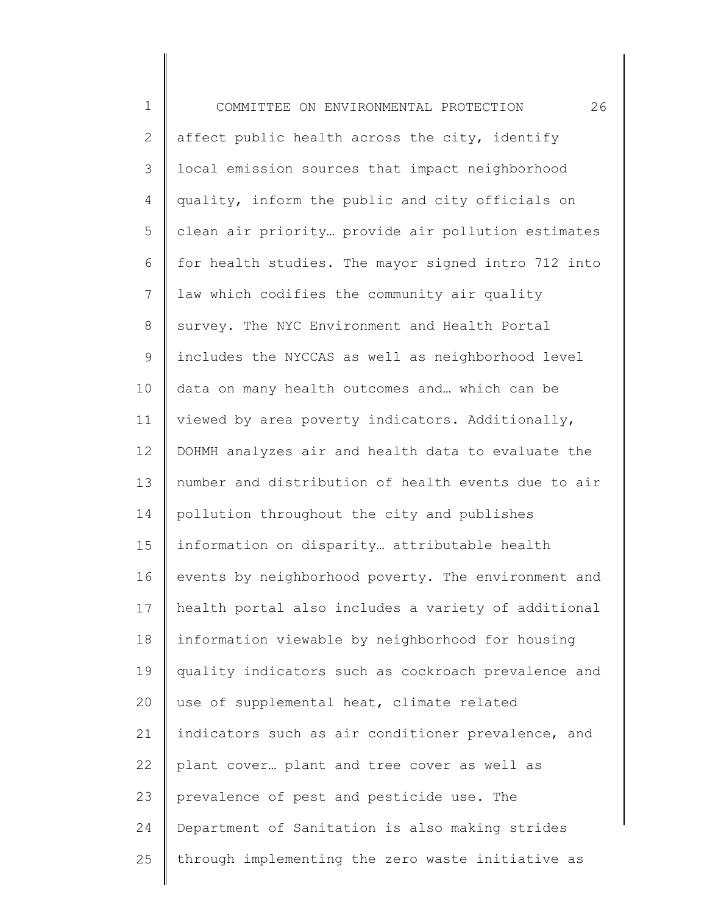affect public health across the city, identify local emission sources that impact neighborhood quality, inform the public and city officials on clean air priority… provide air pollution estimates for health studies. The mayor signed intro 712 into law which codifies the community air quality survey. The NYC Environment and Health Portal includes the NYCCAS as well as neighborhood level data on many health outcomes and… which can be viewed by area poverty indicators. Additionally, DOHMH analyzes air and health data to evaluate the number and distribution of health events due to air pollution throughout the city and publishes information on disparity… attributable health events by neighborhood poverty. The environment and health portal also includes a variety of additional information viewable by neighborhood for housing quality indicators such as cockroach prevalence and use of supplemental heat, climate related indicators such as air conditioner prevalence, and plant cover… plant and tree cover as well as prevalence of pest and pesticide use. The Department of Sanitation is also making strides through implementing the zero waste initiative as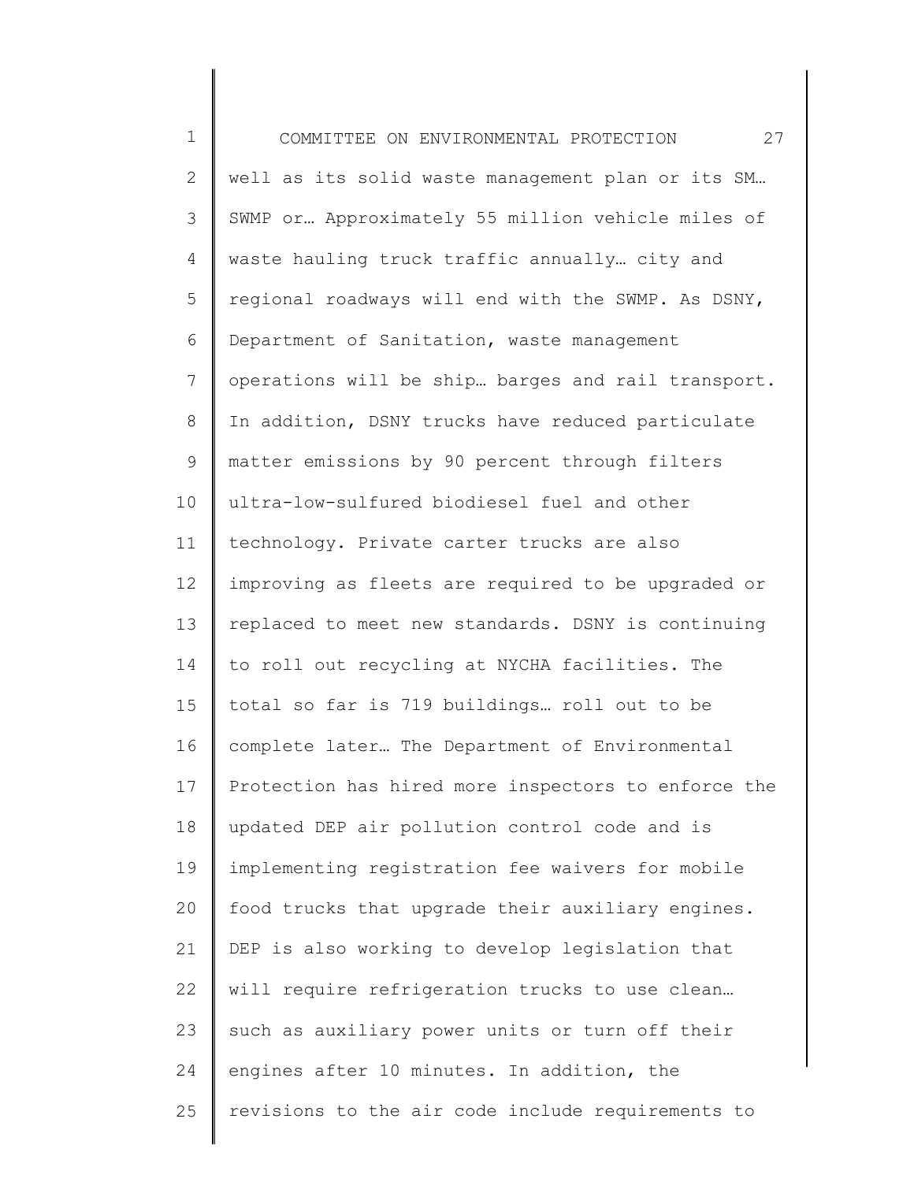well as its solid waste management plan or its SM… SWMP or… Approximately 55 million vehicle miles of waste hauling truck traffic annually… city and regional roadways will end with the SWMP. As DSNY, Department of Sanitation, waste management operations will be ship… barges and rail transport. In addition, DSNY trucks have reduced particulate matter emissions by 90 percent through filters ultra-low-sulfured biodiesel fuel and other technology. Private carter trucks are also improving as fleets are required to be upgraded or replaced to meet new standards. DSNY is continuing to roll out recycling at NYCHA facilities. The total so far is 719 buildings… roll out to be complete later… The Department of Environmental Protection has hired more inspectors to enforce the updated DEP air pollution control code and is implementing registration fee waivers for mobile food trucks that upgrade their auxiliary engines. DEP is also working to develop legislation that will require refrigeration trucks to use clean… such as auxiliary power units or turn off their engines after 10 minutes. In addition, the revisions to the air code include requirements to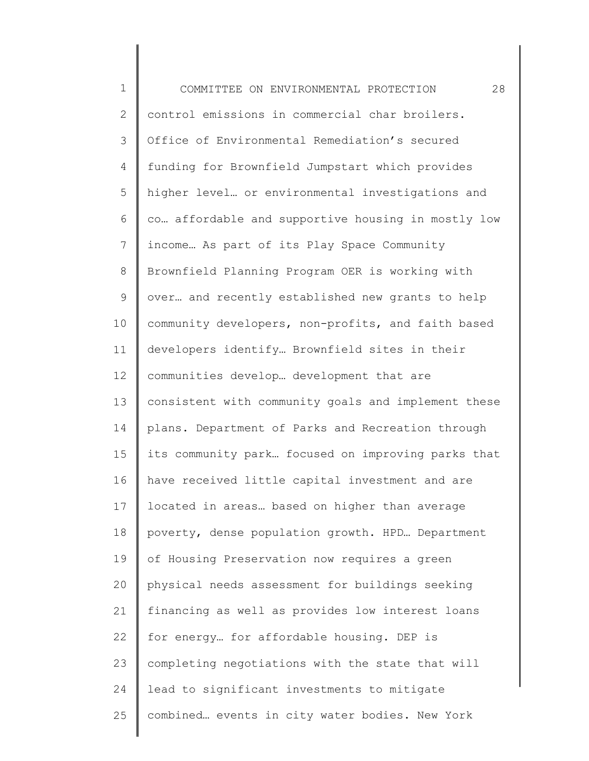control emissions in commercial char broilers. Office of Environmental Remediation's secured funding for Brownfield Jumpstart which provides higher level… or environmental investigations and co… affordable and supportive housing in mostly low income… As part of its Play Space Community Brownfield Planning Program OER is working with over… and recently established new grants to help community developers, non-profits, and faith based developers identify… Brownfield sites in their communities develop… development that are consistent with community goals and implement these plans. Department of Parks and Recreation through its community park… focused on improving parks that have received little capital investment and are located in areas… based on higher than average poverty, dense population growth. HPD… Department of Housing Preservation now requires a green physical needs assessment for buildings seeking financing as well as provides low interest loans for energy… for affordable housing. DEP is completing negotiations with the state that will lead to significant investments to mitigate combined… events in city water bodies. New York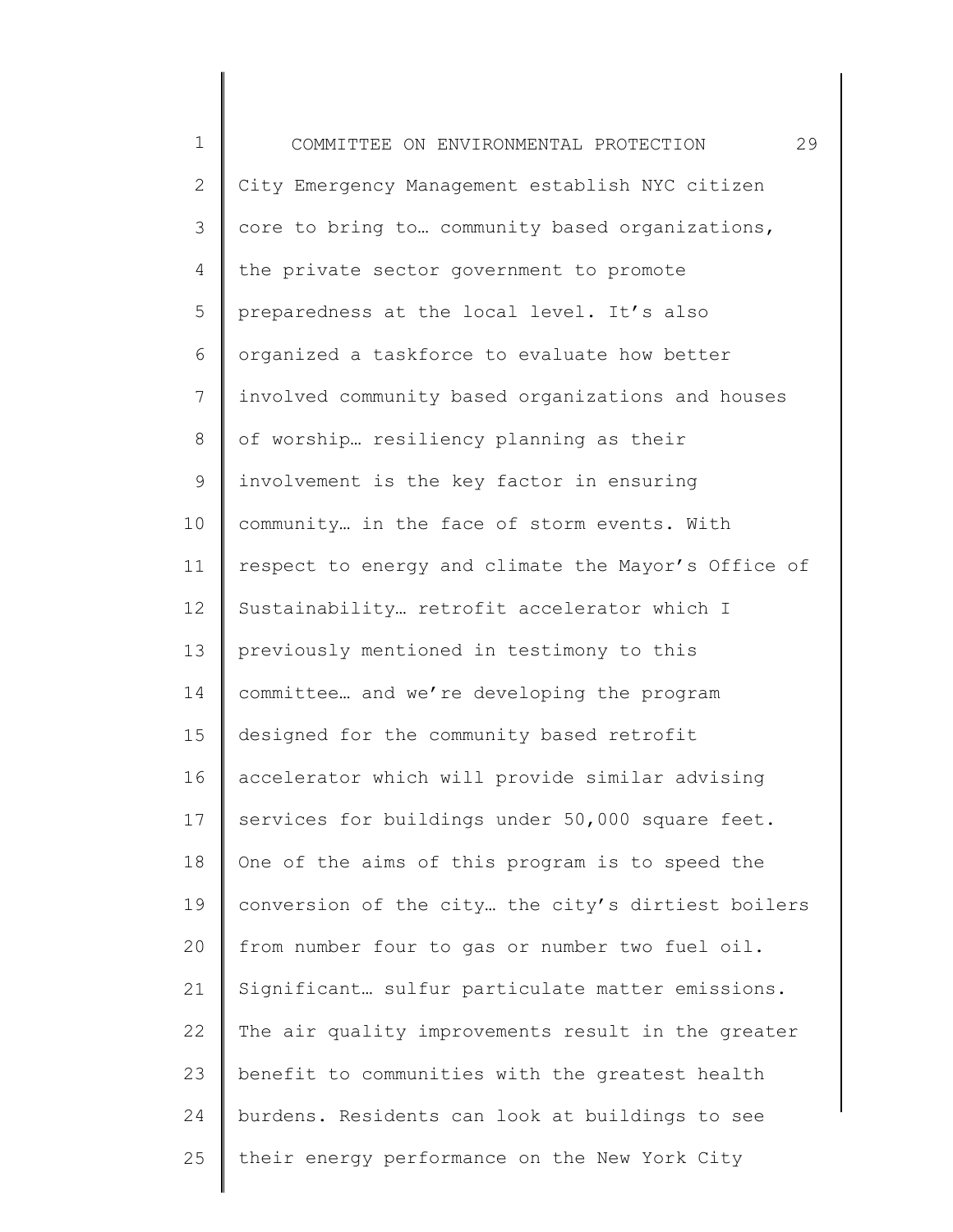City Emergency Management establish NYC citizen core to bring to… community based organizations, the private sector government to promote preparedness at the local level. It's also organized a taskforce to evaluate how better involved community based organizations and houses of worship… resiliency planning as their involvement is the key factor in ensuring community… in the face of storm events. With respect to energy and climate the Mayor's Office of Sustainability… retrofit accelerator which I previously mentioned in testimony to this committee… and we're developing the program designed for the community based retrofit accelerator which will provide similar advising services for buildings under 50,000 square feet. One of the aims of this program is to speed the conversion of the city… the city's dirtiest boilers from number four to gas or number two fuel oil. Significant… sulfur particulate matter emissions. The air quality improvements result in the greater benefit to communities with the greatest health burdens. Residents can look at buildings to see their energy performance on the New York City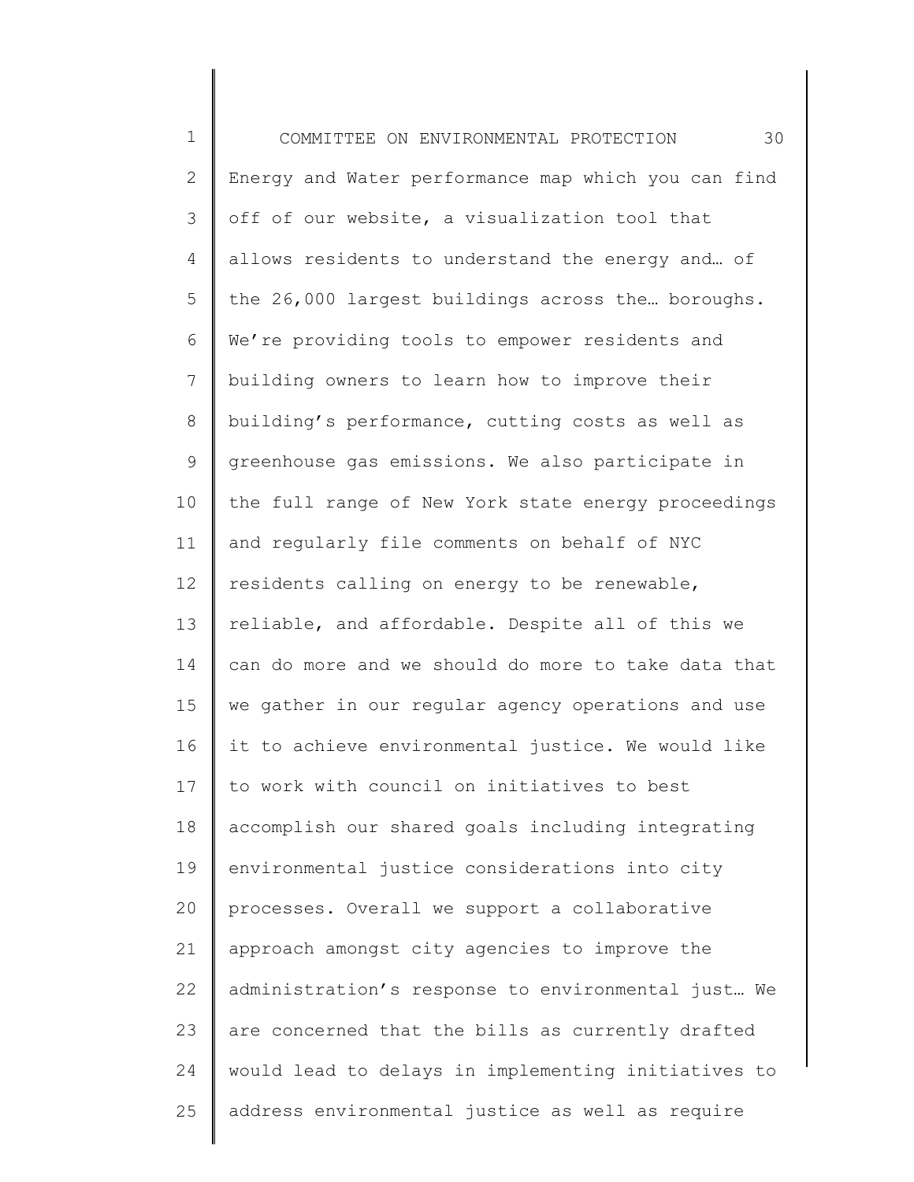Energy and Water performance map which you can find off of our website, a visualization tool that allows residents to understand the energy and… of the 26,000 largest buildings across the… boroughs. We're providing tools to empower residents and building owners to learn how to improve their building's performance, cutting costs as well as greenhouse gas emissions. We also participate in the full range of New York state energy proceedings and regularly file comments on behalf of NYC residents calling on energy to be renewable, reliable, and affordable. Despite all of this we can do more and we should do more to take data that we gather in our regular agency operations and use it to achieve environmental justice. We would like to work with council on initiatives to best accomplish our shared goals including integrating environmental justice considerations into city processes. Overall we support a collaborative approach amongst city agencies to improve the administration's response to environmental just… We are concerned that the bills as currently drafted would lead to delays in implementing initiatives to address environmental justice as well as require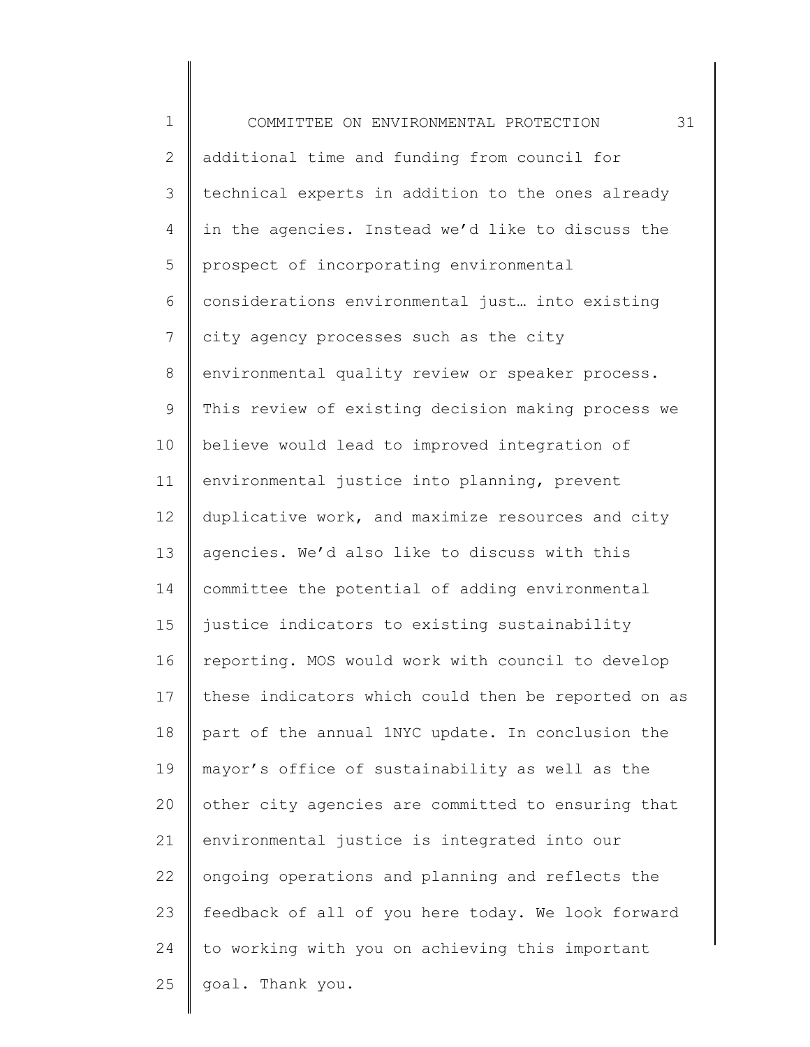additional time and funding from council for technical experts in addition to the ones already in the agencies. Instead we'd like to discuss the prospect of incorporating environmental considerations environmental just… into existing city agency processes such as the city environmental quality review or speaker process. This review of existing decision making process we believe would lead to improved integration of environmental justice into planning, prevent duplicative work, and maximize resources and city agencies. We'd also like to discuss with this committee the potential of adding environmental justice indicators to existing sustainability reporting. MOS would work with council to develop these indicators which could then be reported on as part of the annual 1NYC update. In conclusion the mayor's office of sustainability as well as the other city agencies are committed to ensuring that environmental justice is integrated into our ongoing operations and planning and reflects the feedback of all of you here today. We look forward to working with you on achieving this important goal. Thank you.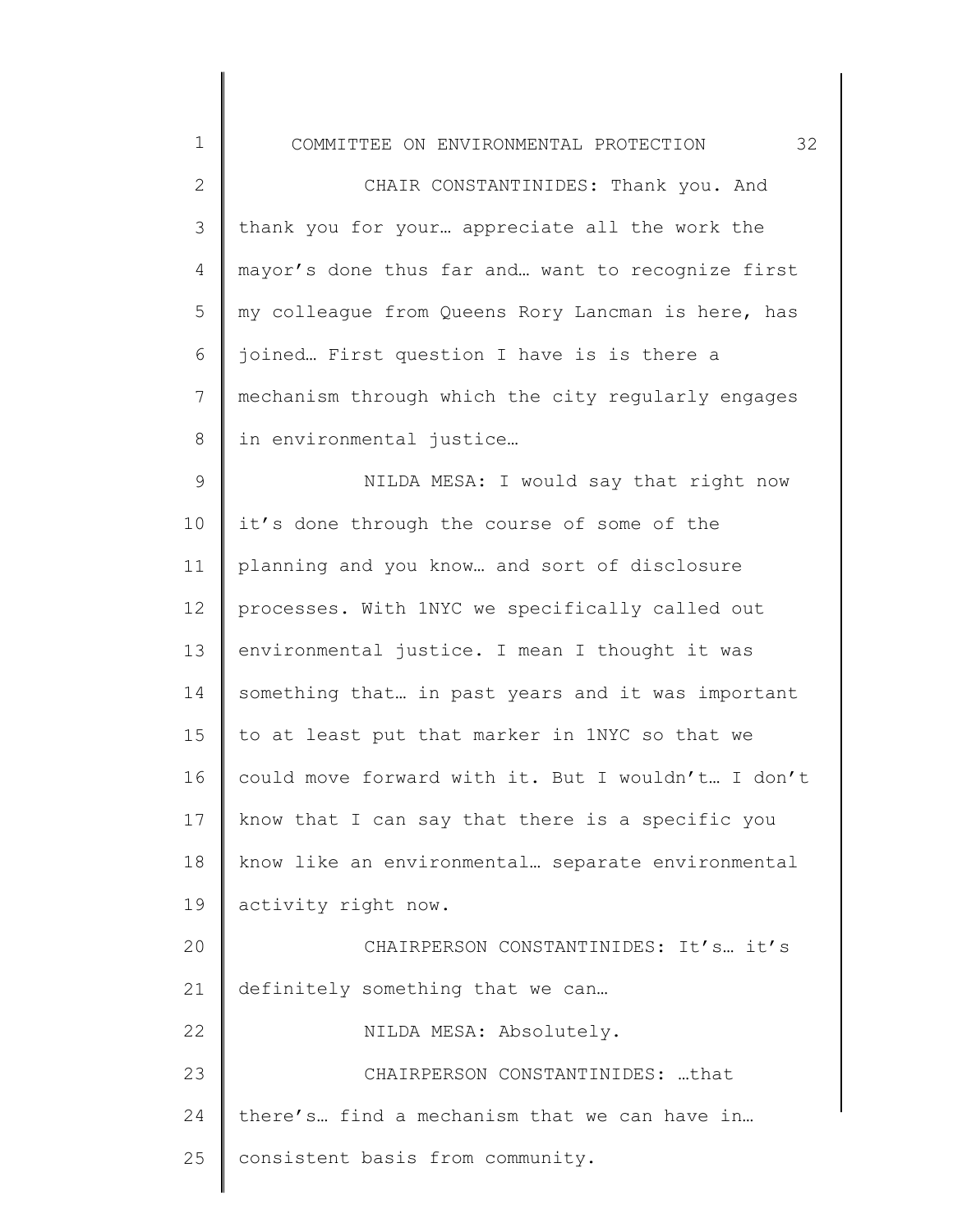CHAIR CONSTANTINIDES: Thank you. And thank you for your… appreciate all the work the mayor's done thus far and… want to recognize first my colleague from Queens Rory Lancman is here, has joined… First question I have is is there a mechanism through which the city regularly engages in environmental justice…

NILDA MESA: I would say that right now it's done through the course of some of the planning and you know… and sort of disclosure processes. With 1NYC we specifically called out environmental justice. I mean I thought it was something that… in past years and it was important to at least put that marker in 1NYC so that we could move forward with it. But I wouldn't… I don't know that I can say that there is a specific you know like an environmental… separate environmental activity right now.

CHAIRPERSON CONSTANTINIDES: It's… it's definitely something that we can…

NILDA MESA: Absolutely.

CHAIRPERSON CONSTANTINIDES: …that there's… find a mechanism that we can have in… consistent basis from community.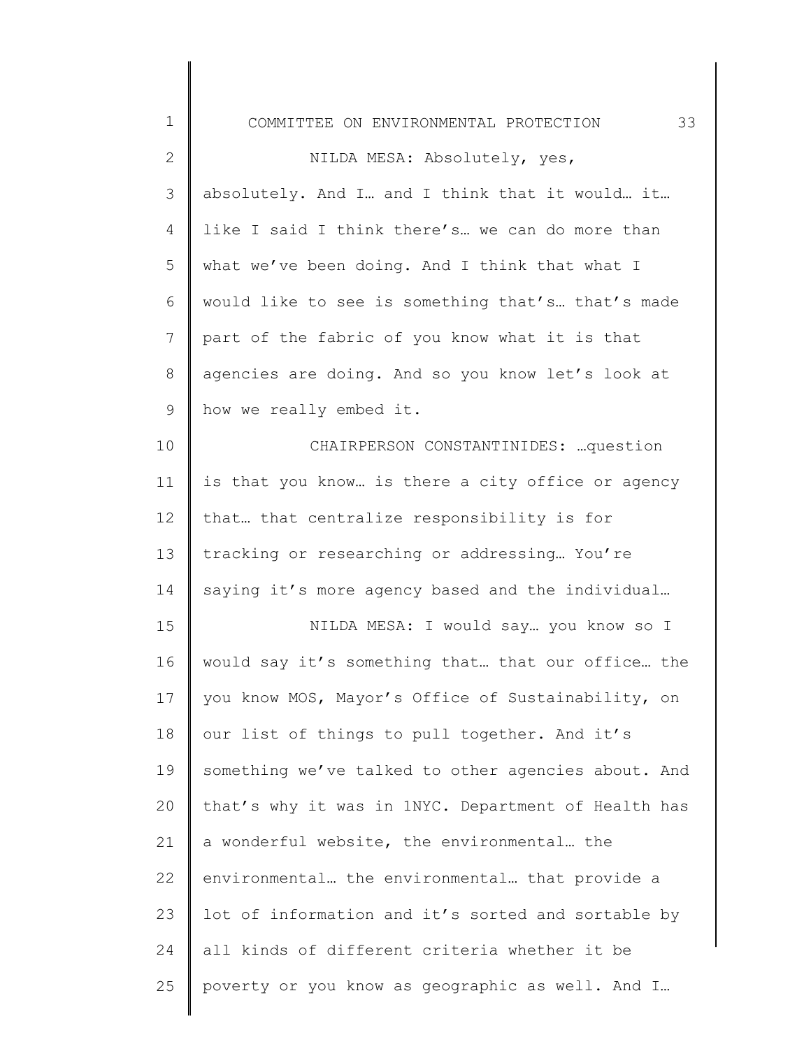NILDA MESA: Absolutely, yes, absolutely. And I… and I think that it would… it… like I said I think there's… we can do more than what we've been doing. And I think that what I would like to see is something that's… that's made part of the fabric of you know what it is that agencies are doing. And so you know let's look at how we really embed it.

CHAIRPERSON CONSTANTINIDES: …question is that you know… is there a city office or agency that… that centralize responsibility is for tracking or researching or addressing… You're saying it's more agency based and the individual…

NILDA MESA: I would say… you know so I would say it's something that… that our office… the you know MOS, Mayor's Office of Sustainability, on our list of things to pull together. And it's something we've talked to other agencies about. And that's why it was in 1NYC. Department of Health has a wonderful website, the environmental… the environmental… the environmental… that provide a lot of information and it's sorted and sortable by all kinds of different criteria whether it be poverty or you know as geographic as well. And I…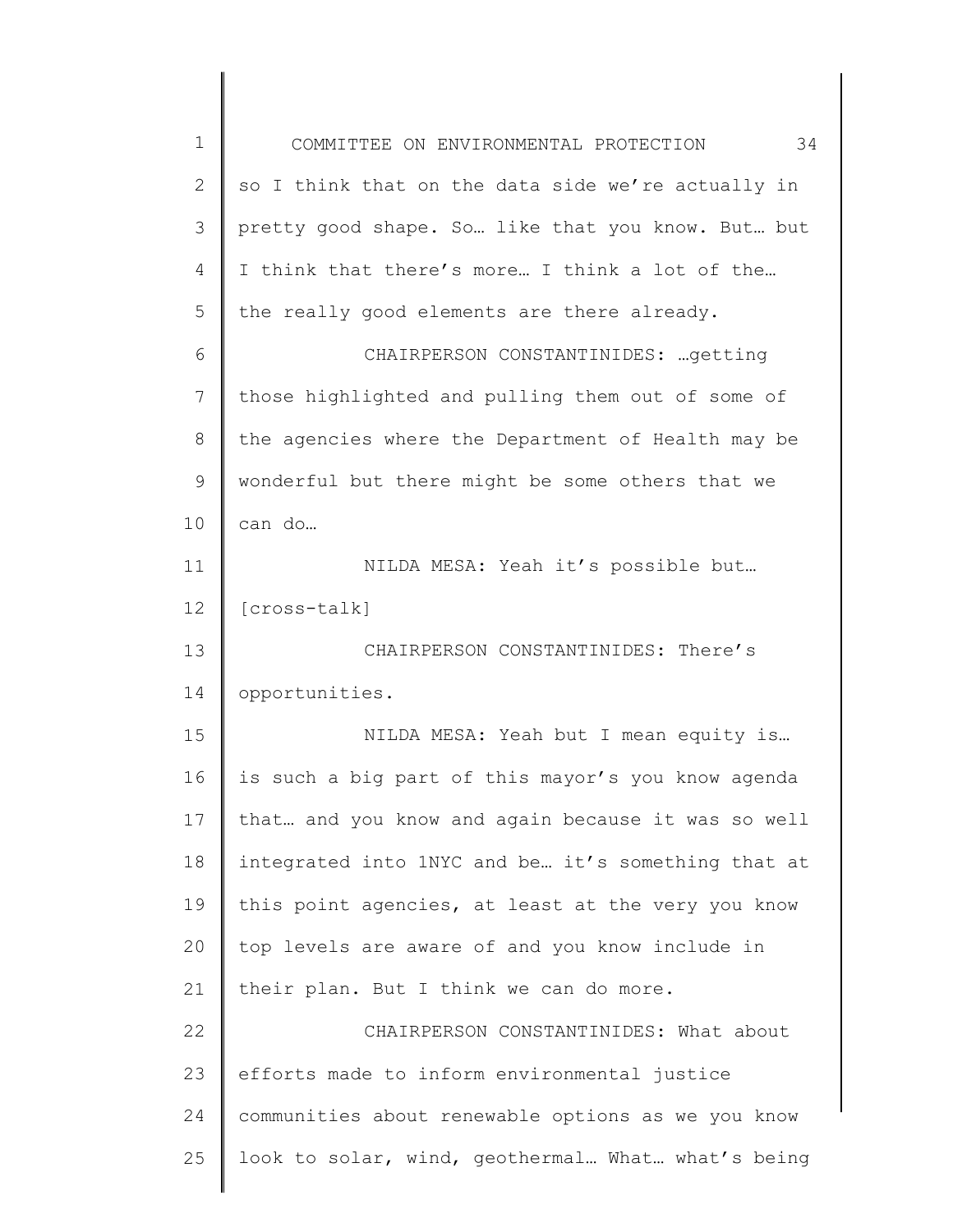so I think that on the data side we're actually in pretty good shape. So… like that you know. But… but I think that there's more… I think a lot of the… the really good elements are there already.

CHAIRPERSON CONSTANTINIDES: …getting those highlighted and pulling them out of some of the agencies where the Department of Health may be wonderful but there might be some others that we can do…

NILDA MESA: Yeah it's possible but… [cross-talk]

CHAIRPERSON CONSTANTINIDES: There's opportunities.

NILDA MESA: Yeah but I mean equity is… is such a big part of this mayor's you know agenda that… and you know and again because it was so well integrated into 1NYC and be… it's something that at this point agencies, at least at the very you know top levels are aware of and you know include in their plan. But I think we can do more.

CHAIRPERSON CONSTANTINIDES: What about efforts made to inform environmental justice communities about renewable options as we you know look to solar, wind, geothermal… What… what's being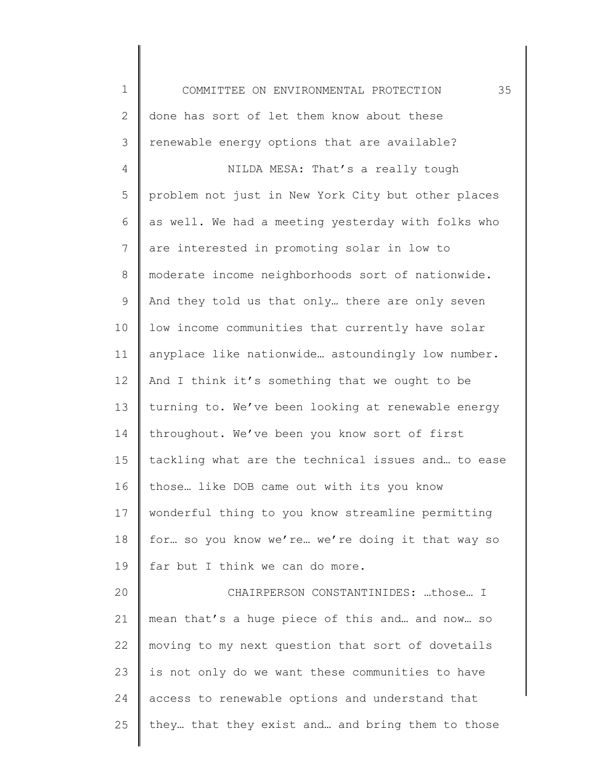done has sort of let them know about these renewable energy options that are available?

NILDA MESA: That's a really tough problem not just in New York City but other places as well. We had a meeting yesterday with folks who are interested in promoting solar in low to moderate income neighborhoods sort of nationwide. And they told us that only… there are only seven low income communities that currently have solar anyplace like nationwide… astoundingly low number. And I think it's something that we ought to be turning to. We've been looking at renewable energy throughout. We've been you know sort of first tackling what are the technical issues and… to ease those… like DOB came out with its you know wonderful thing to you know streamline permitting for… so you know we're… we're doing it that way so far but I think we can do more.

CHAIRPERSON CONSTANTINIDES: …those… I mean that's a huge piece of this and… and now… so moving to my next question that sort of dovetails is not only do we want these communities to have access to renewable options and understand that they… that they exist and… and bring them to those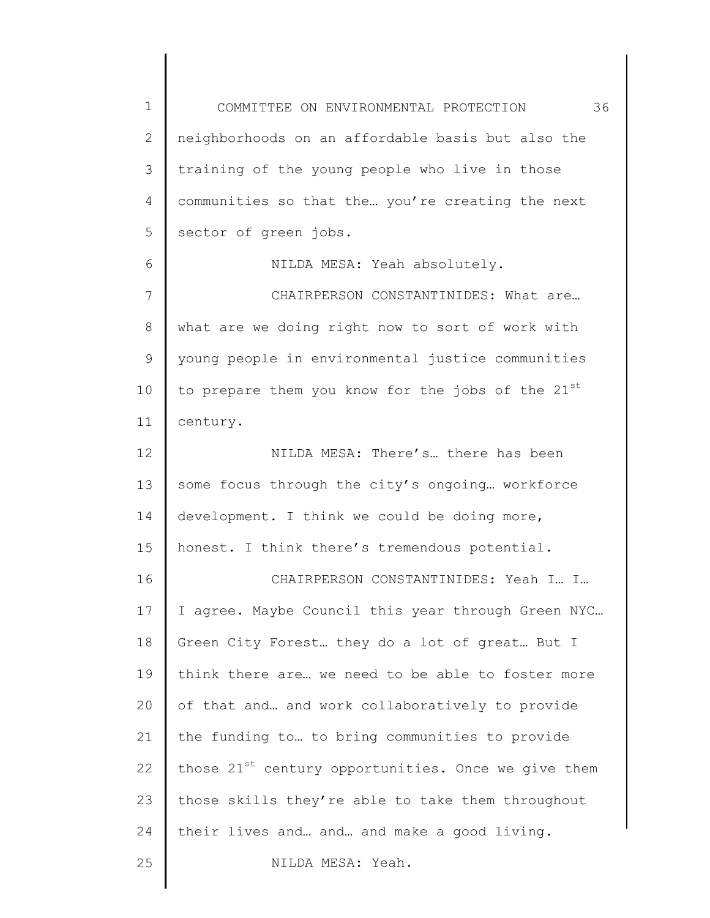neighborhoods on an affordable basis but also the training of the young people who live in those communities so that the… you're creating the next sector of green jobs.

NILDA MESA: Yeah absolutely.

CHAIRPERSON CONSTANTINIDES: What are… what are we doing right now to sort of work with young people in environmental justice communities to prepare them you know for the jobs of the 21st century.

NILDA MESA: There's… there has been some focus through the city's ongoing… workforce development. I think we could be doing more, honest. I think there's tremendous potential.

CHAIRPERSON CONSTANTINIDES: Yeah I… I… I agree. Maybe Council this year through Green NYC… Green City Forest… they do a lot of great… But I think there are… we need to be able to foster more of that and… and work collaboratively to provide the funding to… to bring communities to provide those 21st century opportunities. Once we give them those skills they're able to take them throughout their lives and… and… and make a good living.

NILDA MESA: Yeah.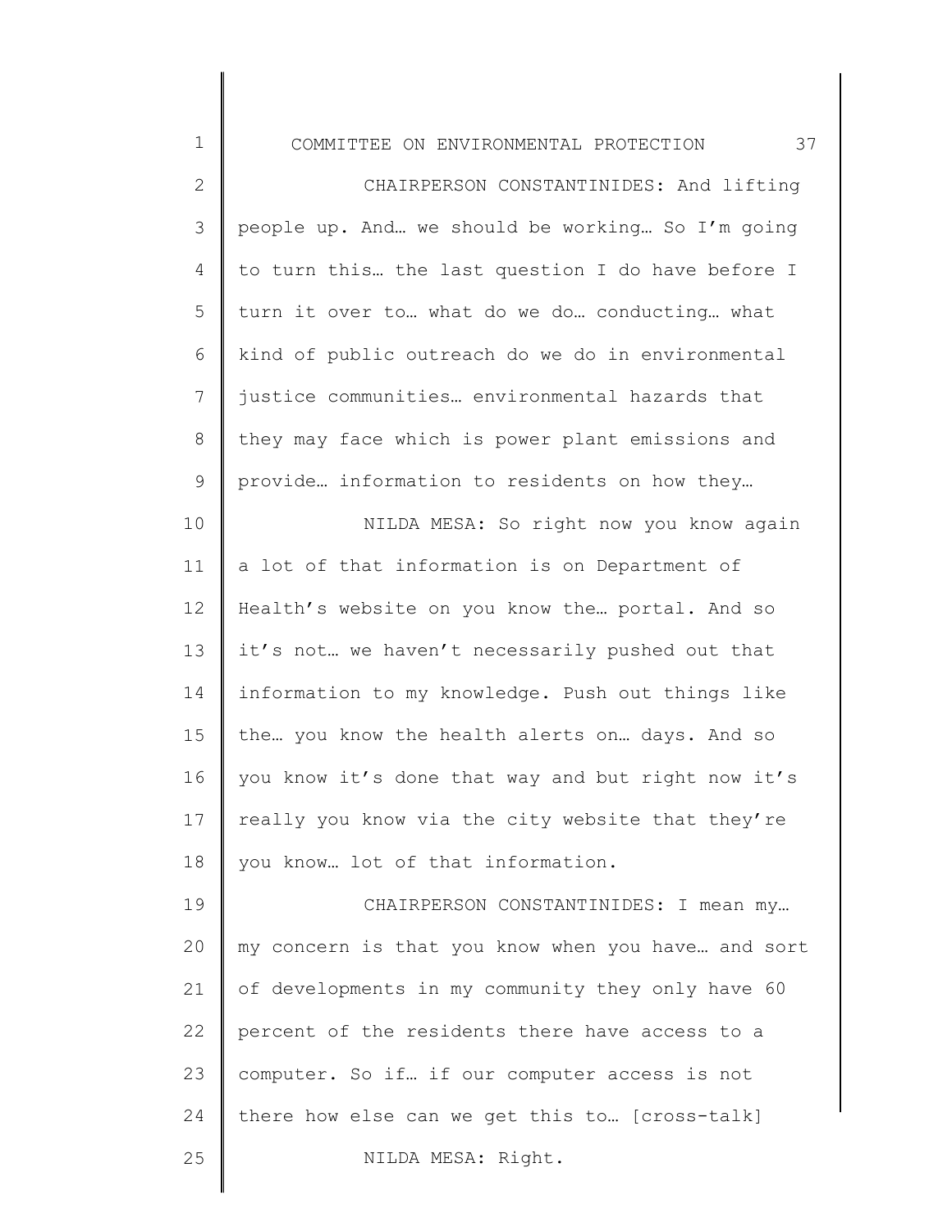CHAIRPERSON CONSTANTINIDES: And lifting people up. And… we should be working… So I'm going to turn this… the last question I do have before I turn it over to… what do we do… conducting… what kind of public outreach do we do in environmental justice communities… environmental hazards that they may face which is power plant emissions and provide… information to residents on how they…

NILDA MESA: So right now you know again a lot of that information is on Department of Health's website on you know the… portal. And so it's not… we haven't necessarily pushed out that information to my knowledge. Push out things like the… you know the health alerts on… days. And so you know it's done that way and but right now it's really you know via the city website that they're you know… lot of that information.

CHAIRPERSON CONSTANTINIDES: I mean my… my concern is that you know when you have… and sort of developments in my community they only have 60 percent of the residents there have access to a computer. So if… if our computer access is not there how else can we get this to… [cross-talk]

NILDA MESA: Right.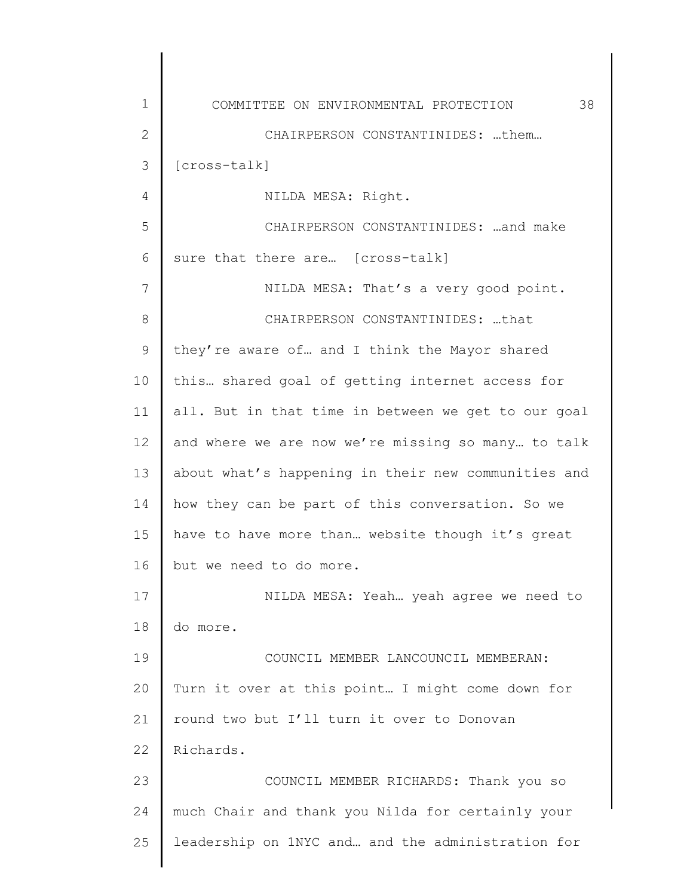CHAIRPERSON CONSTANTINIDES: …them… [cross-talk]

NILDA MESA: Right.

CHAIRPERSON CONSTANTINIDES: …and make sure that there are… [cross-talk]

NILDA MESA: That's a very good point.

CHAIRPERSON CONSTANTINIDES: …that they're aware of… and I think the Mayor shared this… shared goal of getting internet access for all. But in that time in between we get to our goal and where we are now we're missing so many… to talk about what's happening in their new communities and how they can be part of this conversation. So we have to have more than… website though it's great but we need to do more.

NILDA MESA: Yeah… yeah agree we need to do more.

COUNCIL MEMBER LANCOUNCIL MEMBERAN: Turn it over at this point… I might come down for round two but I'll turn it over to Donovan Richards.

COUNCIL MEMBER RICHARDS: Thank you so much Chair and thank you Nilda for certainly your leadership on 1NYC and… and the administration for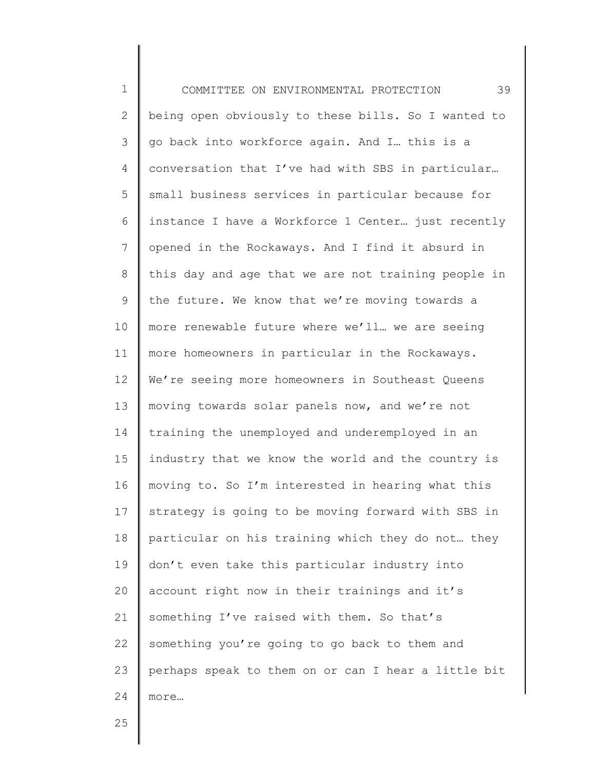being open obviously to these bills. So I wanted to go back into workforce again. And I… this is a conversation that I've had with SBS in particular… small business services in particular because for instance I have a Workforce 1 Center… just recently opened in the Rockaways. And I find it absurd in this day and age that we are not training people in the future. We know that we're moving towards a more renewable future where we'll… we are seeing more homeowners in particular in the Rockaways. We're seeing more homeowners in Southeast Queens moving towards solar panels now, and we're not training the unemployed and underemployed in an industry that we know the world and the country is moving to. So I'm interested in hearing what this strategy is going to be moving forward with SBS in particular on his training which they do not… they don't even take this particular industry into account right now in their trainings and it's something I've raised with them. So that's something you're going to go back to them and perhaps speak to them on or can I hear a little bit more…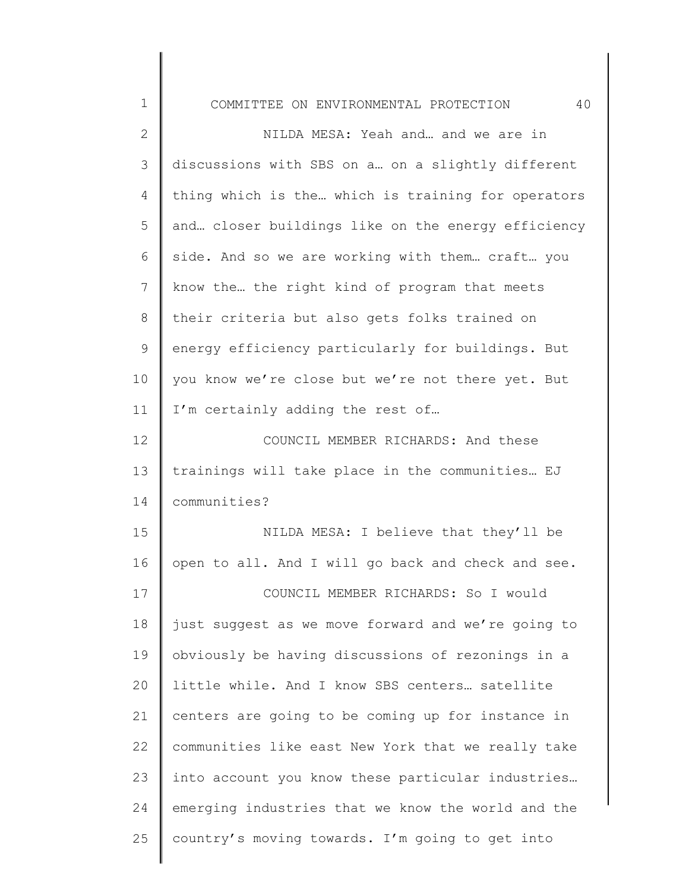NILDA MESA: Yeah and… and we are in discussions with SBS on a… on a slightly different thing which is the… which is training for operators and… closer buildings like on the energy efficiency side. And so we are working with them… craft… you know the… the right kind of program that meets their criteria but also gets folks trained on energy efficiency particularly for buildings. But you know we're close but we're not there yet. But I'm certainly adding the rest of…

COUNCIL MEMBER RICHARDS: And these trainings will take place in the communities… EJ communities?

NILDA MESA: I believe that they'll be open to all. And I will go back and check and see.

COUNCIL MEMBER RICHARDS: So I would just suggest as we move forward and we're going to obviously be having discussions of rezonings in a little while. And I know SBS centers… satellite centers are going to be coming up for instance in communities like east New York that we really take into account you know these particular industries… emerging industries that we know the world and the country's moving towards. I'm going to get into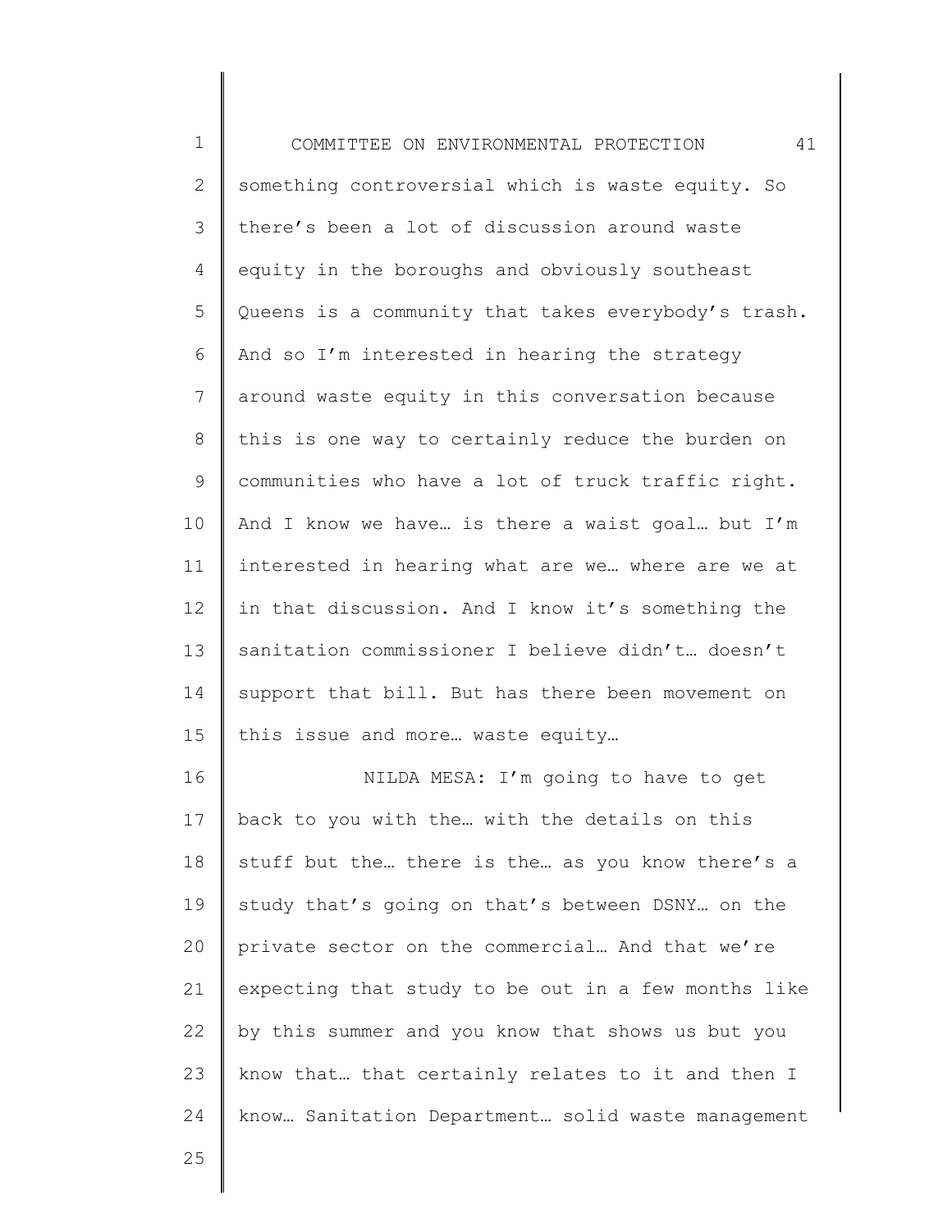something controversial which is waste equity. So there's been a lot of discussion around waste equity in the boroughs and obviously southeast Queens is a community that takes everybody's trash. And so I'm interested in hearing the strategy around waste equity in this conversation because this is one way to certainly reduce the burden on communities who have a lot of truck traffic right. And I know we have… is there a waist goal… but I'm interested in hearing what are we… where are we at in that discussion. And I know it's something the sanitation commissioner I believe didn't… doesn't support that bill. But has there been movement on this issue and more… waste equity…

NILDA MESA: I'm going to have to get back to you with the… with the details on this stuff but the… there is the… as you know there's a study that's going on that's between DSNY… on the private sector on the commercial… And that we're expecting that study to be out in a few months like by this summer and you know that shows us but you know that… that certainly relates to it and then I know… Sanitation Department… solid waste management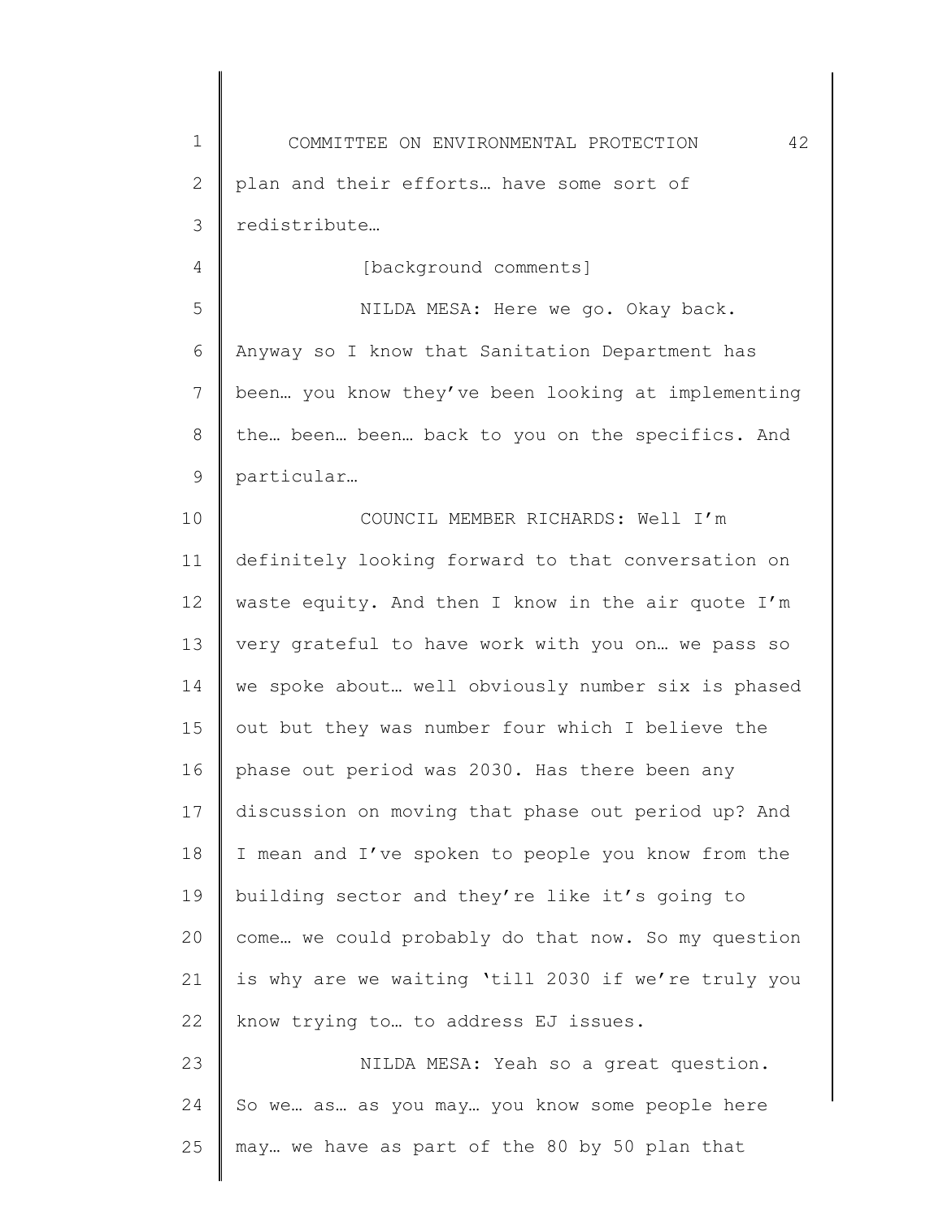plan and their efforts… have some sort of redistribute…

[background comments]

NILDA MESA: Here we go. Okay back. Anyway so I know that Sanitation Department has been… you know they've been looking at implementing the… been… been… back to you on the specifics. And particular…

COUNCIL MEMBER RICHARDS: Well I'm definitely looking forward to that conversation on waste equity. And then I know in the air quote I'm very grateful to have work with you on… we pass so we spoke about… well obviously number six is phased out but they was number four which I believe the phase out period was 2030. Has there been any discussion on moving that phase out period up? And I mean and I've spoken to people you know from the building sector and they're like it's going to come… we could probably do that now. So my question is why are we waiting 'till 2030 if we're truly you know trying to… to address EJ issues.

NILDA MESA: Yeah so a great question. So we… as… as you may… you know some people here may… we have as part of the 80 by 50 plan that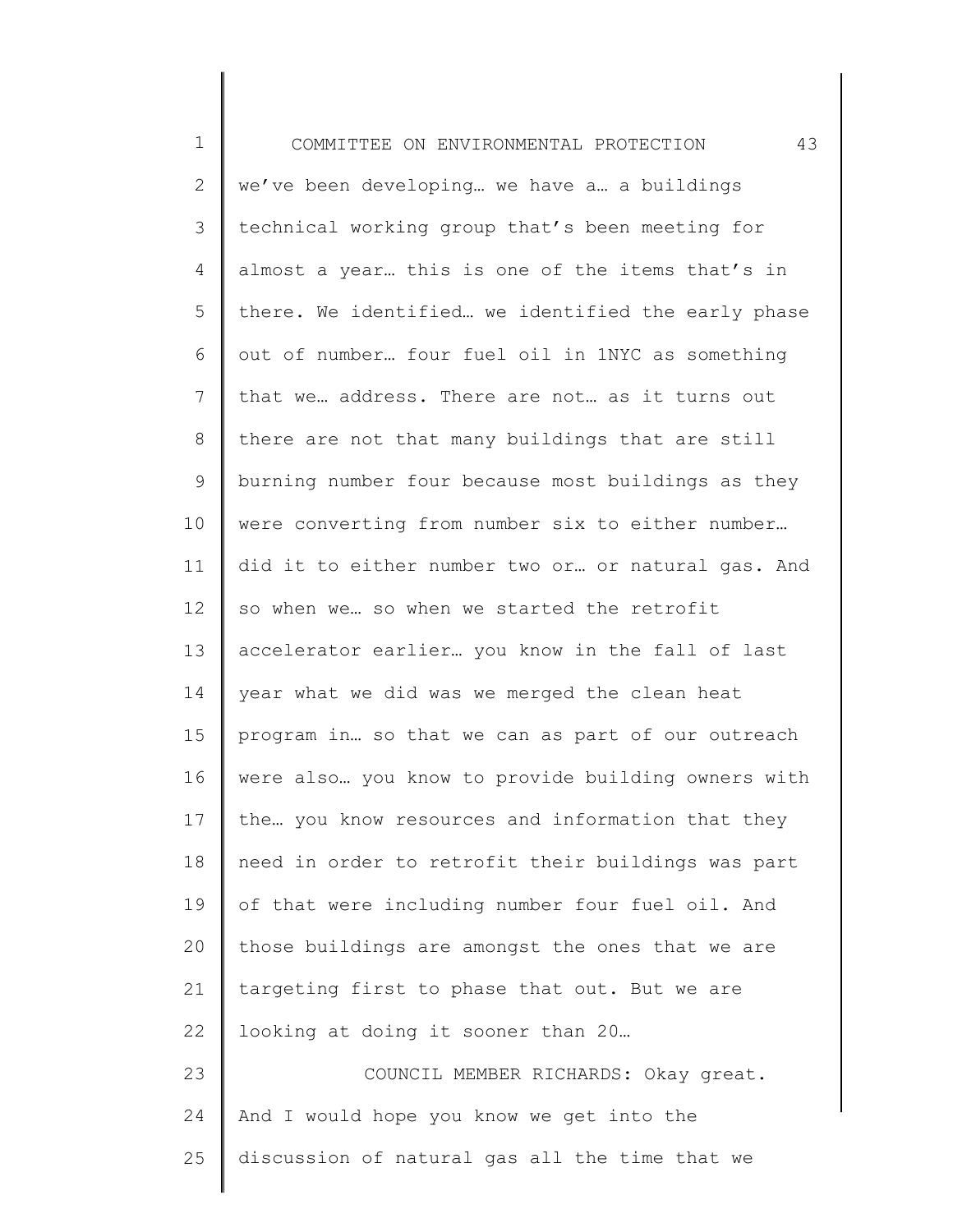we've been developing… we have a… a buildings technical working group that's been meeting for almost a year… this is one of the items that's in there. We identified… we identified the early phase out of number… four fuel oil in 1NYC as something that we… address. There are not… as it turns out there are not that many buildings that are still burning number four because most buildings as they were converting from number six to either number… did it to either number two or… or natural gas. And so when we… so when we started the retrofit accelerator earlier… you know in the fall of last year what we did was we merged the clean heat program in… so that we can as part of our outreach were also… you know to provide building owners with the… you know resources and information that they need in order to retrofit their buildings was part of that were including number four fuel oil. And those buildings are amongst the ones that we are targeting first to phase that out. But we are looking at doing it sooner than 20…

COUNCIL MEMBER RICHARDS: Okay great. And I would hope you know we get into the discussion of natural gas all the time that we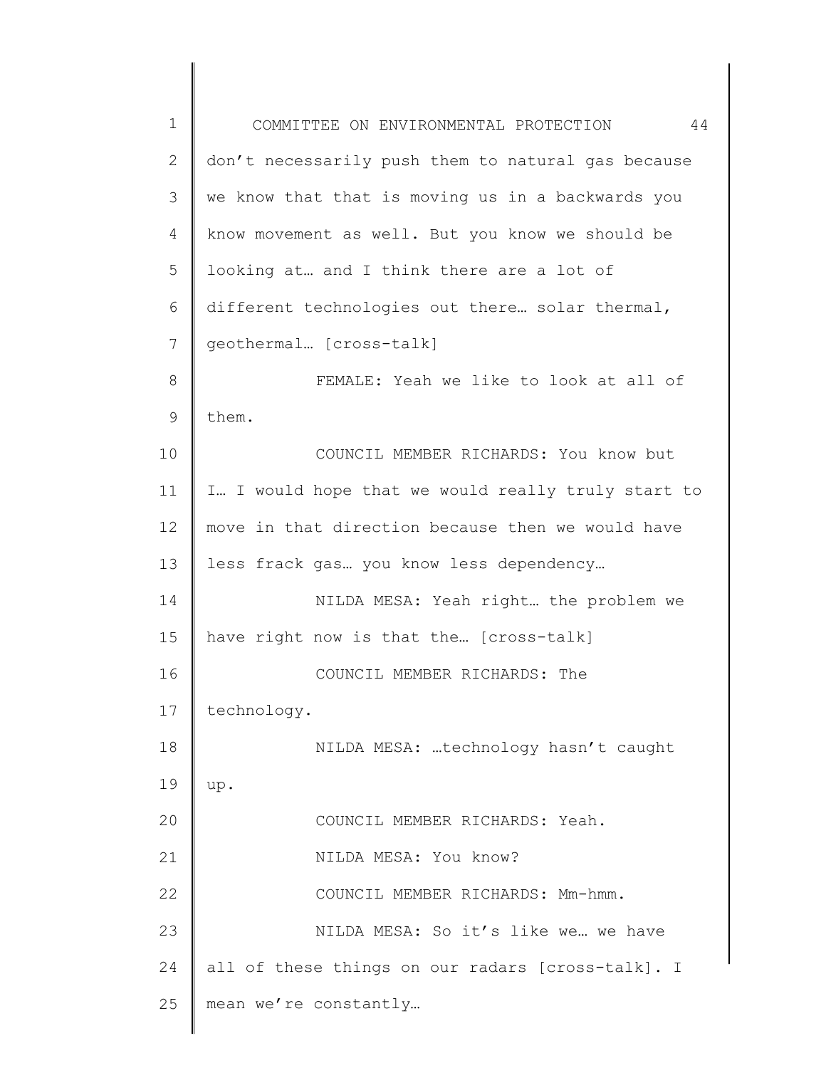don't necessarily push them to natural gas because we know that that is moving us in a backwards you know movement as well. But you know we should be looking at… and I think there are a lot of different technologies out there… solar thermal, geothermal… [cross-talk]

FEMALE: Yeah we like to look at all of them.

COUNCIL MEMBER RICHARDS: You know but I… I would hope that we would really truly start to move in that direction because then we would have less frack gas… you know less dependency…

NILDA MESA: Yeah right… the problem we have right now is that the… [cross-talk]

COUNCIL MEMBER RICHARDS: The technology.

NILDA MESA: …technology hasn't caught up.

COUNCIL MEMBER RICHARDS: Yeah.

NILDA MESA: You know?

COUNCIL MEMBER RICHARDS: Mm-hmm.

NILDA MESA: So it's like we… we have all of these things on our radars [cross-talk]. I mean we're constantly…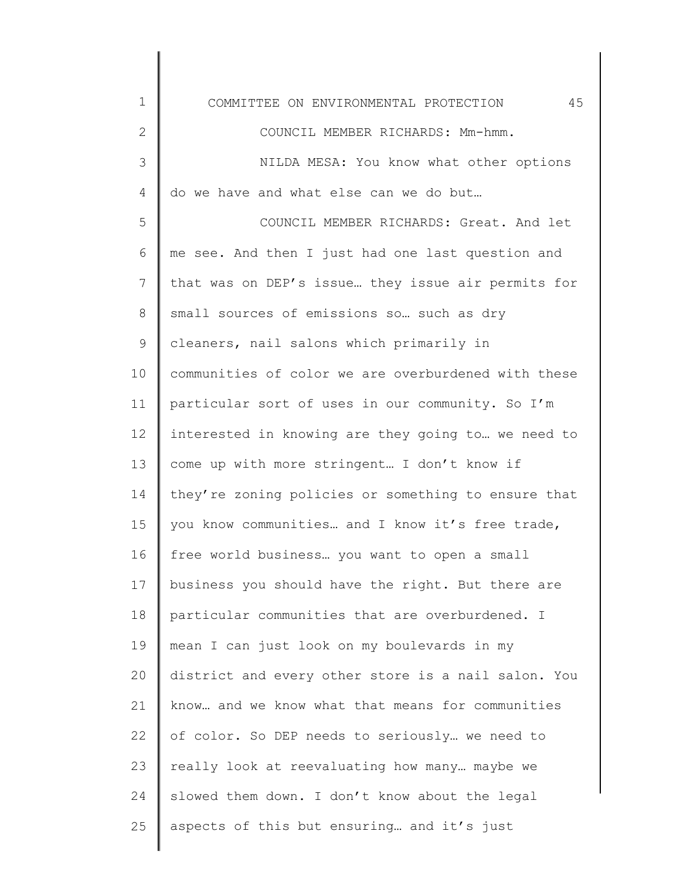COUNCIL MEMBER RICHARDS: Mm-hmm.

NILDA MESA: You know what other options do we have and what else can we do but…

COUNCIL MEMBER RICHARDS: Great. And let me see. And then I just had one last question and that was on DEP's issue… they issue air permits for small sources of emissions so… such as dry cleaners, nail salons which primarily in communities of color we are overburdened with these particular sort of uses in our community. So I'm interested in knowing are they going to… we need to come up with more stringent… I don't know if they're zoning policies or something to ensure that you know communities… and I know it's free trade, free world business… you want to open a small business you should have the right. But there are particular communities that are overburdened. I mean I can just look on my boulevards in my district and every other store is a nail salon. You know… and we know what that means for communities of color. So DEP needs to seriously… we need to really look at reevaluating how many… maybe we slowed them down. I don't know about the legal aspects of this but ensuring… and it's just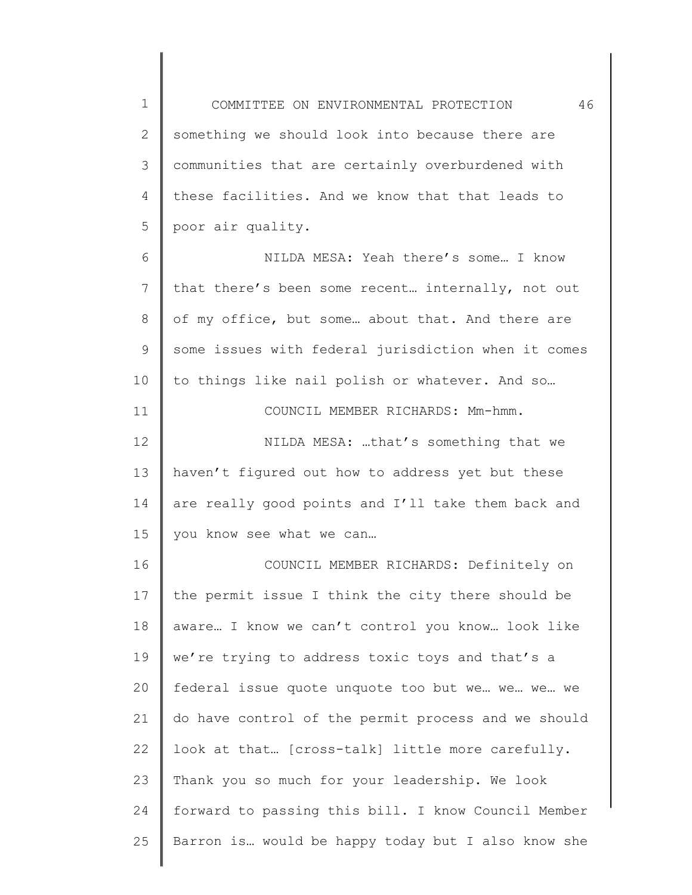something we should look into because there are communities that are certainly overburdened with these facilities. And we know that that leads to poor air quality.

NILDA MESA: Yeah there's some… I know that there's been some recent… internally, not out of my office, but some… about that. And there are some issues with federal jurisdiction when it comes to things like nail polish or whatever. And so…

COUNCIL MEMBER RICHARDS: Mm-hmm.

NILDA MESA: …that's something that we haven't figured out how to address yet but these are really good points and I'll take them back and you know see what we can…

COUNCIL MEMBER RICHARDS: Definitely on the permit issue I think the city there should be aware… I know we can't control you know… look like we're trying to address toxic toys and that's a federal issue quote unquote too but we… we… we… we do have control of the permit process and we should look at that… [cross-talk] little more carefully. Thank you so much for your leadership. We look forward to passing this bill. I know Council Member Barron is… would be happy today but I also know she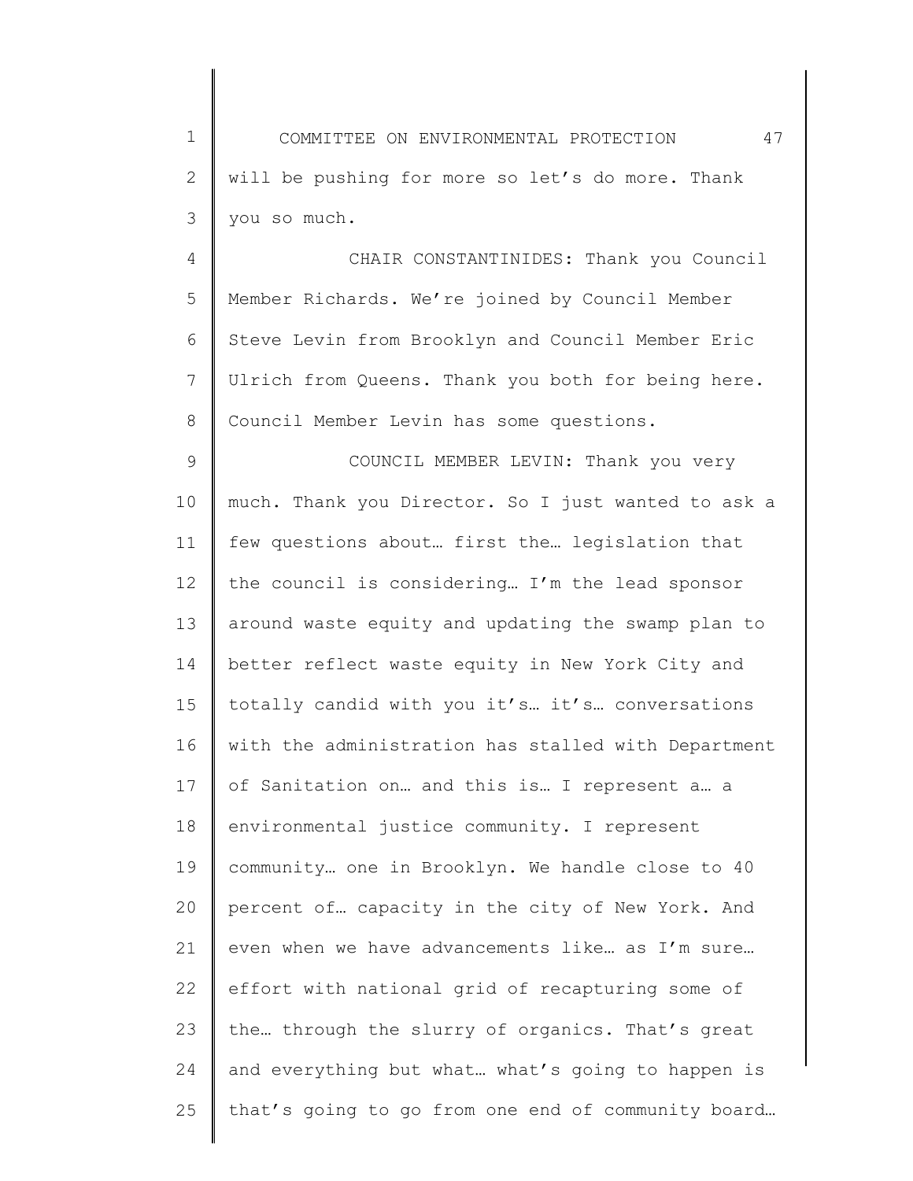will be pushing for more so let's do more. Thank you so much.

CHAIR CONSTANTINIDES: Thank you Council Member Richards. We're joined by Council Member Steve Levin from Brooklyn and Council Member Eric Ulrich from Queens. Thank you both for being here. Council Member Levin has some questions.

COUNCIL MEMBER LEVIN: Thank you very much. Thank you Director. So I just wanted to ask a few questions about… first the… legislation that the council is considering… I'm the lead sponsor around waste equity and updating the swamp plan to better reflect waste equity in New York City and totally candid with you it's… it's… conversations with the administration has stalled with Department of Sanitation on… and this is… I represent a… a environmental justice community. I represent community… one in Brooklyn. We handle close to 40 percent of… capacity in the city of New York. And even when we have advancements like… as I'm sure… effort with national grid of recapturing some of the… through the slurry of organics. That's great and everything but what… what's going to happen is that's going to go from one end of community board…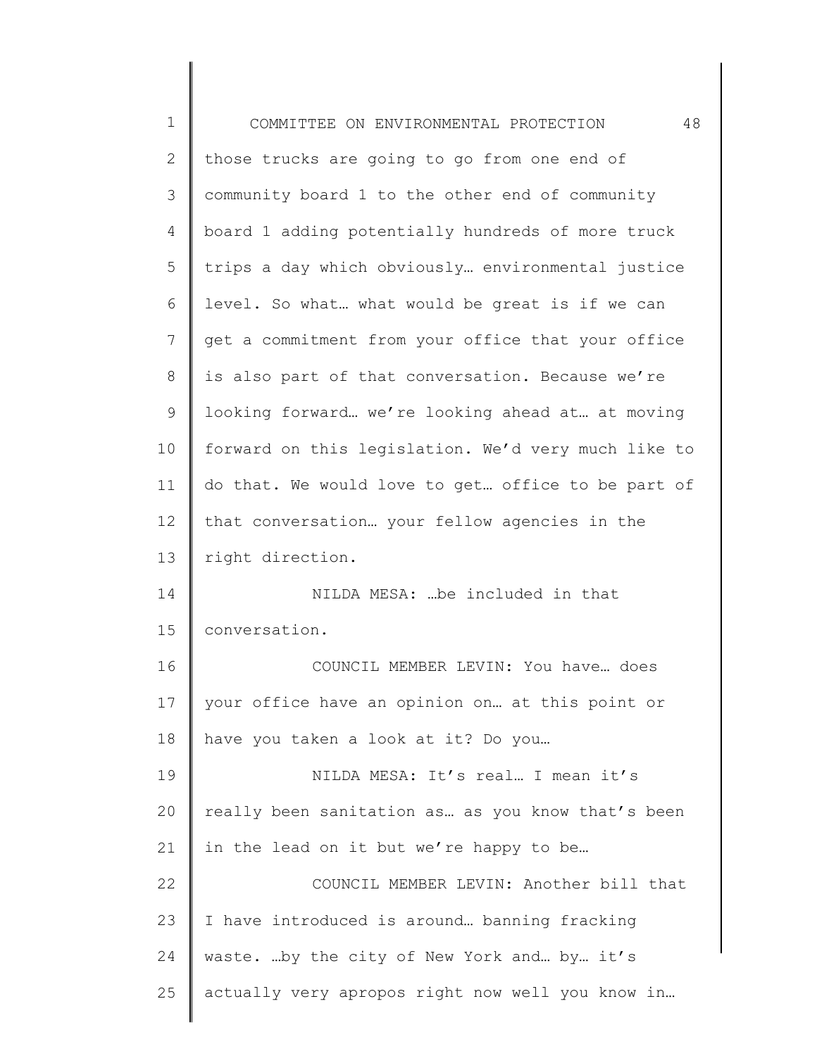those trucks are going to go from one end of community board 1 to the other end of community board 1 adding potentially hundreds of more truck trips a day which obviously… environmental justice level. So what… what would be great is if we can get a commitment from your office that your office is also part of that conversation. Because we're looking forward… we're looking ahead at… at moving forward on this legislation. We'd very much like to do that. We would love to get… office to be part of that conversation… your fellow agencies in the right direction.

NILDA MESA: …be included in that conversation.

COUNCIL MEMBER LEVIN: You have… does your office have an opinion on… at this point or have you taken a look at it? Do you…

NILDA MESA: It's real… I mean it's really been sanitation as… as you know that's been in the lead on it but we're happy to be…

COUNCIL MEMBER LEVIN: Another bill that I have introduced is around… banning fracking waste. …by the city of New York and… by… it's actually very apropos right now well you know in…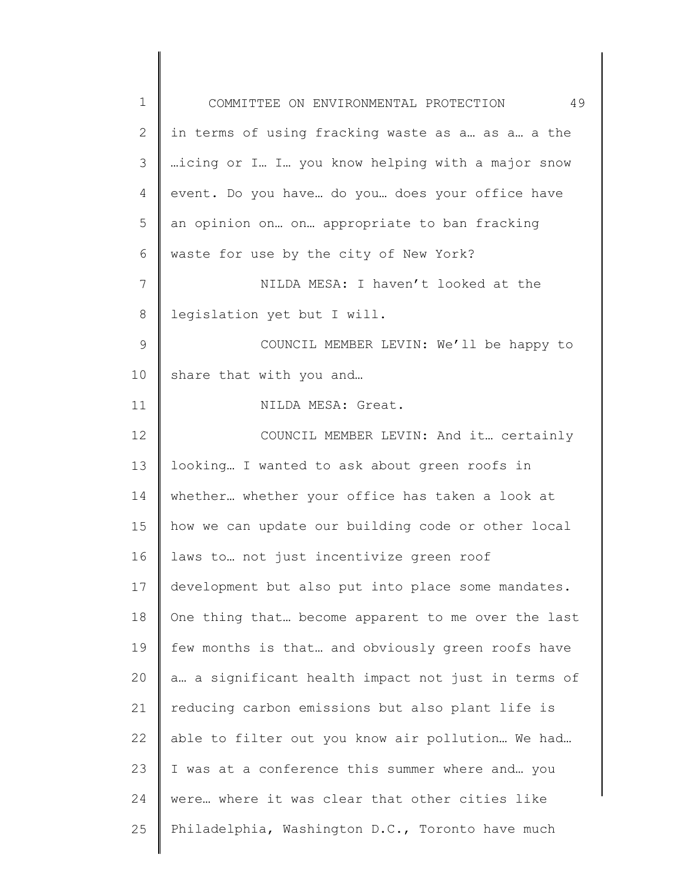in terms of using fracking waste as a… as a… a the …icing or I… I… you know helping with a major snow event. Do you have… do you… does your office have an opinion on… on… appropriate to ban fracking waste for use by the city of New York?

NILDA MESA: I haven't looked at the legislation yet but I will.

COUNCIL MEMBER LEVIN: We'll be happy to share that with you and…

NILDA MESA: Great.

COUNCIL MEMBER LEVIN: And it… certainly looking… I wanted to ask about green roofs in whether… whether your office has taken a look at how we can update our building code or other local laws to… not just incentivize green roof development but also put into place some mandates. One thing that… become apparent to me over the last few months is that… and obviously green roofs have a… a significant health impact not just in terms of reducing carbon emissions but also plant life is able to filter out you know air pollution… We had… I was at a conference this summer where and… you were… where it was clear that other cities like Philadelphia, Washington D.C., Toronto have much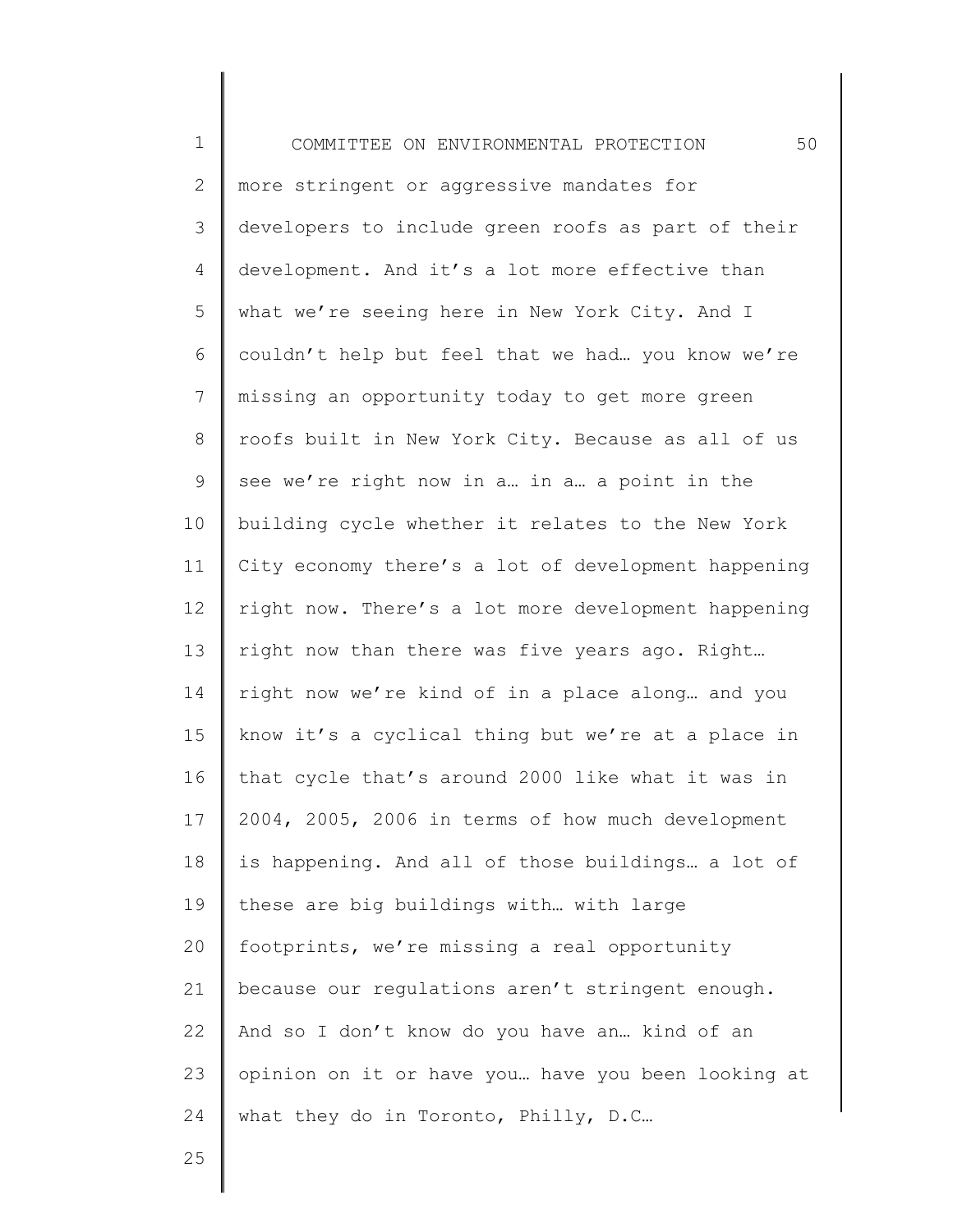more stringent or aggressive mandates for developers to include green roofs as part of their development. And it's a lot more effective than what we're seeing here in New York City. And I couldn't help but feel that we had… you know we're missing an opportunity today to get more green roofs built in New York City. Because as all of us see we're right now in a… in a… a point in the building cycle whether it relates to the New York City economy there's a lot of development happening right now. There's a lot more development happening right now than there was five years ago. Right… right now we're kind of in a place along… and you know it's a cyclical thing but we're at a place in that cycle that's around 2000 like what it was in 2004, 2005, 2006 in terms of how much development is happening. And all of those buildings… a lot of these are big buildings with… with large footprints, we're missing a real opportunity because our regulations aren't stringent enough. And so I don't know do you have an… kind of an opinion on it or have you… have you been looking at what they do in Toronto, Philly, D.C…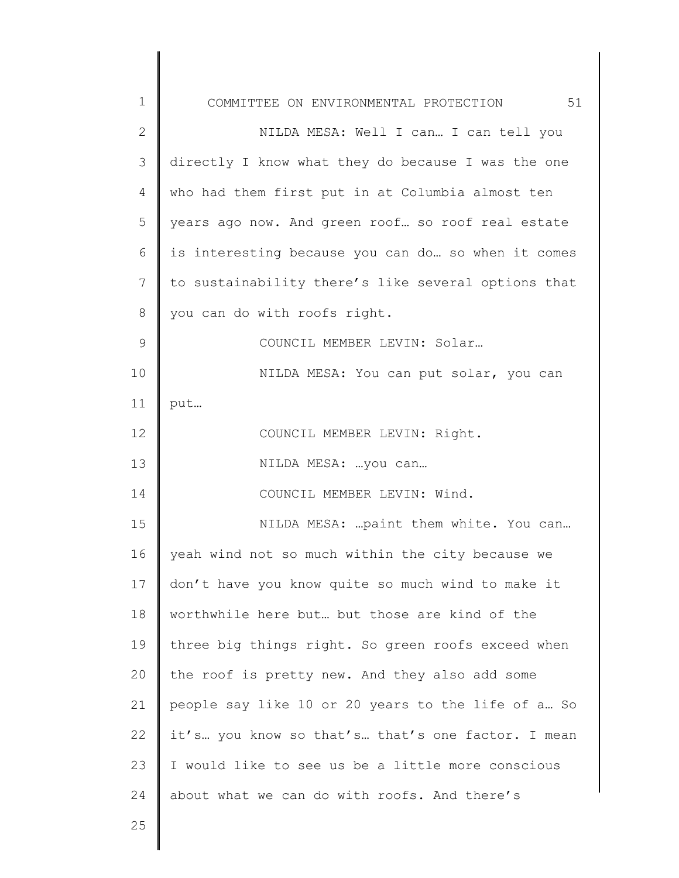NILDA MESA: Well I can… I can tell you directly I know what they do because I was the one who had them first put in at Columbia almost ten years ago now. And green roof… so roof real estate is interesting because you can do… so when it comes to sustainability there's like several options that you can do with roofs right.

COUNCIL MEMBER LEVIN: Solar…

NILDA MESA: You can put solar, you can put…

COUNCIL MEMBER LEVIN: Right.

NILDA MESA: …you can…

COUNCIL MEMBER LEVIN: Wind.

NILDA MESA: …paint them white. You can… yeah wind not so much within the city because we don't have you know quite so much wind to make it worthwhile here but… but those are kind of the three big things right. So green roofs exceed when the roof is pretty new. And they also add some people say like 10 or 20 years to the life of a… So it's… you know so that's… that's one factor. I mean I would like to see us be a little more conscious about what we can do with roofs. And there's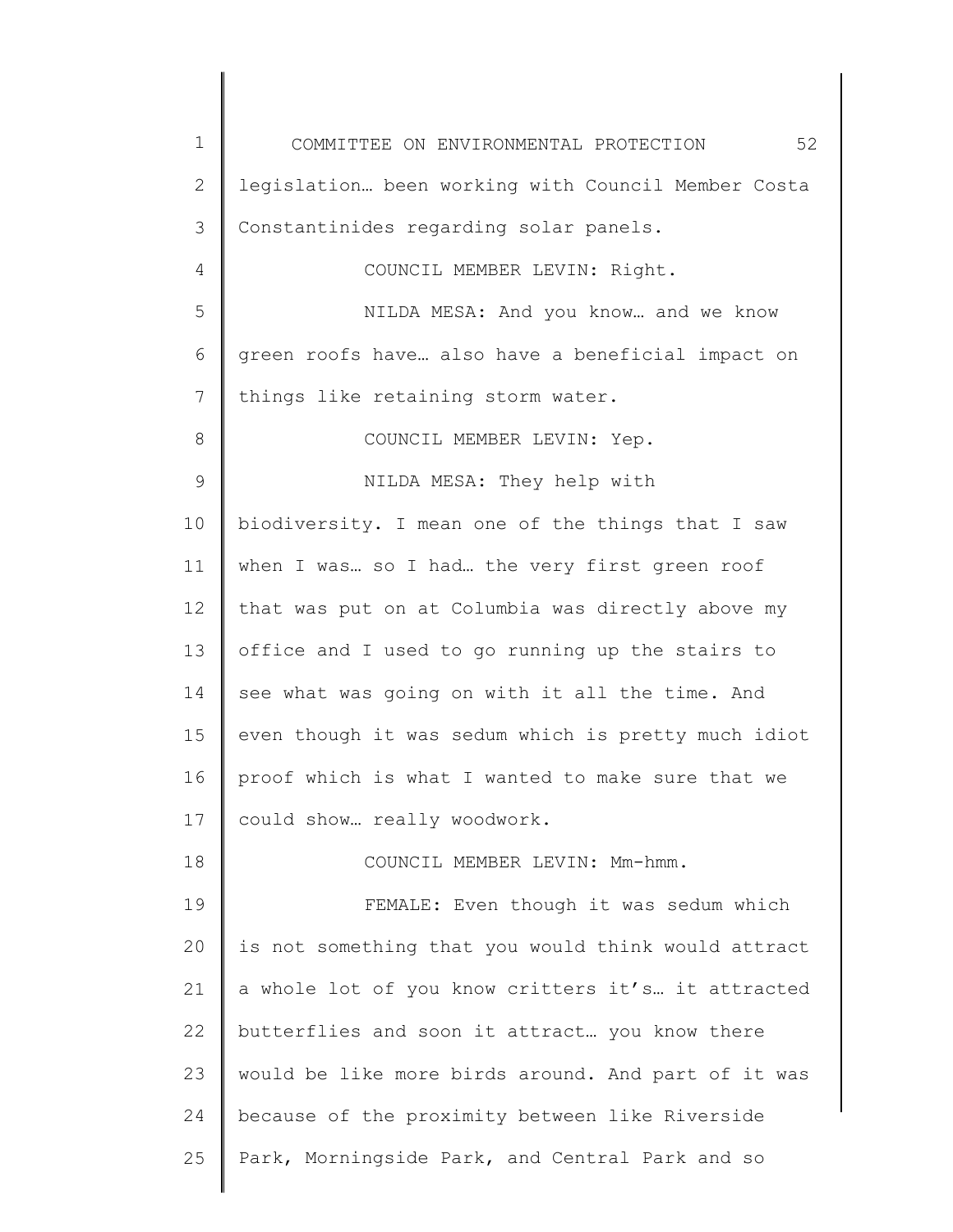legislation… been working with Council Member Costa Constantinides regarding solar panels.

COUNCIL MEMBER LEVIN: Right.

NILDA MESA: And you know… and we know green roofs have… also have a beneficial impact on things like retaining storm water.

COUNCIL MEMBER LEVIN: Yep.

NILDA MESA: They help with biodiversity. I mean one of the things that I saw when I was… so I had… the very first green roof that was put on at Columbia was directly above my office and I used to go running up the stairs to see what was going on with it all the time. And even though it was sedum which is pretty much idiot proof which is what I wanted to make sure that we could show… really woodwork.

COUNCIL MEMBER LEVIN: Mm-hmm.

FEMALE: Even though it was sedum which is not something that you would think would attract a whole lot of you know critters it's… it attracted butterflies and soon it attract… you know there would be like more birds around. And part of it was because of the proximity between like Riverside Park, Morningside Park, and Central Park and so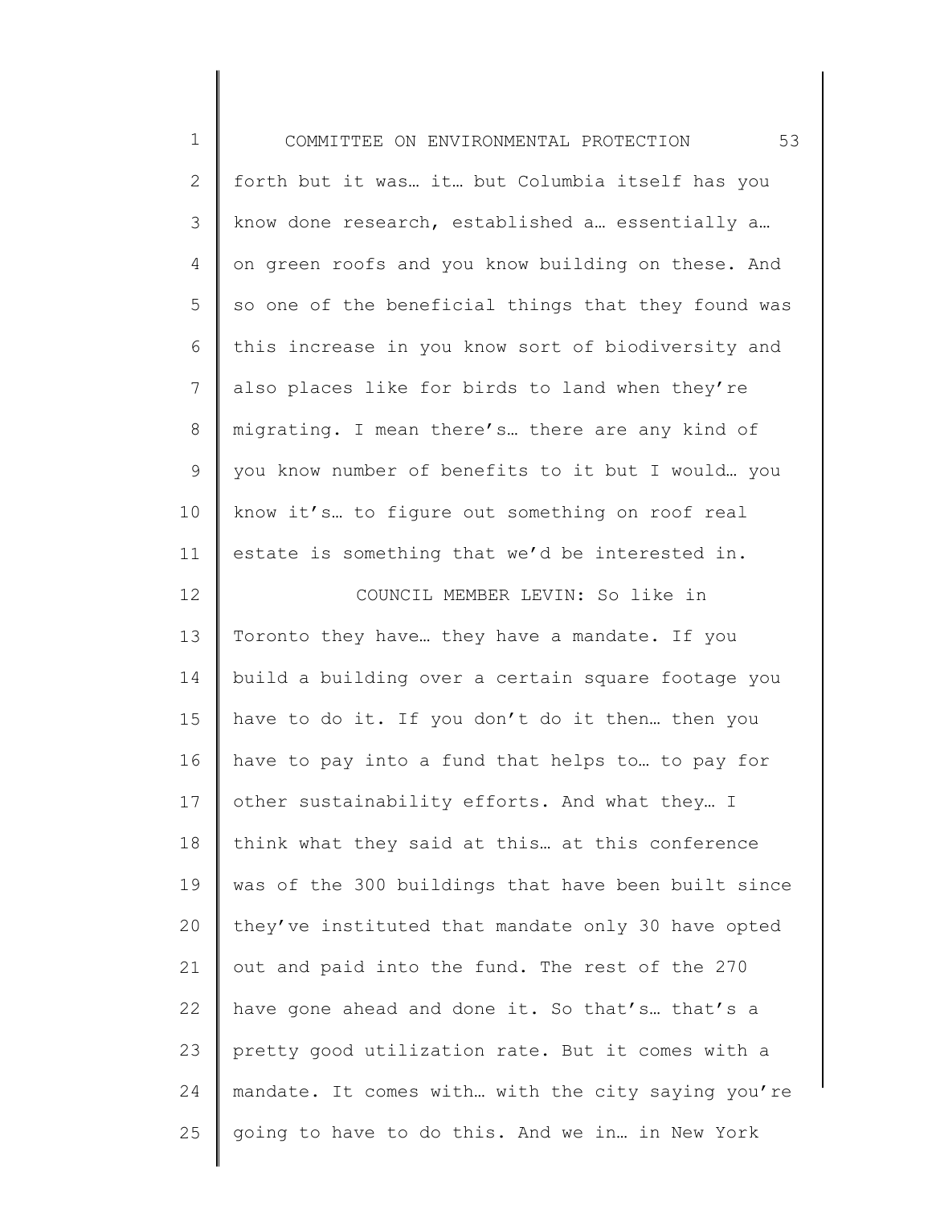forth but it was… it… but Columbia itself has you know done research, established a… essentially a… on green roofs and you know building on these. And so one of the beneficial things that they found was this increase in you know sort of biodiversity and also places like for birds to land when they're migrating. I mean there's… there are any kind of you know number of benefits to it but I would… you know it's… to figure out something on roof real estate is something that we'd be interested in.

COUNCIL MEMBER LEVIN: So like in Toronto they have… they have a mandate. If you build a building over a certain square footage you have to do it. If you don't do it then… then you have to pay into a fund that helps to… to pay for other sustainability efforts. And what they… I think what they said at this… at this conference was of the 300 buildings that have been built since they've instituted that mandate only 30 have opted out and paid into the fund. The rest of the 270 have gone ahead and done it. So that's… that's a pretty good utilization rate. But it comes with a mandate. It comes with… with the city saying you're going to have to do this. And we in… in New York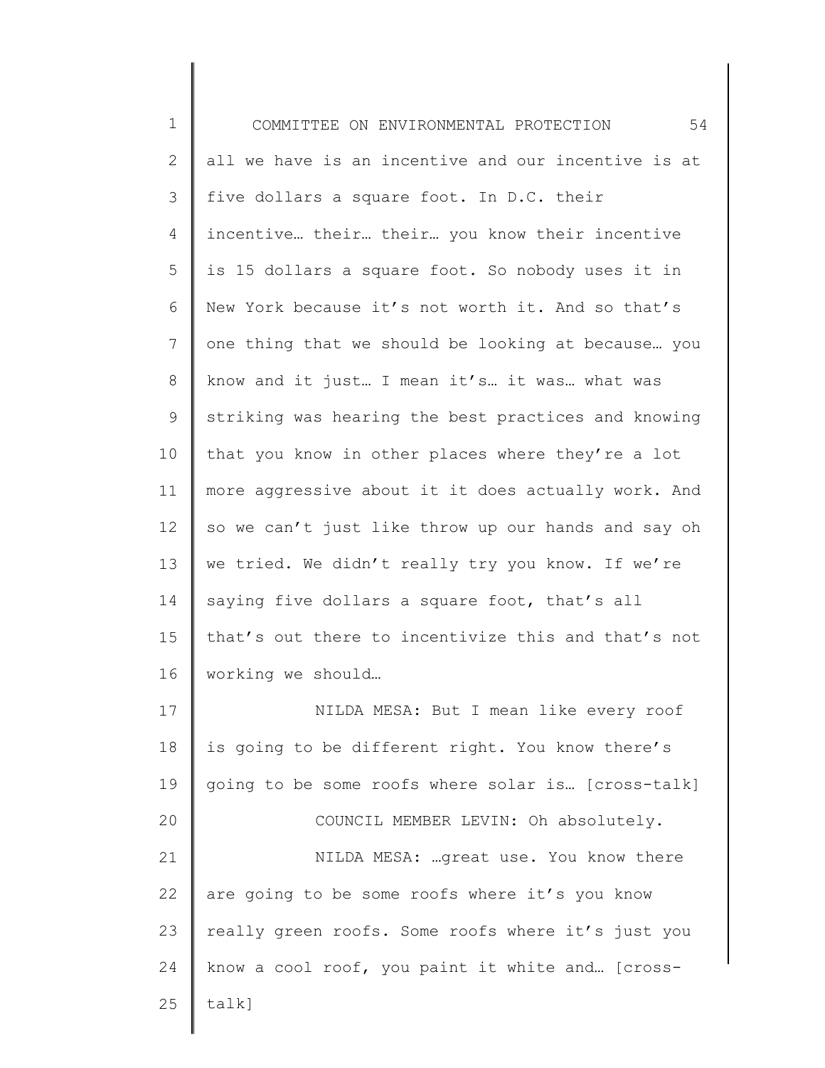all we have is an incentive and our incentive is at five dollars a square foot. In D.C. their incentive… their… their… you know their incentive is 15 dollars a square foot. So nobody uses it in New York because it's not worth it. And so that's one thing that we should be looking at because… you know and it just… I mean it's… it was… what was striking was hearing the best practices and knowing that you know in other places where they're a lot more aggressive about it it does actually work. And so we can't just like throw up our hands and say oh we tried. We didn't really try you know. If we're saying five dollars a square foot, that's all that's out there to incentivize this and that's not working we should…

NILDA MESA: But I mean like every roof is going to be different right. You know there's going to be some roofs where solar is… [cross-talk]

COUNCIL MEMBER LEVIN: Oh absolutely.

NILDA MESA: …great use. You know there are going to be some roofs where it's you know really green roofs. Some roofs where it's just you know a cool roof, you paint it white and… [cross-talk]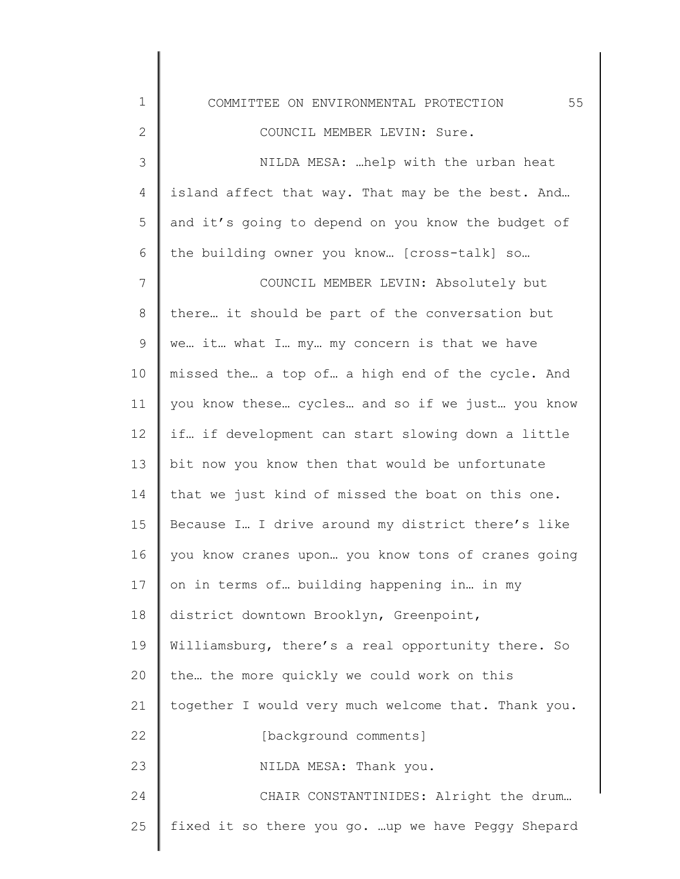COUNCIL MEMBER LEVIN: Sure.

NILDA MESA: …help with the urban heat island affect that way. That may be the best. And… and it's going to depend on you know the budget of the building owner you know… [cross-talk] so…

COUNCIL MEMBER LEVIN: Absolutely but there… it should be part of the conversation but we… it… what I… my… my concern is that we have missed the… a top of… a high end of the cycle. And you know these… cycles… and so if we just… you know if… if development can start slowing down a little bit now you know then that would be unfortunate that we just kind of missed the boat on this one. Because I… I drive around my district there's like you know cranes upon… you know tons of cranes going on in terms of… building happening in… in my district downtown Brooklyn, Greenpoint, Williamsburg, there's a real opportunity there. So the… the more quickly we could work on this together I would very much welcome that. Thank you.

[background comments]

NILDA MESA: Thank you.

CHAIR CONSTANTINIDES: Alright the drum… fixed it so there you go. …up we have Peggy Shepard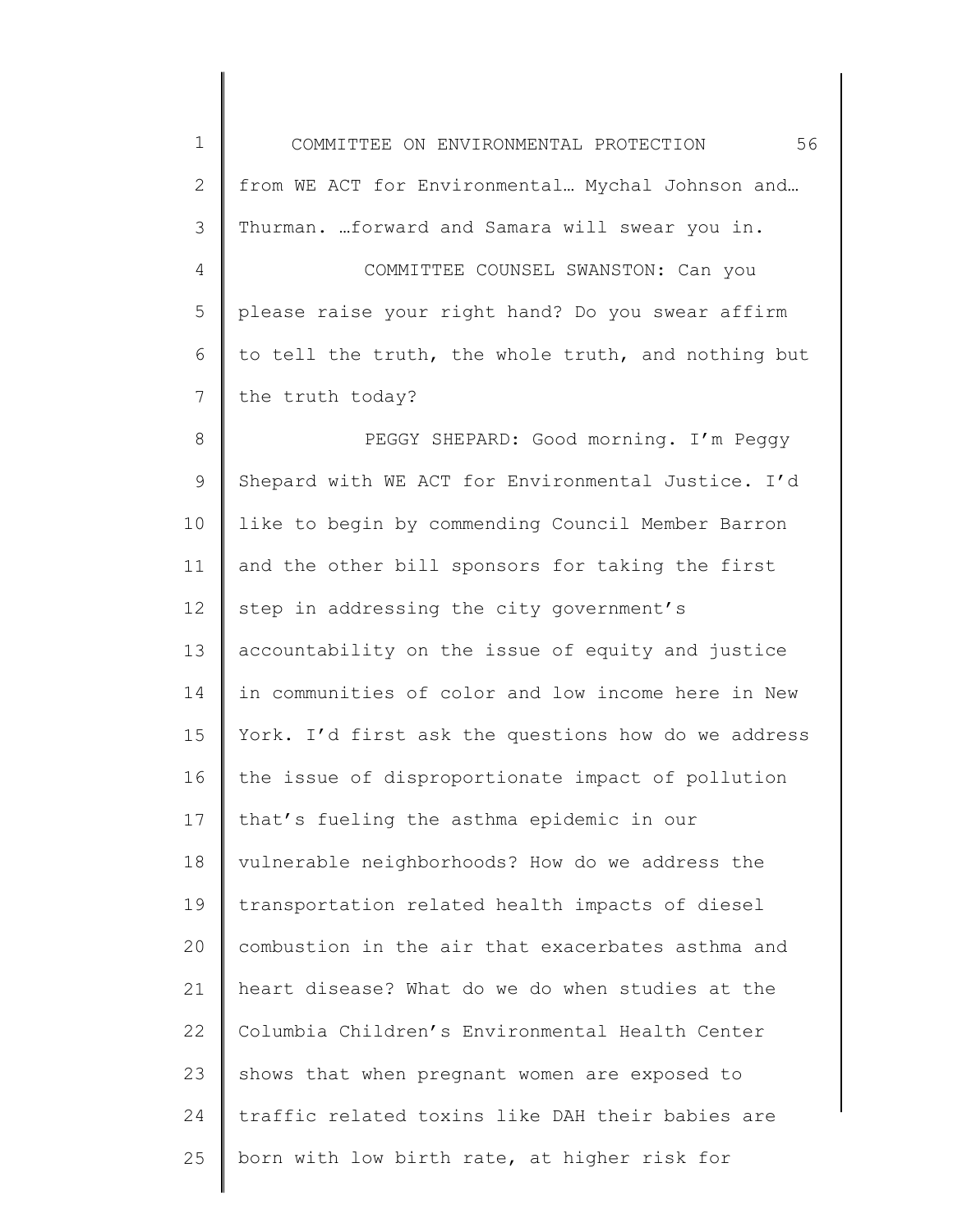from WE ACT for Environmental… Mychal Johnson and… Thurman. …forward and Samara will swear you in.

COMMITTEE COUNSEL SWANSTON: Can you please raise your right hand? Do you swear affirm to tell the truth, the whole truth, and nothing but the truth today?

PEGGY SHEPARD: Good morning. I'm Peggy Shepard with WE ACT for Environmental Justice. I'd like to begin by commending Council Member Barron and the other bill sponsors for taking the first step in addressing the city government's accountability on the issue of equity and justice in communities of color and low income here in New York. I'd first ask the questions how do we address the issue of disproportionate impact of pollution that's fueling the asthma epidemic in our vulnerable neighborhoods? How do we address the transportation related health impacts of diesel combustion in the air that exacerbates asthma and heart disease? What do we do when studies at the Columbia Children's Environmental Health Center shows that when pregnant women are exposed to traffic related toxins like DAH their babies are born with low birth rate, at higher risk for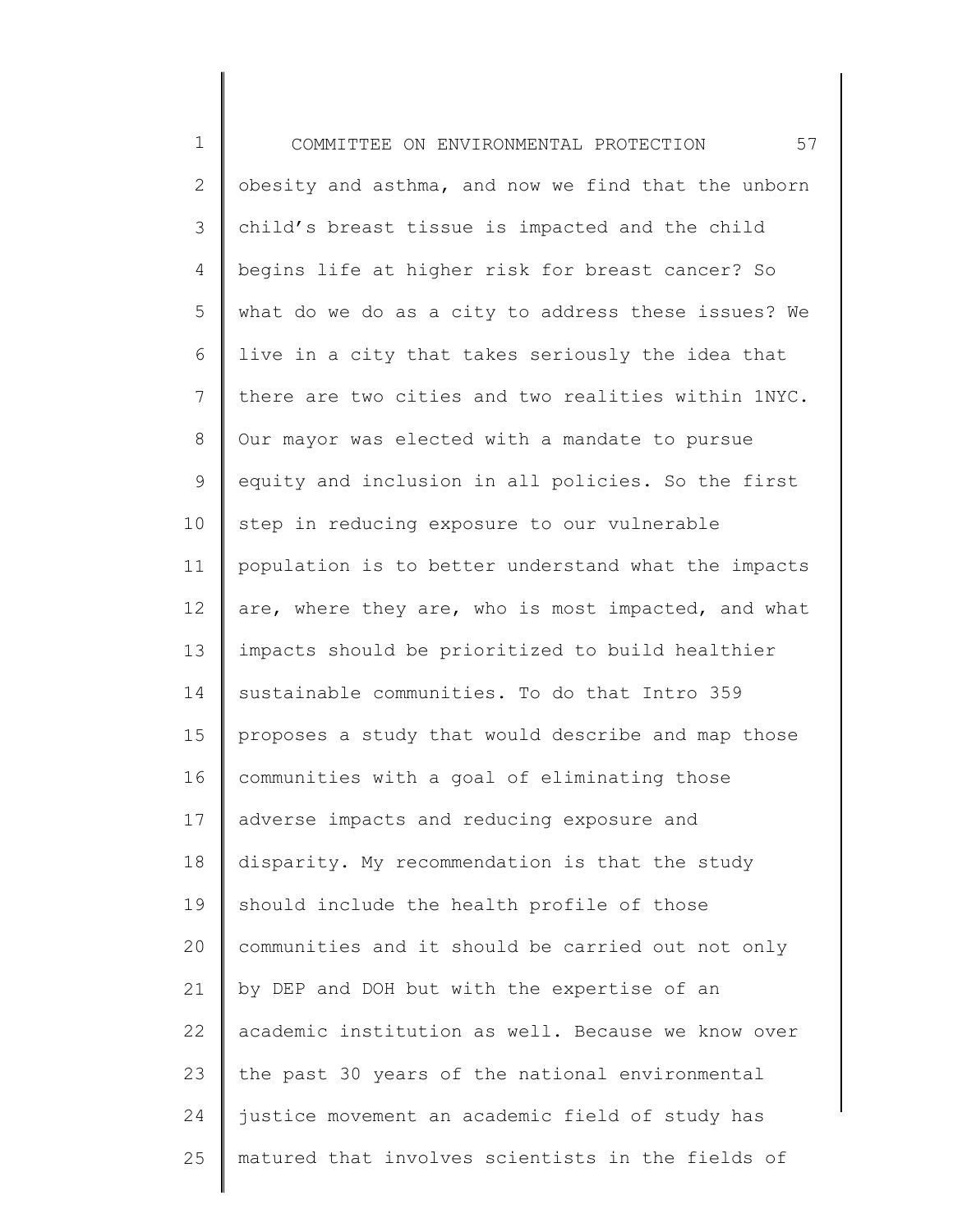obesity and asthma, and now we find that the unborn child's breast tissue is impacted and the child begins life at higher risk for breast cancer? So what do we do as a city to address these issues? We live in a city that takes seriously the idea that there are two cities and two realities within 1NYC. Our mayor was elected with a mandate to pursue equity and inclusion in all policies. So the first step in reducing exposure to our vulnerable population is to better understand what the impacts are, where they are, who is most impacted, and what impacts should be prioritized to build healthier sustainable communities. To do that Intro 359 proposes a study that would describe and map those communities with a goal of eliminating those adverse impacts and reducing exposure and disparity. My recommendation is that the study should include the health profile of those communities and it should be carried out not only by DEP and DOH but with the expertise of an academic institution as well. Because we know over the past 30 years of the national environmental justice movement an academic field of study has matured that involves scientists in the fields of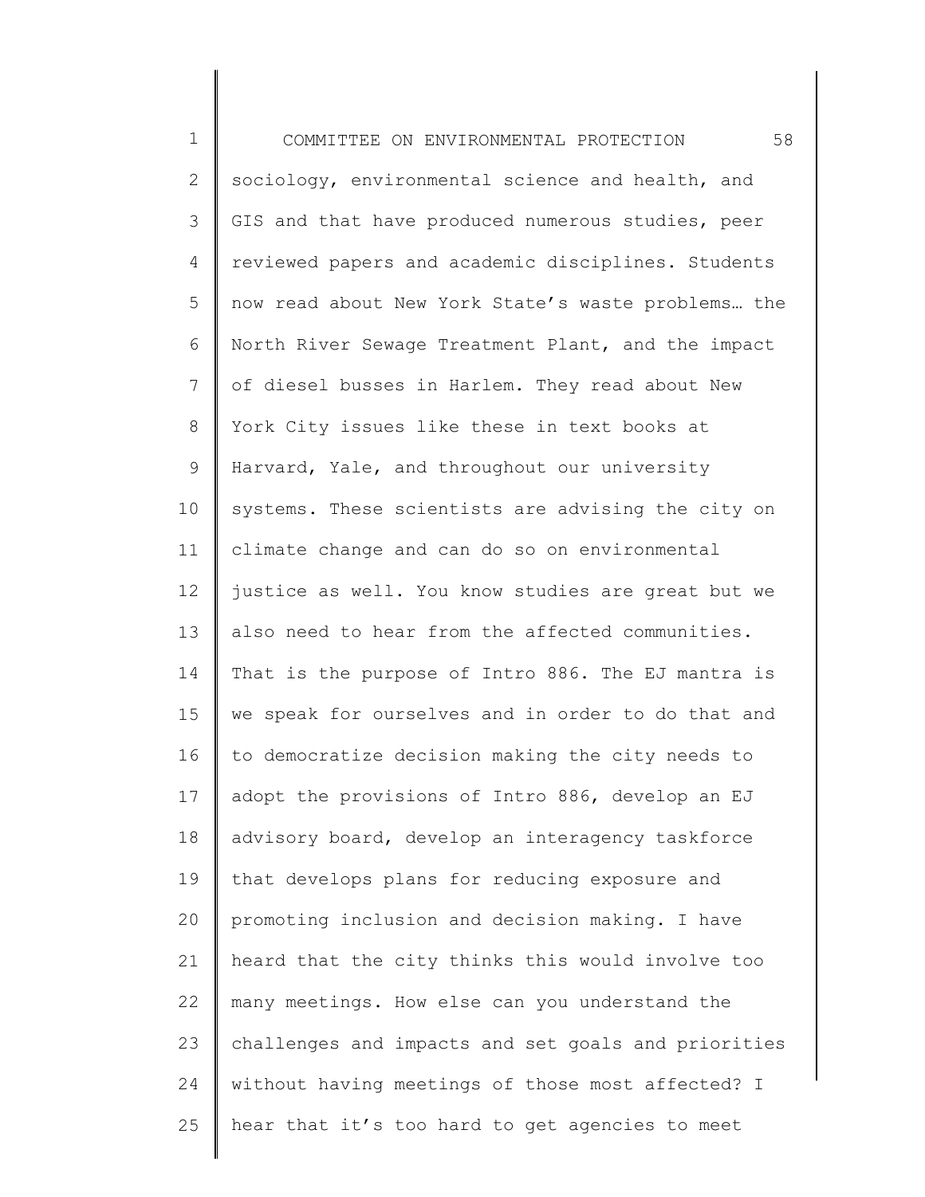sociology, environmental science and health, and GIS and that have produced numerous studies, peer reviewed papers and academic disciplines. Students now read about New York State's waste problems… the North River Sewage Treatment Plant, and the impact of diesel busses in Harlem. They read about New York City issues like these in text books at Harvard, Yale, and throughout our university systems. These scientists are advising the city on climate change and can do so on environmental justice as well. You know studies are great but we also need to hear from the affected communities. That is the purpose of Intro 886. The EJ mantra is we speak for ourselves and in order to do that and to democratize decision making the city needs to adopt the provisions of Intro 886, develop an EJ advisory board, develop an interagency taskforce that develops plans for reducing exposure and promoting inclusion and decision making. I have heard that the city thinks this would involve too many meetings. How else can you understand the challenges and impacts and set goals and priorities without having meetings of those most affected? I hear that it's too hard to get agencies to meet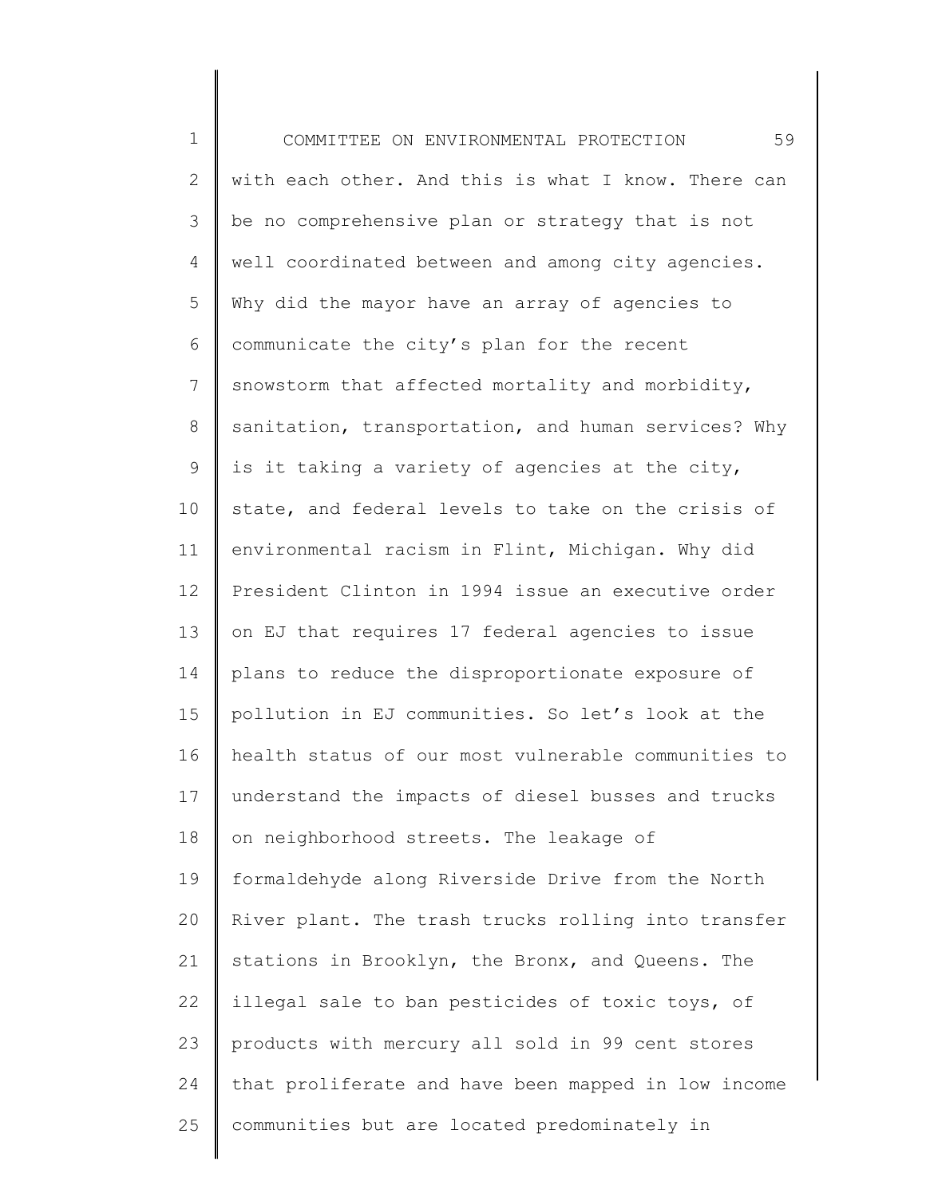with each other. And this is what I know. There can be no comprehensive plan or strategy that is not well coordinated between and among city agencies. Why did the mayor have an array of agencies to communicate the city's plan for the recent snowstorm that affected mortality and morbidity, sanitation, transportation, and human services? Why is it taking a variety of agencies at the city, state, and federal levels to take on the crisis of environmental racism in Flint, Michigan. Why did President Clinton in 1994 issue an executive order on EJ that requires 17 federal agencies to issue plans to reduce the disproportionate exposure of pollution in EJ communities. So let's look at the health status of our most vulnerable communities to understand the impacts of diesel busses and trucks on neighborhood streets. The leakage of formaldehyde along Riverside Drive from the North River plant. The trash trucks rolling into transfer stations in Brooklyn, the Bronx, and Queens. The illegal sale to ban pesticides of toxic toys, of products with mercury all sold in 99 cent stores that proliferate and have been mapped in low income communities but are located predominately in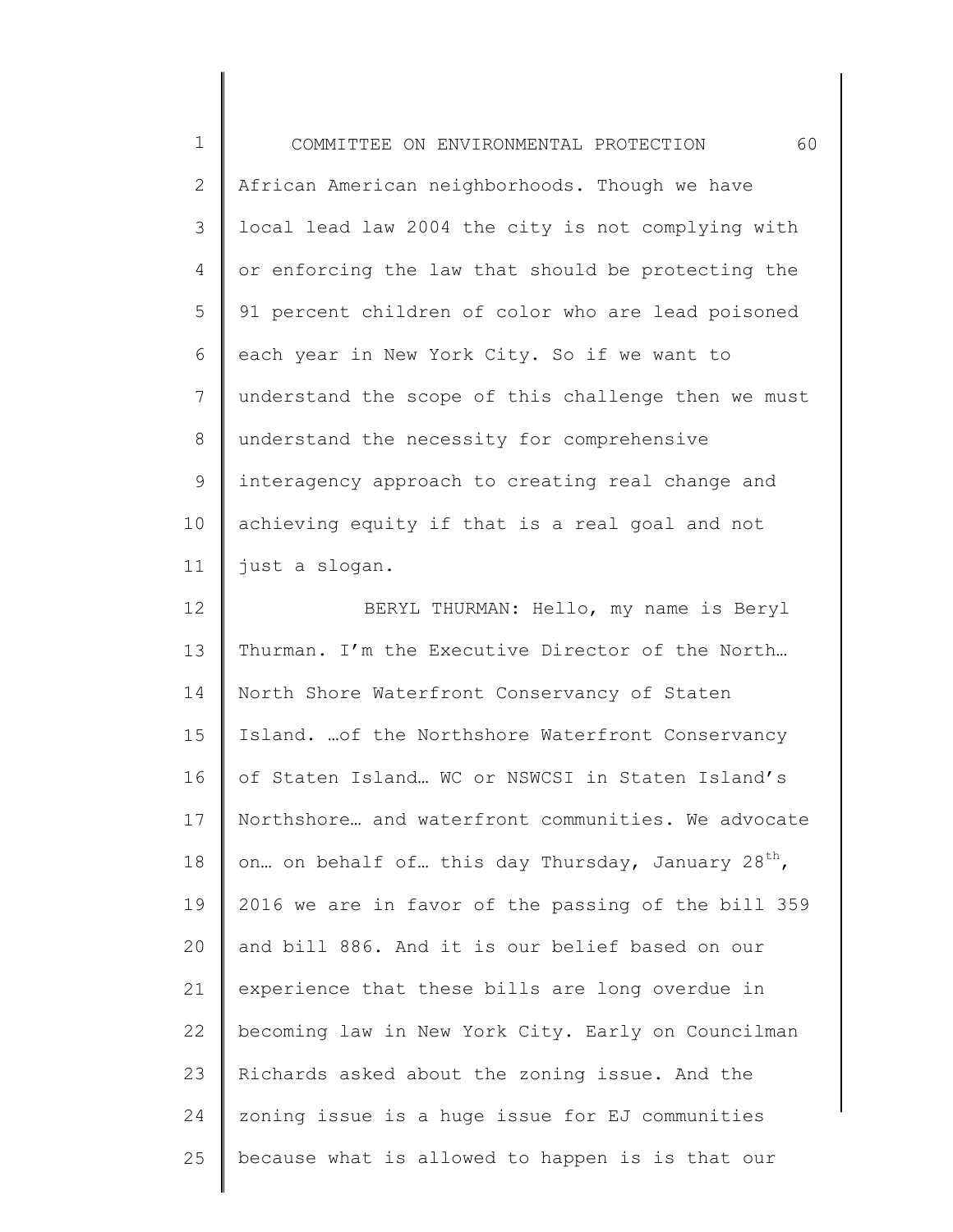African American neighborhoods. Though we have local lead law 2004 the city is not complying with or enforcing the law that should be protecting the 91 percent children of color who are lead poisoned each year in New York City. So if we want to understand the scope of this challenge then we must understand the necessity for comprehensive interagency approach to creating real change and achieving equity if that is a real goal and not just a slogan.

BERYL THURMAN: Hello, my name is Beryl Thurman. I'm the Executive Director of the North… North Shore Waterfront Conservancy of Staten Island. …of the Northshore Waterfront Conservancy of Staten Island… WC or NSWCSI in Staten Island's Northshore… and waterfront communities. We advocate on… on behalf of… this day Thursday, January 28th, 2016 we are in favor of the passing of the bill 359 and bill 886. And it is our belief based on our experience that these bills are long overdue in becoming law in New York City. Early on Councilman Richards asked about the zoning issue. And the zoning issue is a huge issue for EJ communities because what is allowed to happen is is that our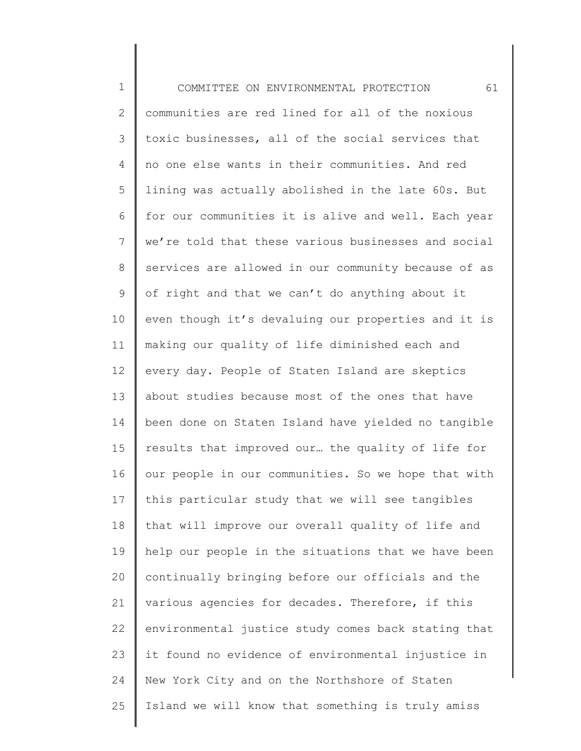communities are red lined for all of the noxious toxic businesses, all of the social services that no one else wants in their communities. And red lining was actually abolished in the late 60s. But for our communities it is alive and well. Each year we're told that these various businesses and social services are allowed in our community because of as of right and that we can't do anything about it even though it's devaluing our properties and it is making our quality of life diminished each and every day. People of Staten Island are skeptics about studies because most of the ones that have been done on Staten Island have yielded no tangible results that improved our… the quality of life for our people in our communities. So we hope that with this particular study that we will see tangibles that will improve our overall quality of life and help our people in the situations that we have been continually bringing before our officials and the various agencies for decades. Therefore, if this environmental justice study comes back stating that it found no evidence of environmental injustice in New York City and on the Northshore of Staten Island we will know that something is truly amiss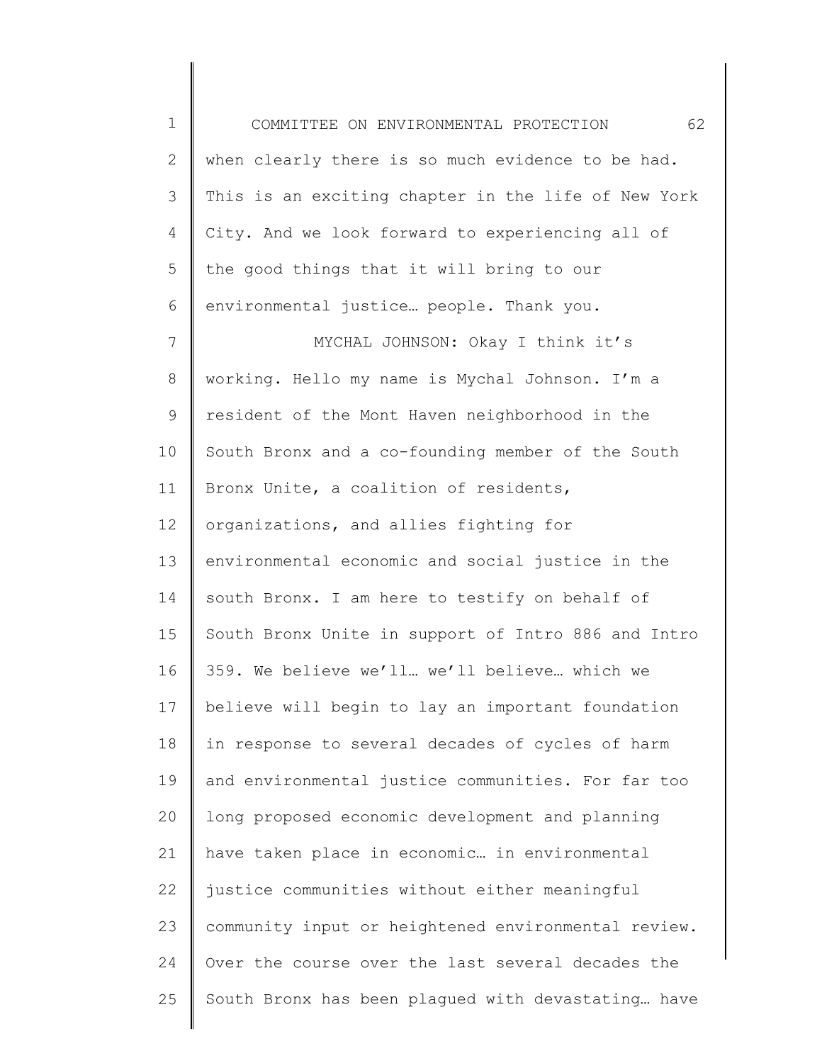when clearly there is so much evidence to be had. This is an exciting chapter in the life of New York City. And we look forward to experiencing all of the good things that it will bring to our environmental justice… people. Thank you.

MYCHAL JOHNSON: Okay I think it's working. Hello my name is Mychal Johnson. I'm a resident of the Mont Haven neighborhood in the South Bronx and a co-founding member of the South Bronx Unite, a coalition of residents, organizations, and allies fighting for environmental economic and social justice in the south Bronx. I am here to testify on behalf of South Bronx Unite in support of Intro 886 and Intro 359. We believe we'll… we'll believe… which we believe will begin to lay an important foundation in response to several decades of cycles of harm and environmental justice communities. For far too long proposed economic development and planning have taken place in economic… in environmental justice communities without either meaningful community input or heightened environmental review. Over the course over the last several decades the South Bronx has been plagued with devastating… have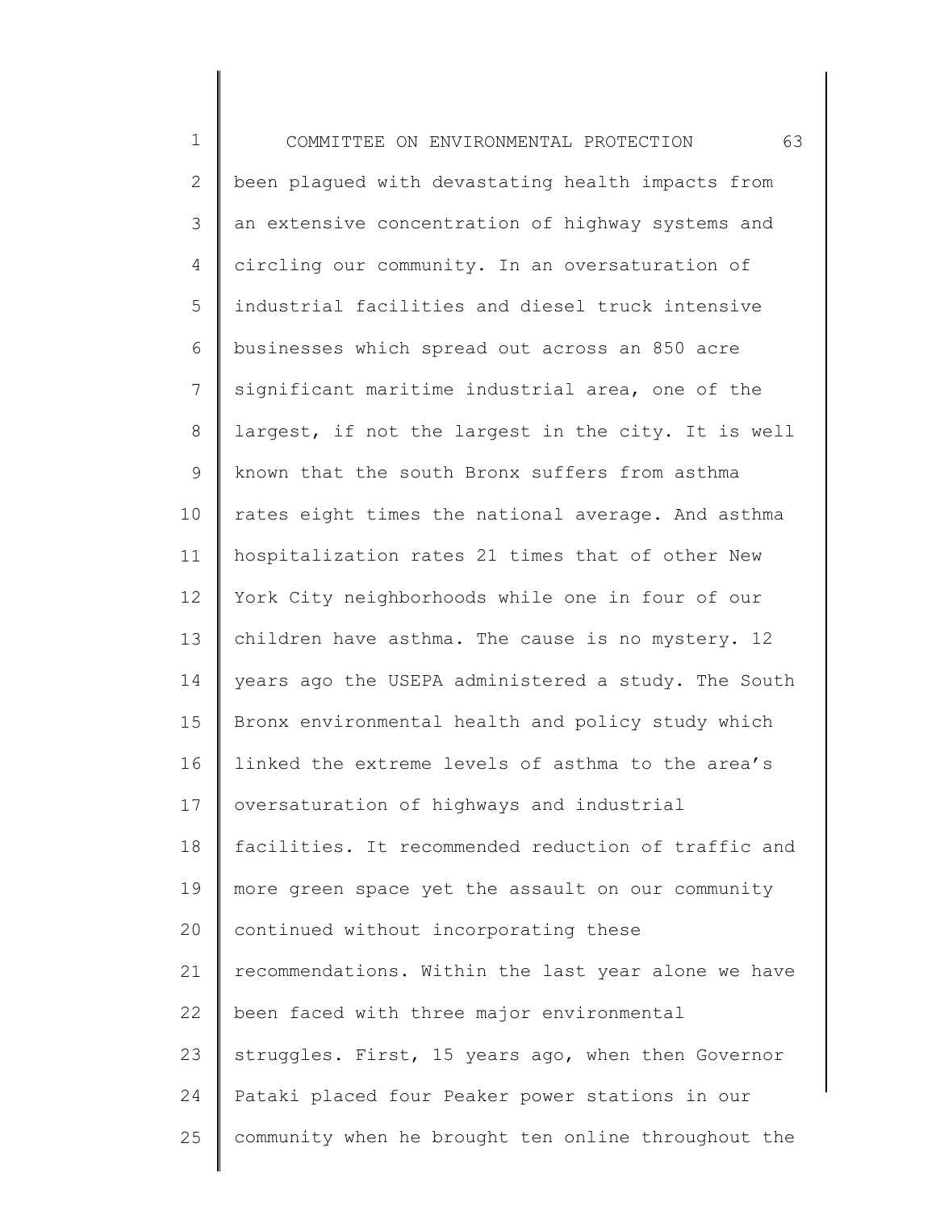been plagued with devastating health impacts from an extensive concentration of highway systems and circling our community. In an oversaturation of industrial facilities and diesel truck intensive businesses which spread out across an 850 acre significant maritime industrial area, one of the largest, if not the largest in the city. It is well known that the south Bronx suffers from asthma rates eight times the national average. And asthma hospitalization rates 21 times that of other New York City neighborhoods while one in four of our children have asthma. The cause is no mystery. 12 years ago the USEPA administered a study. The South Bronx environmental health and policy study which linked the extreme levels of asthma to the area's oversaturation of highways and industrial facilities. It recommended reduction of traffic and more green space yet the assault on our community continued without incorporating these recommendations. Within the last year alone we have been faced with three major environmental struggles. First, 15 years ago, when then Governor Pataki placed four Peaker power stations in our community when he brought ten online throughout the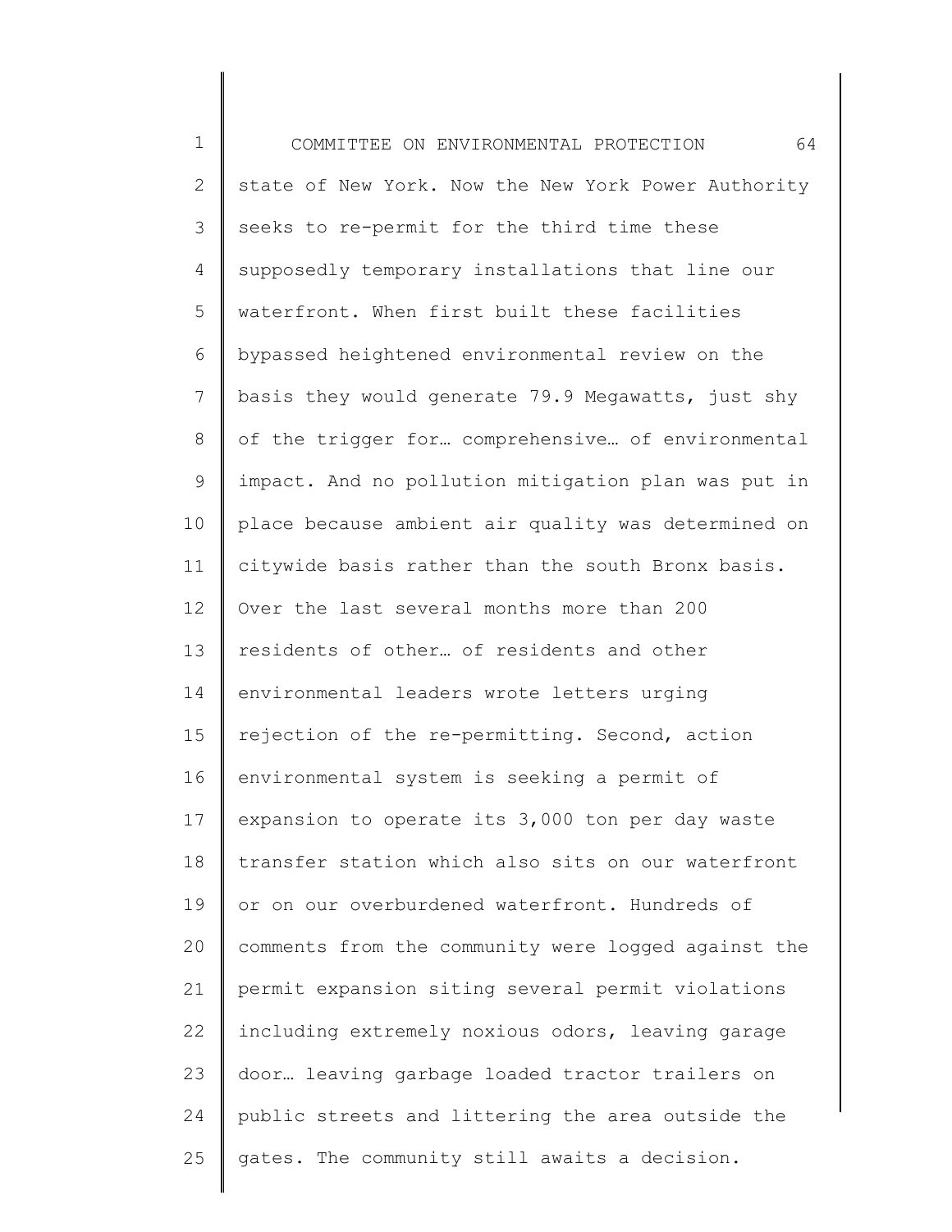state of New York. Now the New York Power Authority seeks to re-permit for the third time these supposedly temporary installations that line our waterfront. When first built these facilities bypassed heightened environmental review on the basis they would generate 79.9 Megawatts, just shy of the trigger for… comprehensive… of environmental impact. And no pollution mitigation plan was put in place because ambient air quality was determined on citywide basis rather than the south Bronx basis. Over the last several months more than 200 residents of other… of residents and other environmental leaders wrote letters urging rejection of the re-permitting. Second, action environmental system is seeking a permit of expansion to operate its 3,000 ton per day waste transfer station which also sits on our waterfront or on our overburdened waterfront. Hundreds of comments from the community were logged against the permit expansion siting several permit violations including extremely noxious odors, leaving garage door… leaving garbage loaded tractor trailers on public streets and littering the area outside the gates. The community still awaits a decision.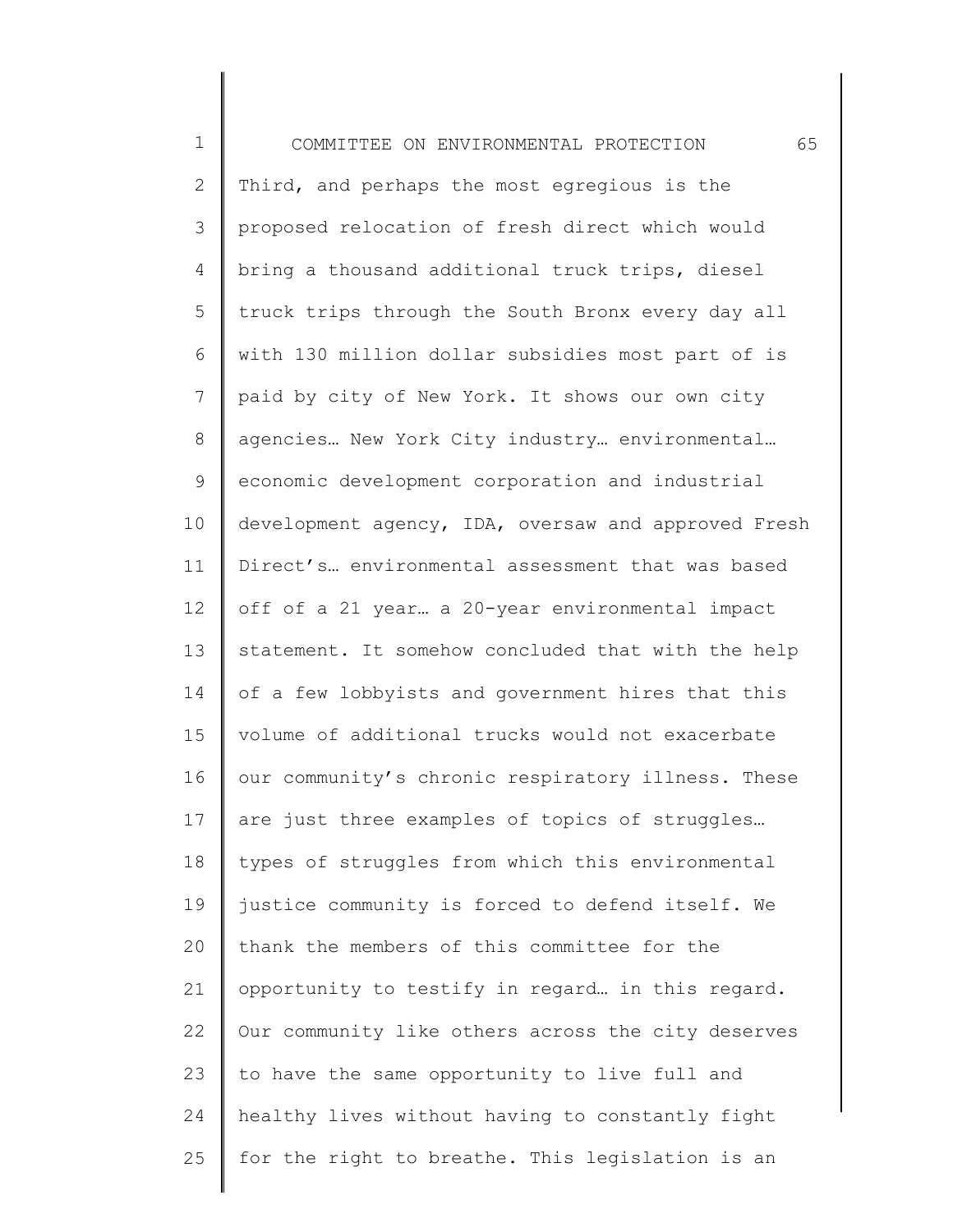Third, and perhaps the most egregious is the proposed relocation of fresh direct which would bring a thousand additional truck trips, diesel truck trips through the South Bronx every day all with 130 million dollar subsidies most part of is paid by city of New York. It shows our own city agencies… New York City industry… environmental… economic development corporation and industrial development agency, IDA, oversaw and approved Fresh Direct's… environmental assessment that was based off of a 21 year… a 20-year environmental impact statement. It somehow concluded that with the help of a few lobbyists and government hires that this volume of additional trucks would not exacerbate our community's chronic respiratory illness. These are just three examples of topics of struggles… types of struggles from which this environmental justice community is forced to defend itself. We thank the members of this committee for the opportunity to testify in regard… in this regard. Our community like others across the city deserves to have the same opportunity to live full and healthy lives without having to constantly fight for the right to breathe. This legislation is an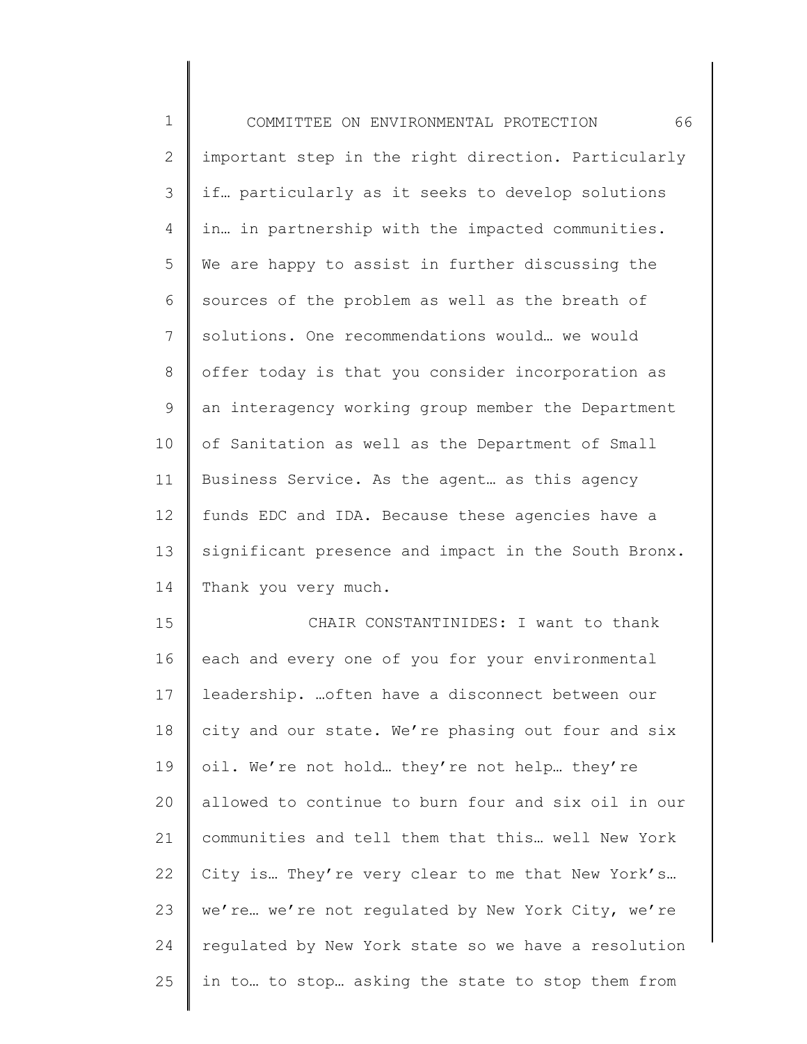important step in the right direction. Particularly if… particularly as it seeks to develop solutions in… in partnership with the impacted communities. We are happy to assist in further discussing the sources of the problem as well as the breath of solutions. One recommendations would… we would offer today is that you consider incorporation as an interagency working group member the Department of Sanitation as well as the Department of Small Business Service. As the agent… as this agency funds EDC and IDA. Because these agencies have a significant presence and impact in the South Bronx. Thank you very much.

CHAIR CONSTANTINIDES: I want to thank each and every one of you for your environmental leadership. …often have a disconnect between our city and our state. We're phasing out four and six oil. We're not hold… they're not help… they're allowed to continue to burn four and six oil in our communities and tell them that this… well New York City is… They're very clear to me that New York's… we're… we're not regulated by New York City, we're regulated by New York state so we have a resolution in to… to stop… asking the state to stop them from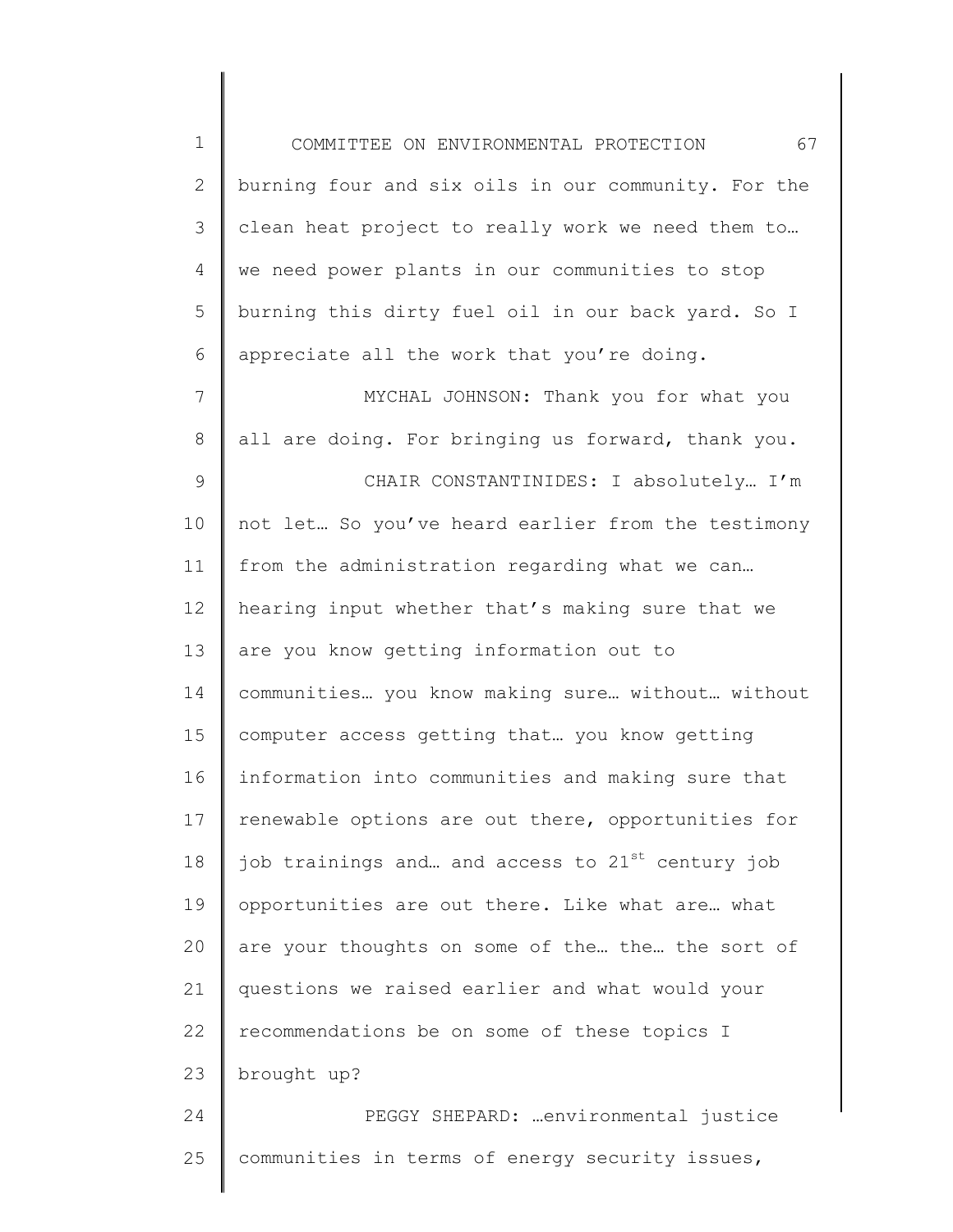burning four and six oils in our community. For the clean heat project to really work we need them to… we need power plants in our communities to stop burning this dirty fuel oil in our back yard. So I appreciate all the work that you're doing.

MYCHAL JOHNSON: Thank you for what you all are doing. For bringing us forward, thank you.

CHAIR CONSTANTINIDES: I absolutely… I'm not let… So you've heard earlier from the testimony from the administration regarding what we can… hearing input whether that's making sure that we are you know getting information out to communities… you know making sure… without… without computer access getting that… you know getting information into communities and making sure that renewable options are out there, opportunities for job trainings and… and access to 21st century job opportunities are out there. Like what are… what are your thoughts on some of the… the… the sort of questions we raised earlier and what would your recommendations be on some of these topics I brought up?

PEGGY SHEPARD: …environmental justice communities in terms of energy security issues,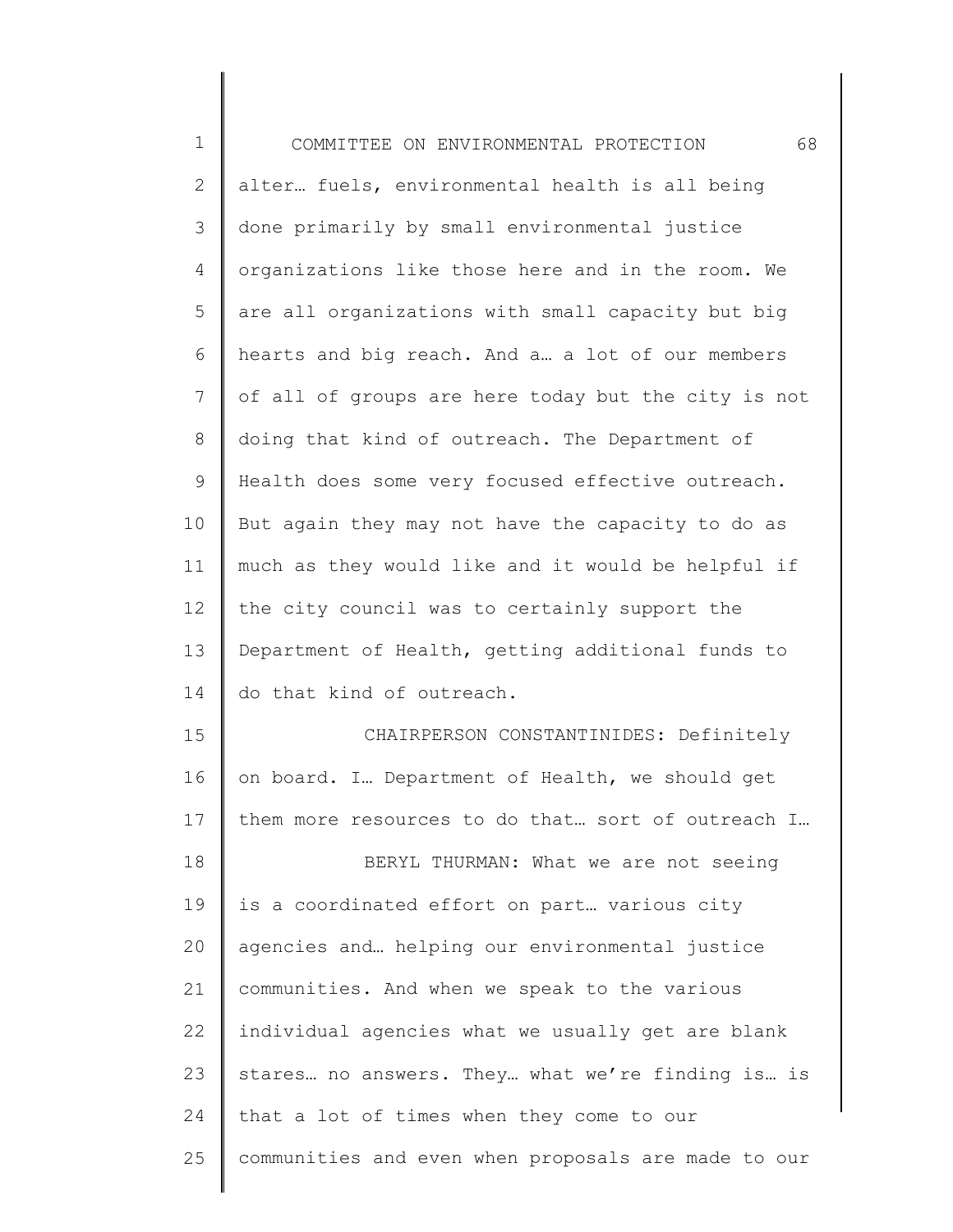alter… fuels, environmental health is all being done primarily by small environmental justice organizations like those here and in the room. We are all organizations with small capacity but big hearts and big reach. And a… a lot of our members of all of groups are here today but the city is not doing that kind of outreach. The Department of Health does some very focused effective outreach. But again they may not have the capacity to do as much as they would like and it would be helpful if the city council was to certainly support the Department of Health, getting additional funds to do that kind of outreach.

CHAIRPERSON CONSTANTINIDES: Definitely on board. I… Department of Health, we should get them more resources to do that… sort of outreach I…

BERYL THURMAN: What we are not seeing is a coordinated effort on part… various city agencies and… helping our environmental justice communities. And when we speak to the various individual agencies what we usually get are blank stares… no answers. They… what we're finding is… is that a lot of times when they come to our communities and even when proposals are made to our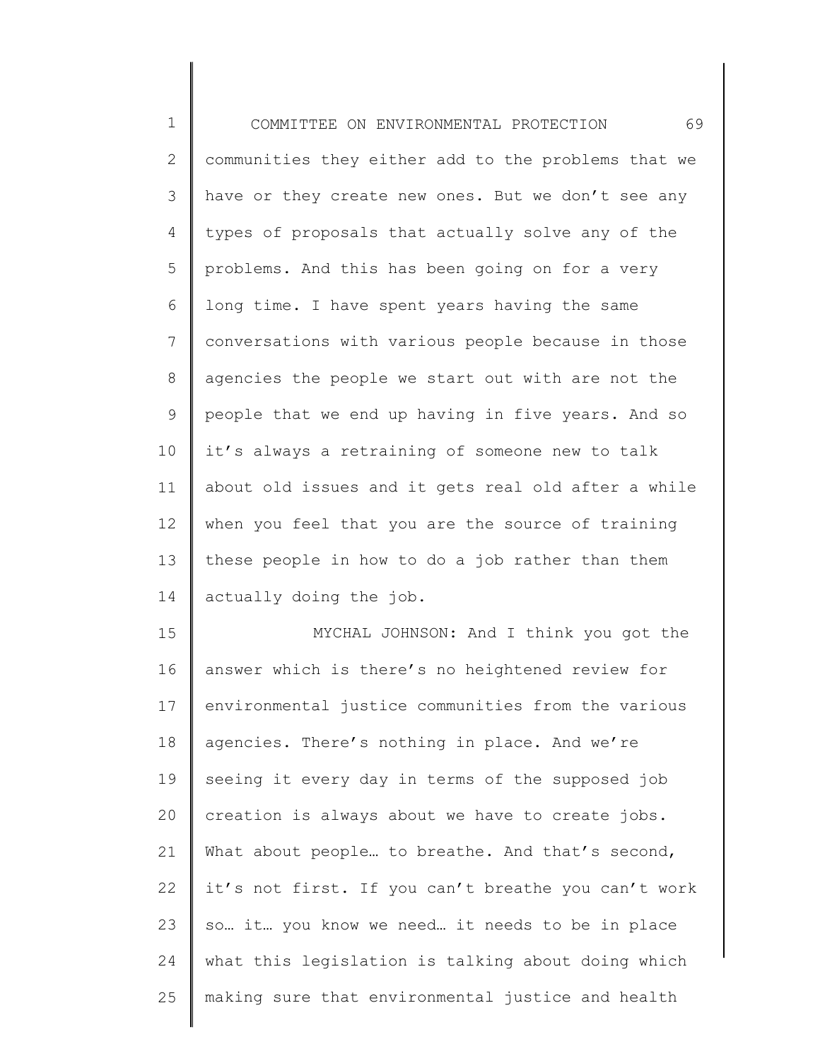communities they either add to the problems that we have or they create new ones. But we don't see any types of proposals that actually solve any of the problems. And this has been going on for a very long time. I have spent years having the same conversations with various people because in those agencies the people we start out with are not the people that we end up having in five years. And so it's always a retraining of someone new to talk about old issues and it gets real old after a while when you feel that you are the source of training these people in how to do a job rather than them actually doing the job.

MYCHAL JOHNSON: And I think you got the answer which is there's no heightened review for environmental justice communities from the various agencies. There's nothing in place. And we're seeing it every day in terms of the supposed job creation is always about we have to create jobs. What about people… to breathe. And that's second, it's not first. If you can't breathe you can't work so… it… you know we need… it needs to be in place what this legislation is talking about doing which making sure that environmental justice and health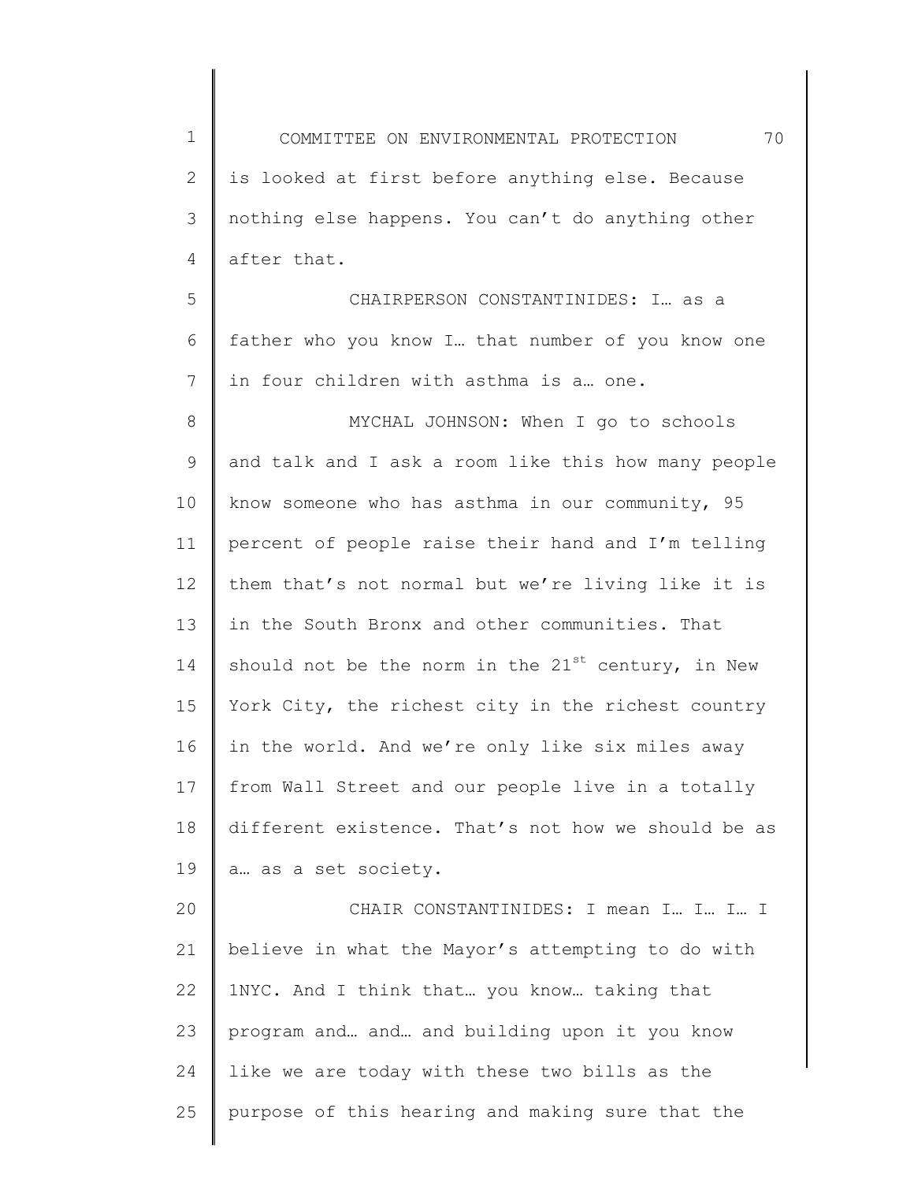is looked at first before anything else. Because nothing else happens. You can't do anything other after that.

CHAIRPERSON CONSTANTINIDES: I… as a father who you know I… that number of you know one in four children with asthma is a… one.

MYCHAL JOHNSON: When I go to schools and talk and I ask a room like this how many people know someone who has asthma in our community, 95 percent of people raise their hand and I'm telling them that's not normal but we're living like it is in the South Bronx and other communities. That should not be the norm in the 21st century, in New York City, the richest city in the richest country in the world. And we're only like six miles away from Wall Street and our people live in a totally different existence. That's not how we should be as a… as a set society.

CHAIR CONSTANTINIDES: I mean I… I… I… I believe in what the Mayor's attempting to do with 1NYC. And I think that… you know… taking that program and… and… and building upon it you know like we are today with these two bills as the purpose of this hearing and making sure that the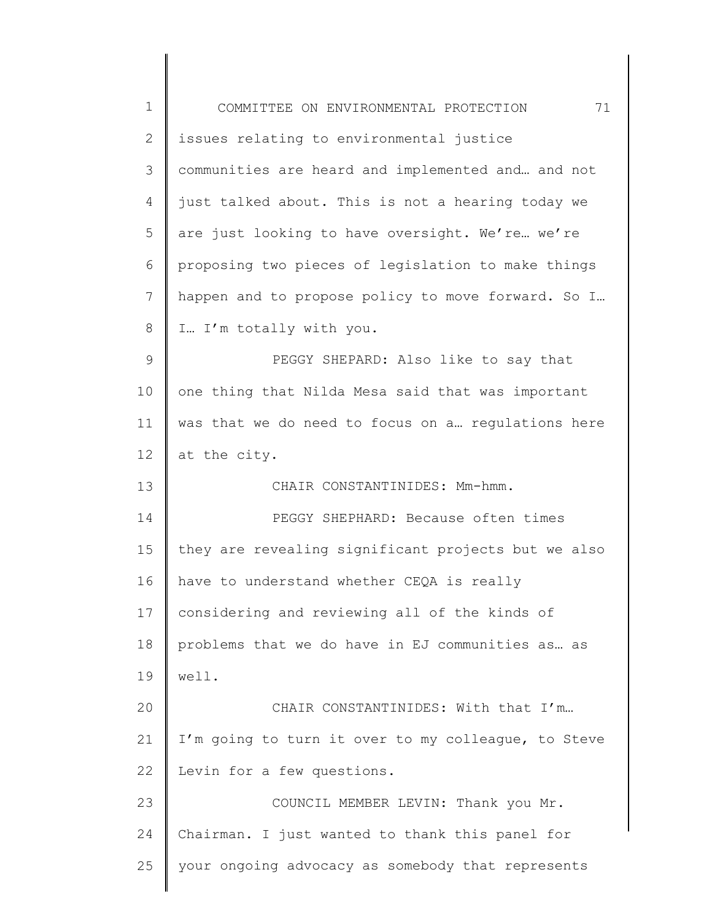issues relating to environmental justice communities are heard and implemented and… and not just talked about. This is not a hearing today we are just looking to have oversight. We're… we're proposing two pieces of legislation to make things happen and to propose policy to move forward. So I… I… I'm totally with you.

PEGGY SHEPARD: Also like to say that one thing that Nilda Mesa said that was important was that we do need to focus on a… regulations here at the city.

CHAIR CONSTANTINIDES: Mm-hmm.

PEGGY SHEPHARD: Because often times they are revealing significant projects but we also have to understand whether CEQA is really considering and reviewing all of the kinds of problems that we do have in EJ communities as… as well.

CHAIR CONSTANTINIDES: With that I'm… I'm going to turn it over to my colleague, to Steve Levin for a few questions.

COUNCIL MEMBER LEVIN: Thank you Mr. Chairman. I just wanted to thank this panel for your ongoing advocacy as somebody that represents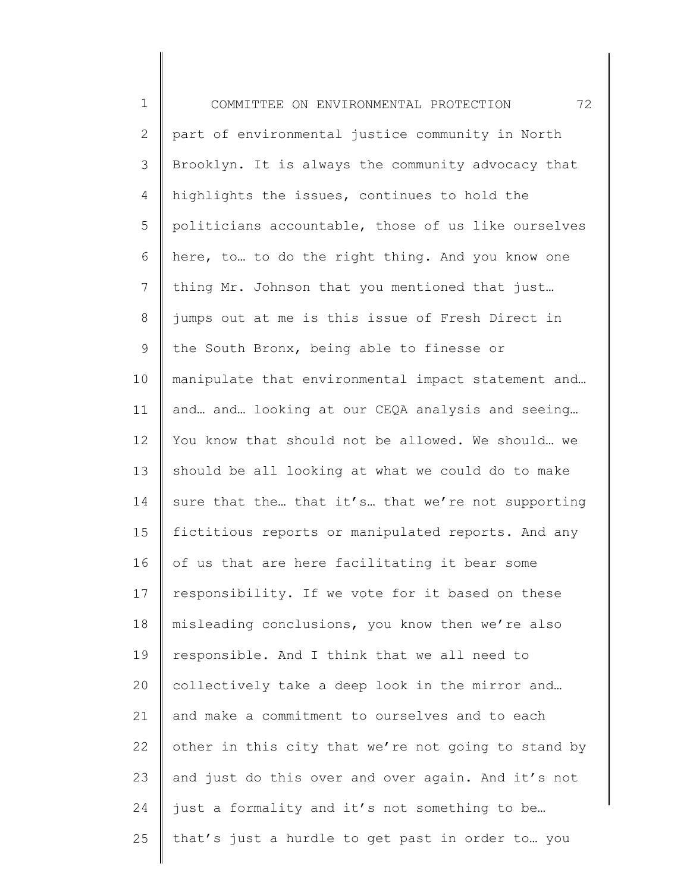part of environmental justice community in North Brooklyn. It is always the community advocacy that highlights the issues, continues to hold the politicians accountable, those of us like ourselves here, to… to do the right thing. And you know one thing Mr. Johnson that you mentioned that just… jumps out at me is this issue of Fresh Direct in the South Bronx, being able to finesse or manipulate that environmental impact statement and… and… and… looking at our CEQA analysis and seeing… You know that should not be allowed. We should… we should be all looking at what we could do to make sure that the… that it's… that we're not supporting fictitious reports or manipulated reports. And any of us that are here facilitating it bear some responsibility. If we vote for it based on these misleading conclusions, you know then we're also responsible. And I think that we all need to collectively take a deep look in the mirror and… and make a commitment to ourselves and to each other in this city that we're not going to stand by and just do this over and over again. And it's not just a formality and it's not something to be… that's just a hurdle to get past in order to… you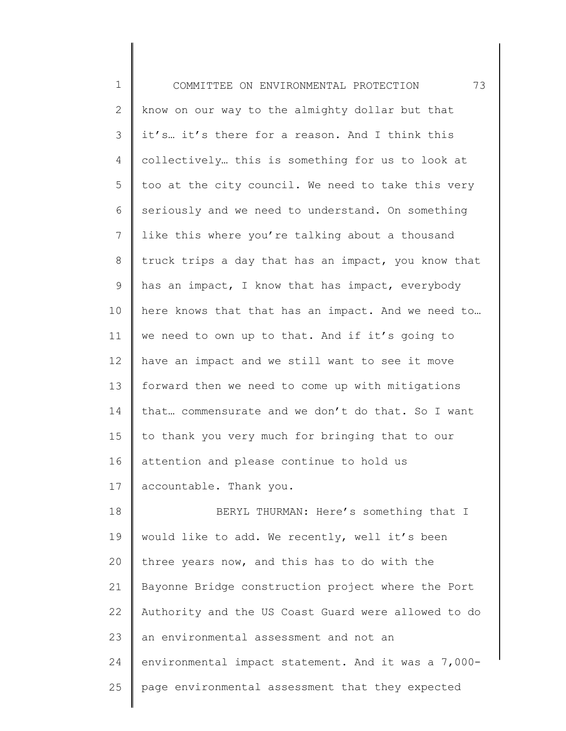know on our way to the almighty dollar but that it's… it's there for a reason. And I think this collectively… this is something for us to look at too at the city council. We need to take this very seriously and we need to understand. On something like this where you're talking about a thousand truck trips a day that has an impact, you know that has an impact, I know that has impact, everybody here knows that that has an impact. And we need to… we need to own up to that. And if it's going to have an impact and we still want to see it move forward then we need to come up with mitigations that… commensurate and we don't do that. So I want to thank you very much for bringing that to our attention and please continue to hold us accountable. Thank you.

BERYL THURMAN: Here's something that I would like to add. We recently, well it's been three years now, and this has to do with the Bayonne Bridge construction project where the Port Authority and the US Coast Guard were allowed to do an environmental assessment and not an environmental impact statement. And it was a 7,000-page environmental assessment that they expected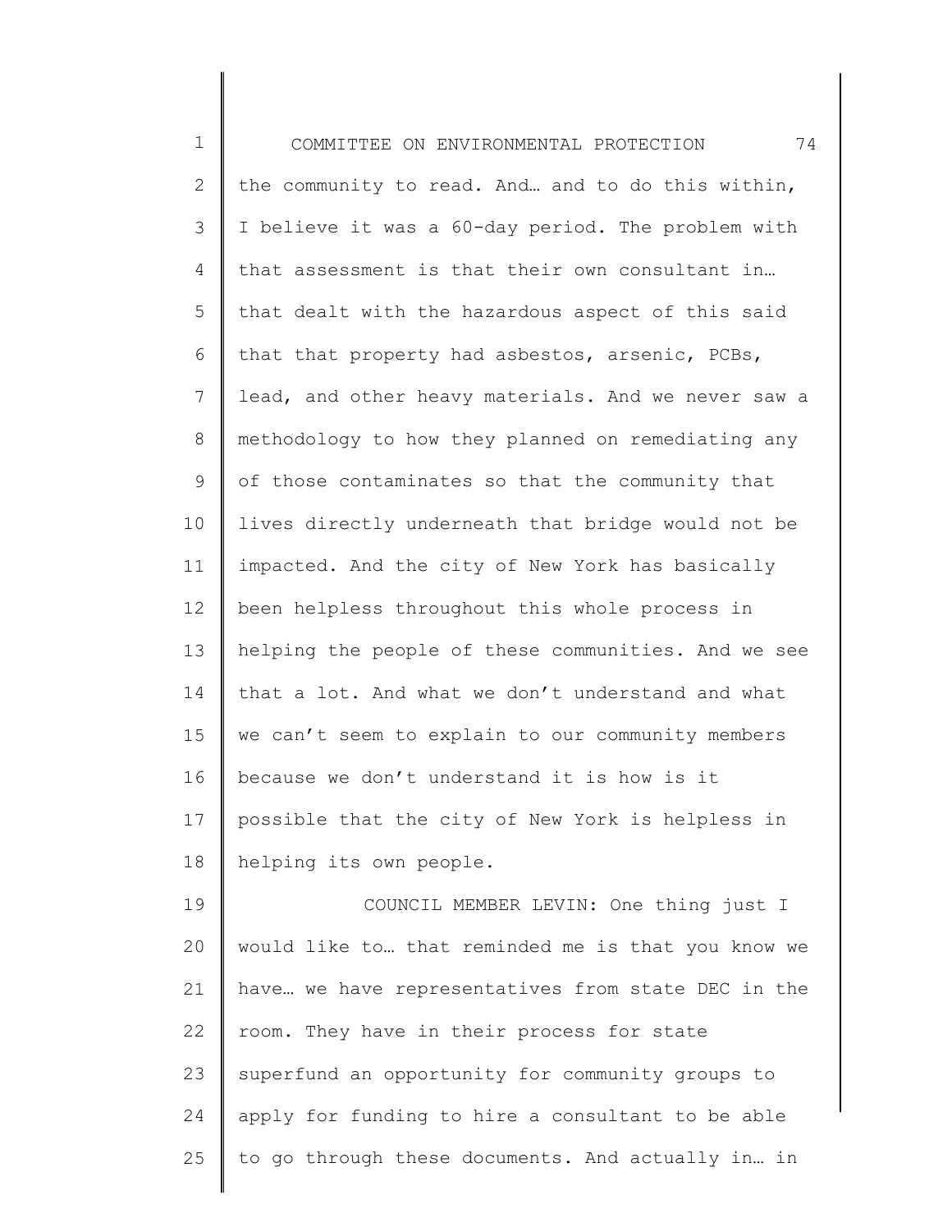the community to read. And… and to do this within, I believe it was a 60-day period. The problem with that assessment is that their own consultant in… that dealt with the hazardous aspect of this said that that property had asbestos, arsenic, PCBs, lead, and other heavy materials. And we never saw a methodology to how they planned on remediating any of those contaminates so that the community that lives directly underneath that bridge would not be impacted. And the city of New York has basically been helpless throughout this whole process in helping the people of these communities. And we see that a lot. And what we don't understand and what we can't seem to explain to our community members because we don't understand it is how is it possible that the city of New York is helpless in helping its own people.

COUNCIL MEMBER LEVIN: One thing just I would like to… that reminded me is that you know we have… we have representatives from state DEC in the room. They have in their process for state superfund an opportunity for community groups to apply for funding to hire a consultant to be able to go through these documents. And actually in… in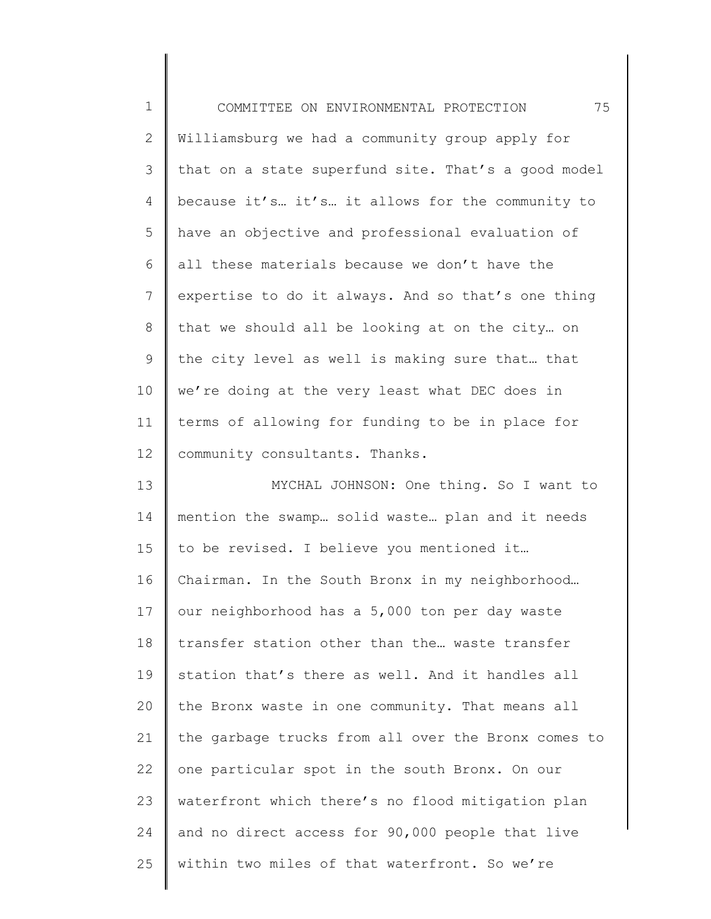Williamsburg we had a community group apply for that on a state superfund site. That's a good model because it's… it's… it allows for the community to have an objective and professional evaluation of all these materials because we don't have the expertise to do it always. And so that's one thing that we should all be looking at on the city… on the city level as well is making sure that… that we're doing at the very least what DEC does in terms of allowing for funding to be in place for community consultants. Thanks.

MYCHAL JOHNSON: One thing. So I want to mention the swamp… solid waste… plan and it needs to be revised. I believe you mentioned it… Chairman. In the South Bronx in my neighborhood… our neighborhood has a 5,000 ton per day waste transfer station other than the… waste transfer station that's there as well. And it handles all the Bronx waste in one community. That means all the garbage trucks from all over the Bronx comes to one particular spot in the south Bronx. On our waterfront which there's no flood mitigation plan and no direct access for 90,000 people that live within two miles of that waterfront. So we're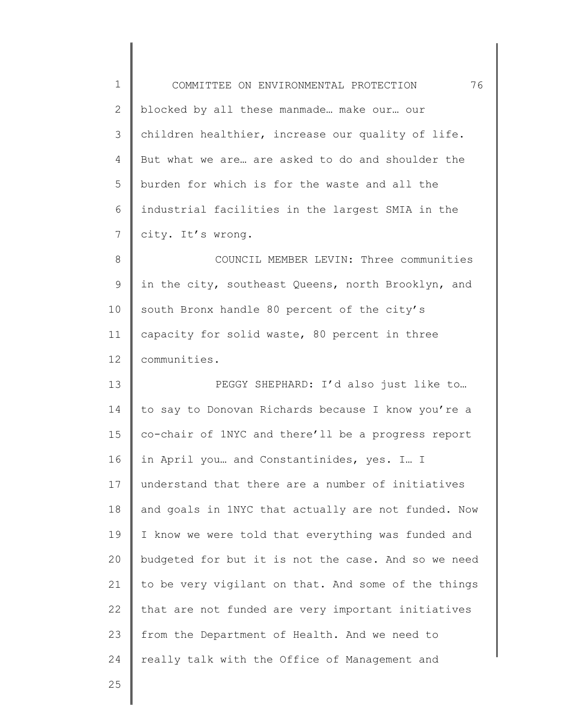blocked by all these manmade… make our… our children healthier, increase our quality of life. But what we are… are asked to do and shoulder the burden for which is for the waste and all the industrial facilities in the largest SMIA in the city. It's wrong.

COUNCIL MEMBER LEVIN: Three communities in the city, southeast Queens, north Brooklyn, and south Bronx handle 80 percent of the city's capacity for solid waste, 80 percent in three communities.

PEGGY SHEPHARD: I'd also just like to… to say to Donovan Richards because I know you're a co-chair of 1NYC and there'll be a progress report in April you… and Constantinides, yes. I… I understand that there are a number of initiatives and goals in 1NYC that actually are not funded. Now I know we were told that everything was funded and budgeted for but it is not the case. And so we need to be very vigilant on that. And some of the things that are not funded are very important initiatives from the Department of Health. And we need to really talk with the Office of Management and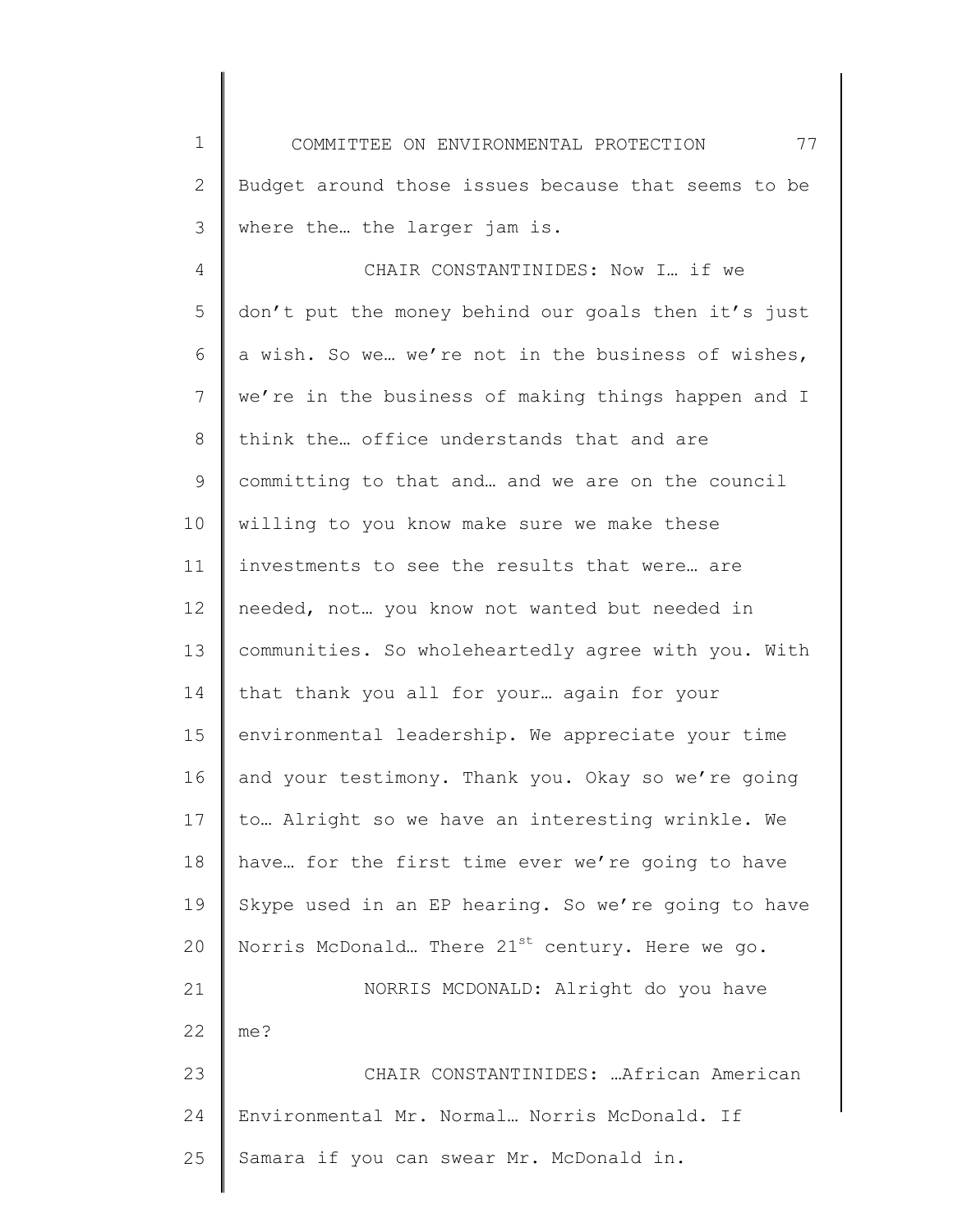Budget around those issues because that seems to be where the… the larger jam is.

CHAIR CONSTANTINIDES: Now I… if we don't put the money behind our goals then it's just a wish. So we… we're not in the business of wishes, we're in the business of making things happen and I think the… office understands that and are committing to that and… and we are on the council willing to you know make sure we make these investments to see the results that were… are needed, not… you know not wanted but needed in communities. So wholeheartedly agree with you. With that thank you all for your… again for your environmental leadership. We appreciate your time and your testimony. Thank you. Okay so we're going to… Alright so we have an interesting wrinkle. We have… for the first time ever we're going to have Skype used in an EP hearing. So we're going to have Norris McDonald… There 21st century. Here we go.

NORRIS MCDONALD: Alright do you have me?

CHAIR CONSTANTINIDES: …African American Environmental Mr. Normal… Norris McDonald. If Samara if you can swear Mr. McDonald in.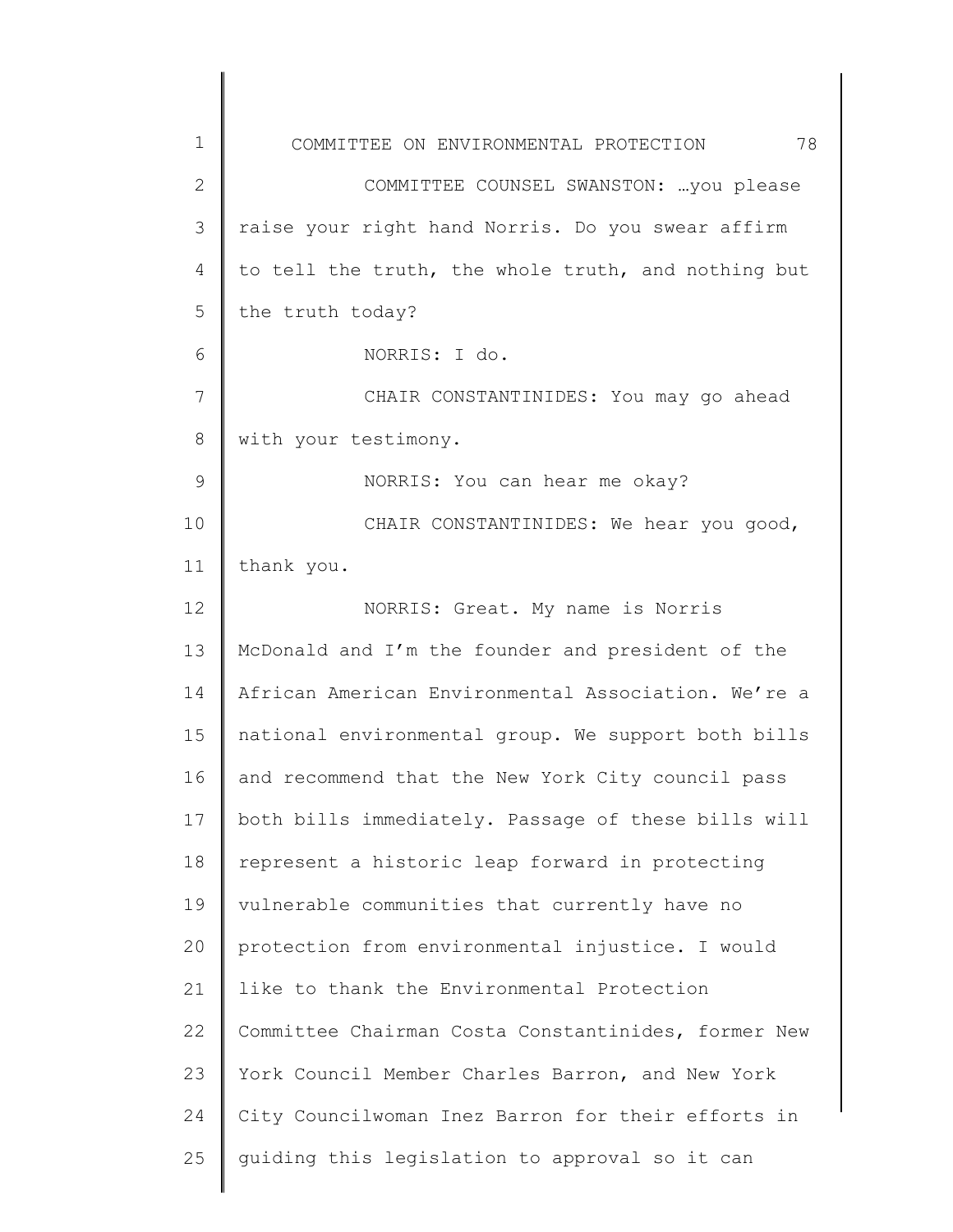COMMITTEE COUNSEL SWANSTON: …you please raise your right hand Norris. Do you swear affirm to tell the truth, the whole truth, and nothing but the truth today?

NORRIS: I do.

CHAIR CONSTANTINIDES: You may go ahead with your testimony.

NORRIS: You can hear me okay?

CHAIR CONSTANTINIDES: We hear you good, thank you.

NORRIS: Great. My name is Norris McDonald and I'm the founder and president of the African American Environmental Association. We're a national environmental group. We support both bills and recommend that the New York City council pass both bills immediately. Passage of these bills will represent a historic leap forward in protecting vulnerable communities that currently have no protection from environmental injustice. I would like to thank the Environmental Protection Committee Chairman Costa Constantinides, former New York Council Member Charles Barron, and New York City Councilwoman Inez Barron for their efforts in guiding this legislation to approval so it can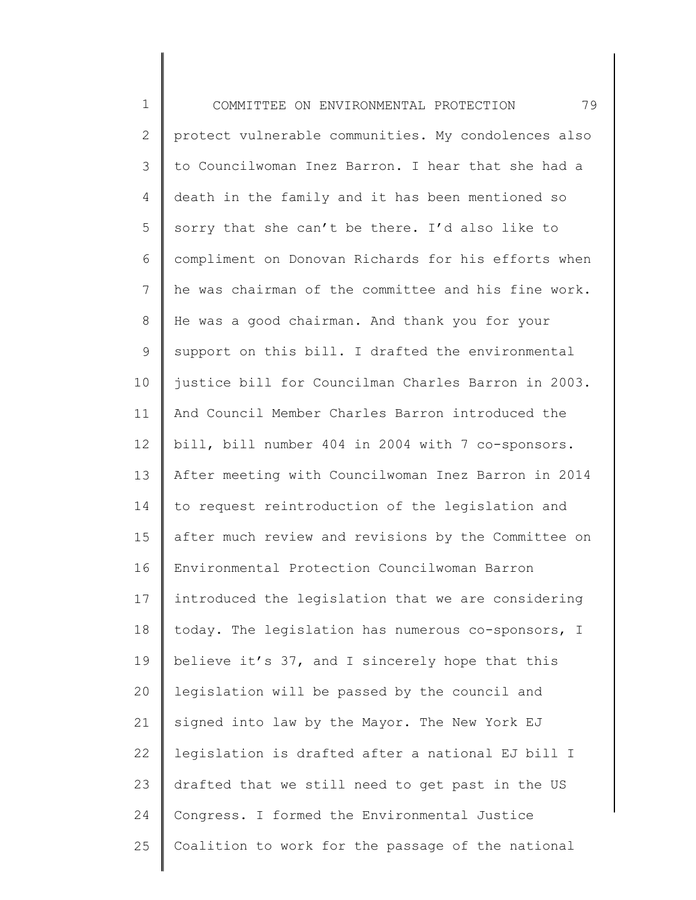protect vulnerable communities. My condolences also to Councilwoman Inez Barron. I hear that she had a death in the family and it has been mentioned so sorry that she can't be there. I'd also like to compliment on Donovan Richards for his efforts when he was chairman of the committee and his fine work. He was a good chairman. And thank you for your support on this bill. I drafted the environmental justice bill for Councilman Charles Barron in 2003. And Council Member Charles Barron introduced the bill, bill number 404 in 2004 with 7 co-sponsors. After meeting with Councilwoman Inez Barron in 2014 to request reintroduction of the legislation and after much review and revisions by the Committee on Environmental Protection Councilwoman Barron introduced the legislation that we are considering today. The legislation has numerous co-sponsors, I believe it's 37, and I sincerely hope that this legislation will be passed by the council and signed into law by the Mayor. The New York EJ legislation is drafted after a national EJ bill I drafted that we still need to get past in the US Congress. I formed the Environmental Justice Coalition to work for the passage of the national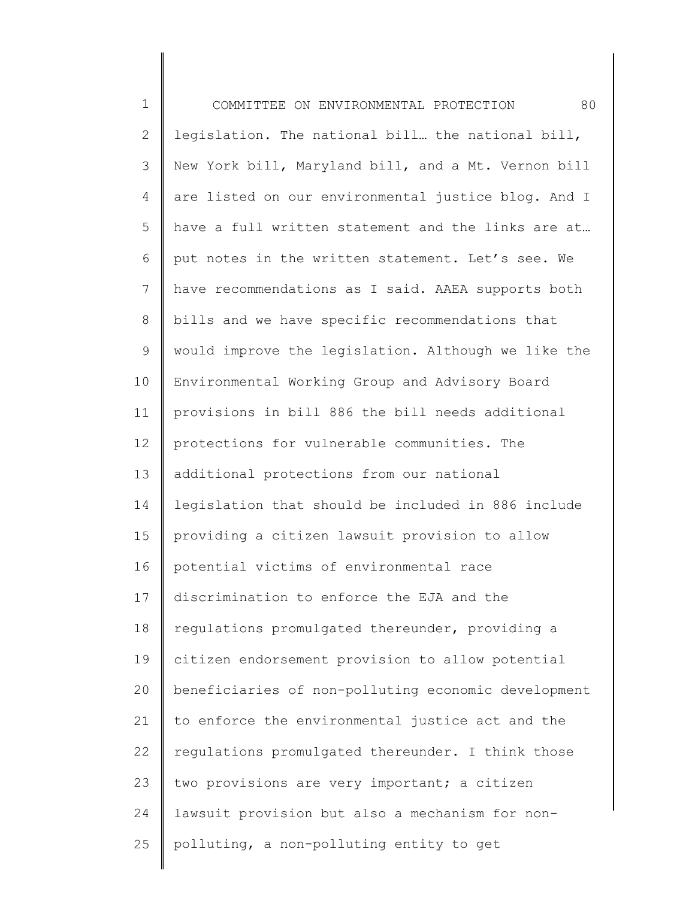legislation. The national bill… the national bill, New York bill, Maryland bill, and a Mt. Vernon bill are listed on our environmental justice blog. And I have a full written statement and the links are at… put notes in the written statement. Let's see. We have recommendations as I said. AAEA supports both bills and we have specific recommendations that would improve the legislation. Although we like the Environmental Working Group and Advisory Board provisions in bill 886 the bill needs additional protections for vulnerable communities. The additional protections from our national legislation that should be included in 886 include providing a citizen lawsuit provision to allow potential victims of environmental race discrimination to enforce the EJA and the regulations promulgated thereunder, providing a citizen endorsement provision to allow potential beneficiaries of non-polluting economic development to enforce the environmental justice act and the regulations promulgated thereunder. I think those two provisions are very important; a citizen lawsuit provision but also a mechanism for non-polluting, a non-polluting entity to get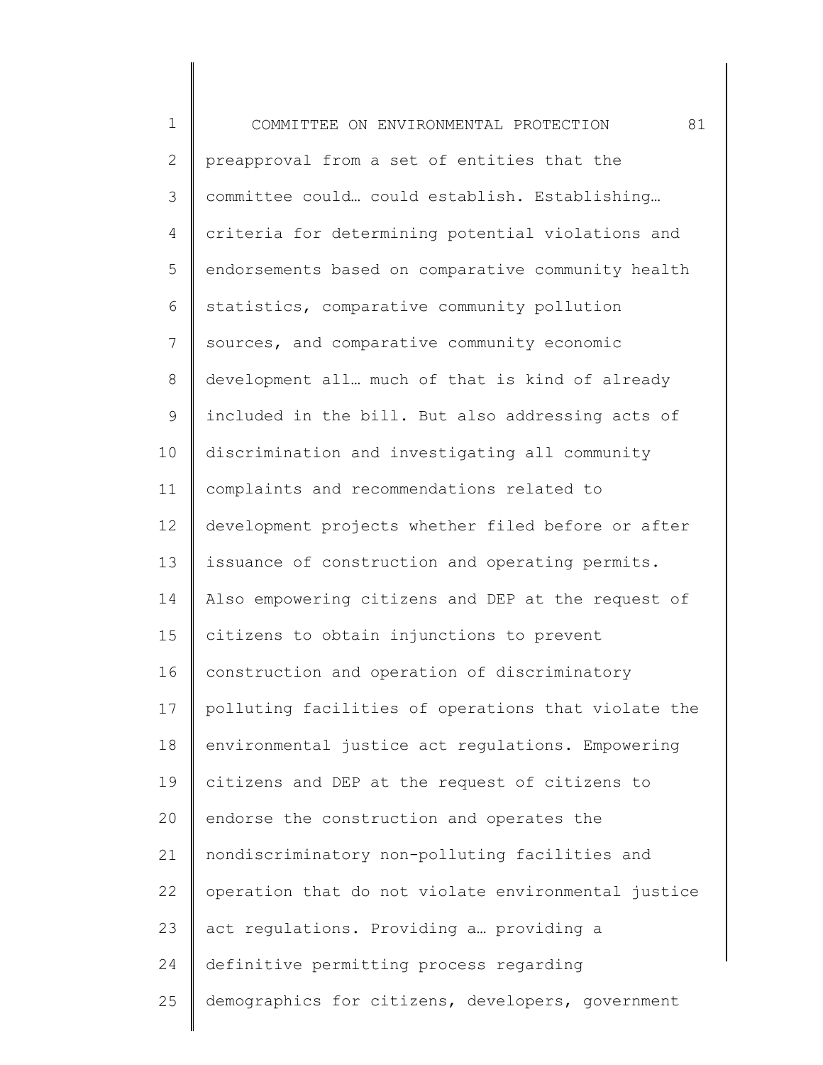COMMITTEE ON ENVIRONMENTAL PROTECTION

preapproval from a set of entities that the committee could… could establish. Establishing… criteria for determining potential violations and endorsements based on comparative community health statistics, comparative community pollution sources, and comparative community economic development all… much of that is kind of already included in the bill. But also addressing acts of discrimination and investigating all community complaints and recommendations related to development projects whether filed before or after issuance of construction and operating permits. Also empowering citizens and DEP at the request of citizens to obtain injunctions to prevent construction and operation of discriminatory polluting facilities of operations that violate the environmental justice act regulations. Empowering citizens and DEP at the request of citizens to endorse the construction and operates the nondiscriminatory non-polluting facilities and operation that do not violate environmental justice act regulations. Providing a… providing a definitive permitting process regarding demographics for citizens, developers, government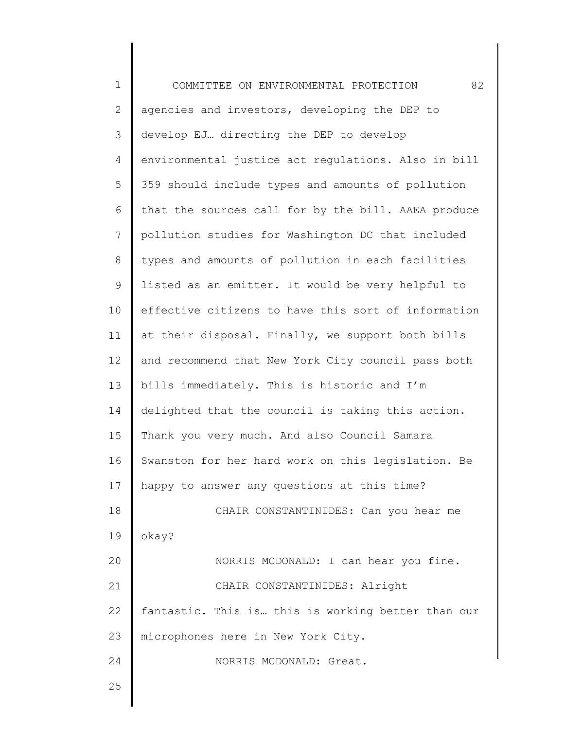agencies and investors, developing the DEP to develop EJ… directing the DEP to develop environmental justice act regulations. Also in bill 359 should include types and amounts of pollution that the sources call for by the bill. AAEA produce pollution studies for Washington DC that included types and amounts of pollution in each facilities listed as an emitter. It would be very helpful to effective citizens to have this sort of information at their disposal. Finally, we support both bills and recommend that New York City council pass both bills immediately. This is historic and I'm delighted that the council is taking this action. Thank you very much. And also Council Samara Swanston for her hard work on this legislation. Be happy to answer any questions at this time?

CHAIR CONSTANTINIDES: Can you hear me okay?

NORRIS MCDONALD: I can hear you fine.

CHAIR CONSTANTINIDES: Alright fantastic. This is… this is working better than our microphones here in New York City.

NORRIS MCDONALD: Great.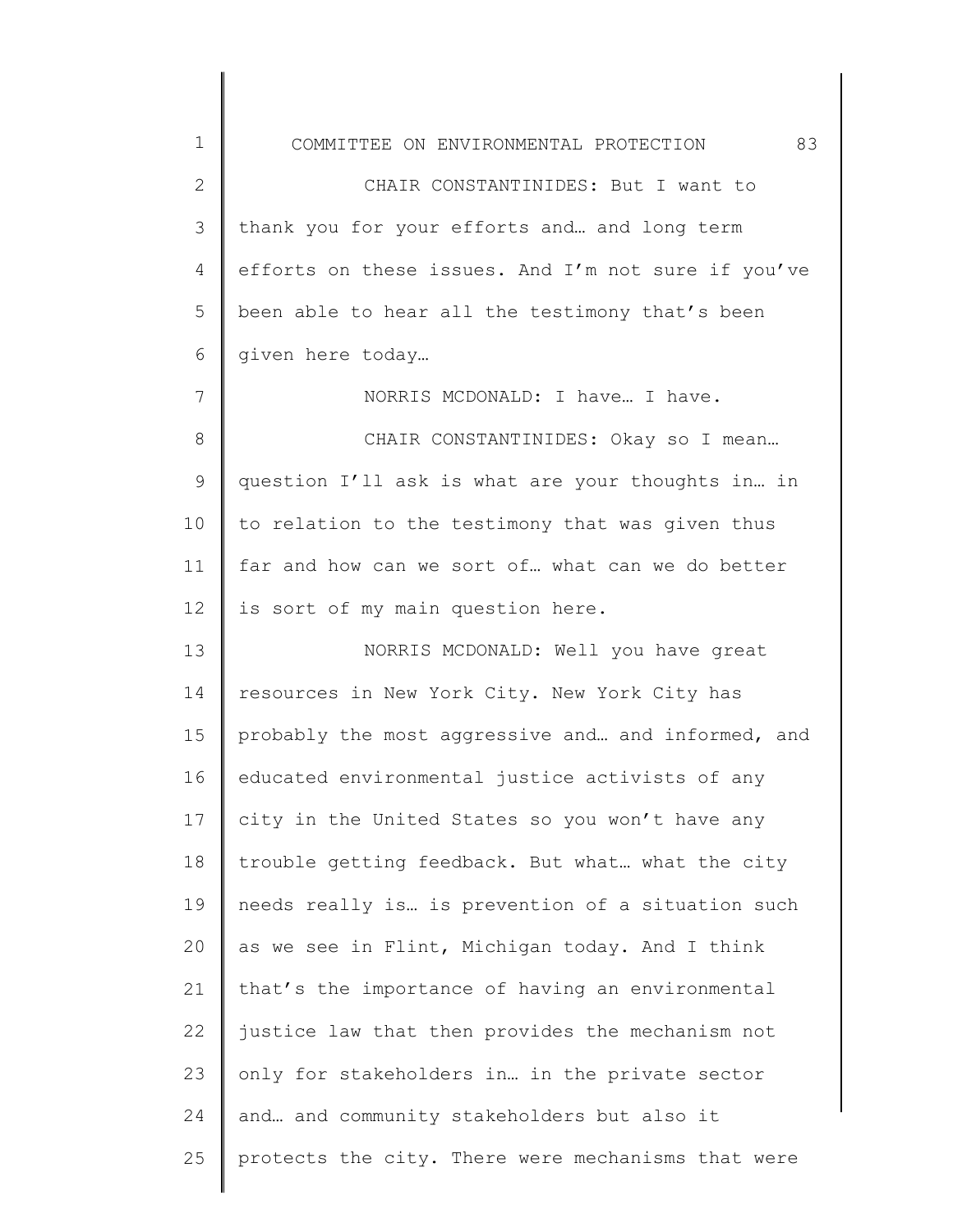CHAIR CONSTANTINIDES: But I want to thank you for your efforts and… and long term efforts on these issues. And I'm not sure if you've been able to hear all the testimony that's been given here today…

NORRIS MCDONALD: I have… I have.

CHAIR CONSTANTINIDES: Okay so I mean… question I'll ask is what are your thoughts in… in to relation to the testimony that was given thus far and how can we sort of… what can we do better is sort of my main question here.

NORRIS MCDONALD: Well you have great resources in New York City. New York City has probably the most aggressive and… and informed, and educated environmental justice activists of any city in the United States so you won't have any trouble getting feedback. But what… what the city needs really is… is prevention of a situation such as we see in Flint, Michigan today. And I think that's the importance of having an environmental justice law that then provides the mechanism not only for stakeholders in… in the private sector and… and community stakeholders but also it protects the city. There were mechanisms that were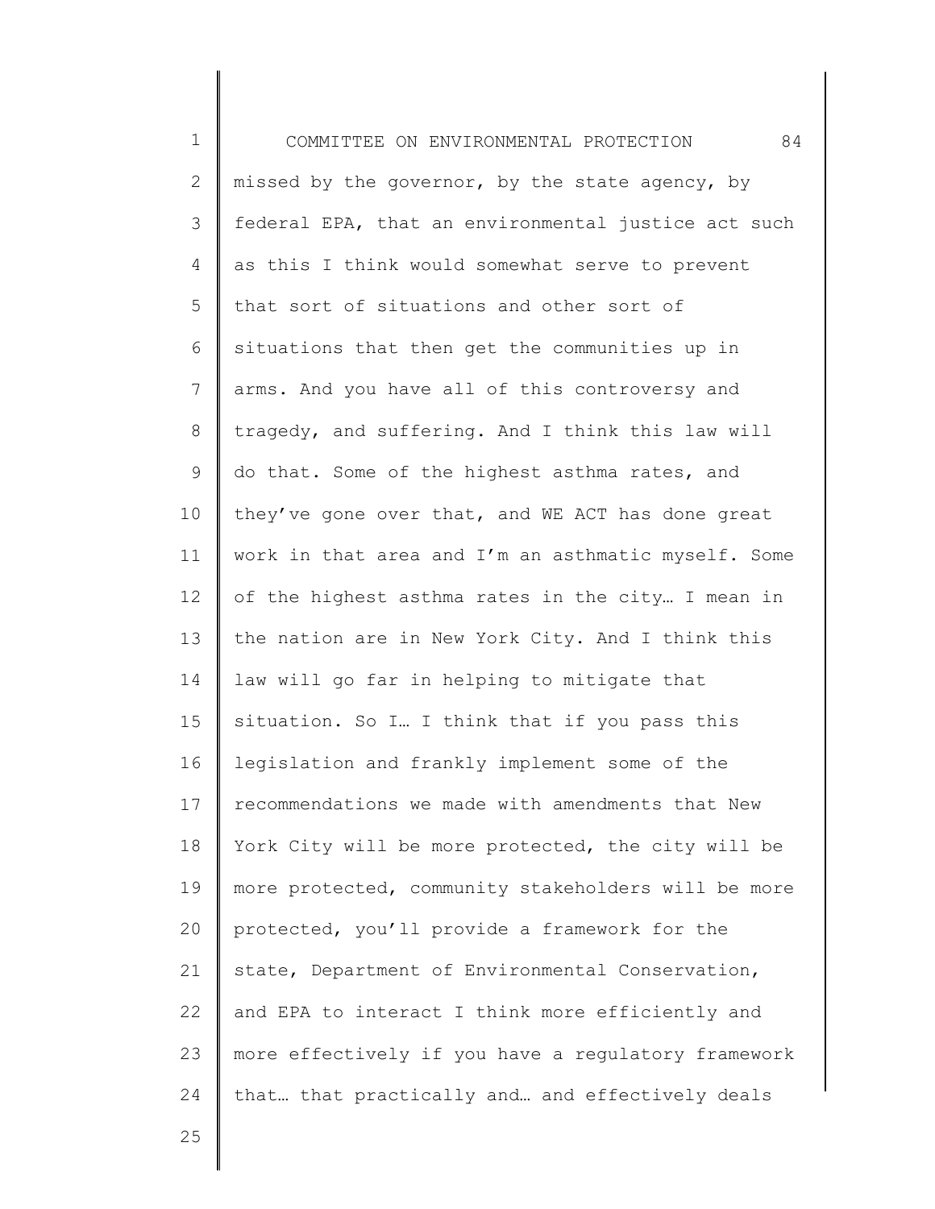missed by the governor, by the state agency, by federal EPA, that an environmental justice act such as this I think would somewhat serve to prevent that sort of situations and other sort of situations that then get the communities up in arms. And you have all of this controversy and tragedy, and suffering. And I think this law will do that. Some of the highest asthma rates, and they've gone over that, and WE ACT has done great work in that area and I'm an asthmatic myself. Some of the highest asthma rates in the city… I mean in the nation are in New York City. And I think this law will go far in helping to mitigate that situation. So I… I think that if you pass this legislation and frankly implement some of the recommendations we made with amendments that New York City will be more protected, the city will be more protected, community stakeholders will be more protected, you'll provide a framework for the state, Department of Environmental Conservation, and EPA to interact I think more efficiently and more effectively if you have a regulatory framework that… that practically and… and effectively deals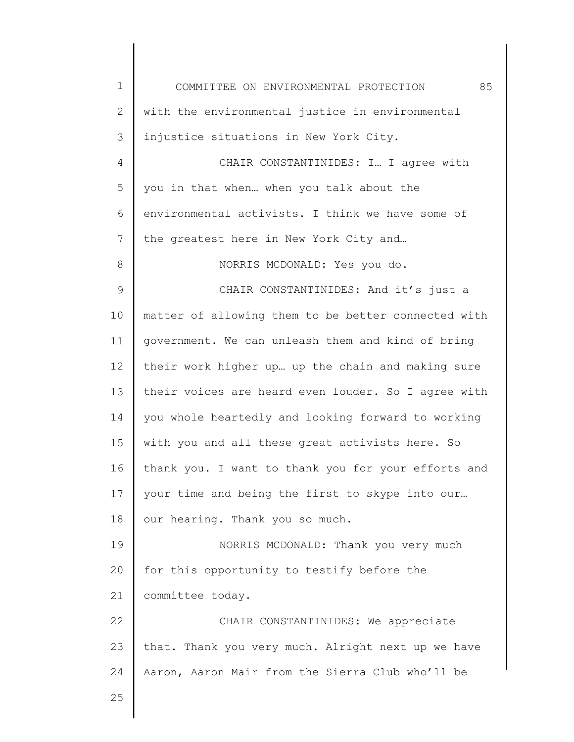with the environmental justice in environmental injustice situations in New York City.

CHAIR CONSTANTINIDES: I… I agree with you in that when… when you talk about the environmental activists. I think we have some of the greatest here in New York City and…

NORRIS MCDONALD: Yes you do.

CHAIR CONSTANTINIDES: And it's just a matter of allowing them to be better connected with government. We can unleash them and kind of bring their work higher up… up the chain and making sure their voices are heard even louder. So I agree with you whole heartedly and looking forward to working with you and all these great activists here. So thank you. I want to thank you for your efforts and your time and being the first to skype into our… our hearing. Thank you so much.

NORRIS MCDONALD: Thank you very much for this opportunity to testify before the committee today.

CHAIR CONSTANTINIDES: We appreciate that. Thank you very much. Alright next up we have Aaron, Aaron Mair from the Sierra Club who'll be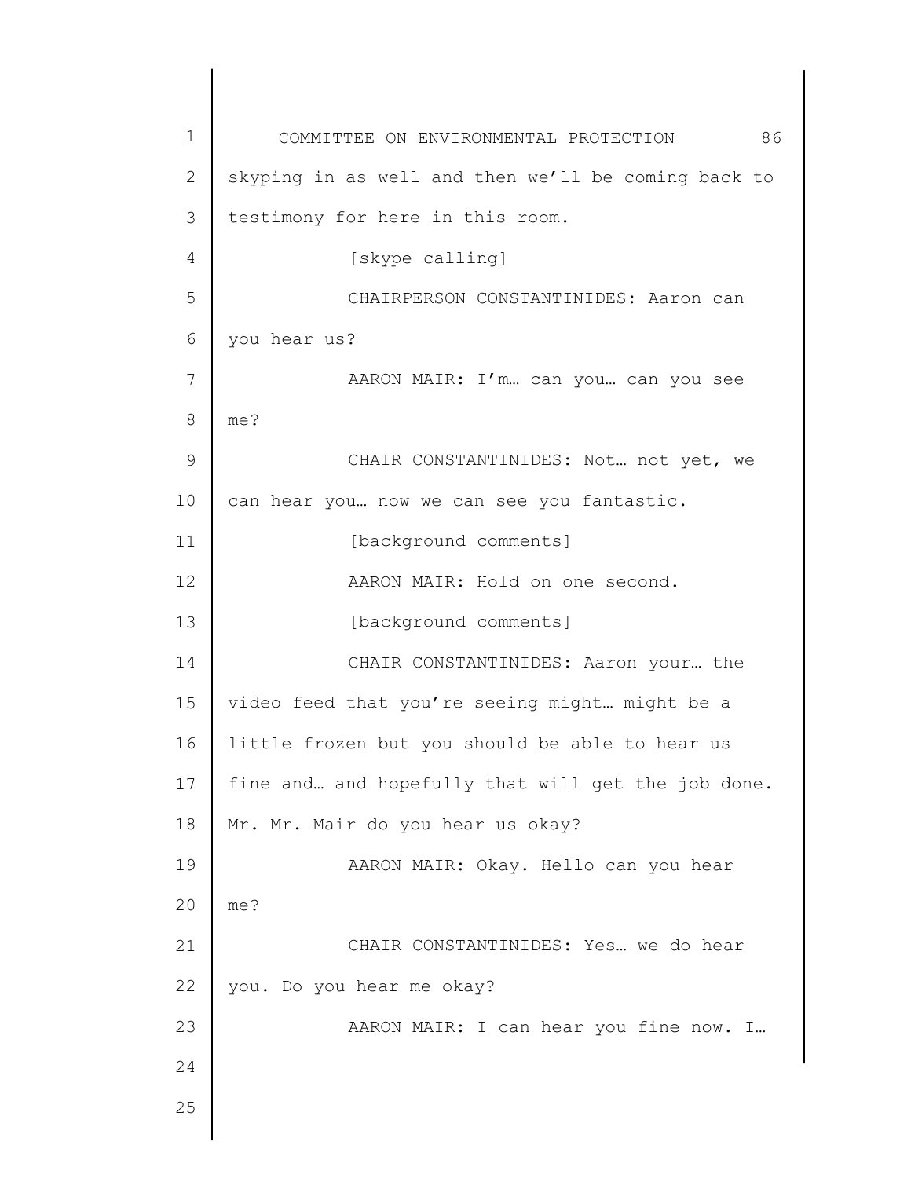skyping in as well and then we'll be coming back to testimony for here in this room.

[skype calling]

CHAIRPERSON CONSTANTINIDES: Aaron can you hear us?

AARON MAIR: I'm… can you… can you see me?

CHAIR CONSTANTINIDES: Not… not yet, we can hear you… now we can see you fantastic.

[background comments]

AARON MAIR: Hold on one second.

[background comments]

CHAIR CONSTANTINIDES: Aaron your… the video feed that you're seeing might… might be a little frozen but you should be able to hear us fine and… and hopefully that will get the job done. Mr. Mr. Mair do you hear us okay?

AARON MAIR: Okay. Hello can you hear me?

CHAIR CONSTANTINIDES: Yes… we do hear you. Do you hear me okay?

AARON MAIR: I can hear you fine now. I…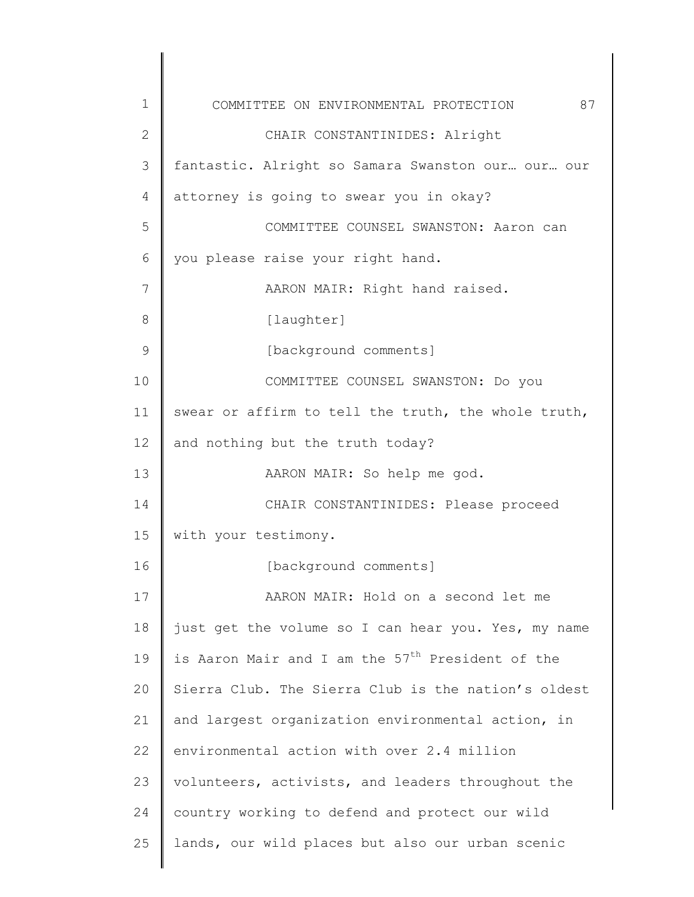CHAIR CONSTANTINIDES: Alright fantastic. Alright so Samara Swanston our… our… our attorney is going to swear you in okay?

COMMITTEE COUNSEL SWANSTON: Aaron can you please raise your right hand.

AARON MAIR: Right hand raised.

[laughter]

[background comments]

COMMITTEE COUNSEL SWANSTON: Do you swear or affirm to tell the truth, the whole truth, and nothing but the truth today?

AARON MAIR: So help me god.

CHAIR CONSTANTINIDES: Please proceed with your testimony.

[background comments]

AARON MAIR: Hold on a second let me just get the volume so I can hear you. Yes, my name is Aaron Mair and I am the 57th President of the Sierra Club. The Sierra Club is the nation's oldest and largest organization environmental action, in environmental action with over 2.4 million volunteers, activists, and leaders throughout the country working to defend and protect our wild lands, our wild places but also our urban scenic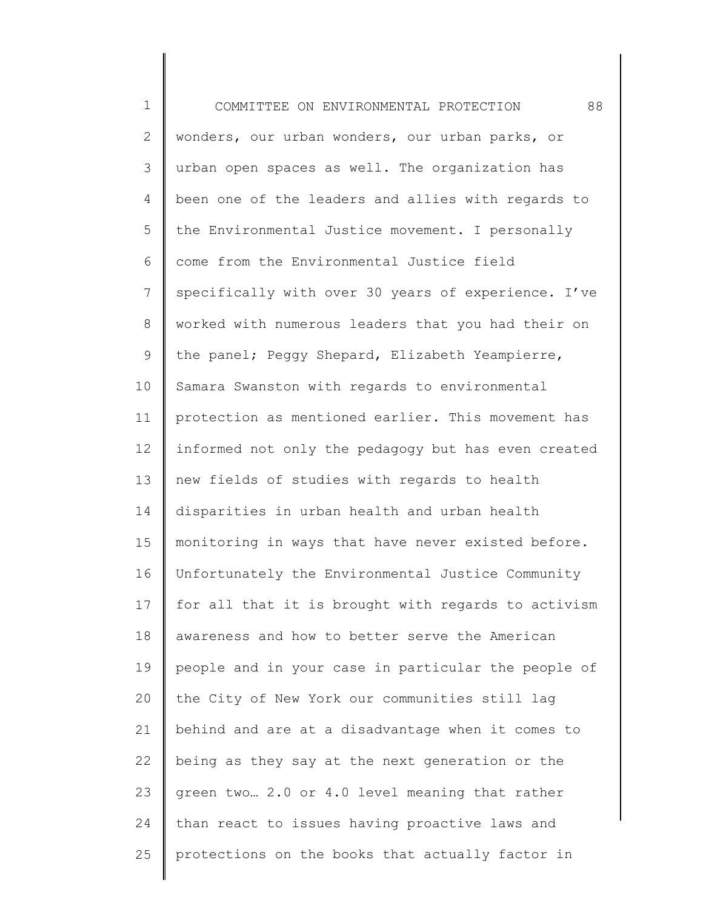wonders, our urban wonders, our urban parks, or urban open spaces as well. The organization has been one of the leaders and allies with regards to the Environmental Justice movement. I personally come from the Environmental Justice field specifically with over 30 years of experience. I've worked with numerous leaders that you had their on the panel; Peggy Shepard, Elizabeth Yeampierre, Samara Swanston with regards to environmental protection as mentioned earlier. This movement has informed not only the pedagogy but has even created new fields of studies with regards to health disparities in urban health and urban health monitoring in ways that have never existed before. Unfortunately the Environmental Justice Community for all that it is brought with regards to activism awareness and how to better serve the American people and in your case in particular the people of the City of New York our communities still lag behind and are at a disadvantage when it comes to being as they say at the next generation or the green two… 2.0 or 4.0 level meaning that rather than react to issues having proactive laws and protections on the books that actually factor in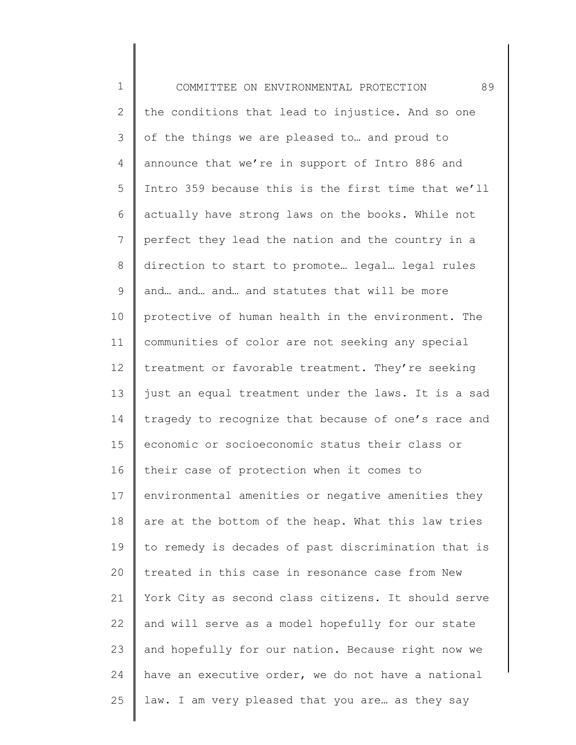the conditions that lead to injustice. And so one of the things we are pleased to… and proud to announce that we're in support of Intro 886 and Intro 359 because this is the first time that we'll actually have strong laws on the books. While not perfect they lead the nation and the country in a direction to start to promote… legal… legal rules and… and… and… and statutes that will be more protective of human health in the environment. The communities of color are not seeking any special treatment or favorable treatment. They're seeking just an equal treatment under the laws. It is a sad tragedy to recognize that because of one's race and economic or socioeconomic status their class or their case of protection when it comes to environmental amenities or negative amenities they are at the bottom of the heap. What this law tries to remedy is decades of past discrimination that is treated in this case in resonance case from New York City as second class citizens. It should serve and will serve as a model hopefully for our state and hopefully for our nation. Because right now we have an executive order, we do not have a national law. I am very pleased that you are… as they say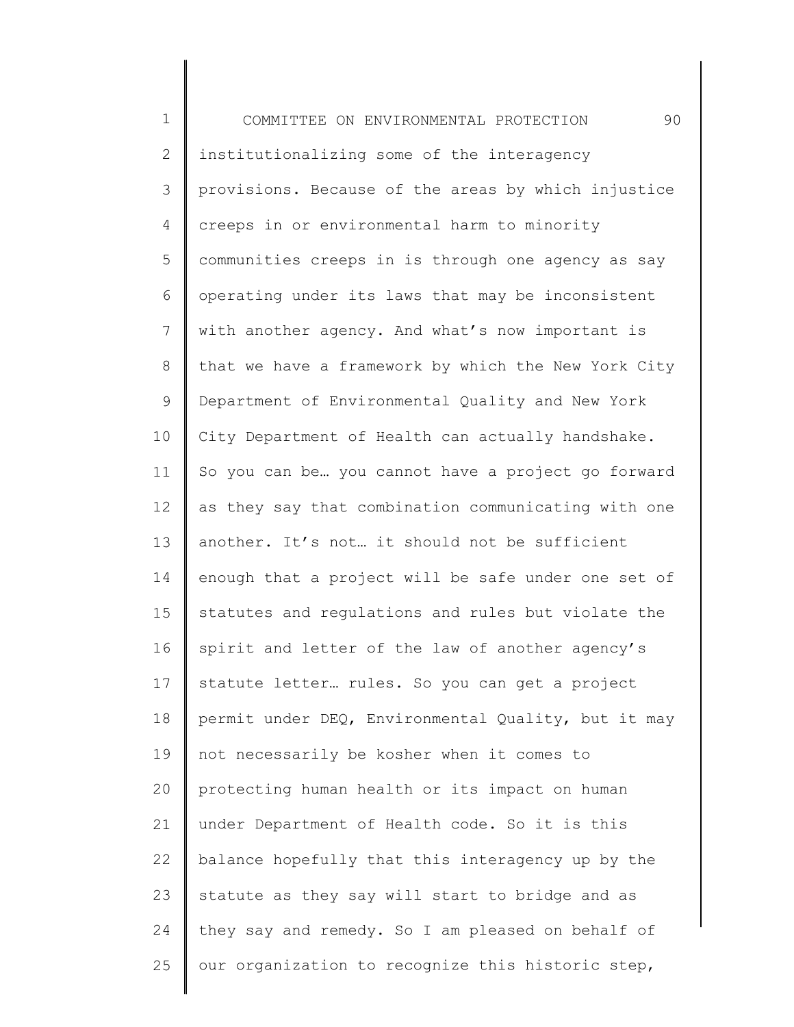institutionalizing some of the interagency provisions. Because of the areas by which injustice creeps in or environmental harm to minority communities creeps in is through one agency as say operating under its laws that may be inconsistent with another agency. And what's now important is that we have a framework by which the New York City Department of Environmental Quality and New York City Department of Health can actually handshake. So you can be… you cannot have a project go forward as they say that combination communicating with one another. It's not… it should not be sufficient enough that a project will be safe under one set of statutes and regulations and rules but violate the spirit and letter of the law of another agency's statute letter… rules. So you can get a project permit under DEQ, Environmental Quality, but it may not necessarily be kosher when it comes to protecting human health or its impact on human under Department of Health code. So it is this balance hopefully that this interagency up by the statute as they say will start to bridge and as they say and remedy. So I am pleased on behalf of our organization to recognize this historic step,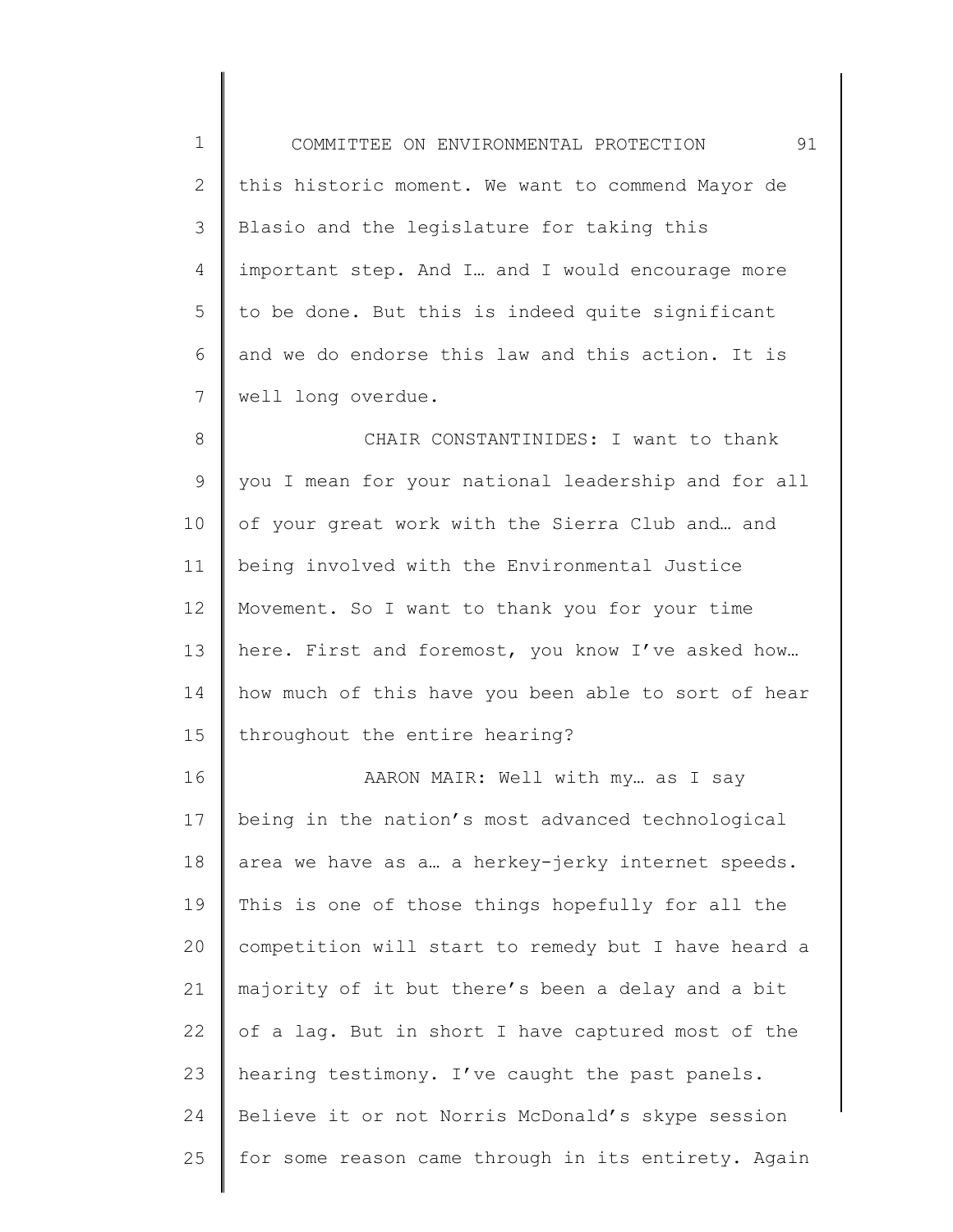this historic moment. We want to commend Mayor de Blasio and the legislature for taking this important step. And I… and I would encourage more to be done. But this is indeed quite significant and we do endorse this law and this action. It is well long overdue.

CHAIR CONSTANTINIDES: I want to thank you I mean for your national leadership and for all of your great work with the Sierra Club and… and being involved with the Environmental Justice Movement. So I want to thank you for your time here. First and foremost, you know I've asked how… how much of this have you been able to sort of hear throughout the entire hearing?

AARON MAIR: Well with my… as I say being in the nation's most advanced technological area we have as a… a herkey-jerky internet speeds. This is one of those things hopefully for all the competition will start to remedy but I have heard a majority of it but there's been a delay and a bit of a lag. But in short I have captured most of the hearing testimony. I've caught the past panels. Believe it or not Norris McDonald's skype session for some reason came through in its entirety. Again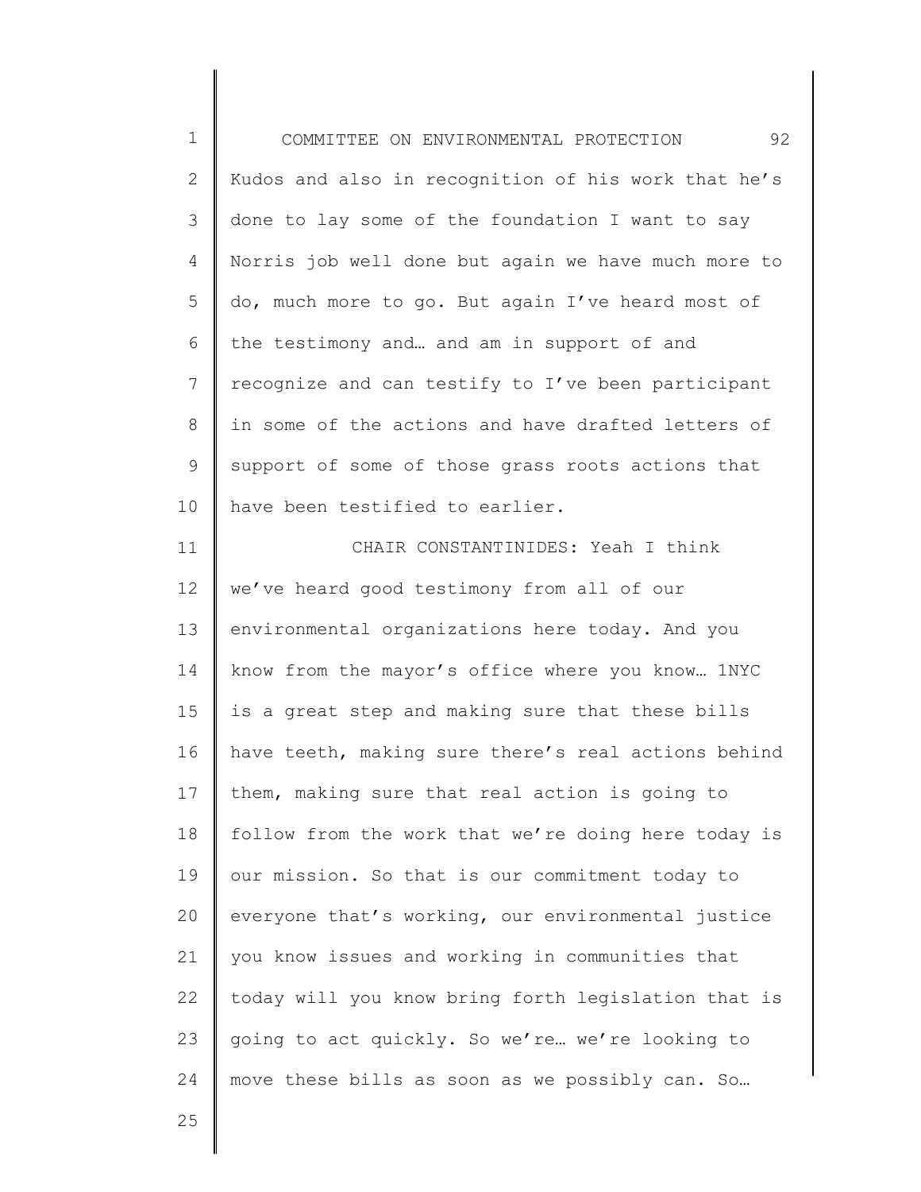Kudos and also in recognition of his work that he's done to lay some of the foundation I want to say Norris job well done but again we have much more to do, much more to go. But again I've heard most of the testimony and… and am in support of and recognize and can testify to I've been participant in some of the actions and have drafted letters of support of some of those grass roots actions that have been testified to earlier.

CHAIR CONSTANTINIDES: Yeah I think we've heard good testimony from all of our environmental organizations here today. And you know from the mayor's office where you know… 1NYC is a great step and making sure that these bills have teeth, making sure there's real actions behind them, making sure that real action is going to follow from the work that we're doing here today is our mission. So that is our commitment today to everyone that's working, our environmental justice you know issues and working in communities that today will you know bring forth legislation that is going to act quickly. So we're… we're looking to move these bills as soon as we possibly can. So…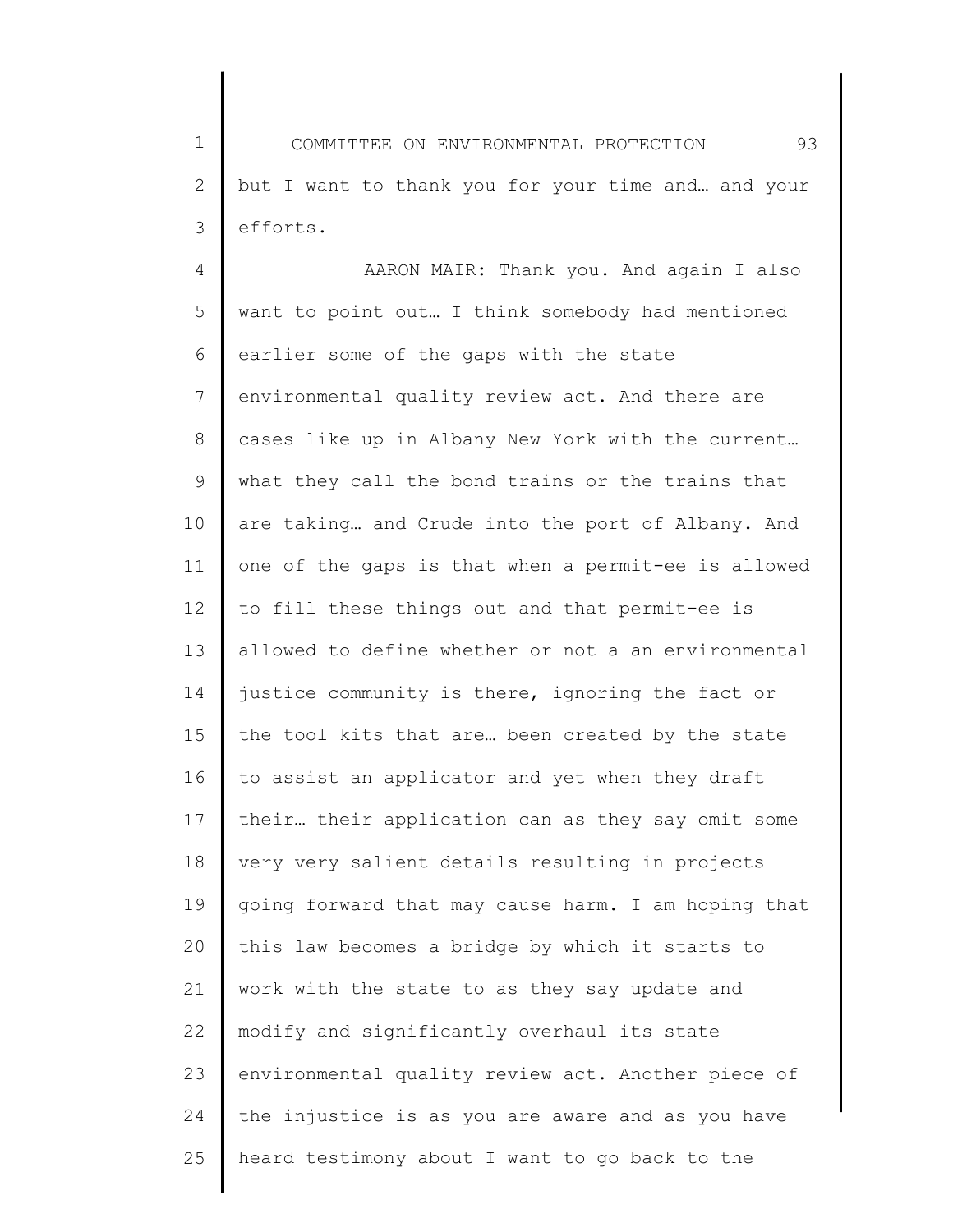but I want to thank you for your time and… and your efforts.

AARON MAIR: Thank you. And again I also want to point out… I think somebody had mentioned earlier some of the gaps with the state environmental quality review act. And there are cases like up in Albany New York with the current… what they call the bond trains or the trains that are taking… and Crude into the port of Albany. And one of the gaps is that when a permit-ee is allowed to fill these things out and that permit-ee is allowed to define whether or not a an environmental justice community is there, ignoring the fact or the tool kits that are… been created by the state to assist an applicator and yet when they draft their… their application can as they say omit some very very salient details resulting in projects going forward that may cause harm. I am hoping that this law becomes a bridge by which it starts to work with the state to as they say update and modify and significantly overhaul its state environmental quality review act. Another piece of the injustice is as you are aware and as you have heard testimony about I want to go back to the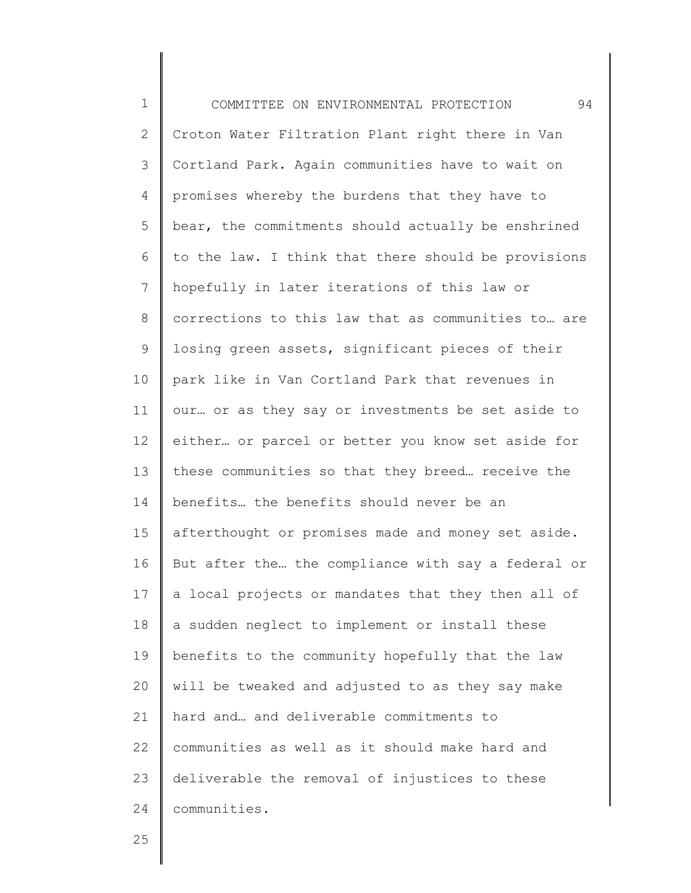Croton Water Filtration Plant right there in Van Cortland Park. Again communities have to wait on promises whereby the burdens that they have to bear, the commitments should actually be enshrined to the law. I think that there should be provisions hopefully in later iterations of this law or corrections to this law that as communities to… are losing green assets, significant pieces of their park like in Van Cortland Park that revenues in our… or as they say or investments be set aside to either… or parcel or better you know set aside for these communities so that they breed… receive the benefits… the benefits should never be an afterthought or promises made and money set aside. But after the… the compliance with say a federal or a local projects or mandates that they then all of a sudden neglect to implement or install these benefits to the community hopefully that the law will be tweaked and adjusted to as they say make hard and… and deliverable commitments to communities as well as it should make hard and deliverable the removal of injustices to these communities.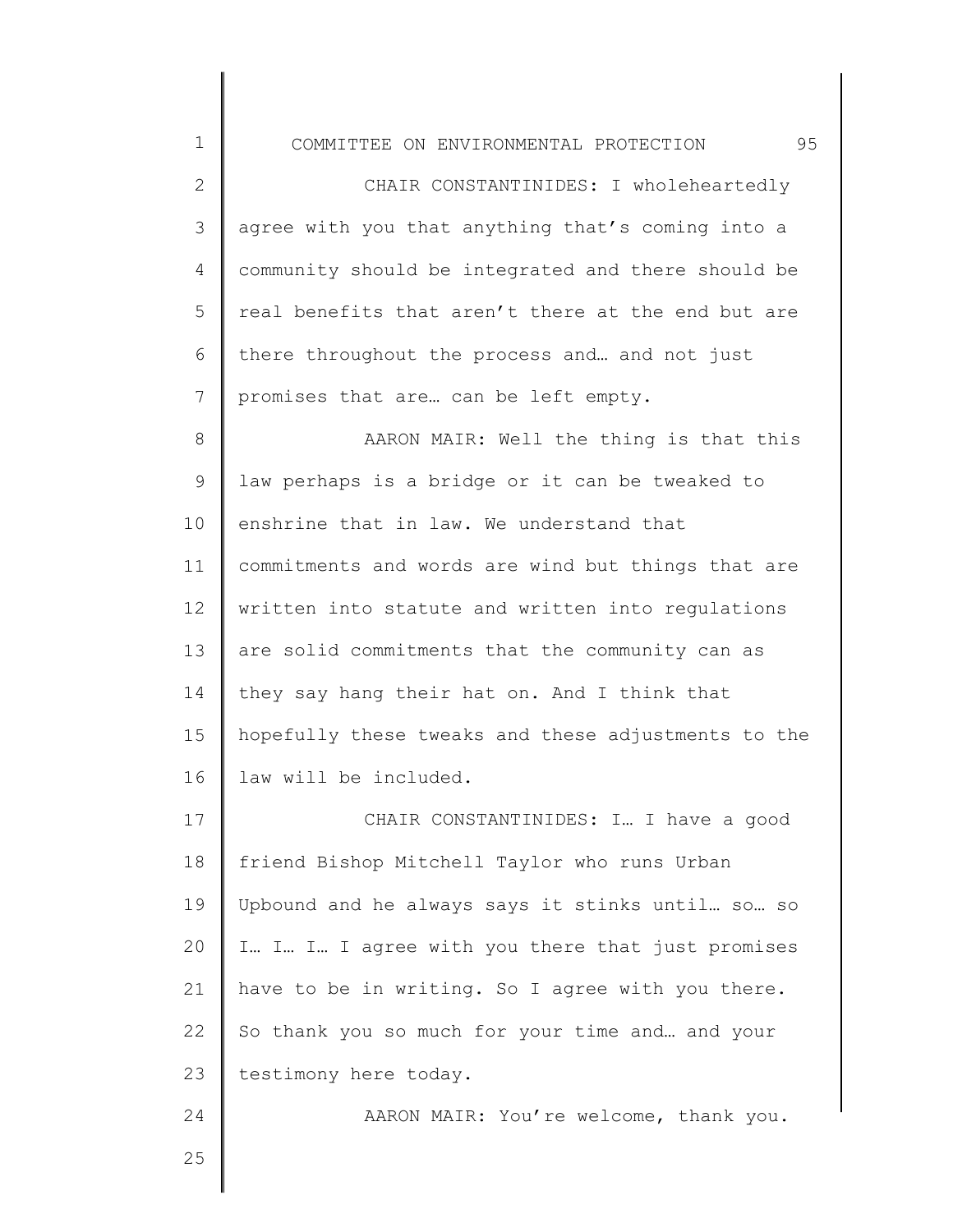CHAIR CONSTANTINIDES: I wholeheartedly agree with you that anything that's coming into a community should be integrated and there should be real benefits that aren't there at the end but are there throughout the process and… and not just promises that are… can be left empty.

AARON MAIR: Well the thing is that this law perhaps is a bridge or it can be tweaked to enshrine that in law. We understand that commitments and words are wind but things that are written into statute and written into regulations are solid commitments that the community can as they say hang their hat on. And I think that hopefully these tweaks and these adjustments to the law will be included.

CHAIR CONSTANTINIDES: I… I have a good friend Bishop Mitchell Taylor who runs Urban Upbound and he always says it stinks until… so… so I… I… I agree with you there that just promises have to be in writing. So I agree with you there. So thank you so much for your time and… and your testimony here today.

AARON MAIR: You're welcome, thank you.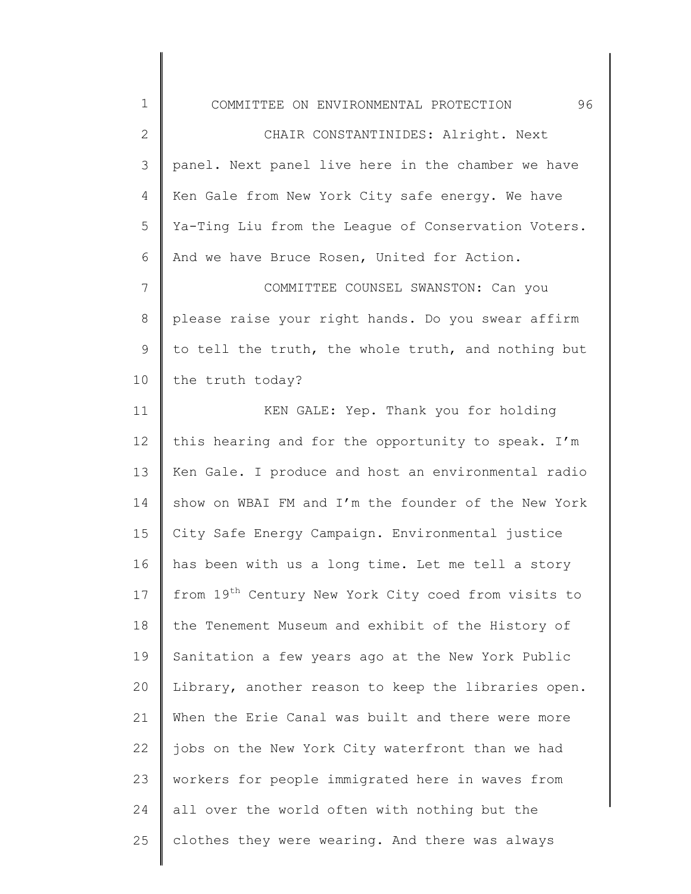CHAIR CONSTANTINIDES: Alright. Next panel. Next panel live here in the chamber we have Ken Gale from New York City safe energy. We have Ya-Ting Liu from the League of Conservation Voters. And we have Bruce Rosen, United for Action.

COMMITTEE COUNSEL SWANSTON: Can you please raise your right hands. Do you swear affirm to tell the truth, the whole truth, and nothing but the truth today?

KEN GALE: Yep. Thank you for holding this hearing and for the opportunity to speak. I'm Ken Gale. I produce and host an environmental radio show on WBAI FM and I'm the founder of the New York City Safe Energy Campaign. Environmental justice has been with us a long time. Let me tell a story from 19th Century New York City coed from visits to the Tenement Museum and exhibit of the History of Sanitation a few years ago at the New York Public Library, another reason to keep the libraries open. When the Erie Canal was built and there were more jobs on the New York City waterfront than we had workers for people immigrated here in waves from all over the world often with nothing but the clothes they were wearing. And there was always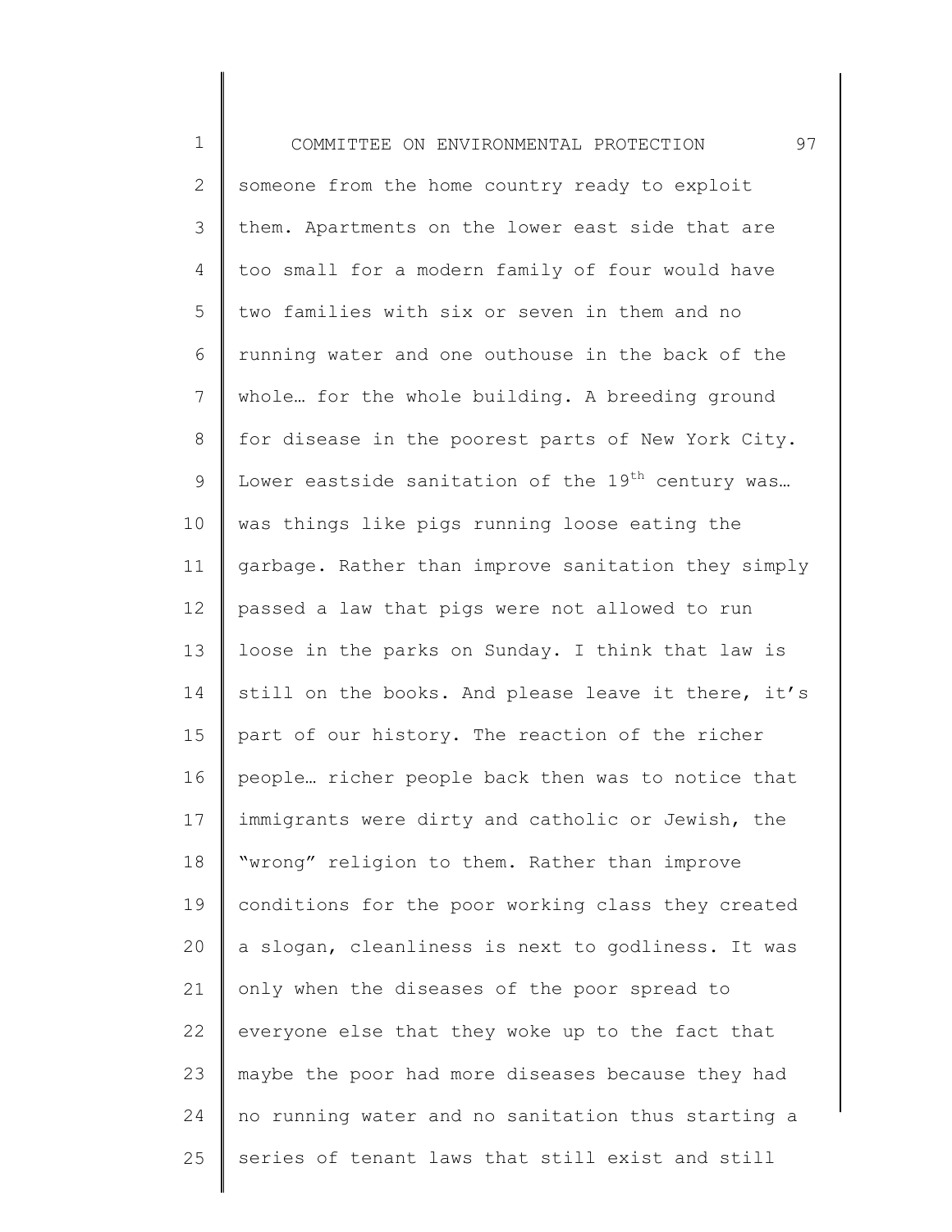someone from the home country ready to exploit them. Apartments on the lower east side that are too small for a modern family of four would have two families with six or seven in them and no running water and one outhouse in the back of the whole… for the whole building. A breeding ground for disease in the poorest parts of New York City. Lower eastside sanitation of the 19th century was… was things like pigs running loose eating the garbage. Rather than improve sanitation they simply passed a law that pigs were not allowed to run loose in the parks on Sunday. I think that law is still on the books. And please leave it there, it's part of our history. The reaction of the richer people… richer people back then was to notice that immigrants were dirty and catholic or Jewish, the "wrong" religion to them. Rather than improve conditions for the poor working class they created a slogan, cleanliness is next to godliness. It was only when the diseases of the poor spread to everyone else that they woke up to the fact that maybe the poor had more diseases because they had no running water and no sanitation thus starting a series of tenant laws that still exist and still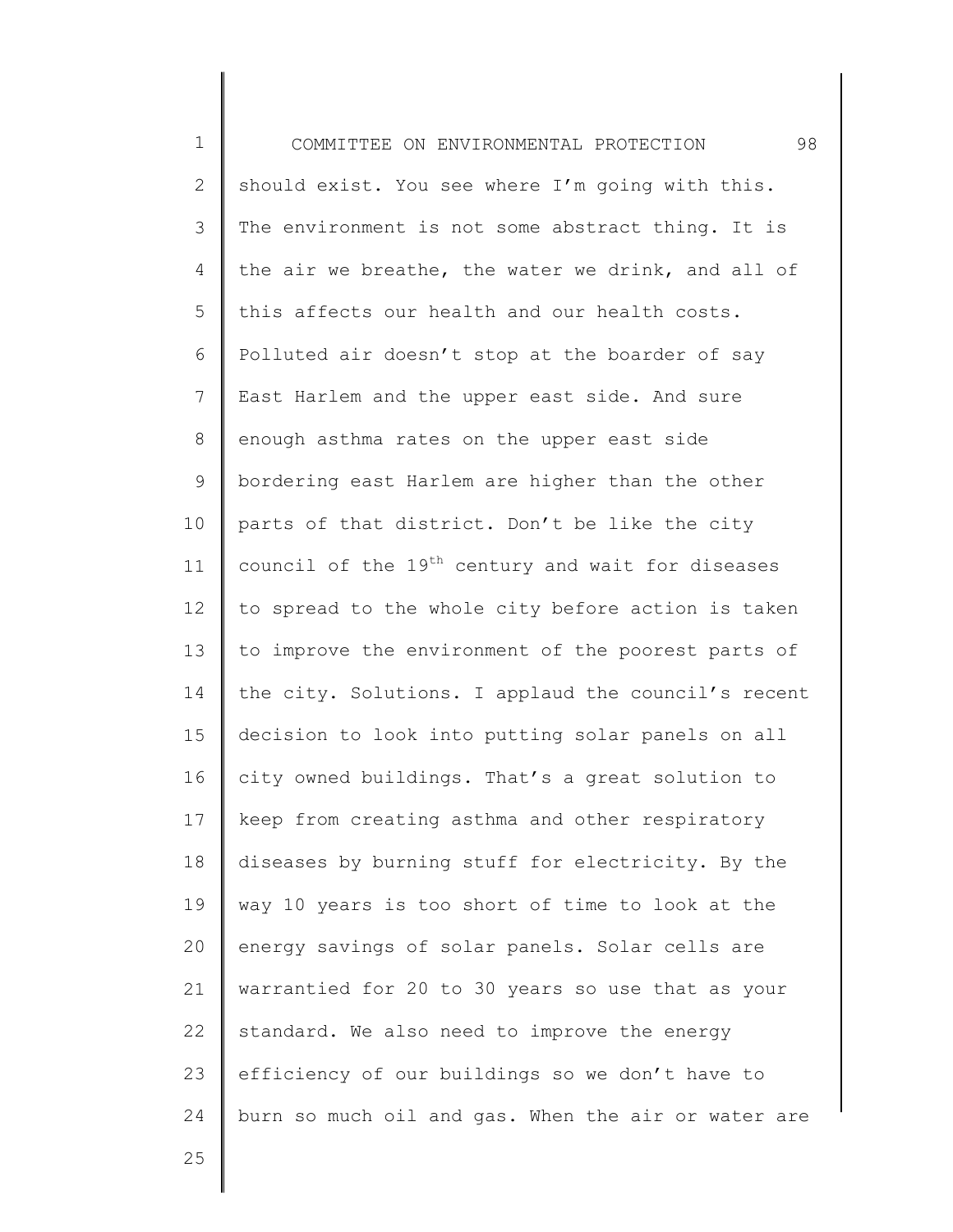should exist. You see where I'm going with this. The environment is not some abstract thing. It is the air we breathe, the water we drink, and all of this affects our health and our health costs. Polluted air doesn't stop at the boarder of say East Harlem and the upper east side. And sure enough asthma rates on the upper east side bordering east Harlem are higher than the other parts of that district. Don't be like the city council of the 19th century and wait for diseases to spread to the whole city before action is taken to improve the environment of the poorest parts of the city. Solutions. I applaud the council's recent decision to look into putting solar panels on all city owned buildings. That's a great solution to keep from creating asthma and other respiratory diseases by burning stuff for electricity. By the way 10 years is too short of time to look at the energy savings of solar panels. Solar cells are warrantied for 20 to 30 years so use that as your standard. We also need to improve the energy efficiency of our buildings so we don't have to burn so much oil and gas. When the air or water are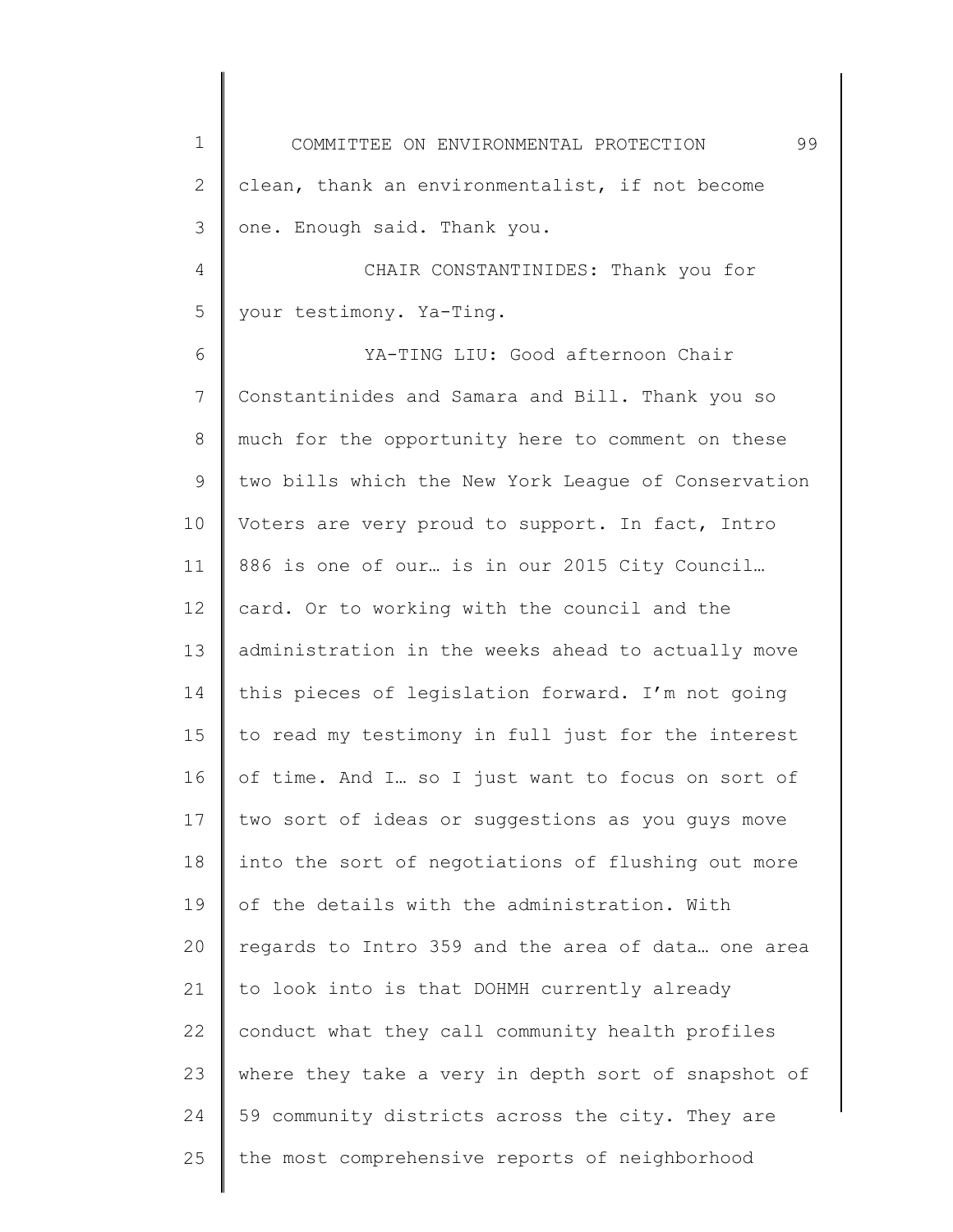clean, thank an environmentalist, if not become one. Enough said. Thank you.

CHAIR CONSTANTINIDES: Thank you for your testimony. Ya-Ting.

YA-TING LIU: Good afternoon Chair Constantinides and Samara and Bill. Thank you so much for the opportunity here to comment on these two bills which the New York League of Conservation Voters are very proud to support. In fact, Intro 886 is one of our… is in our 2015 City Council… card. Or to working with the council and the administration in the weeks ahead to actually move this pieces of legislation forward. I'm not going to read my testimony in full just for the interest of time. And I… so I just want to focus on sort of two sort of ideas or suggestions as you guys move into the sort of negotiations of flushing out more of the details with the administration. With regards to Intro 359 and the area of data… one area to look into is that DOHMH currently already conduct what they call community health profiles where they take a very in depth sort of snapshot of 59 community districts across the city. They are the most comprehensive reports of neighborhood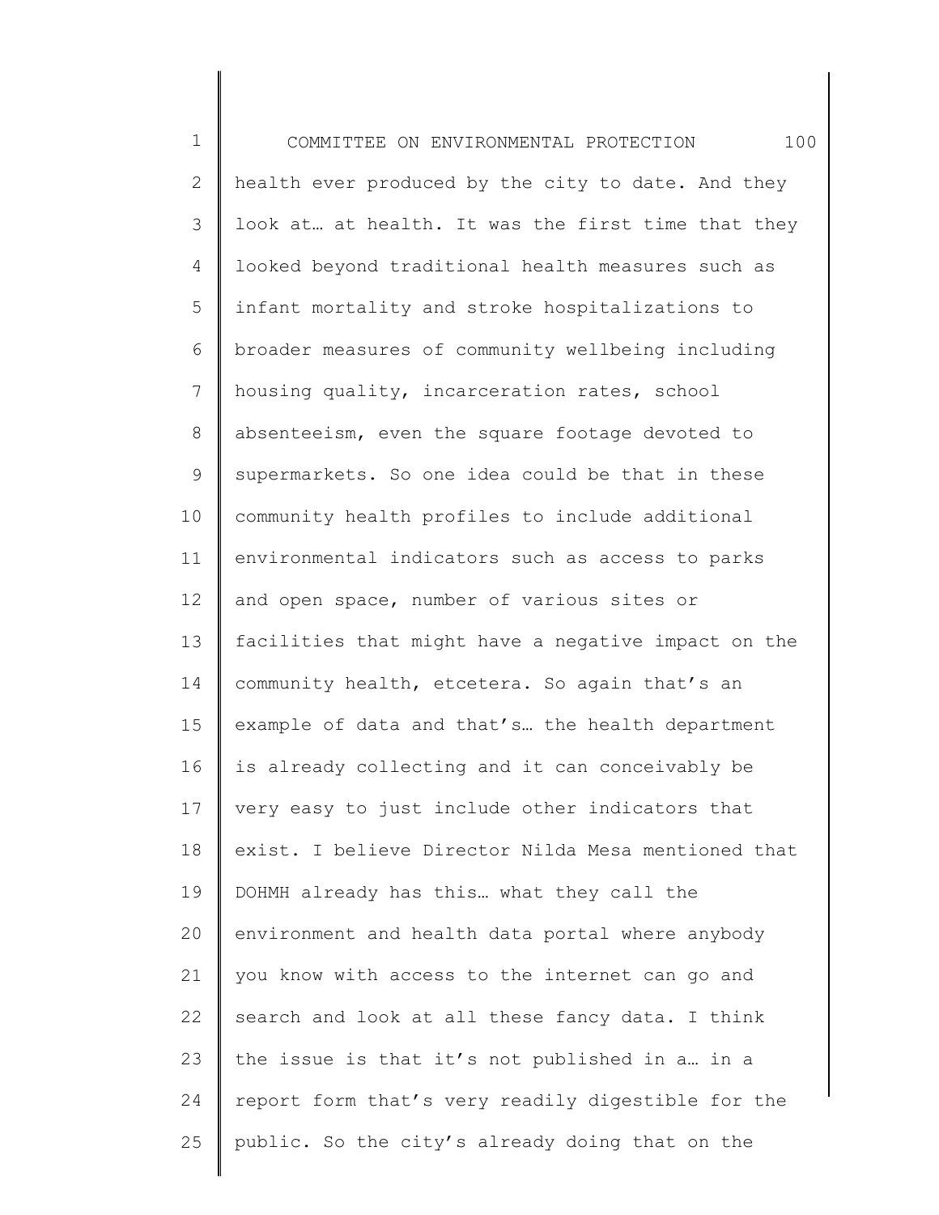health ever produced by the city to date. And they look at… at health. It was the first time that they looked beyond traditional health measures such as infant mortality and stroke hospitalizations to broader measures of community wellbeing including housing quality, incarceration rates, school absenteeism, even the square footage devoted to supermarkets. So one idea could be that in these community health profiles to include additional environmental indicators such as access to parks and open space, number of various sites or facilities that might have a negative impact on the community health, etcetera. So again that's an example of data and that's… the health department is already collecting and it can conceivably be very easy to just include other indicators that exist. I believe Director Nilda Mesa mentioned that DOHMH already has this… what they call the environment and health data portal where anybody you know with access to the internet can go and search and look at all these fancy data. I think the issue is that it's not published in a… in a report form that's very readily digestible for the public. So the city's already doing that on the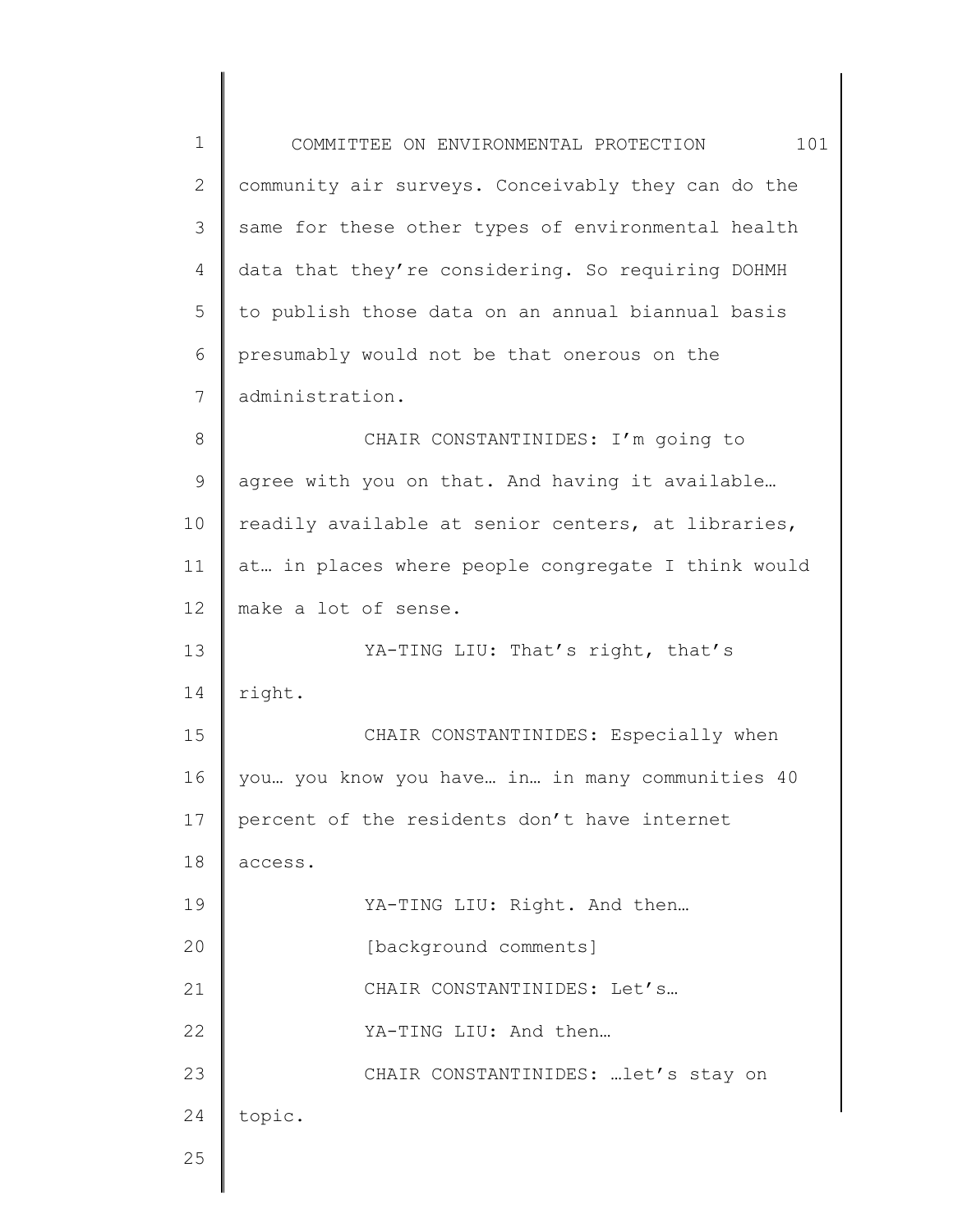community air surveys. Conceivably they can do the same for these other types of environmental health data that they're considering. So requiring DOHMH to publish those data on an annual biannual basis presumably would not be that onerous on the administration.

CHAIR CONSTANTINIDES: I'm going to agree with you on that. And having it available… readily available at senior centers, at libraries, at… in places where people congregate I think would make a lot of sense.

YA-TING LIU: That's right, that's right.

CHAIR CONSTANTINIDES: Especially when you… you know you have… in… in many communities 40 percent of the residents don't have internet access.

YA-TING LIU: Right. And then…

[background comments]

CHAIR CONSTANTINIDES: Let's…

YA-TING LIU: And then…

CHAIR CONSTANTINIDES: …let's stay on topic.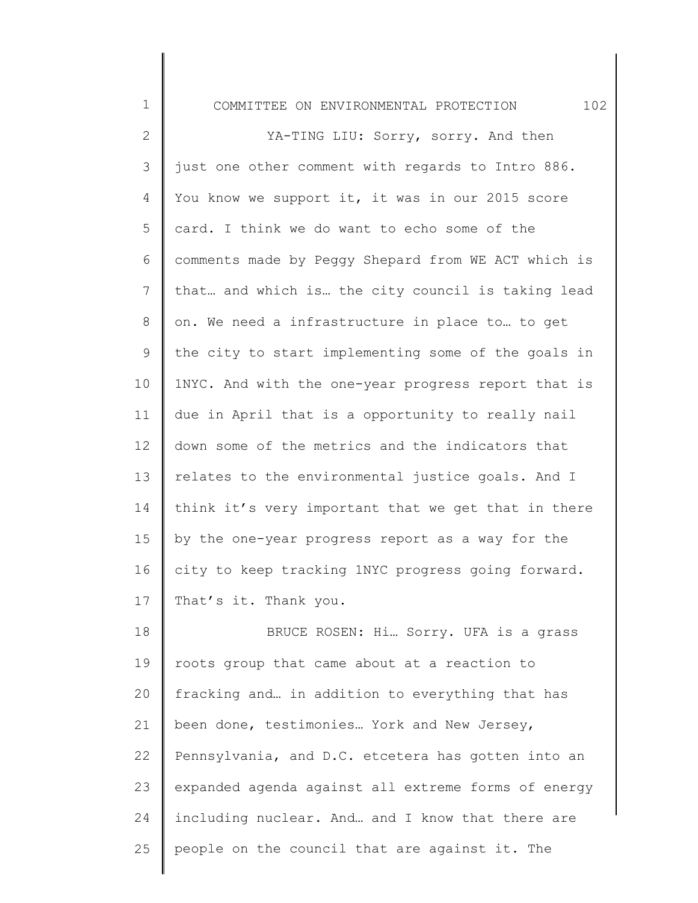YA-TING LIU: Sorry, sorry. And then just one other comment with regards to Intro 886. You know we support it, it was in our 2015 score card. I think we do want to echo some of the comments made by Peggy Shepard from WE ACT which is that… and which is… the city council is taking lead on. We need a infrastructure in place to… to get the city to start implementing some of the goals in 1NYC. And with the one-year progress report that is due in April that is a opportunity to really nail down some of the metrics and the indicators that relates to the environmental justice goals. And I think it's very important that we get that in there by the one-year progress report as a way for the city to keep tracking 1NYC progress going forward. That's it. Thank you.

BRUCE ROSEN: Hi… Sorry. UFA is a grass roots group that came about at a reaction to fracking and… in addition to everything that has been done, testimonies… York and New Jersey, Pennsylvania, and D.C. etcetera has gotten into an expanded agenda against all extreme forms of energy including nuclear. And… and I know that there are people on the council that are against it. The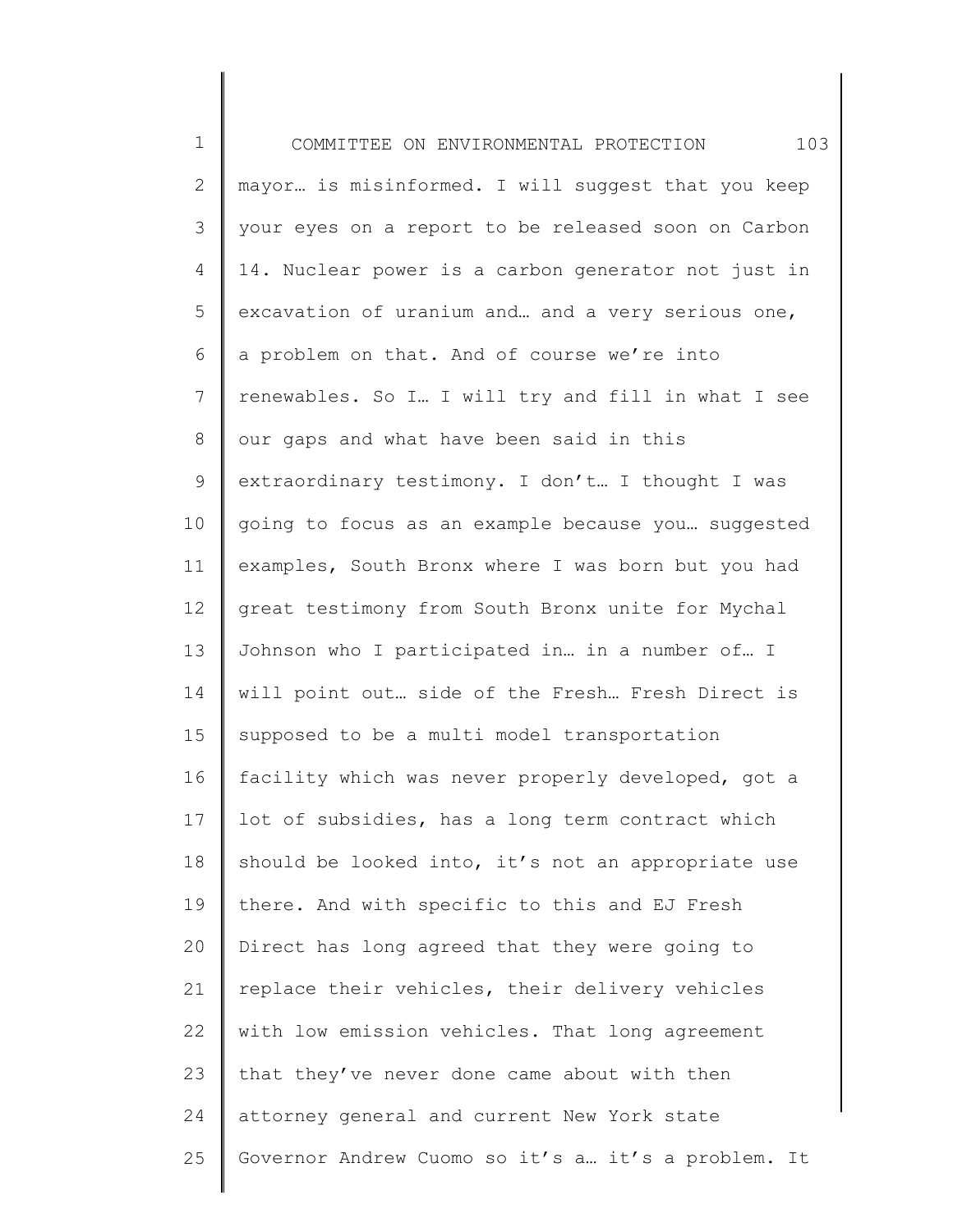mayor… is misinformed. I will suggest that you keep your eyes on a report to be released soon on Carbon 14. Nuclear power is a carbon generator not just in excavation of uranium and… and a very serious one, a problem on that. And of course we're into renewables. So I… I will try and fill in what I see our gaps and what have been said in this extraordinary testimony. I don't… I thought I was going to focus as an example because you… suggested examples, South Bronx where I was born but you had great testimony from South Bronx unite for Mychal Johnson who I participated in… in a number of… I will point out… side of the Fresh… Fresh Direct is supposed to be a multi model transportation facility which was never properly developed, got a lot of subsidies, has a long term contract which should be looked into, it's not an appropriate use there. And with specific to this and EJ Fresh Direct has long agreed that they were going to replace their vehicles, their delivery vehicles with low emission vehicles. That long agreement that they've never done came about with then attorney general and current New York state Governor Andrew Cuomo so it's a… it's a problem. It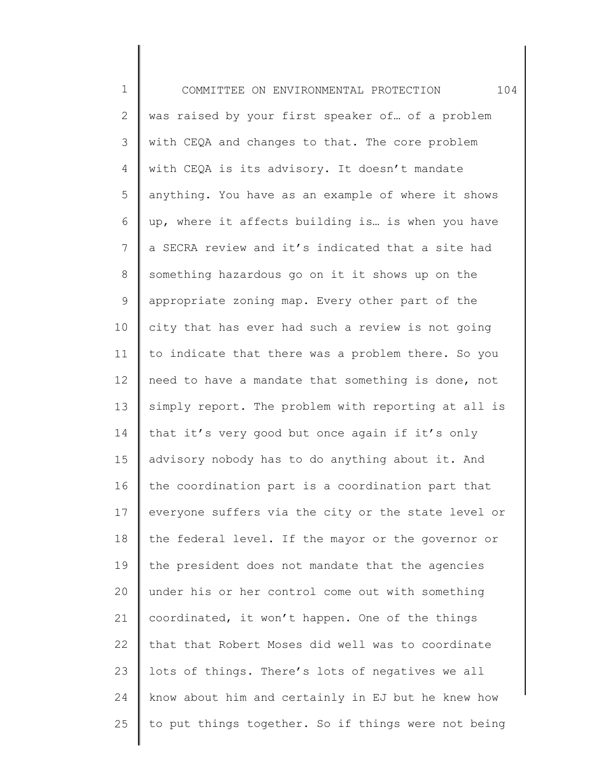was raised by your first speaker of… of a problem with CEQA and changes to that. The core problem with CEQA is its advisory. It doesn't mandate anything. You have as an example of where it shows up, where it affects building is… is when you have a SECRA review and it's indicated that a site had something hazardous go on it it shows up on the appropriate zoning map. Every other part of the city that has ever had such a review is not going to indicate that there was a problem there. So you need to have a mandate that something is done, not simply report. The problem with reporting at all is that it's very good but once again if it's only advisory nobody has to do anything about it. And the coordination part is a coordination part that everyone suffers via the city or the state level or the federal level. If the mayor or the governor or the president does not mandate that the agencies under his or her control come out with something coordinated, it won't happen. One of the things that that Robert Moses did well was to coordinate lots of things. There's lots of negatives we all know about him and certainly in EJ but he knew how to put things together. So if things were not being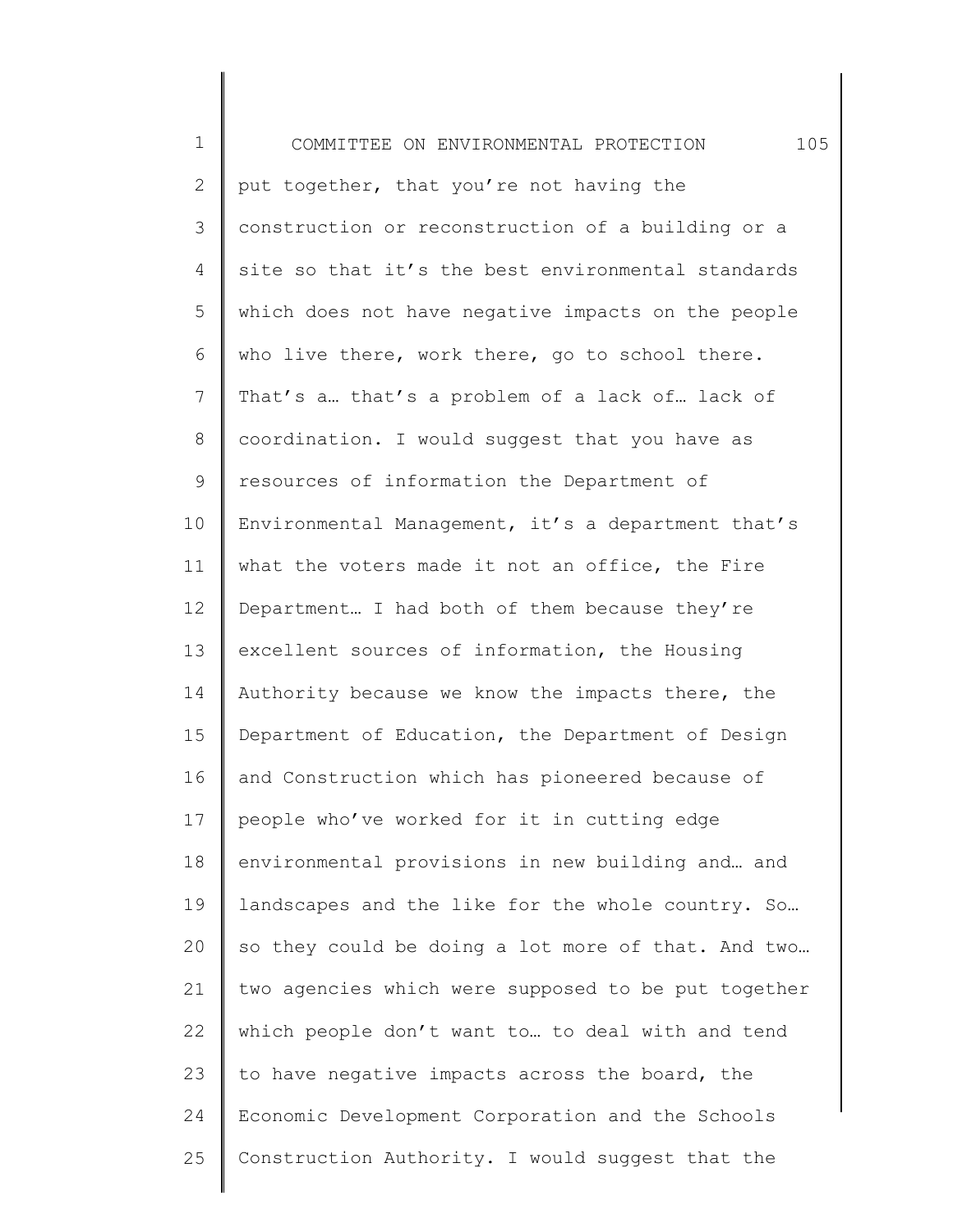put together, that you're not having the construction or reconstruction of a building or a site so that it's the best environmental standards which does not have negative impacts on the people who live there, work there, go to school there. That's a… that's a problem of a lack of… lack of coordination. I would suggest that you have as resources of information the Department of Environmental Management, it's a department that's what the voters made it not an office, the Fire Department… I had both of them because they're excellent sources of information, the Housing Authority because we know the impacts there, the Department of Education, the Department of Design and Construction which has pioneered because of people who've worked for it in cutting edge environmental provisions in new building and… and landscapes and the like for the whole country. So… so they could be doing a lot more of that. And two… two agencies which were supposed to be put together which people don't want to… to deal with and tend to have negative impacts across the board, the Economic Development Corporation and the Schools Construction Authority. I would suggest that the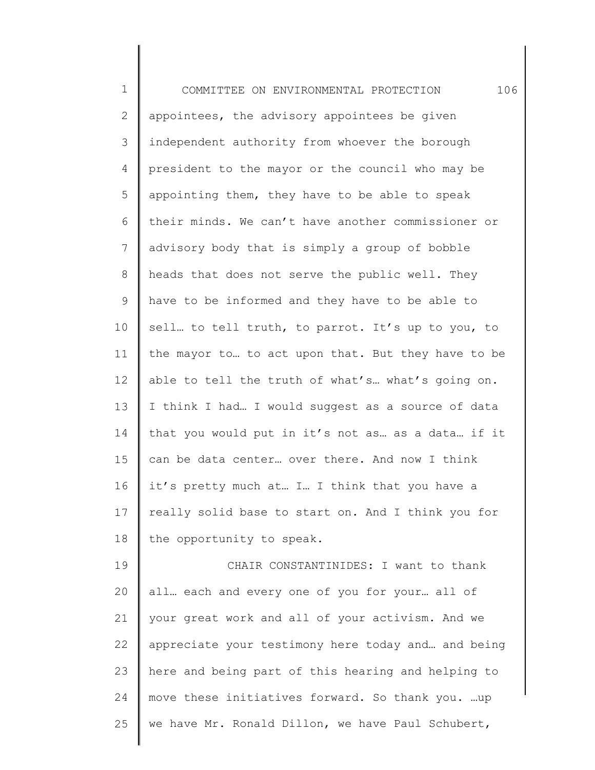appointees, the advisory appointees be given independent authority from whoever the borough president to the mayor or the council who may be appointing them, they have to be able to speak their minds. We can't have another commissioner or advisory body that is simply a group of bobble heads that does not serve the public well. They have to be informed and they have to be able to sell… to tell truth, to parrot. It's up to you, to the mayor to… to act upon that. But they have to be able to tell the truth of what's… what's going on. I think I had… I would suggest as a source of data that you would put in it's not as… as a data… if it can be data center… over there. And now I think it's pretty much at… I… I think that you have a really solid base to start on. And I think you for the opportunity to speak.

CHAIR CONSTANTINIDES: I want to thank all… each and every one of you for your… all of your great work and all of your activism. And we appreciate your testimony here today and… and being here and being part of this hearing and helping to move these initiatives forward. So thank you. …up we have Mr. Ronald Dillon, we have Paul Schubert,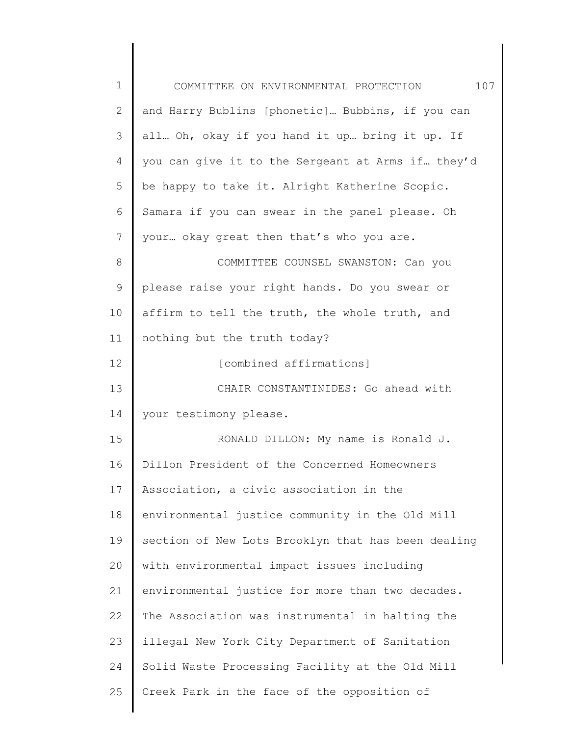and Harry Bublins [phonetic]… Bubbins, if you can all… Oh, okay if you hand it up… bring it up. If you can give it to the Sergeant at Arms if… they'd be happy to take it. Alright Katherine Scopic. Samara if you can swear in the panel please. Oh your… okay great then that's who you are.

COMMITTEE COUNSEL SWANSTON: Can you please raise your right hands. Do you swear or affirm to tell the truth, the whole truth, and nothing but the truth today?

[combined affirmations]

CHAIR CONSTANTINIDES: Go ahead with your testimony please.

RONALD DILLON: My name is Ronald J. Dillon President of the Concerned Homeowners Association, a civic association in the environmental justice community in the Old Mill section of New Lots Brooklyn that has been dealing with environmental impact issues including environmental justice for more than two decades. The Association was instrumental in halting the illegal New York City Department of Sanitation Solid Waste Processing Facility at the Old Mill Creek Park in the face of the opposition of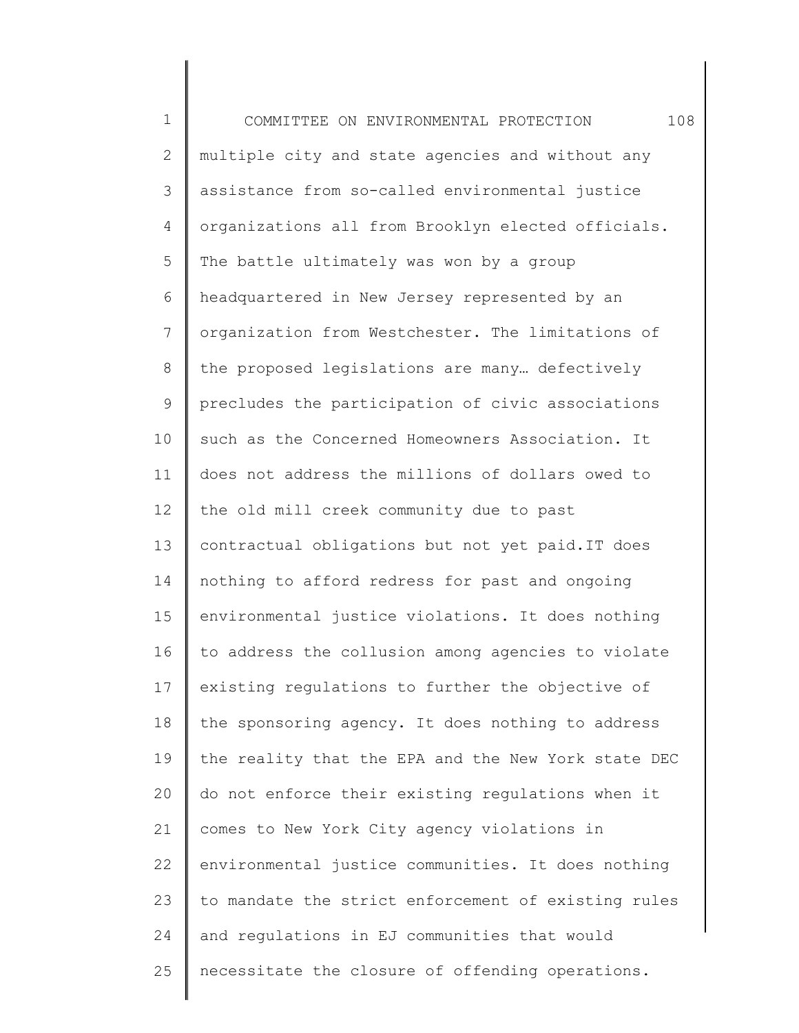multiple city and state agencies and without any assistance from so-called environmental justice organizations all from Brooklyn elected officials. The battle ultimately was won by a group headquartered in New Jersey represented by an organization from Westchester. The limitations of the proposed legislations are many… defectively precludes the participation of civic associations such as the Concerned Homeowners Association. It does not address the millions of dollars owed to the old mill creek community due to past contractual obligations but not yet paid.IT does nothing to afford redress for past and ongoing environmental justice violations. It does nothing to address the collusion among agencies to violate existing regulations to further the objective of the sponsoring agency. It does nothing to address the reality that the EPA and the New York state DEC do not enforce their existing regulations when it comes to New York City agency violations in environmental justice communities. It does nothing to mandate the strict enforcement of existing rules and regulations in EJ communities that would necessitate the closure of offending operations.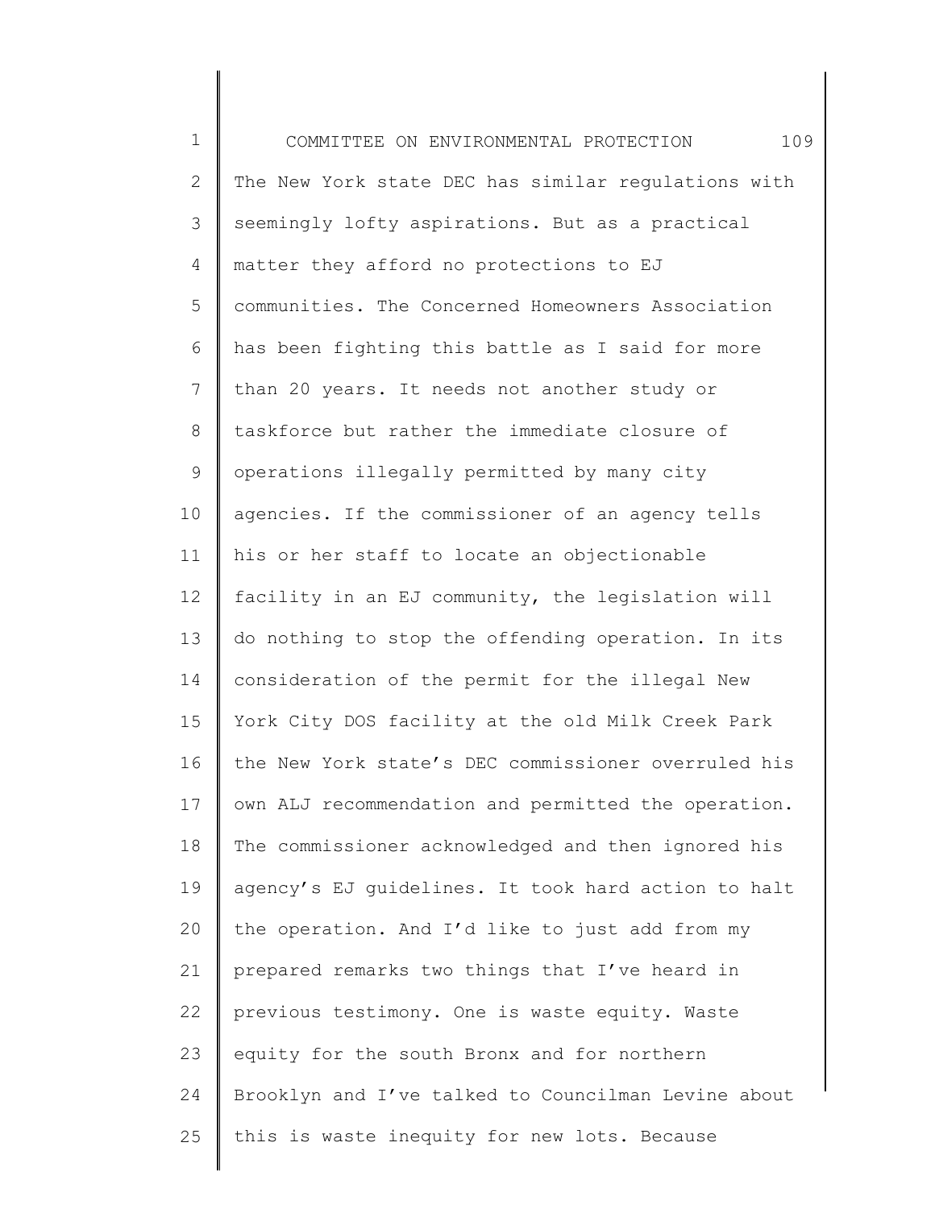The New York state DEC has similar regulations with seemingly lofty aspirations. But as a practical matter they afford no protections to EJ communities. The Concerned Homeowners Association has been fighting this battle as I said for more than 20 years. It needs not another study or taskforce but rather the immediate closure of operations illegally permitted by many city agencies. If the commissioner of an agency tells his or her staff to locate an objectionable facility in an EJ community, the legislation will do nothing to stop the offending operation. In its consideration of the permit for the illegal New York City DOS facility at the old Milk Creek Park the New York state's DEC commissioner overruled his own ALJ recommendation and permitted the operation. The commissioner acknowledged and then ignored his agency's EJ guidelines. It took hard action to halt the operation. And I'd like to just add from my prepared remarks two things that I've heard in previous testimony. One is waste equity. Waste equity for the south Bronx and for northern Brooklyn and I've talked to Councilman Levine about this is waste inequity for new lots. Because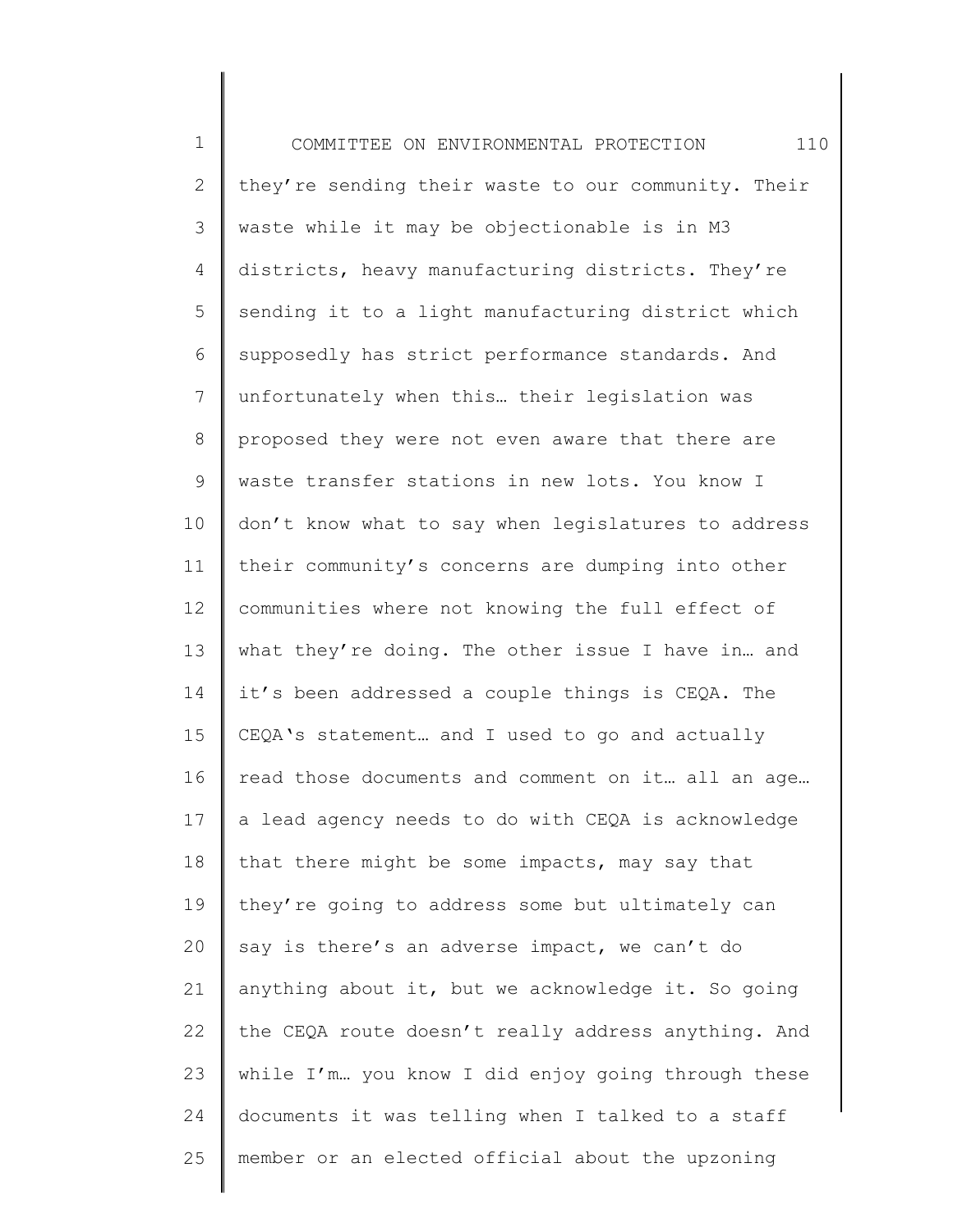they're sending their waste to our community. Their waste while it may be objectionable is in M3 districts, heavy manufacturing districts. They're sending it to a light manufacturing district which supposedly has strict performance standards. And unfortunately when this… their legislation was proposed they were not even aware that there are waste transfer stations in new lots. You know I don't know what to say when legislatures to address their community's concerns are dumping into other communities where not knowing the full effect of what they're doing. The other issue I have in… and it's been addressed a couple things is CEQA. The CEQA's statement… and I used to go and actually read those documents and comment on it… all an age… a lead agency needs to do with CEQA is acknowledge that there might be some impacts, may say that they're going to address some but ultimately can say is there's an adverse impact, we can't do anything about it, but we acknowledge it. So going the CEQA route doesn't really address anything. And while I'm… you know I did enjoy going through these documents it was telling when I talked to a staff member or an elected official about the upzoning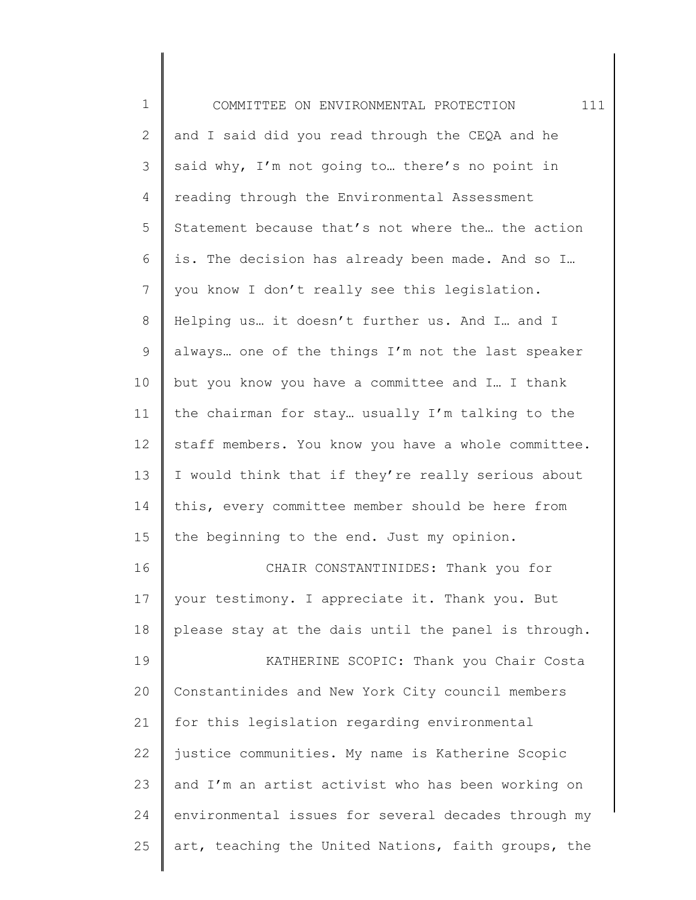and I said did you read through the CEQA and he said why, I'm not going to… there's no point in reading through the Environmental Assessment Statement because that's not where the… the action is. The decision has already been made. And so I… you know I don't really see this legislation. Helping us… it doesn't further us. And I… and I always… one of the things I'm not the last speaker but you know you have a committee and I… I thank the chairman for stay… usually I'm talking to the staff members. You know you have a whole committee. I would think that if they're really serious about this, every committee member should be here from the beginning to the end. Just my opinion.

CHAIR CONSTANTINIDES: Thank you for your testimony. I appreciate it. Thank you. But please stay at the dais until the panel is through.

KATHERINE SCOPIC: Thank you Chair Costa Constantinides and New York City council members for this legislation regarding environmental justice communities. My name is Katherine Scopic and I'm an artist activist who has been working on environmental issues for several decades through my art, teaching the United Nations, faith groups, the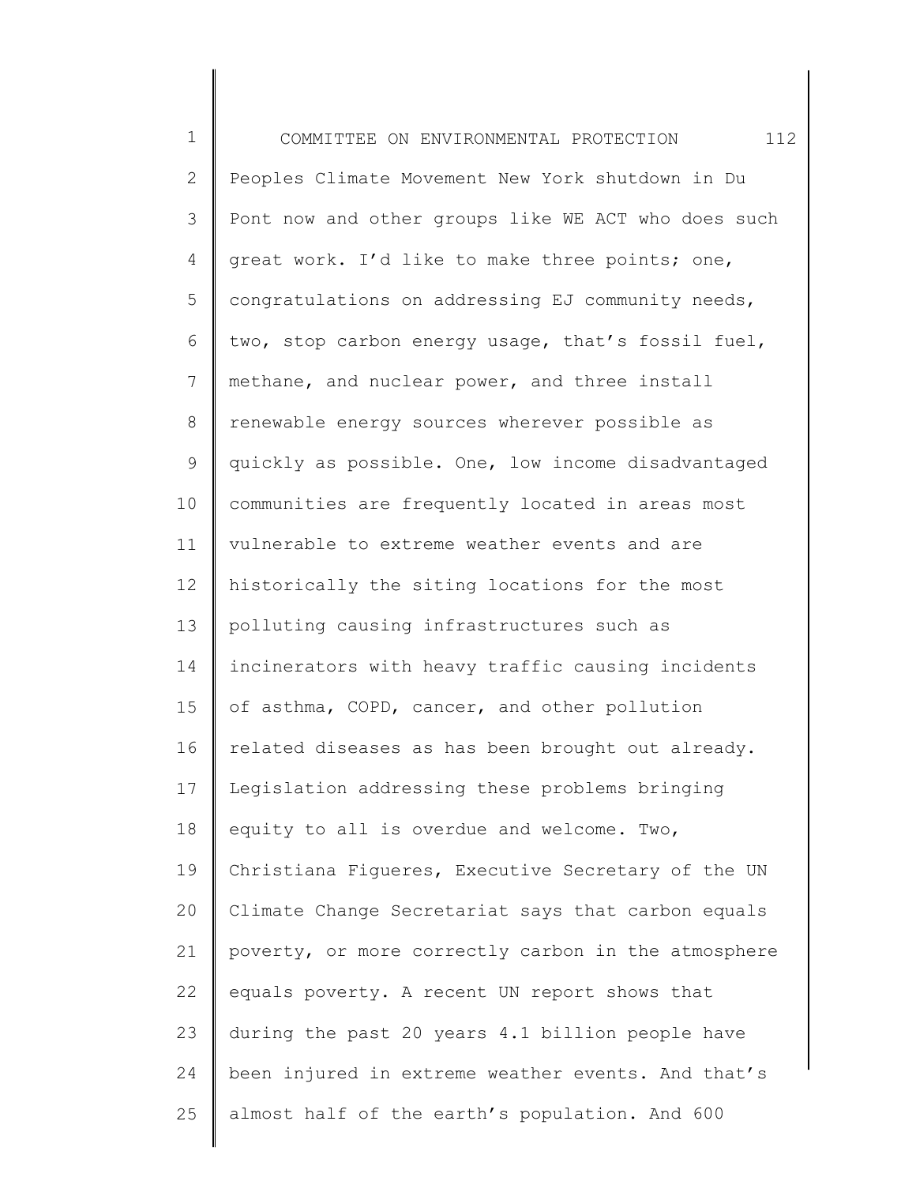Peoples Climate Movement New York shutdown in Du Pont now and other groups like WE ACT who does such great work. I'd like to make three points; one, congratulations on addressing EJ community needs, two, stop carbon energy usage, that's fossil fuel, methane, and nuclear power, and three install renewable energy sources wherever possible as quickly as possible. One, low income disadvantaged communities are frequently located in areas most vulnerable to extreme weather events and are historically the siting locations for the most polluting causing infrastructures such as incinerators with heavy traffic causing incidents of asthma, COPD, cancer, and other pollution related diseases as has been brought out already. Legislation addressing these problems bringing equity to all is overdue and welcome. Two, Christiana Figueres, Executive Secretary of the UN Climate Change Secretariat says that carbon equals poverty, or more correctly carbon in the atmosphere equals poverty. A recent UN report shows that during the past 20 years 4.1 billion people have been injured in extreme weather events. And that's almost half of the earth's population. And 600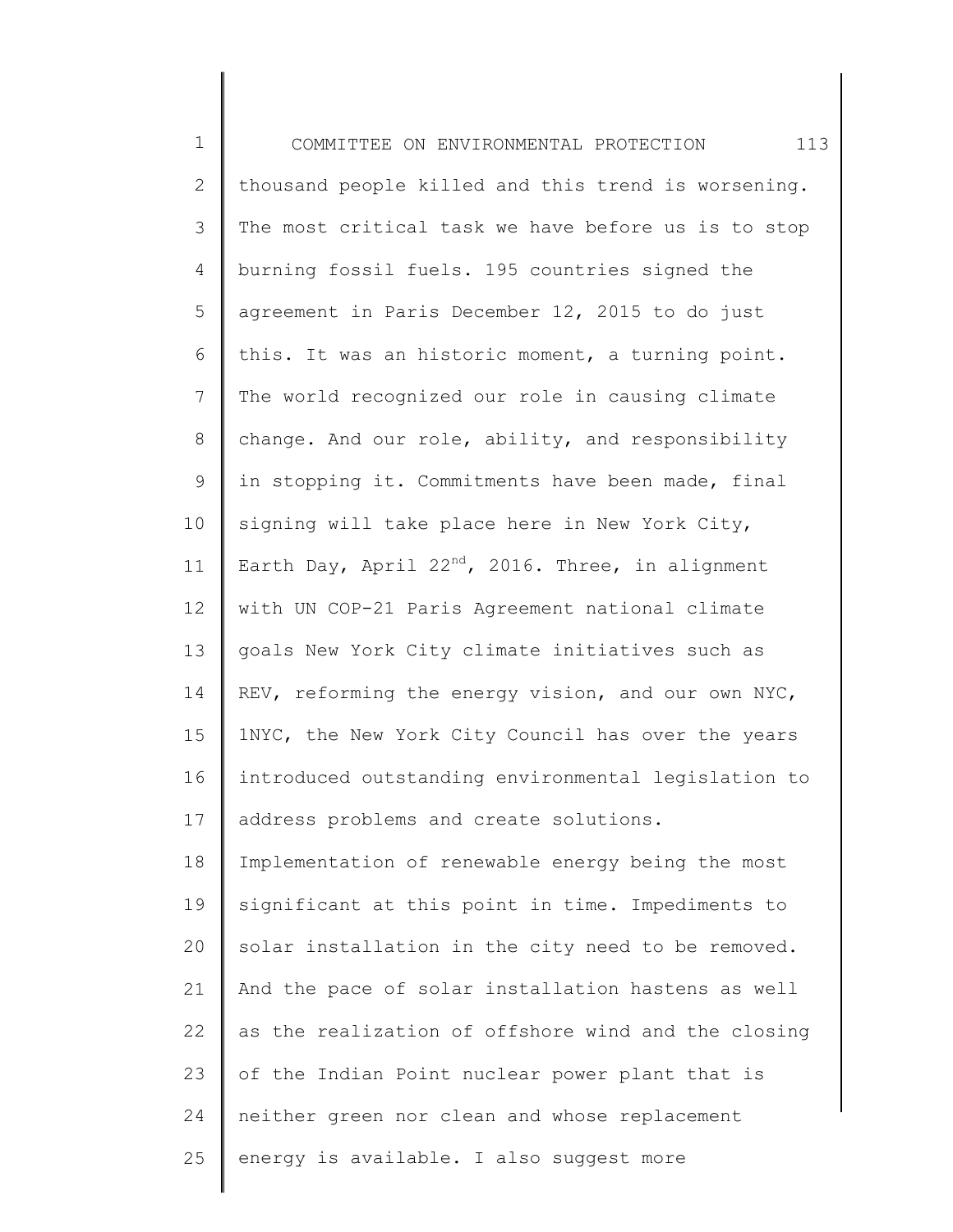thousand people killed and this trend is worsening. The most critical task we have before us is to stop burning fossil fuels. 195 countries signed the agreement in Paris December 12, 2015 to do just this. It was an historic moment, a turning point. The world recognized our role in causing climate change. And our role, ability, and responsibility in stopping it. Commitments have been made, final signing will take place here in New York City, Earth Day, April 22nd, 2016. Three, in alignment with UN COP-21 Paris Agreement national climate goals New York City climate initiatives such as REV, reforming the energy vision, and our own NYC, 1NYC, the New York City Council has over the years introduced outstanding environmental legislation to address problems and create solutions. Implementation of renewable energy being the most significant at this point in time. Impediments to solar installation in the city need to be removed. And the pace of solar installation hastens as well as the realization of offshore wind and the closing of the Indian Point nuclear power plant that is neither green nor clean and whose replacement energy is available. I also suggest more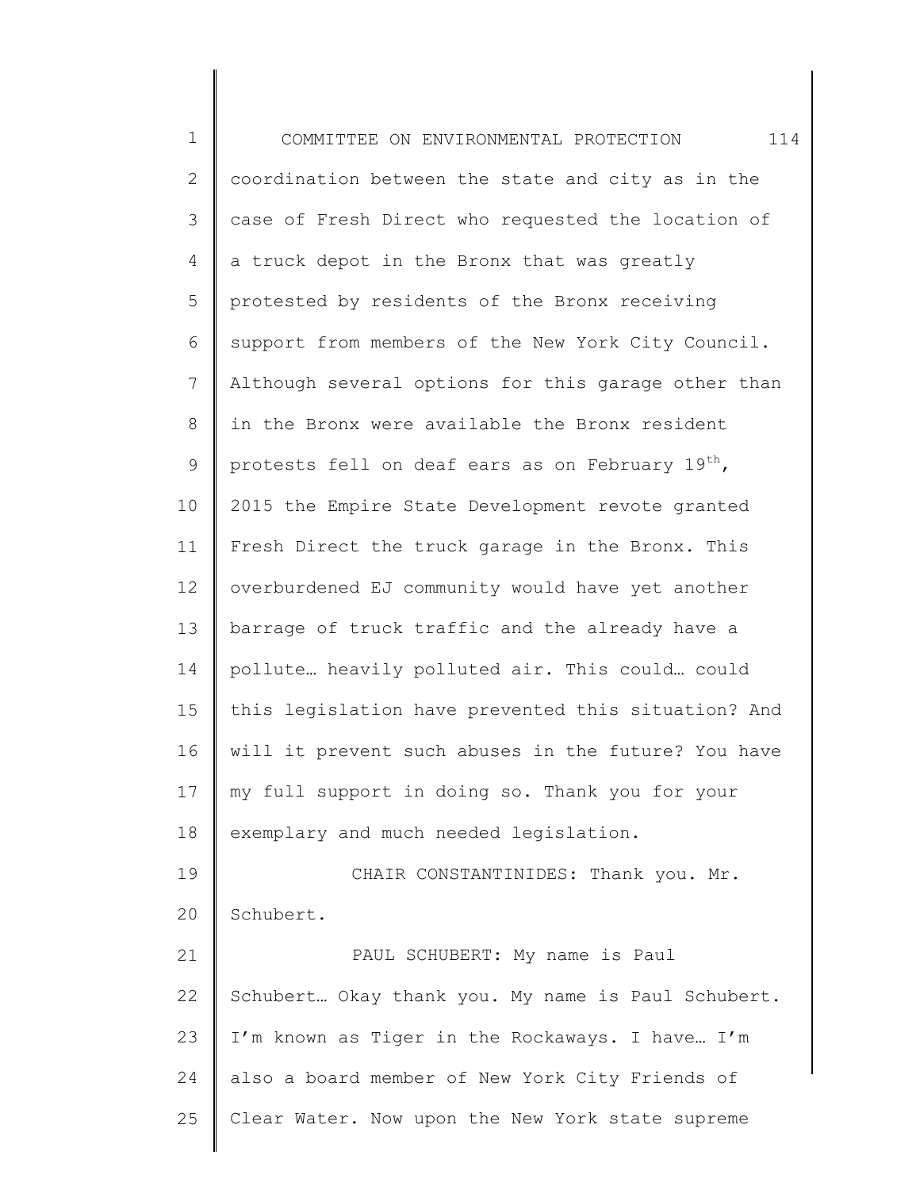coordination between the state and city as in the case of Fresh Direct who requested the location of a truck depot in the Bronx that was greatly protested by residents of the Bronx receiving support from members of the New York City Council. Although several options for this garage other than in the Bronx were available the Bronx resident protests fell on deaf ears as on February 19th, 2015 the Empire State Development revote granted Fresh Direct the truck garage in the Bronx. This overburdened EJ community would have yet another barrage of truck traffic and the already have a pollute… heavily polluted air. This could… could this legislation have prevented this situation? And will it prevent such abuses in the future? You have my full support in doing so. Thank you for your exemplary and much needed legislation.

CHAIR CONSTANTINIDES: Thank you. Mr. Schubert.

PAUL SCHUBERT: My name is Paul Schubert… Okay thank you. My name is Paul Schubert. I'm known as Tiger in the Rockaways. I have… I'm also a board member of New York City Friends of Clear Water. Now upon the New York state supreme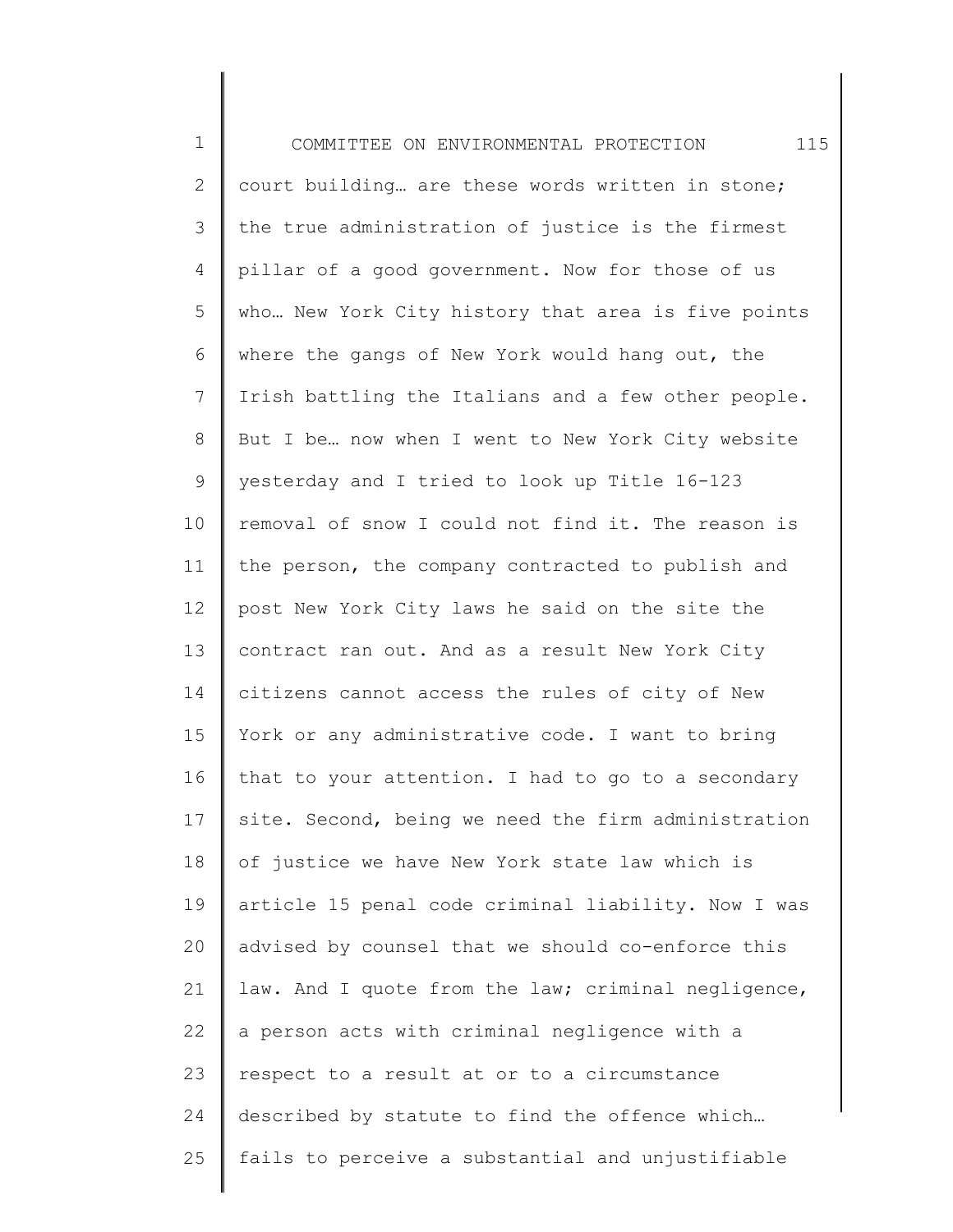court building… are these words written in stone; the true administration of justice is the firmest pillar of a good government. Now for those of us who… New York City history that area is five points where the gangs of New York would hang out, the Irish battling the Italians and a few other people. But I be… now when I went to New York City website yesterday and I tried to look up Title 16-123 removal of snow I could not find it. The reason is the person, the company contracted to publish and post New York City laws he said on the site the contract ran out. And as a result New York City citizens cannot access the rules of city of New York or any administrative code. I want to bring that to your attention. I had to go to a secondary site. Second, being we need the firm administration of justice we have New York state law which is article 15 penal code criminal liability. Now I was advised by counsel that we should co-enforce this law. And I quote from the law; criminal negligence, a person acts with criminal negligence with a respect to a result at or to a circumstance described by statute to find the offence which… fails to perceive a substantial and unjustifiable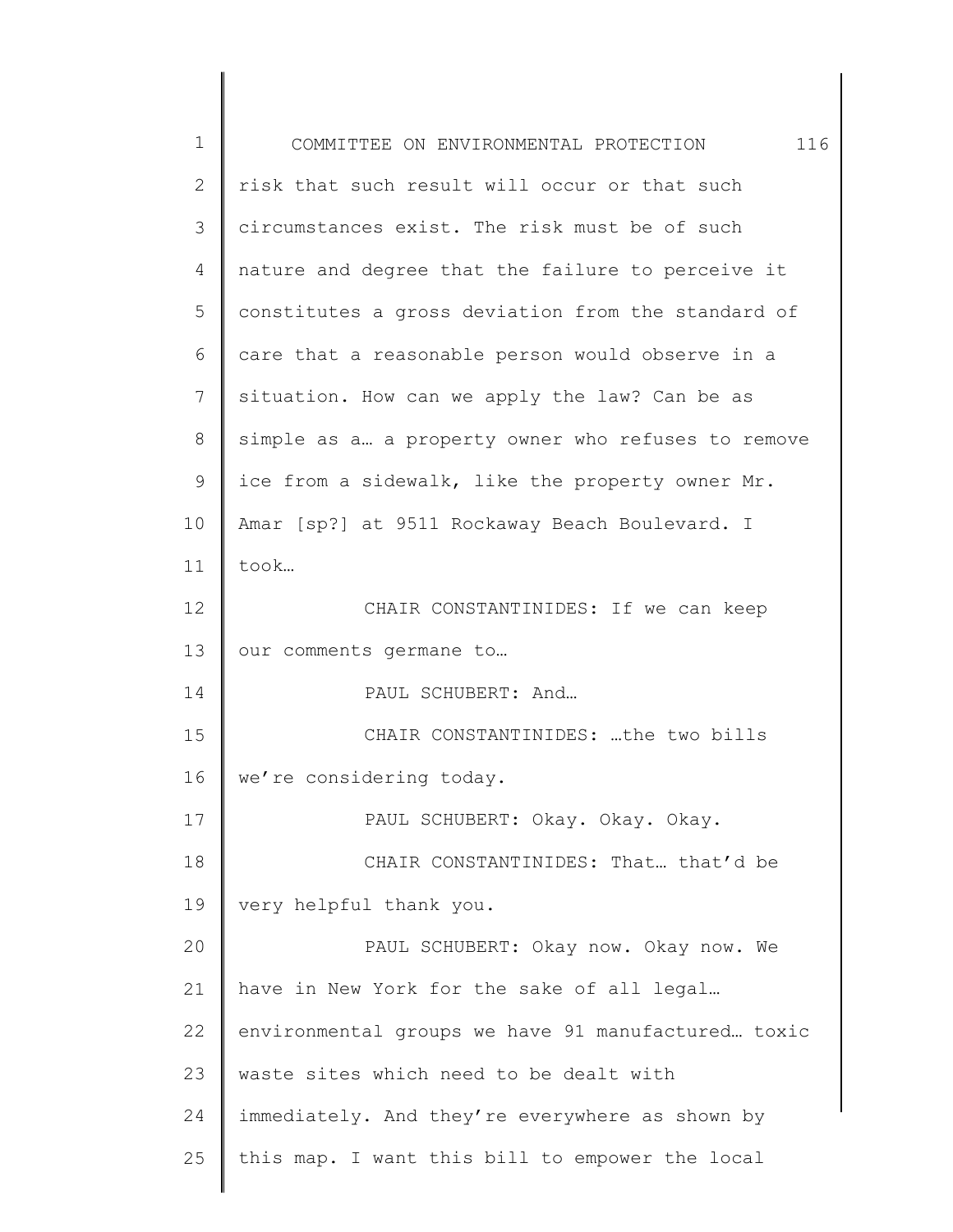risk that such result will occur or that such circumstances exist. The risk must be of such nature and degree that the failure to perceive it constitutes a gross deviation from the standard of care that a reasonable person would observe in a situation. How can we apply the law? Can be as simple as a… a property owner who refuses to remove ice from a sidewalk, like the property owner Mr. Amar [sp?] at 9511 Rockaway Beach Boulevard. I took…

CHAIR CONSTANTINIDES: If we can keep our comments germane to…

PAUL SCHUBERT: And…

CHAIR CONSTANTINIDES: …the two bills we're considering today.

PAUL SCHUBERT: Okay. Okay. Okay.

CHAIR CONSTANTINIDES: That… that'd be very helpful thank you.

PAUL SCHUBERT: Okay now. Okay now. We have in New York for the sake of all legal… environmental groups we have 91 manufactured… toxic waste sites which need to be dealt with immediately. And they're everywhere as shown by this map. I want this bill to empower the local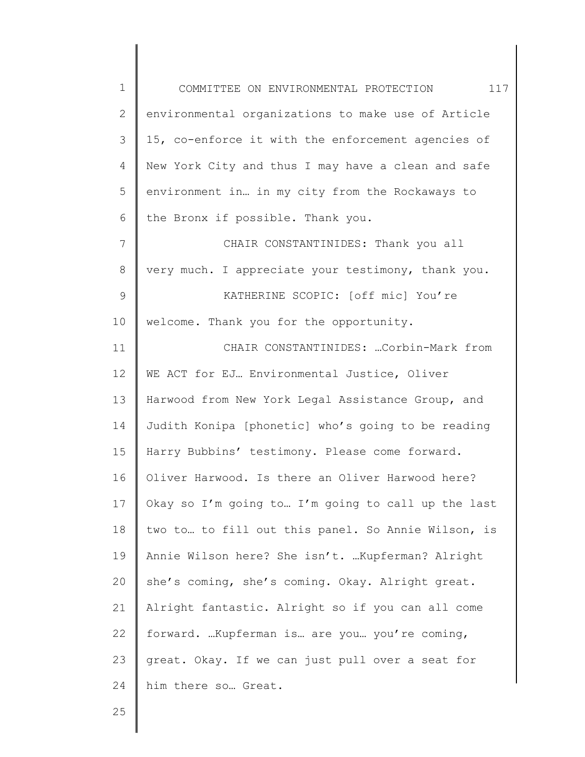environmental organizations to make use of Article 15, co-enforce it with the enforcement agencies of New York City and thus I may have a clean and safe environment in… in my city from the Rockaways to the Bronx if possible. Thank you.

CHAIR CONSTANTINIDES: Thank you all very much. I appreciate your testimony, thank you.

KATHERINE SCOPIC: [off mic] You're welcome. Thank you for the opportunity.

CHAIR CONSTANTINIDES: …Corbin-Mark from WE ACT for EJ… Environmental Justice, Oliver Harwood from New York Legal Assistance Group, and Judith Konipa [phonetic] who's going to be reading Harry Bubbins' testimony. Please come forward. Oliver Harwood. Is there an Oliver Harwood here? Okay so I'm going to… I'm going to call up the last two to… to fill out this panel. So Annie Wilson, is Annie Wilson here? She isn't. …Kupferman? Alright she's coming, she's coming. Okay. Alright great. Alright fantastic. Alright so if you can all come forward. …Kupferman is… are you… you're coming, great. Okay. If we can just pull over a seat for him there so… Great.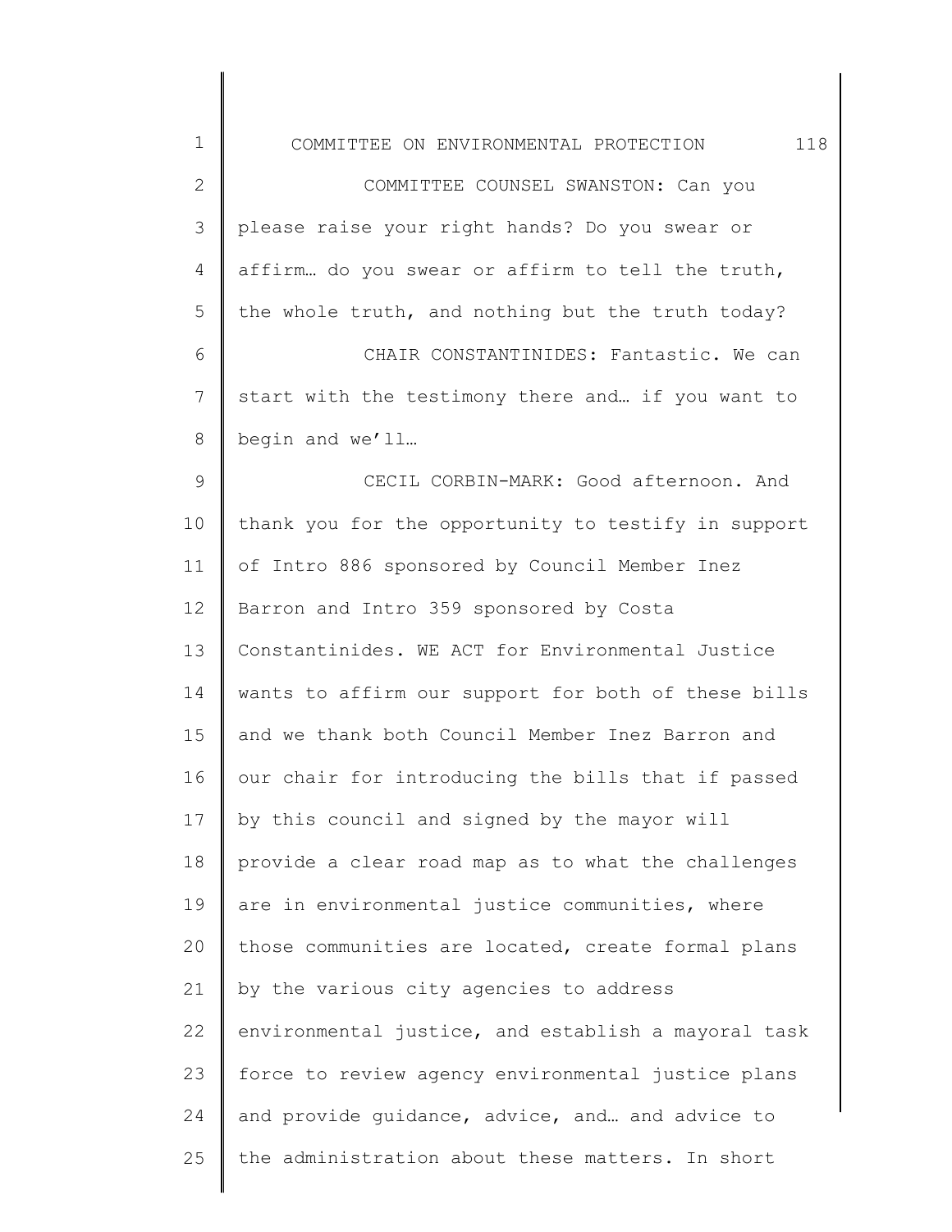COMMITTEE COUNSEL SWANSTON: Can you please raise your right hands? Do you swear or affirm… do you swear or affirm to tell the truth, the whole truth, and nothing but the truth today?

CHAIR CONSTANTINIDES: Fantastic. We can start with the testimony there and… if you want to begin and we'll…

CECIL CORBIN-MARK: Good afternoon. And thank you for the opportunity to testify in support of Intro 886 sponsored by Council Member Inez Barron and Intro 359 sponsored by Costa Constantinides. WE ACT for Environmental Justice wants to affirm our support for both of these bills and we thank both Council Member Inez Barron and our chair for introducing the bills that if passed by this council and signed by the mayor will provide a clear road map as to what the challenges are in environmental justice communities, where those communities are located, create formal plans by the various city agencies to address environmental justice, and establish a mayoral task force to review agency environmental justice plans and provide guidance, advice, and… and advice to the administration about these matters. In short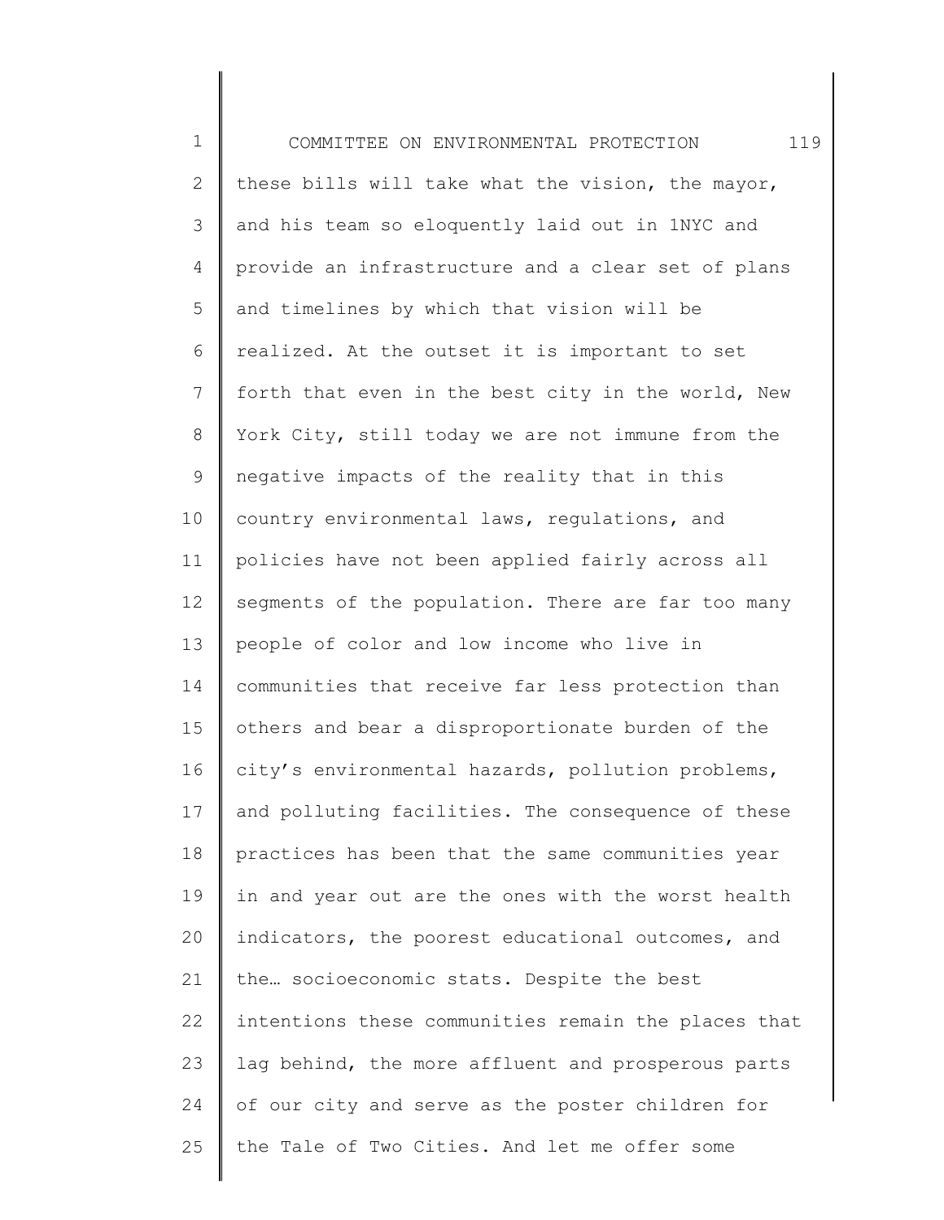these bills will take what the vision, the mayor, and his team so eloquently laid out in 1NYC and provide an infrastructure and a clear set of plans and timelines by which that vision will be realized. At the outset it is important to set forth that even in the best city in the world, New York City, still today we are not immune from the negative impacts of the reality that in this country environmental laws, regulations, and policies have not been applied fairly across all segments of the population. There are far too many people of color and low income who live in communities that receive far less protection than others and bear a disproportionate burden of the city's environmental hazards, pollution problems, and polluting facilities. The consequence of these practices has been that the same communities year in and year out are the ones with the worst health indicators, the poorest educational outcomes, and the… socioeconomic stats. Despite the best intentions these communities remain the places that lag behind, the more affluent and prosperous parts of our city and serve as the poster children for the Tale of Two Cities. And let me offer some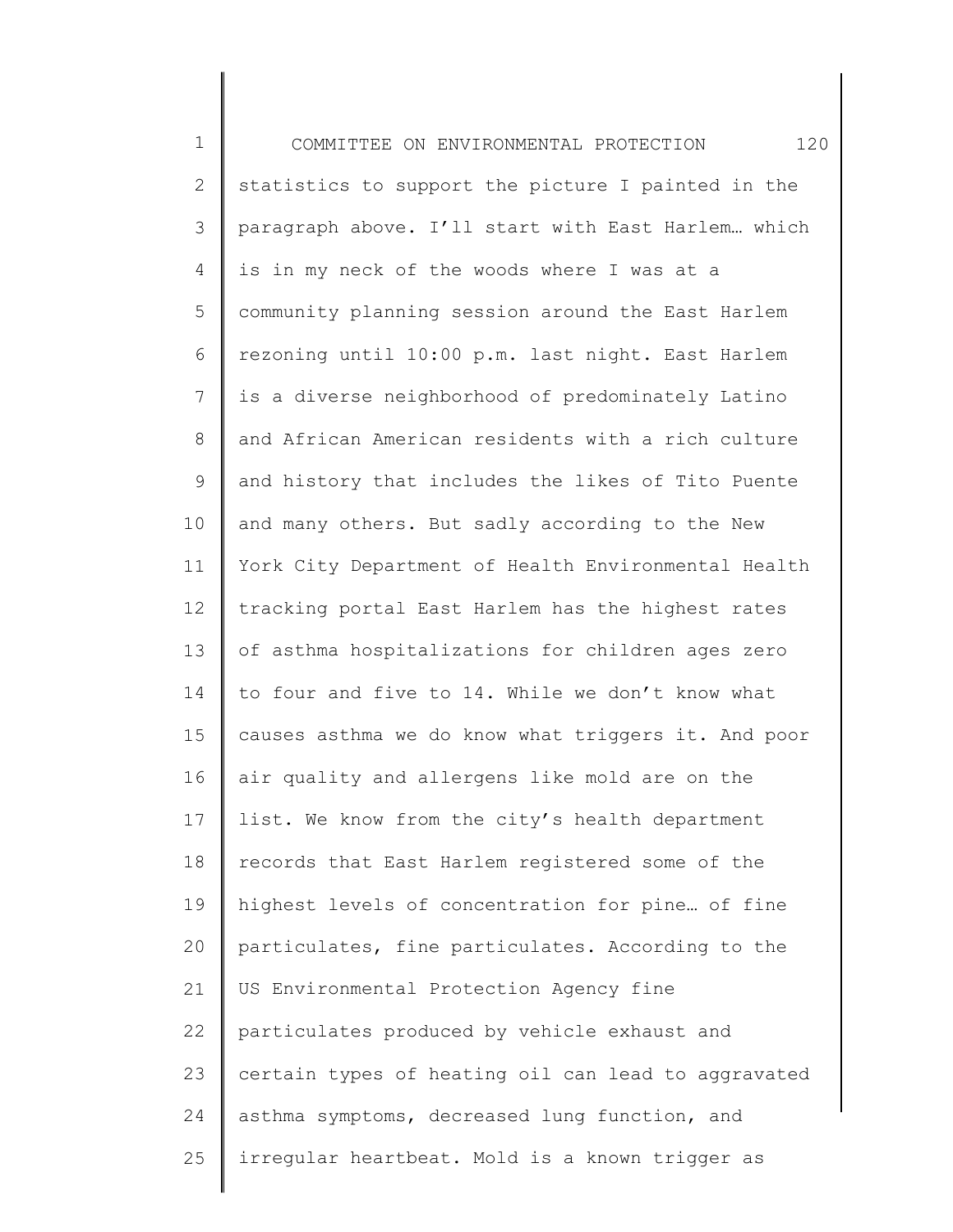statistics to support the picture I painted in the paragraph above. I'll start with East Harlem… which is in my neck of the woods where I was at a community planning session around the East Harlem rezoning until 10:00 p.m. last night. East Harlem is a diverse neighborhood of predominately Latino and African American residents with a rich culture and history that includes the likes of Tito Puente and many others. But sadly according to the New York City Department of Health Environmental Health tracking portal East Harlem has the highest rates of asthma hospitalizations for children ages zero to four and five to 14. While we don't know what causes asthma we do know what triggers it. And poor air quality and allergens like mold are on the list. We know from the city's health department records that East Harlem registered some of the highest levels of concentration for pine… of fine particulates, fine particulates. According to the US Environmental Protection Agency fine particulates produced by vehicle exhaust and certain types of heating oil can lead to aggravated asthma symptoms, decreased lung function, and irregular heartbeat. Mold is a known trigger as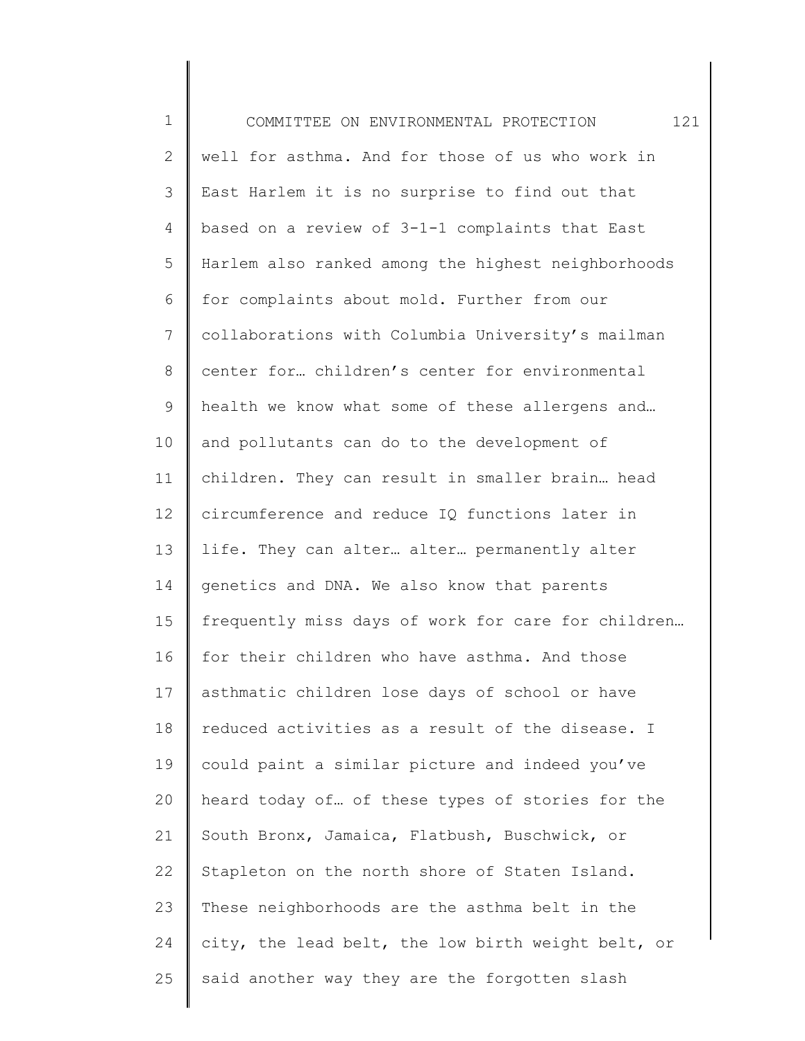well for asthma. And for those of us who work in East Harlem it is no surprise to find out that based on a review of 3-1-1 complaints that East Harlem also ranked among the highest neighborhoods for complaints about mold. Further from our collaborations with Columbia University's mailman center for… children's center for environmental health we know what some of these allergens and… and pollutants can do to the development of children. They can result in smaller brain… head circumference and reduce IQ functions later in life. They can alter… alter… permanently alter genetics and DNA. We also know that parents frequently miss days of work for care for children… for their children who have asthma. And those asthmatic children lose days of school or have reduced activities as a result of the disease. I could paint a similar picture and indeed you've heard today of… of these types of stories for the South Bronx, Jamaica, Flatbush, Buschwick, or Stapleton on the north shore of Staten Island. These neighborhoods are the asthma belt in the city, the lead belt, the low birth weight belt, or said another way they are the forgotten slash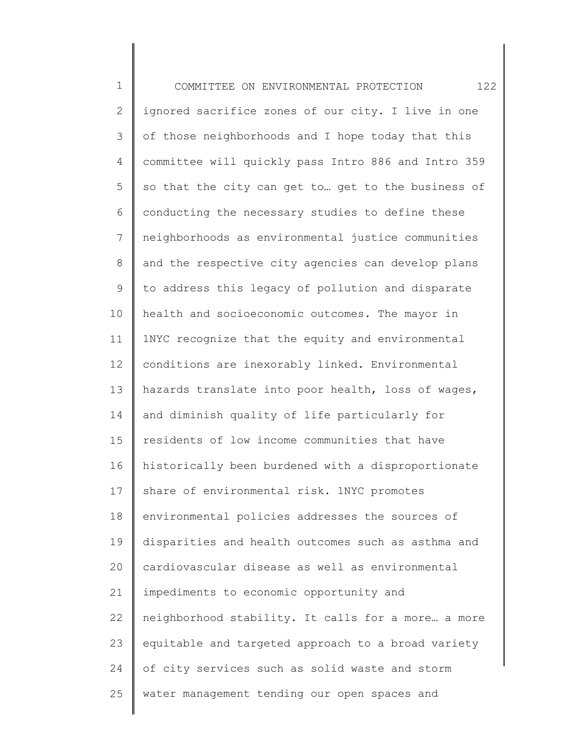ignored sacrifice zones of our city. I live in one of those neighborhoods and I hope today that this committee will quickly pass Intro 886 and Intro 359 so that the city can get to… get to the business of conducting the necessary studies to define these neighborhoods as environmental justice communities and the respective city agencies can develop plans to address this legacy of pollution and disparate health and socioeconomic outcomes. The mayor in 1NYC recognize that the equity and environmental conditions are inexorably linked. Environmental hazards translate into poor health, loss of wages, and diminish quality of life particularly for residents of low income communities that have historically been burdened with a disproportionate share of environmental risk. 1NYC promotes environmental policies addresses the sources of disparities and health outcomes such as asthma and cardiovascular disease as well as environmental impediments to economic opportunity and neighborhood stability. It calls for a more… a more equitable and targeted approach to a broad variety of city services such as solid waste and storm water management tending our open spaces and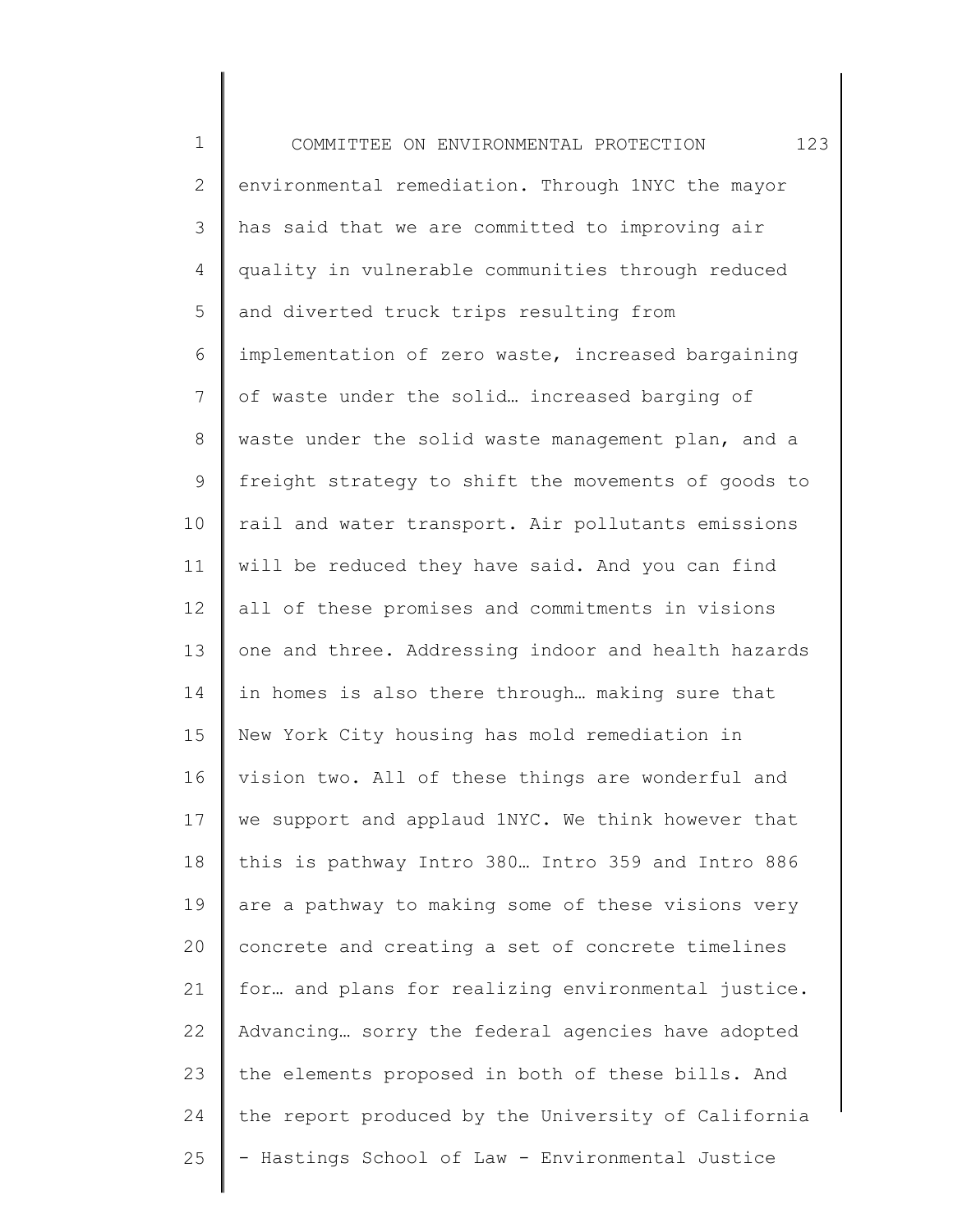environmental remediation. Through 1NYC the mayor has said that we are committed to improving air quality in vulnerable communities through reduced and diverted truck trips resulting from implementation of zero waste, increased bargaining of waste under the solid… increased barging of waste under the solid waste management plan, and a freight strategy to shift the movements of goods to rail and water transport. Air pollutants emissions will be reduced they have said. And you can find all of these promises and commitments in visions one and three. Addressing indoor and health hazards in homes is also there through… making sure that New York City housing has mold remediation in vision two. All of these things are wonderful and we support and applaud 1NYC. We think however that this is pathway Intro 380… Intro 359 and Intro 886 are a pathway to making some of these visions very concrete and creating a set of concrete timelines for… and plans for realizing environmental justice. Advancing… sorry the federal agencies have adopted the elements proposed in both of these bills. And the report produced by the University of California - Hastings School of Law - Environmental Justice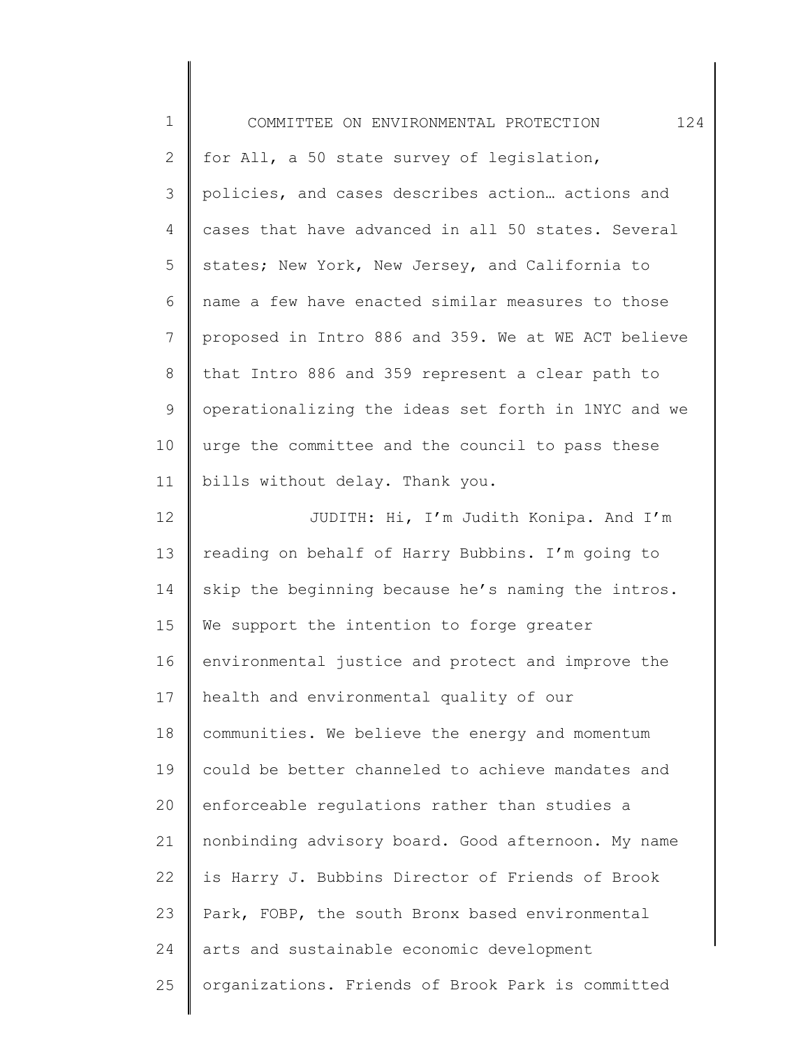for All, a 50 state survey of legislation, policies, and cases describes action… actions and cases that have advanced in all 50 states. Several states; New York, New Jersey, and California to name a few have enacted similar measures to those proposed in Intro 886 and 359. We at WE ACT believe that Intro 886 and 359 represent a clear path to operationalizing the ideas set forth in 1NYC and we urge the committee and the council to pass these bills without delay. Thank you.

JUDITH: Hi, I'm Judith Konipa. And I'm reading on behalf of Harry Bubbins. I'm going to skip the beginning because he's naming the intros. We support the intention to forge greater environmental justice and protect and improve the health and environmental quality of our communities. We believe the energy and momentum could be better channeled to achieve mandates and enforceable regulations rather than studies a nonbinding advisory board. Good afternoon. My name is Harry J. Bubbins Director of Friends of Brook Park, FOBP, the south Bronx based environmental arts and sustainable economic development organizations. Friends of Brook Park is committed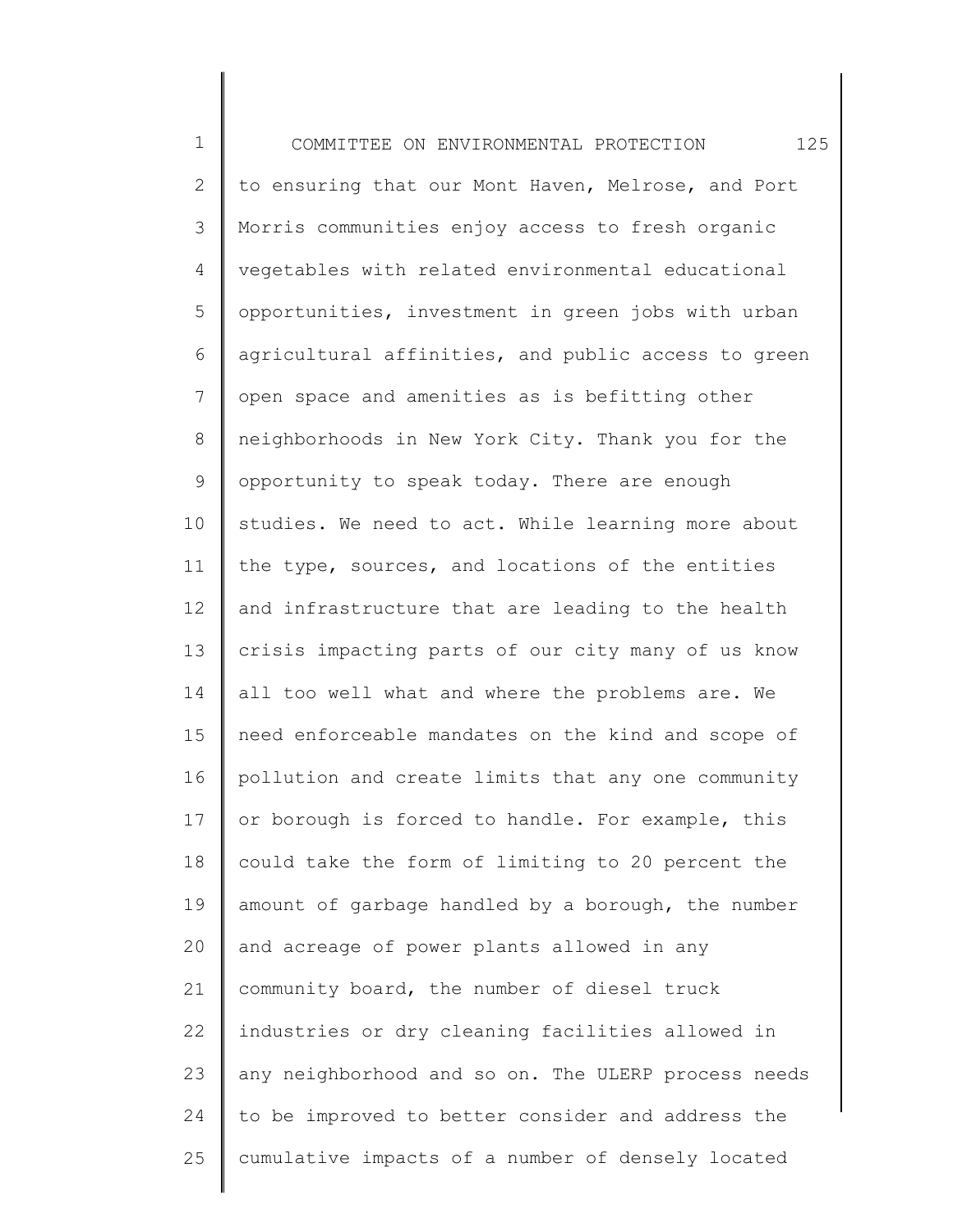to ensuring that our Mont Haven, Melrose, and Port Morris communities enjoy access to fresh organic vegetables with related environmental educational opportunities, investment in green jobs with urban agricultural affinities, and public access to green open space and amenities as is befitting other neighborhoods in New York City. Thank you for the opportunity to speak today. There are enough studies. We need to act. While learning more about the type, sources, and locations of the entities and infrastructure that are leading to the health crisis impacting parts of our city many of us know all too well what and where the problems are. We need enforceable mandates on the kind and scope of pollution and create limits that any one community or borough is forced to handle. For example, this could take the form of limiting to 20 percent the amount of garbage handled by a borough, the number and acreage of power plants allowed in any community board, the number of diesel truck industries or dry cleaning facilities allowed in any neighborhood and so on. The ULERP process needs to be improved to better consider and address the cumulative impacts of a number of densely located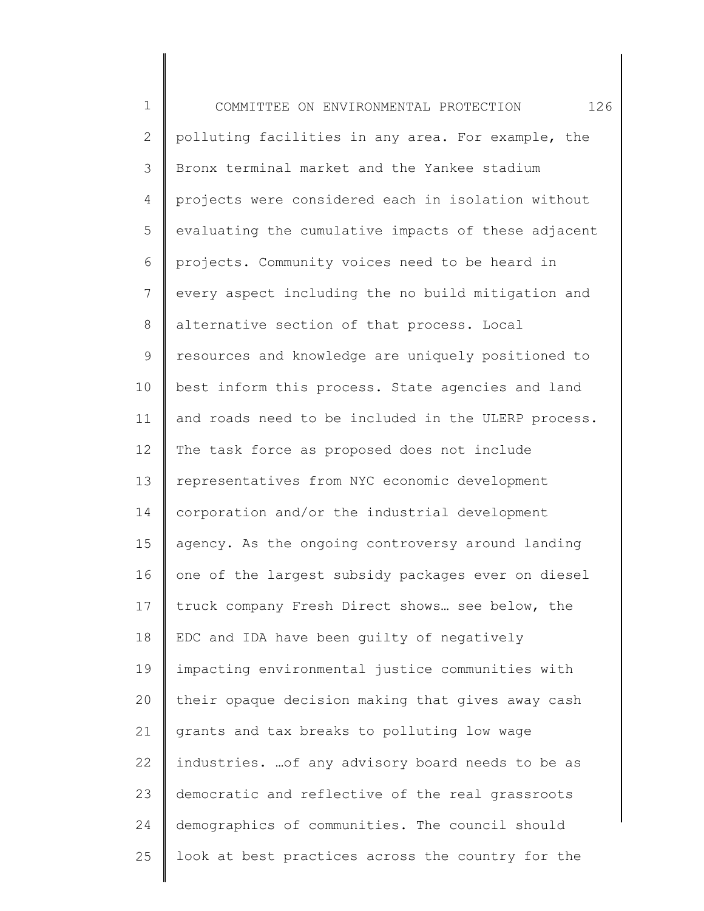polluting facilities in any area. For example, the Bronx terminal market and the Yankee stadium projects were considered each in isolation without evaluating the cumulative impacts of these adjacent projects. Community voices need to be heard in every aspect including the no build mitigation and alternative section of that process. Local resources and knowledge are uniquely positioned to best inform this process. State agencies and land and roads need to be included in the ULERP process. The task force as proposed does not include representatives from NYC economic development corporation and/or the industrial development agency. As the ongoing controversy around landing one of the largest subsidy packages ever on diesel truck company Fresh Direct shows… see below, the EDC and IDA have been guilty of negatively impacting environmental justice communities with their opaque decision making that gives away cash grants and tax breaks to polluting low wage industries. …of any advisory board needs to be as democratic and reflective of the real grassroots demographics of communities. The council should look at best practices across the country for the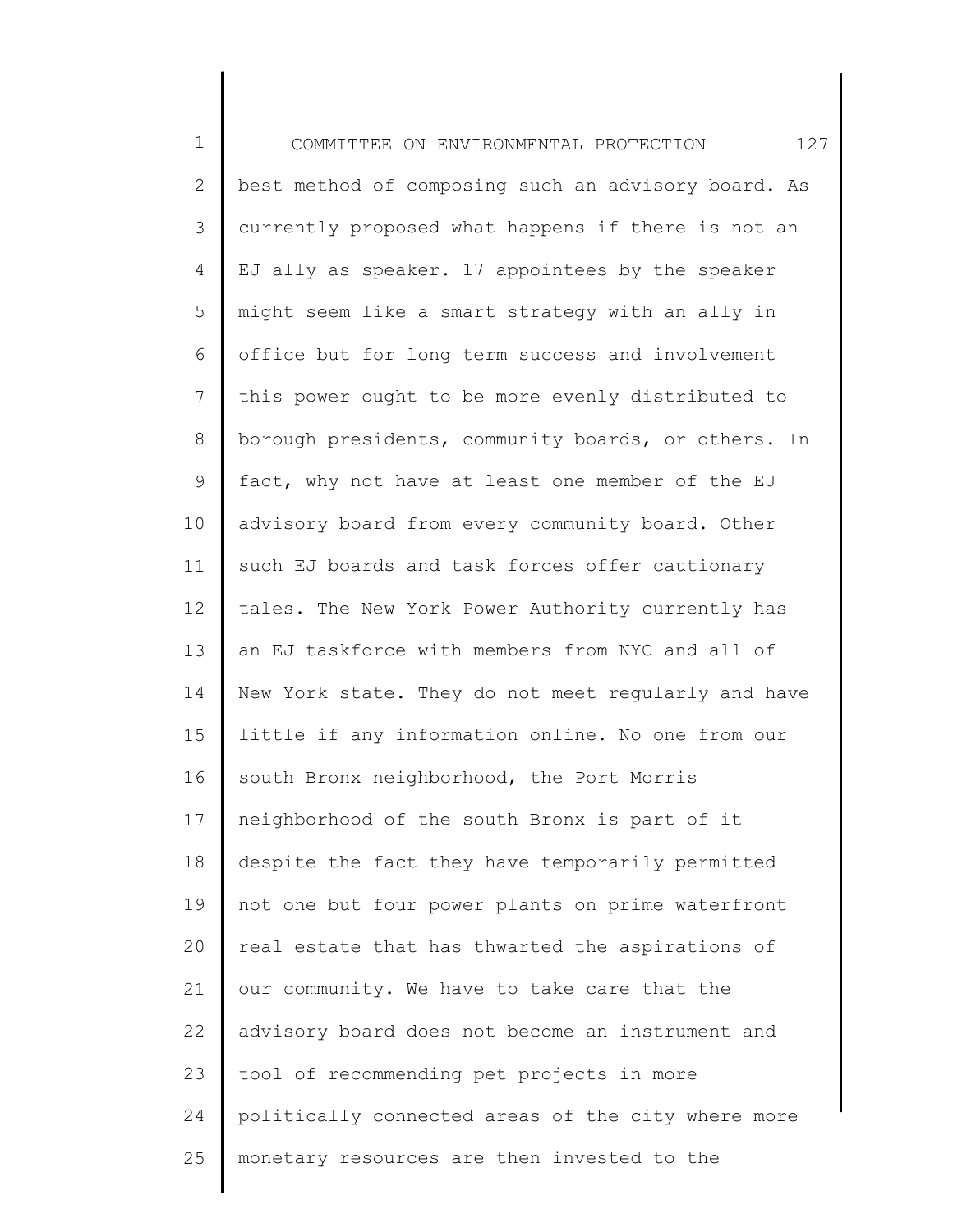best method of composing such an advisory board. As currently proposed what happens if there is not an EJ ally as speaker. 17 appointees by the speaker might seem like a smart strategy with an ally in office but for long term success and involvement this power ought to be more evenly distributed to borough presidents, community boards, or others. In fact, why not have at least one member of the EJ advisory board from every community board. Other such EJ boards and task forces offer cautionary tales. The New York Power Authority currently has an EJ taskforce with members from NYC and all of New York state. They do not meet regularly and have little if any information online. No one from our south Bronx neighborhood, the Port Morris neighborhood of the south Bronx is part of it despite the fact they have temporarily permitted not one but four power plants on prime waterfront real estate that has thwarted the aspirations of our community. We have to take care that the advisory board does not become an instrument and tool of recommending pet projects in more politically connected areas of the city where more monetary resources are then invested to the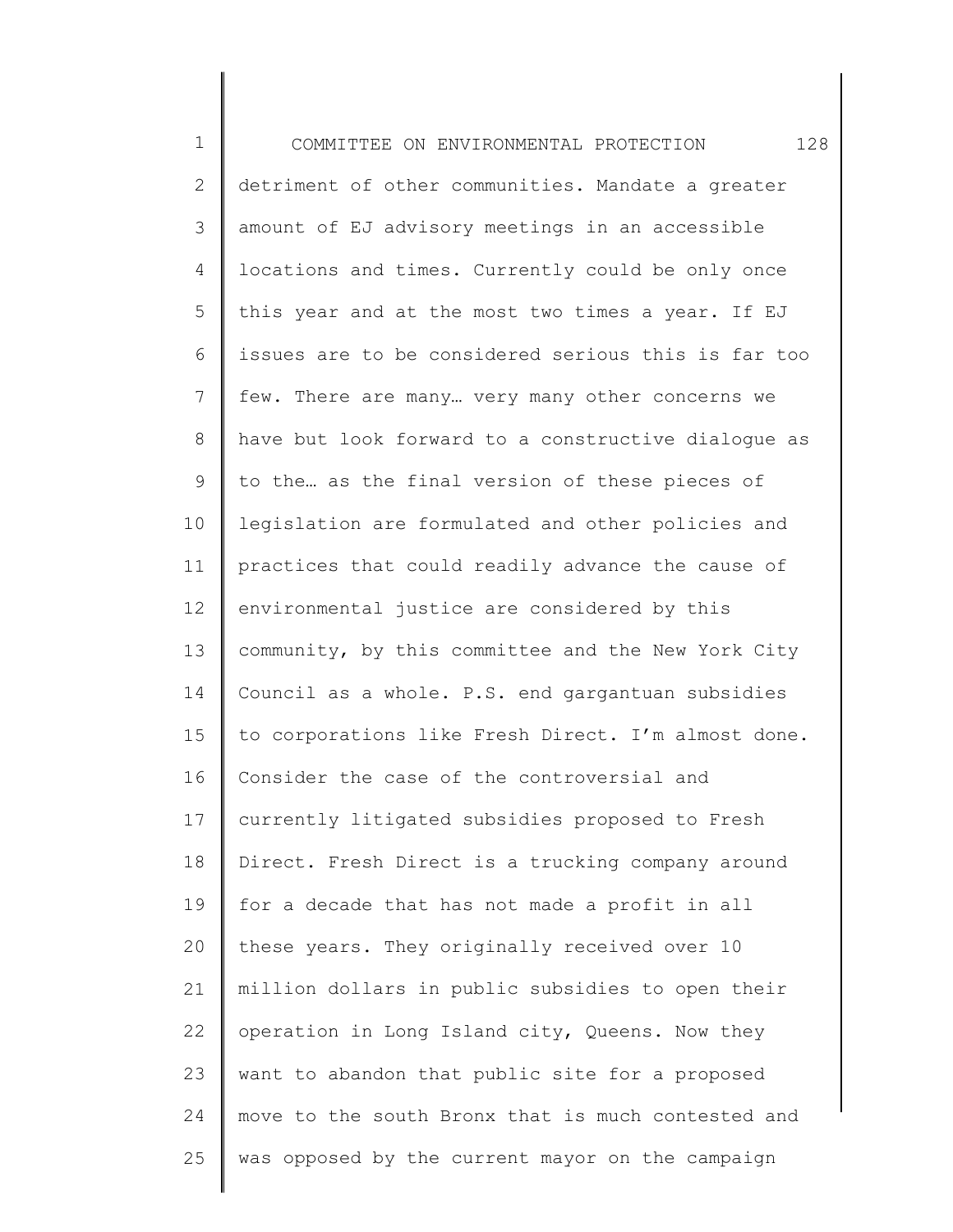detriment of other communities. Mandate a greater amount of EJ advisory meetings in an accessible locations and times. Currently could be only once this year and at the most two times a year. If EJ issues are to be considered serious this is far too few. There are many… very many other concerns we have but look forward to a constructive dialogue as to the… as the final version of these pieces of legislation are formulated and other policies and practices that could readily advance the cause of environmental justice are considered by this community, by this committee and the New York City Council as a whole. P.S. end gargantuan subsidies to corporations like Fresh Direct. I'm almost done. Consider the case of the controversial and currently litigated subsidies proposed to Fresh Direct. Fresh Direct is a trucking company around for a decade that has not made a profit in all these years. They originally received over 10 million dollars in public subsidies to open their operation in Long Island city, Queens. Now they want to abandon that public site for a proposed move to the south Bronx that is much contested and was opposed by the current mayor on the campaign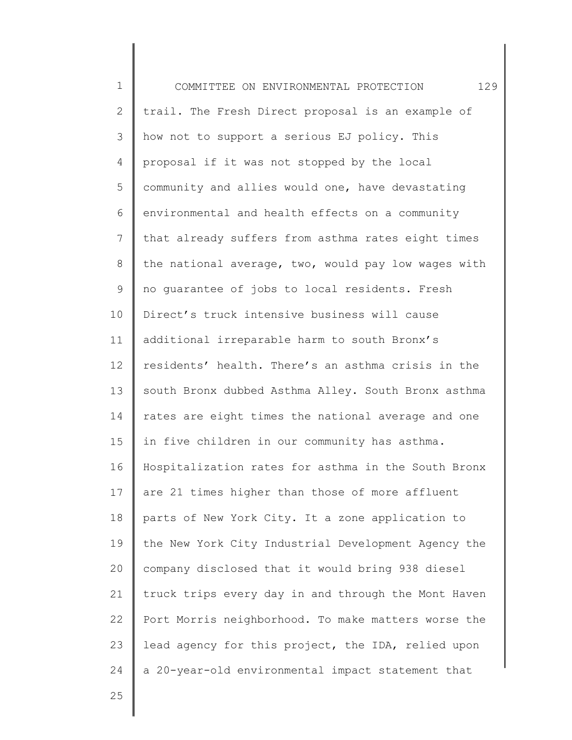trail. The Fresh Direct proposal is an example of how not to support a serious EJ policy. This proposal if it was not stopped by the local community and allies would one, have devastating environmental and health effects on a community that already suffers from asthma rates eight times the national average, two, would pay low wages with no guarantee of jobs to local residents. Fresh Direct's truck intensive business will cause additional irreparable harm to south Bronx's residents' health. There's an asthma crisis in the south Bronx dubbed Asthma Alley. South Bronx asthma rates are eight times the national average and one in five children in our community has asthma. Hospitalization rates for asthma in the South Bronx are 21 times higher than those of more affluent parts of New York City. It a zone application to the New York City Industrial Development Agency the company disclosed that it would bring 938 diesel truck trips every day in and through the Mont Haven Port Morris neighborhood. To make matters worse the lead agency for this project, the IDA, relied upon a 20-year-old environmental impact statement that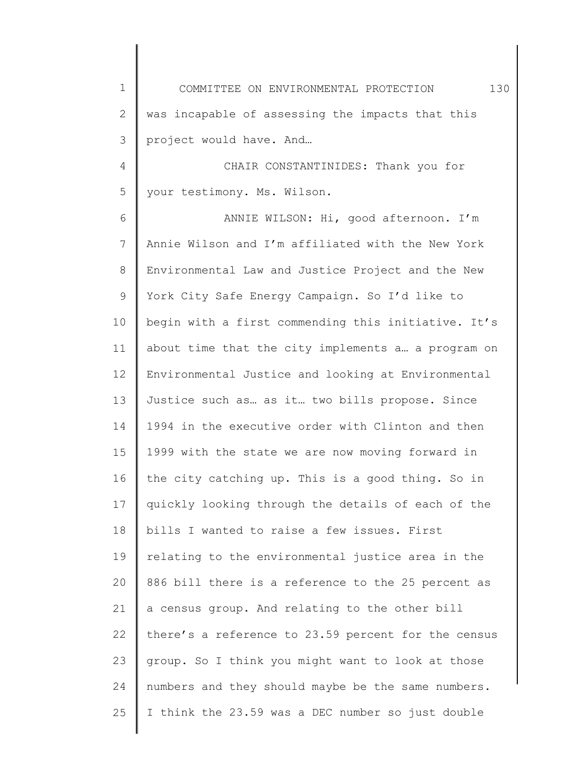was incapable of assessing the impacts that this project would have. And…

CHAIR CONSTANTINIDES: Thank you for your testimony. Ms. Wilson.

ANNIE WILSON: Hi, good afternoon. I'm Annie Wilson and I'm affiliated with the New York Environmental Law and Justice Project and the New York City Safe Energy Campaign. So I'd like to begin with a first commending this initiative. It's about time that the city implements a… a program on Environmental Justice and looking at Environmental Justice such as… as it… two bills propose. Since 1994 in the executive order with Clinton and then 1999 with the state we are now moving forward in the city catching up. This is a good thing. So in quickly looking through the details of each of the bills I wanted to raise a few issues. First relating to the environmental justice area in the 886 bill there is a reference to the 25 percent as a census group. And relating to the other bill there's a reference to 23.59 percent for the census group. So I think you might want to look at those numbers and they should maybe be the same numbers. I think the 23.59 was a DEC number so just double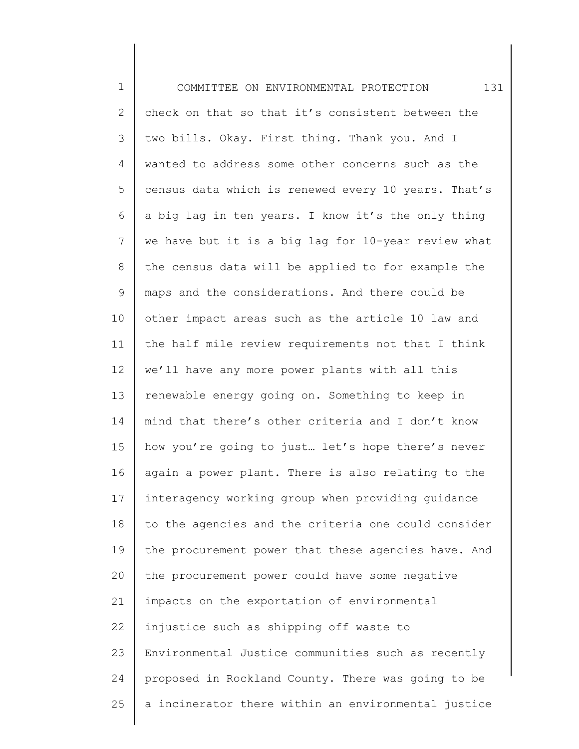check on that so that it's consistent between the two bills. Okay. First thing. Thank you. And I wanted to address some other concerns such as the census data which is renewed every 10 years. That's a big lag in ten years. I know it's the only thing we have but it is a big lag for 10-year review what the census data will be applied to for example the maps and the considerations. And there could be other impact areas such as the article 10 law and the half mile review requirements not that I think we'll have any more power plants with all this renewable energy going on. Something to keep in mind that there's other criteria and I don't know how you're going to just… let's hope there's never again a power plant. There is also relating to the interagency working group when providing guidance to the agencies and the criteria one could consider the procurement power that these agencies have. And the procurement power could have some negative impacts on the exportation of environmental injustice such as shipping off waste to Environmental Justice communities such as recently proposed in Rockland County. There was going to be a incinerator there within an environmental justice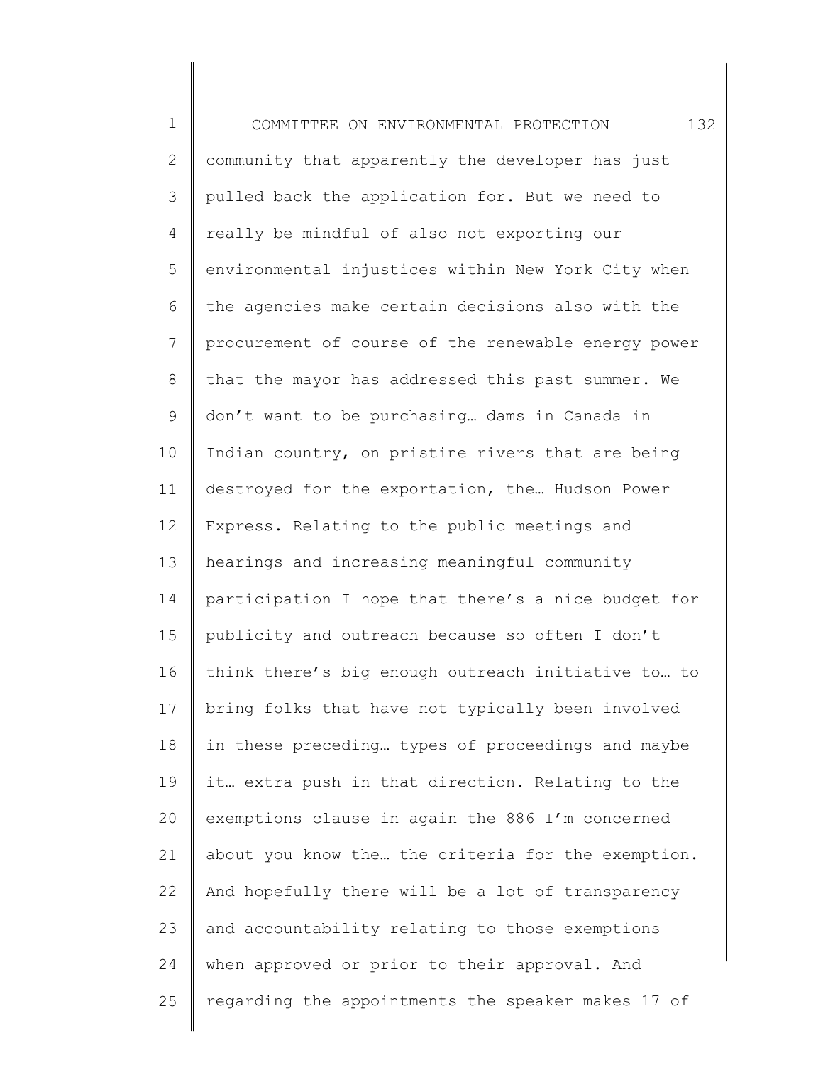community that apparently the developer has just pulled back the application for. But we need to really be mindful of also not exporting our environmental injustices within New York City when the agencies make certain decisions also with the procurement of course of the renewable energy power that the mayor has addressed this past summer. We don't want to be purchasing… dams in Canada in Indian country, on pristine rivers that are being destroyed for the exportation, the… Hudson Power Express. Relating to the public meetings and hearings and increasing meaningful community participation I hope that there's a nice budget for publicity and outreach because so often I don't think there's big enough outreach initiative to… to bring folks that have not typically been involved in these preceding… types of proceedings and maybe it… extra push in that direction. Relating to the exemptions clause in again the 886 I'm concerned about you know the… the criteria for the exemption. And hopefully there will be a lot of transparency and accountability relating to those exemptions when approved or prior to their approval. And regarding the appointments the speaker makes 17 of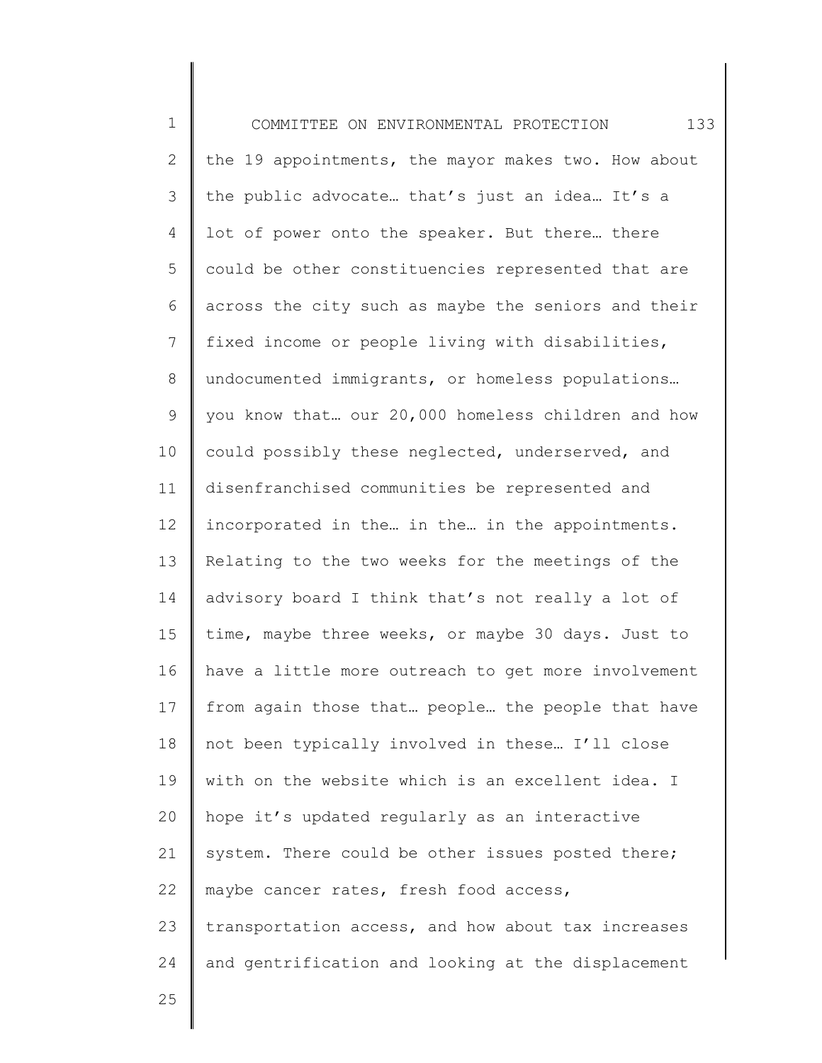the 19 appointments, the mayor makes two. How about the public advocate… that's just an idea… It's a lot of power onto the speaker. But there… there could be other constituencies represented that are across the city such as maybe the seniors and their fixed income or people living with disabilities, undocumented immigrants, or homeless populations… you know that… our 20,000 homeless children and how could possibly these neglected, underserved, and disenfranchised communities be represented and incorporated in the… in the… in the appointments. Relating to the two weeks for the meetings of the advisory board I think that's not really a lot of time, maybe three weeks, or maybe 30 days. Just to have a little more outreach to get more involvement from again those that… people… the people that have not been typically involved in these… I'll close with on the website which is an excellent idea. I hope it's updated regularly as an interactive system. There could be other issues posted there; maybe cancer rates, fresh food access, transportation access, and how about tax increases and gentrification and looking at the displacement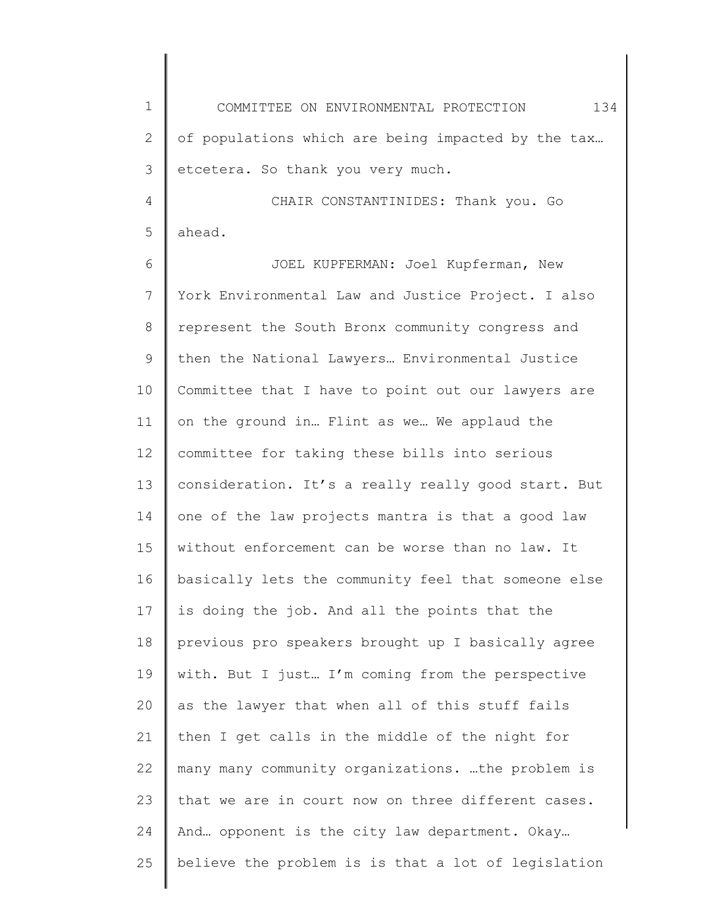of populations which are being impacted by the tax… etcetera. So thank you very much.

CHAIR CONSTANTINIDES: Thank you. Go ahead.

JOEL KUPFERMAN: Joel Kupferman, New York Environmental Law and Justice Project. I also represent the South Bronx community congress and then the National Lawyers… Environmental Justice Committee that I have to point out our lawyers are on the ground in… Flint as we… We applaud the committee for taking these bills into serious consideration. It's a really really good start. But one of the law projects mantra is that a good law without enforcement can be worse than no law. It basically lets the community feel that someone else is doing the job. And all the points that the previous pro speakers brought up I basically agree with. But I just… I'm coming from the perspective as the lawyer that when all of this stuff fails then I get calls in the middle of the night for many many community organizations. …the problem is that we are in court now on three different cases. And… opponent is the city law department. Okay… believe the problem is is that a lot of legislation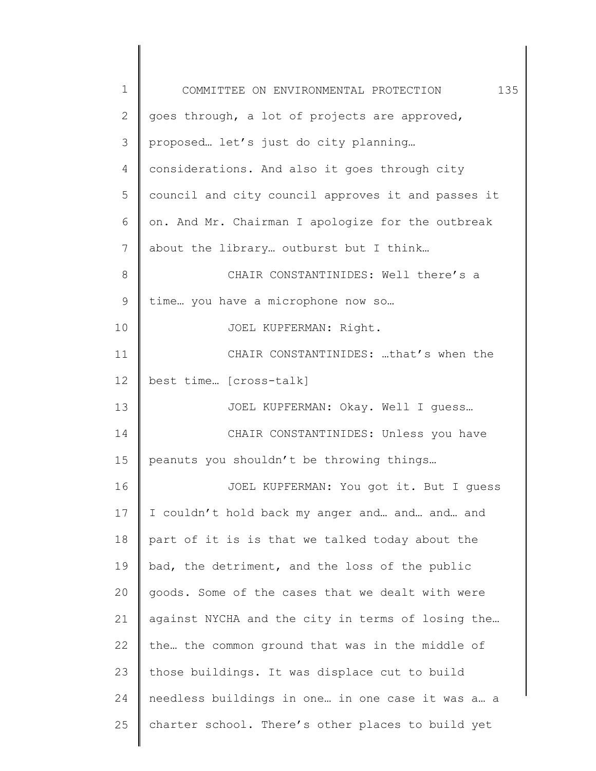goes through, a lot of projects are approved, proposed… let's just do city planning… considerations. And also it goes through city council and city council approves it and passes it on. And Mr. Chairman I apologize for the outbreak about the library… outburst but I think…

CHAIR CONSTANTINIDES: Well there's a time… you have a microphone now so…

JOEL KUPFERMAN: Right.

CHAIR CONSTANTINIDES: …that's when the best time… [cross-talk]

JOEL KUPFERMAN: Okay. Well I guess…

CHAIR CONSTANTINIDES: Unless you have peanuts you shouldn't be throwing things…

JOEL KUPFERMAN: You got it. But I guess I couldn't hold back my anger and… and… and… and part of it is is that we talked today about the bad, the detriment, and the loss of the public goods. Some of the cases that we dealt with were against NYCHA and the city in terms of losing the… the… the common ground that was in the middle of those buildings. It was displace cut to build needless buildings in one… in one case it was a… a charter school. There's other places to build yet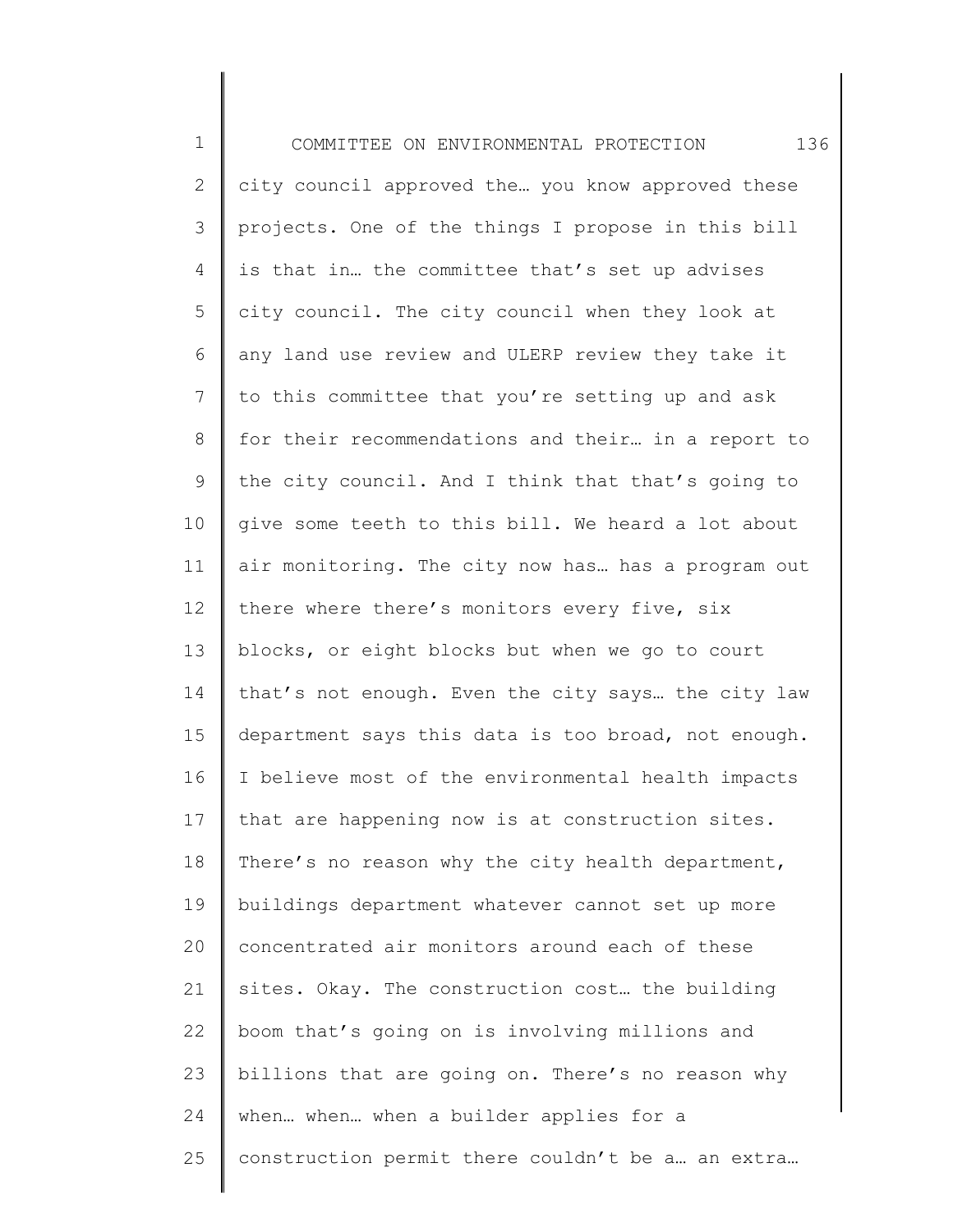city council approved the… you know approved these projects. One of the things I propose in this bill is that in… the committee that's set up advises city council. The city council when they look at any land use review and ULERP review they take it to this committee that you're setting up and ask for their recommendations and their… in a report to the city council. And I think that that's going to give some teeth to this bill. We heard a lot about air monitoring. The city now has… has a program out there where there's monitors every five, six blocks, or eight blocks but when we go to court that's not enough. Even the city says… the city law department says this data is too broad, not enough. I believe most of the environmental health impacts that are happening now is at construction sites. There's no reason why the city health department, buildings department whatever cannot set up more concentrated air monitors around each of these sites. Okay. The construction cost… the building boom that's going on is involving millions and billions that are going on. There's no reason why when… when… when a builder applies for a construction permit there couldn't be a… an extra…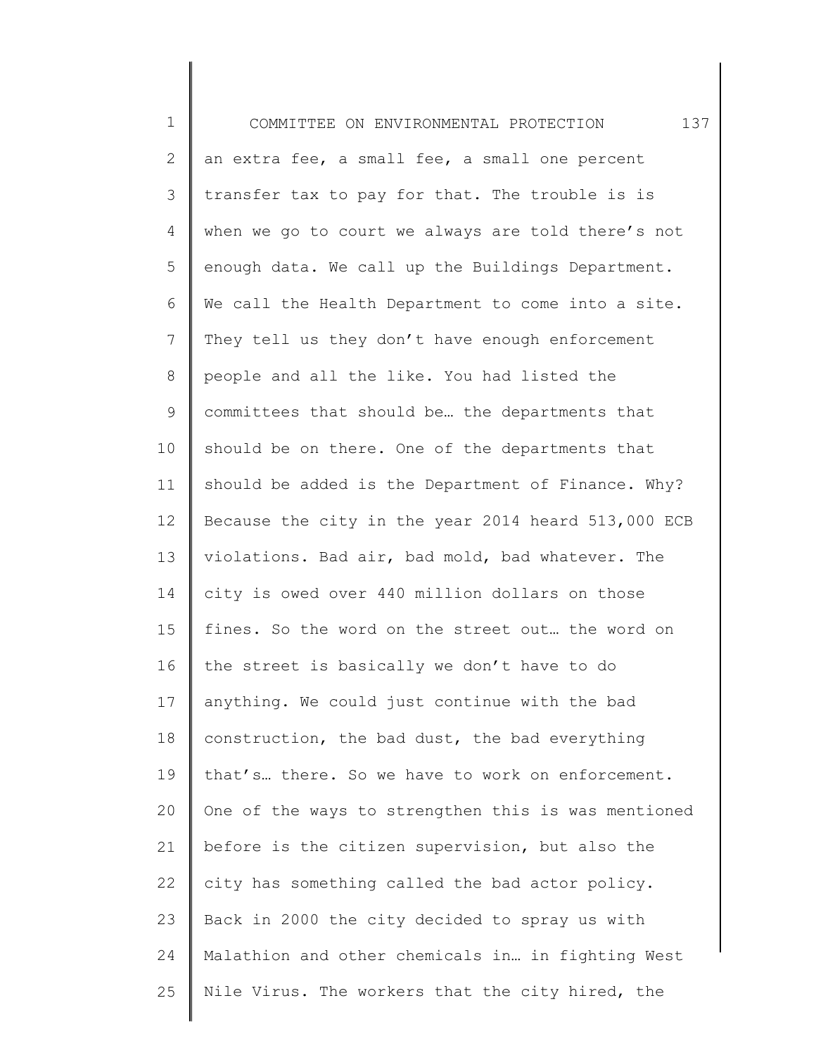an extra fee, a small fee, a small one percent transfer tax to pay for that. The trouble is is when we go to court we always are told there's not enough data. We call up the Buildings Department. We call the Health Department to come into a site. They tell us they don't have enough enforcement people and all the like. You had listed the committees that should be… the departments that should be on there. One of the departments that should be added is the Department of Finance. Why? Because the city in the year 2014 heard 513,000 ECB violations. Bad air, bad mold, bad whatever. The city is owed over 440 million dollars on those fines. So the word on the street out… the word on the street is basically we don't have to do anything. We could just continue with the bad construction, the bad dust, the bad everything that's… there. So we have to work on enforcement. One of the ways to strengthen this is was mentioned before is the citizen supervision, but also the city has something called the bad actor policy. Back in 2000 the city decided to spray us with Malathion and other chemicals in… in fighting West Nile Virus. The workers that the city hired, the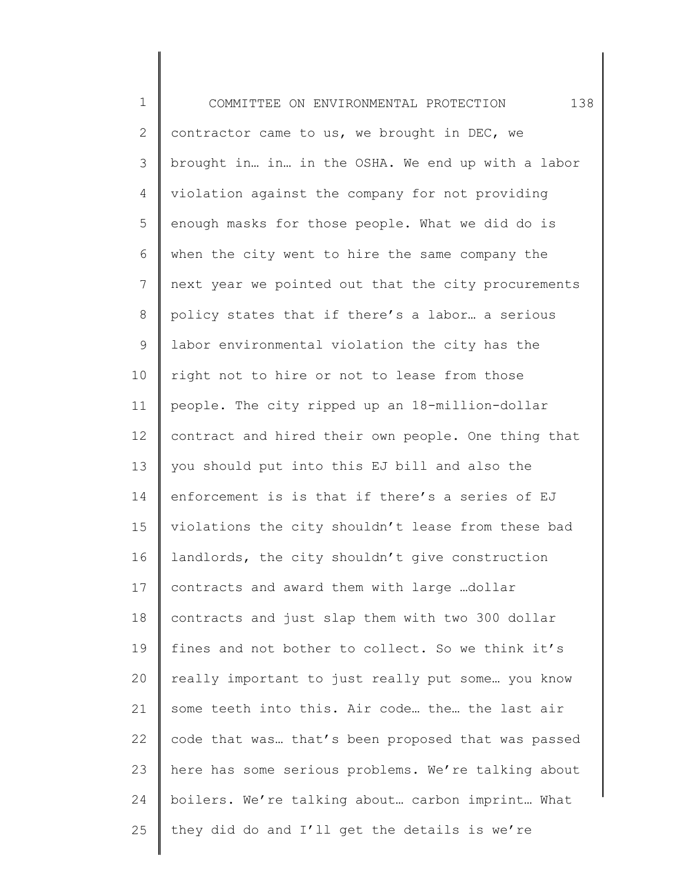contractor came to us, we brought in DEC, we brought in… in… in the OSHA. We end up with a labor violation against the company for not providing enough masks for those people. What we did do is when the city went to hire the same company the next year we pointed out that the city procurements policy states that if there's a labor… a serious labor environmental violation the city has the right not to hire or not to lease from those people. The city ripped up an 18-million-dollar contract and hired their own people. One thing that you should put into this EJ bill and also the enforcement is is that if there's a series of EJ violations the city shouldn't lease from these bad landlords, the city shouldn't give construction contracts and award them with large …dollar contracts and just slap them with two 300 dollar fines and not bother to collect. So we think it's really important to just really put some… you know some teeth into this. Air code… the… the last air code that was… that's been proposed that was passed here has some serious problems. We're talking about boilers. We're talking about… carbon imprint… What they did do and I'll get the details is we're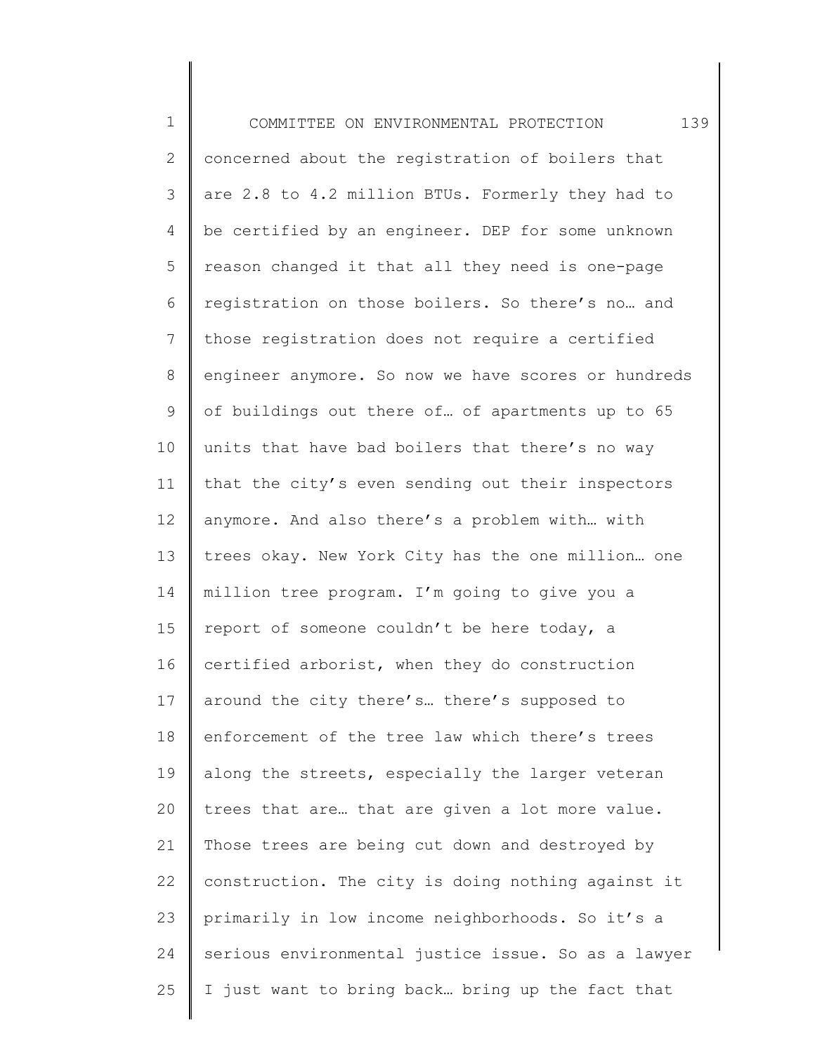concerned about the registration of boilers that are 2.8 to 4.2 million BTUs. Formerly they had to be certified by an engineer. DEP for some unknown reason changed it that all they need is one-page registration on those boilers. So there's no… and those registration does not require a certified engineer anymore. So now we have scores or hundreds of buildings out there of… of apartments up to 65 units that have bad boilers that there's no way that the city's even sending out their inspectors anymore. And also there's a problem with… with trees okay. New York City has the one million… one million tree program. I'm going to give you a report of someone couldn't be here today, a certified arborist, when they do construction around the city there's… there's supposed to enforcement of the tree law which there's trees along the streets, especially the larger veteran trees that are… that are given a lot more value. Those trees are being cut down and destroyed by construction. The city is doing nothing against it primarily in low income neighborhoods. So it's a serious environmental justice issue. So as a lawyer I just want to bring back… bring up the fact that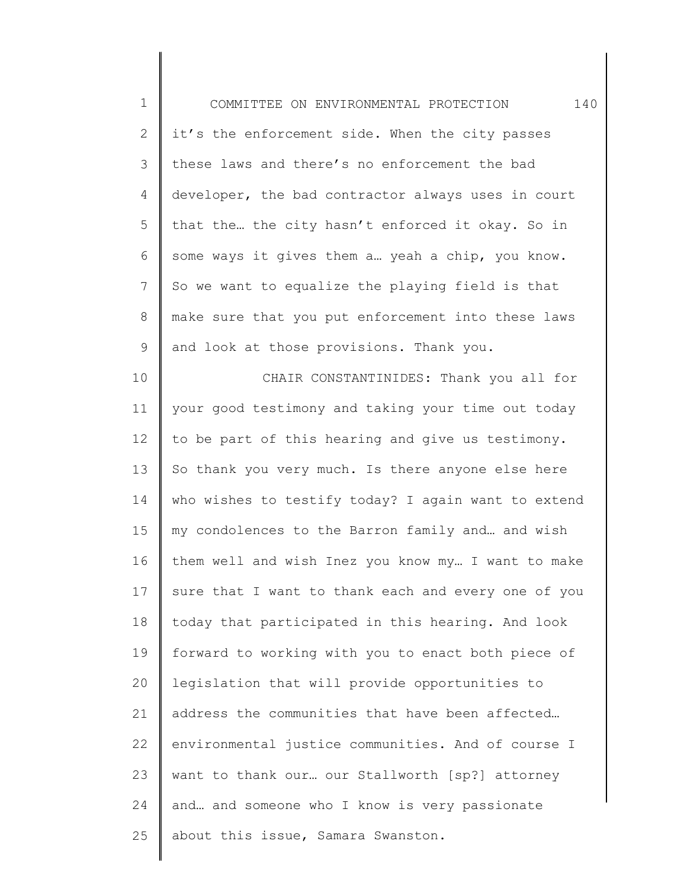it's the enforcement side. When the city passes these laws and there's no enforcement the bad developer, the bad contractor always uses in court that the… the city hasn't enforced it okay. So in some ways it gives them a… yeah a chip, you know. So we want to equalize the playing field is that make sure that you put enforcement into these laws and look at those provisions. Thank you.

CHAIR CONSTANTINIDES: Thank you all for your good testimony and taking your time out today to be part of this hearing and give us testimony. So thank you very much. Is there anyone else here who wishes to testify today? I again want to extend my condolences to the Barron family and… and wish them well and wish Inez you know my… I want to make sure that I want to thank each and every one of you today that participated in this hearing. And look forward to working with you to enact both piece of legislation that will provide opportunities to address the communities that have been affected… environmental justice communities. And of course I want to thank our… our Stallworth [sp?] attorney and… and someone who I know is very passionate about this issue, Samara Swanston.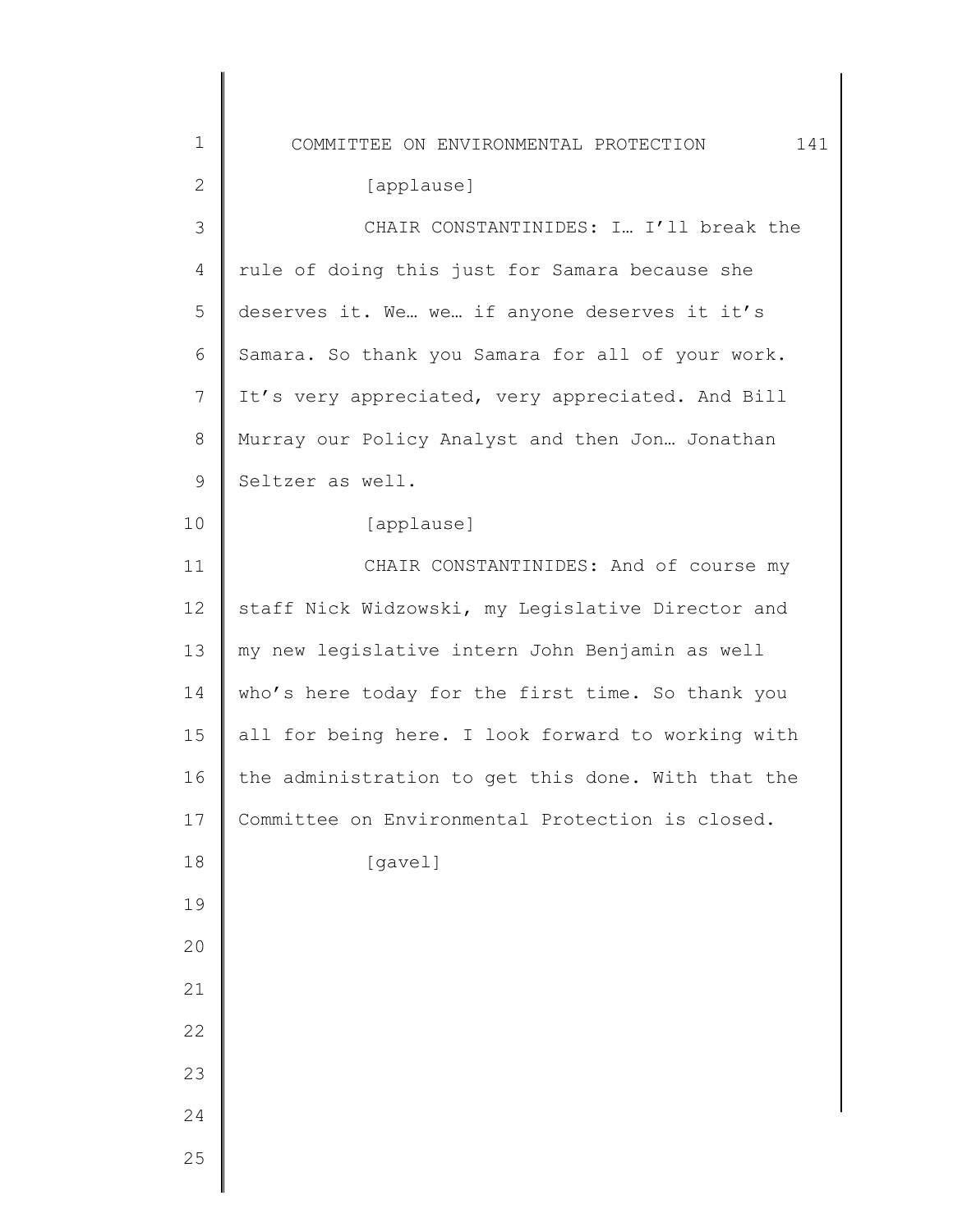[applause]

CHAIR CONSTANTINIDES: I… I'll break the rule of doing this just for Samara because she deserves it. We… we… if anyone deserves it it's Samara. So thank you Samara for all of your work. It's very appreciated, very appreciated. And Bill Murray our Policy Analyst and then Jon… Jonathan Seltzer as well.

[applause]

CHAIR CONSTANTINIDES: And of course my staff Nick Widzowski, my Legislative Director and my new legislative intern John Benjamin as well who's here today for the first time. So thank you all for being here. I look forward to working with the administration to get this done. With that the Committee on Environmental Protection is closed.

[gavel]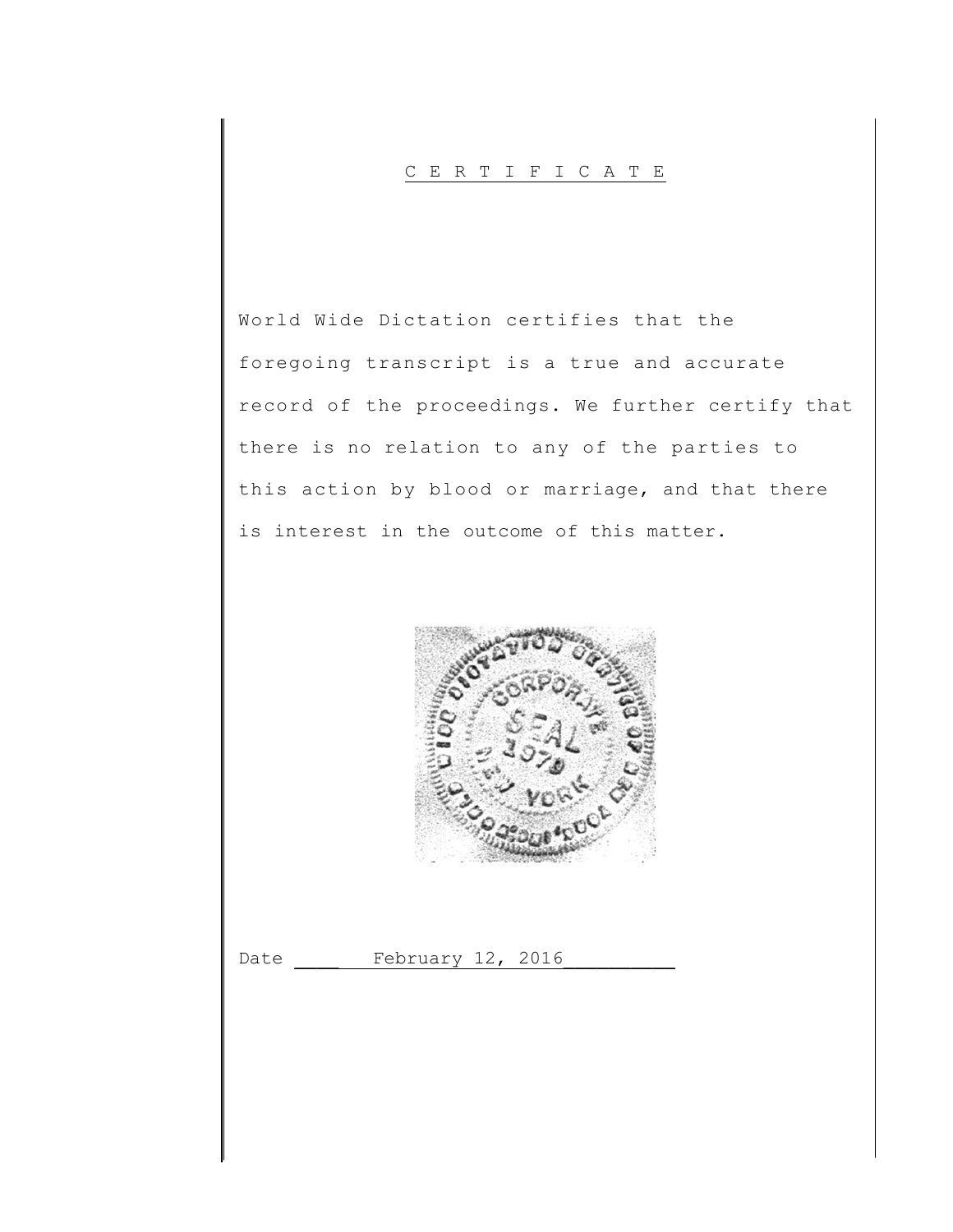# C E R T I F I C A T E

World Wide Dictation certifies that the foregoing transcript is a true and accurate record of the proceedings. We further certify that there is no relation to any of the parties to this action by blood or marriage, and that there is interest in the outcome of this matter.

Date February 12, 2016